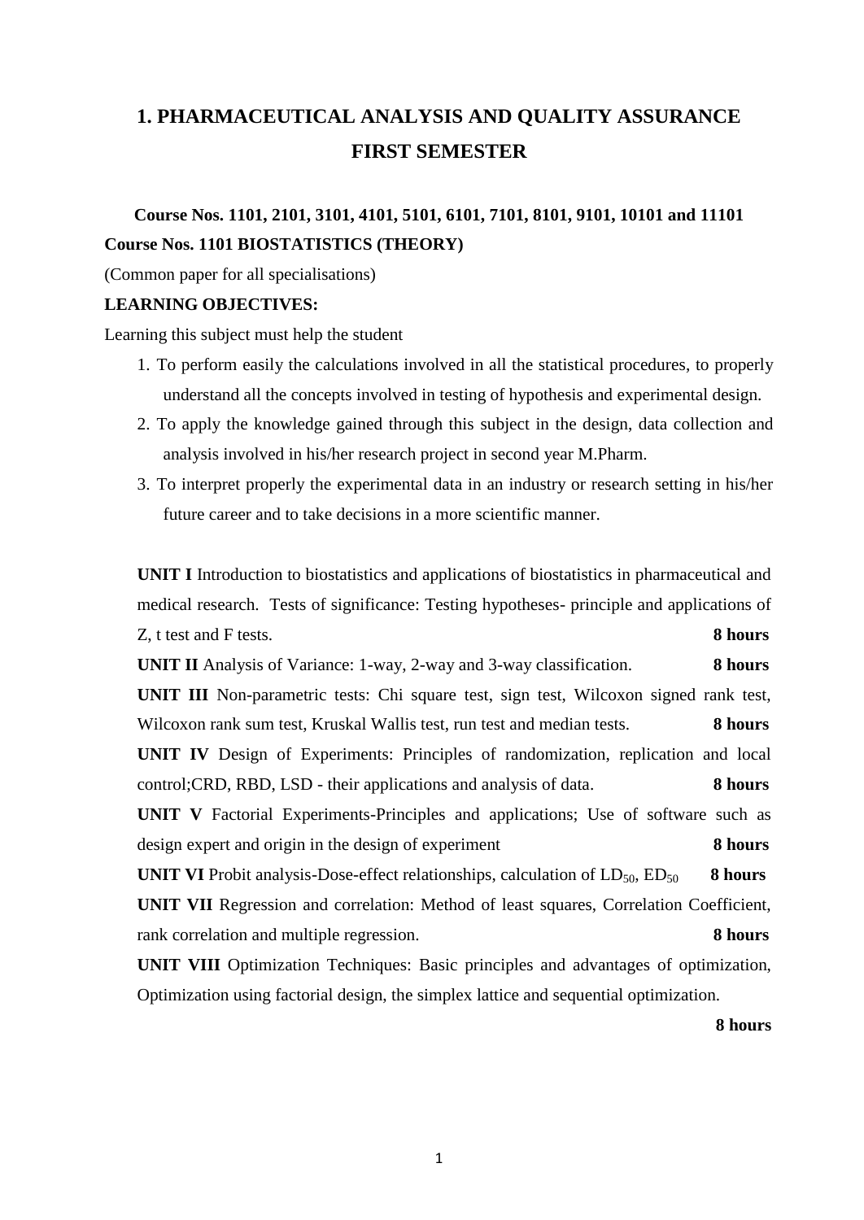# 1. PHARMACEUTICAL ANALYSIS AND QUALITY ASSURANCE

## FIRST SEMESTER

**Course Nos. 1101, 2101, 3101, 4101, 5101, 6101, 7101, 8101, 9101, 10101 and 11101**

**Course Nos. 1101 BIOSTATISTICS (THEORY)**

(Common paper for all specialisations)

**LEARNING OBJECTIVES:**

Learning this subject must help the student

1. To perform easily the calculations involved in all the statistical procedures, to properly understand all the concepts involved in testing of hypothesis and experimental design.
2. To apply the knowledge gained through this subject in the design, data collection and analysis involved in his/her research project in second year M.Pharm.
3. To interpret properly the experimental data in an industry or research setting in his/her future career and to take decisions in a more scientific manner.

**UNIT I** Introduction to biostatistics and applications of biostatistics in pharmaceutical and medical research. Tests of significance: Testing hypotheses- principle and applications of Z, t test and F tests. **8 hours**

**UNIT II** Analysis of Variance: 1-way, 2-way and 3-way classification. **8 hours**

**UNIT III** Non-parametric tests: Chi square test, sign test, Wilcoxon signed rank test, Wilcoxon rank sum test, Kruskal Wallis test, run test and median tests. **8 hours**

**UNIT IV** Design of Experiments: Principles of randomization, replication and local control;CRD, RBD, LSD - their applications and analysis of data. **8 hours**

**UNIT V** Factorial Experiments-Principles and applications; Use of software such as design expert and origin in the design of experiment **8 hours**

**UNIT VI** Probit analysis-Dose-effect relationships, calculation of $LD_{50}$, $ED_{50}$ **8 hours**

**UNIT VII** Regression and correlation: Method of least squares, Correlation Coefficient, rank correlation and multiple regression. **8 hours**

**UNIT VIII** Optimization Techniques: Basic principles and advantages of optimization, Optimization using factorial design, the simplex lattice and sequential optimization. **8 hours**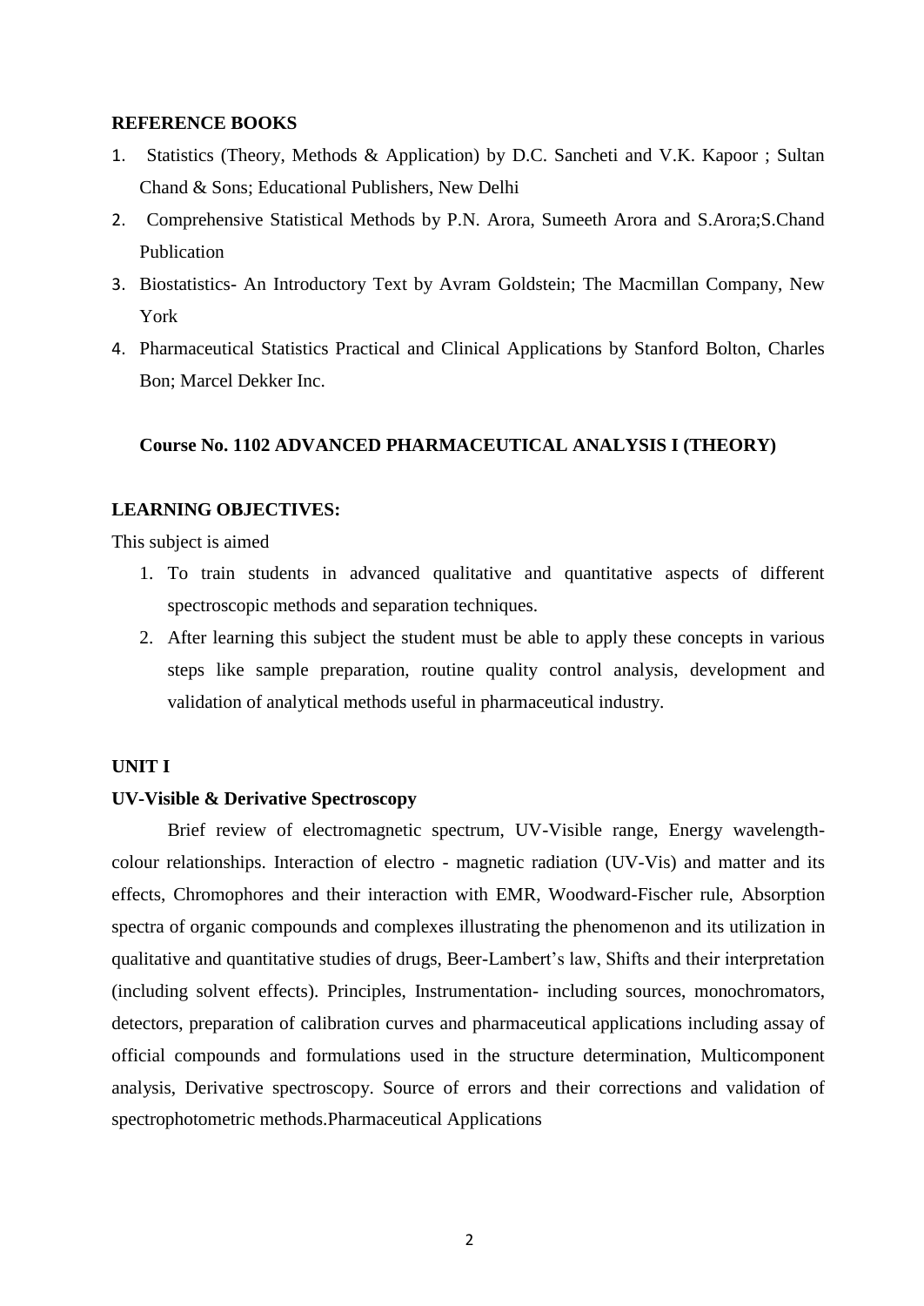**REFERENCE BOOKS**

1. Statistics (Theory, Methods & Application) by D.C. Sancheti and V.K. Kapoor ; Sultan Chand & Sons; Educational Publishers, New Delhi
2. Comprehensive Statistical Methods by P.N. Arora, Sumeeth Arora and S.Arora;S.Chand Publication
3. Biostatistics- An Introductory Text by Avram Goldstein; The Macmillan Company, New York
4. Pharmaceutical Statistics Practical and Clinical Applications by Stanford Bolton, Charles Bon; Marcel Dekker Inc.

## Course No. 1102 ADVANCED PHARMACEUTICAL ANALYSIS I (THEORY)

**LEARNING OBJECTIVES:**

This subject is aimed

1. To train students in advanced qualitative and quantitative aspects of different spectroscopic methods and separation techniques.
2. After learning this subject the student must be able to apply these concepts in various steps like sample preparation, routine quality control analysis, development and validation of analytical methods useful in pharmaceutical industry.

**UNIT I**

**UV-Visible & Derivative Spectroscopy**

Brief review of electromagnetic spectrum, UV-Visible range, Energy wavelength-colour relationships. Interaction of electro - magnetic radiation (UV-Vis) and matter and its effects, Chromophores and their interaction with EMR, Woodward-Fischer rule, Absorption spectra of organic compounds and complexes illustrating the phenomenon and its utilization in qualitative and quantitative studies of drugs, Beer-Lambert's law, Shifts and their interpretation (including solvent effects). Principles, Instrumentation- including sources, monochromators, detectors, preparation of calibration curves and pharmaceutical applications including assay of official compounds and formulations used in the structure determination, Multicomponent analysis, Derivative spectroscopy. Source of errors and their corrections and validation of spectrophotometric methods.Pharmaceutical Applications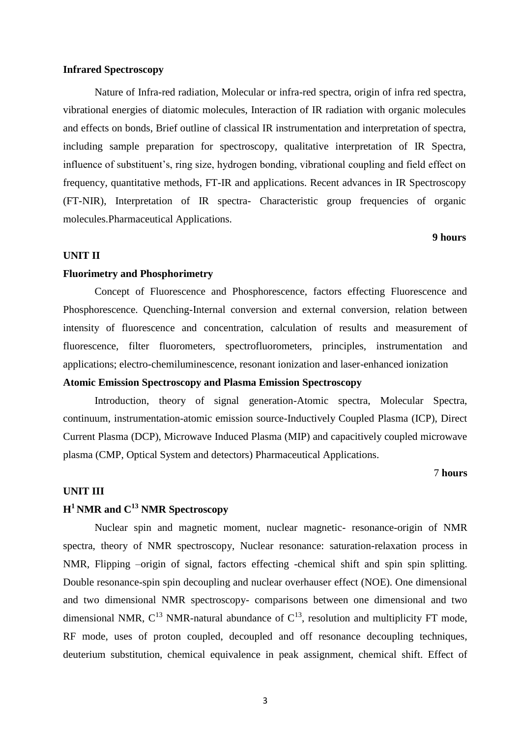**Infrared Spectroscopy**

Nature of Infra-red radiation, Molecular or infra-red spectra, origin of infra red spectra, vibrational energies of diatomic molecules, Interaction of IR radiation with organic molecules and effects on bonds, Brief outline of classical IR instrumentation and interpretation of spectra, including sample preparation for spectroscopy, qualitative interpretation of IR Spectra, influence of substituent's, ring size, hydrogen bonding, vibrational coupling and field effect on frequency, quantitative methods, FT-IR and applications. Recent advances in IR Spectroscopy (FT-NIR), Interpretation of IR spectra- Characteristic group frequencies of organic molecules.Pharmaceutical Applications.

**9 hours**

**UNIT II**

**Fluorimetry and Phosphorimetry**

Concept of Fluorescence and Phosphorescence, factors effecting Fluorescence and Phosphorescence. Quenching-Internal conversion and external conversion, relation between intensity of fluorescence and concentration, calculation of results and measurement of fluorescence, filter fluorometers, spectrofluorometers, principles, instrumentation and applications; electro-chemiluminescence, resonant ionization and laser-enhanced ionization

**Atomic Emission Spectroscopy and Plasma Emission Spectroscopy**

Introduction, theory of signal generation-Atomic spectra, Molecular Spectra, continuum, instrumentation-atomic emission source-Inductively Coupled Plasma (ICP), Direct Current Plasma (DCP), Microwave Induced Plasma (MIP) and capacitively coupled microwave plasma (CMP, Optical System and detectors) Pharmaceutical Applications.

7 **hours**

**UNIT III**

**$H^1$ NMR and $C^{13}$ NMR Spectroscopy**

Nuclear spin and magnetic moment, nuclear magnetic- resonance-origin of NMR spectra, theory of NMR spectroscopy, Nuclear resonance: saturation-relaxation process in NMR, Flipping –origin of signal, factors effecting -chemical shift and spin spin splitting. Double resonance-spin spin decoupling and nuclear overhauser effect (NOE). One dimensional and two dimensional NMR spectroscopy- comparisons between one dimensional and two dimensional NMR, $C^{13}$ NMR-natural abundance of $C^{13}$, resolution and multiplicity FT mode, RF mode, uses of proton coupled, decoupled and off resonance decoupling techniques, deuterium substitution, chemical equivalence in peak assignment, chemical shift. Effect of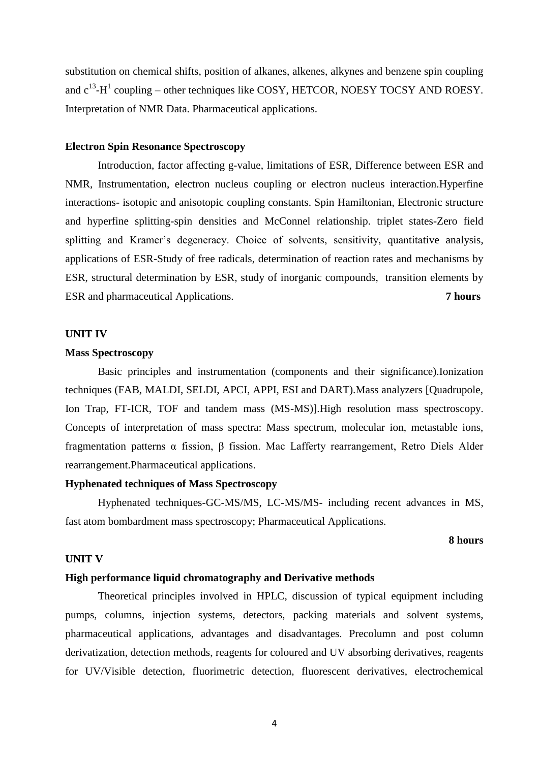substitution on chemical shifts, position of alkanes, alkenes, alkynes and benzene spin coupling and $c^{13}$-$H^{1}$ coupling – other techniques like COSY, HETCOR, NOESY TOCSY AND ROESY. Interpretation of NMR Data. Pharmaceutical applications.

**Electron Spin Resonance Spectroscopy**

Introduction, factor affecting g-value, limitations of ESR, Difference between ESR and NMR, Instrumentation, electron nucleus coupling or electron nucleus interaction.Hyperfine interactions- isotopic and anisotopic coupling constants. Spin Hamiltonian, Electronic structure and hyperfine splitting-spin densities and McConnel relationship. triplet states-Zero field splitting and Kramer's degeneracy. Choice of solvents, sensitivity, quantitative analysis, applications of ESR-Study of free radicals, determination of reaction rates and mechanisms by ESR, structural determination by ESR, study of inorganic compounds, transition elements by ESR and pharmaceutical Applications. **7 hours**

**UNIT IV**

**Mass Spectroscopy**

Basic principles and instrumentation (components and their significance).Ionization techniques (FAB, MALDI, SELDI, APCI, APPI, ESI and DART).Mass analyzers [Quadrupole, Ion Trap, FT-ICR, TOF and tandem mass (MS-MS)].High resolution mass spectroscopy. Concepts of interpretation of mass spectra: Mass spectrum, molecular ion, metastable ions, fragmentation patterns α fission, β fission. Mac Lafferty rearrangement, Retro Diels Alder rearrangement.Pharmaceutical applications.

**Hyphenated techniques of Mass Spectroscopy**

Hyphenated techniques-GC-MS/MS, LC-MS/MS- including recent advances in MS, fast atom bombardment mass spectroscopy; Pharmaceutical Applications.

**8 hours**

**UNIT V**

**High performance liquid chromatography and Derivative methods**

Theoretical principles involved in HPLC, discussion of typical equipment including pumps, columns, injection systems, detectors, packing materials and solvent systems, pharmaceutical applications, advantages and disadvantages. Precolumn and post column derivatization, detection methods, reagents for coloured and UV absorbing derivatives, reagents for UV/Visible detection, fluorimetric detection, fluorescent derivatives, electrochemical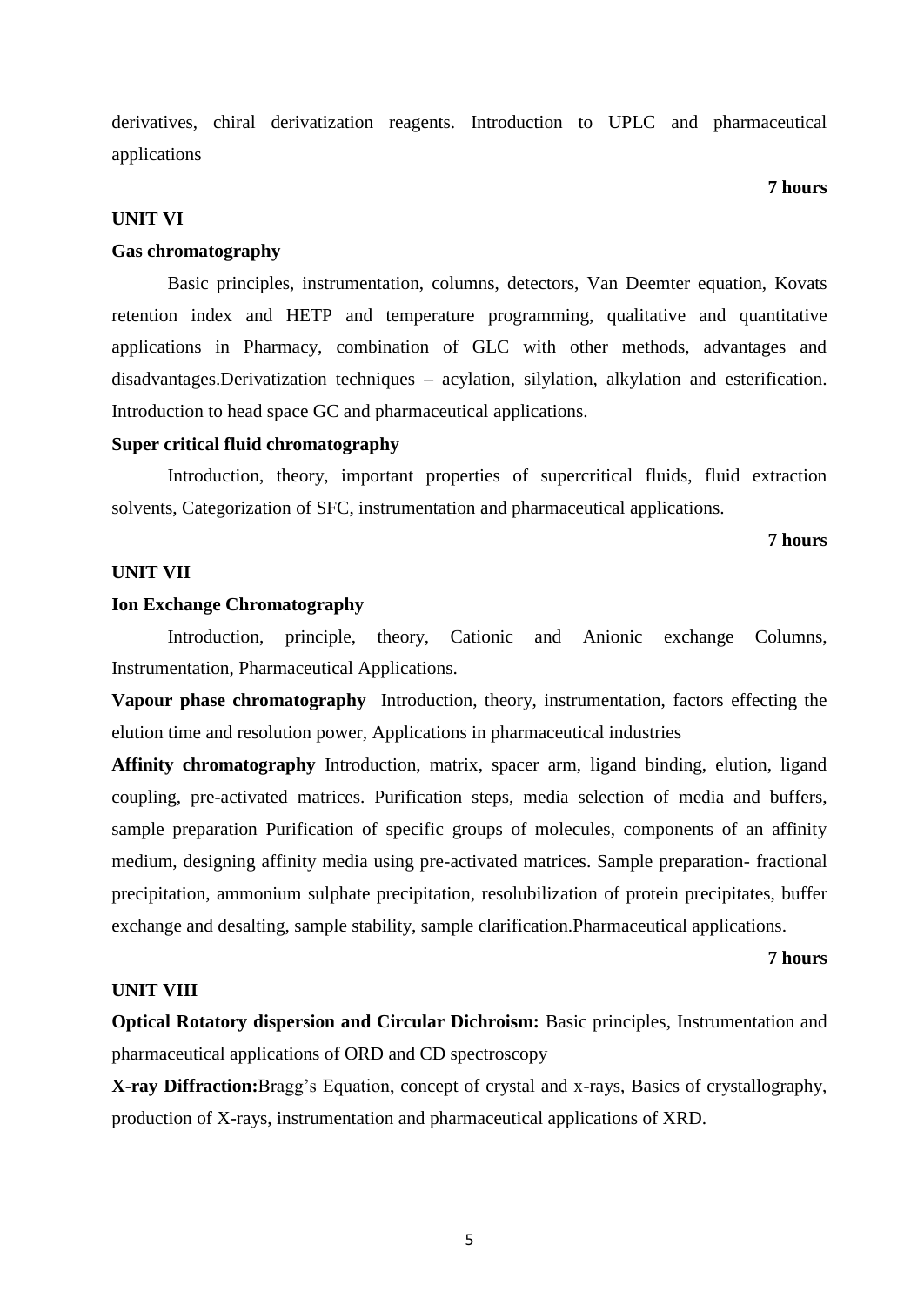derivatives, chiral derivatization reagents. Introduction to UPLC and pharmaceutical applications

**7 hours**

**UNIT VI**

**Gas chromatography**

Basic principles, instrumentation, columns, detectors, Van Deemter equation, Kovats retention index and HETP and temperature programming, qualitative and quantitative applications in Pharmacy, combination of GLC with other methods, advantages and disadvantages.Derivatization techniques – acylation, silylation, alkylation and esterification. Introduction to head space GC and pharmaceutical applications.

**Super critical fluid chromatography**

Introduction, theory, important properties of supercritical fluids, fluid extraction solvents, Categorization of SFC, instrumentation and pharmaceutical applications.

**7 hours**

**UNIT VII**

**Ion Exchange Chromatography**

Introduction, principle, theory, Cationic and Anionic exchange Columns, Instrumentation, Pharmaceutical Applications.

**Vapour phase chromatography** Introduction, theory, instrumentation, factors effecting the elution time and resolution power, Applications in pharmaceutical industries

**Affinity chromatography** Introduction, matrix, spacer arm, ligand binding, elution, ligand coupling, pre-activated matrices. Purification steps, media selection of media and buffers, sample preparation Purification of specific groups of molecules, components of an affinity medium, designing affinity media using pre-activated matrices. Sample preparation- fractional precipitation, ammonium sulphate precipitation, resolubilization of protein precipitates, buffer exchange and desalting, sample stability, sample clarification.Pharmaceutical applications.

**7 hours**

**UNIT VIII**

**Optical Rotatory dispersion and Circular Dichroism:** Basic principles, Instrumentation and pharmaceutical applications of ORD and CD spectroscopy

**X-ray Diffraction:**Bragg's Equation, concept of crystal and x-rays, Basics of crystallography, production of X-rays, instrumentation and pharmaceutical applications of XRD.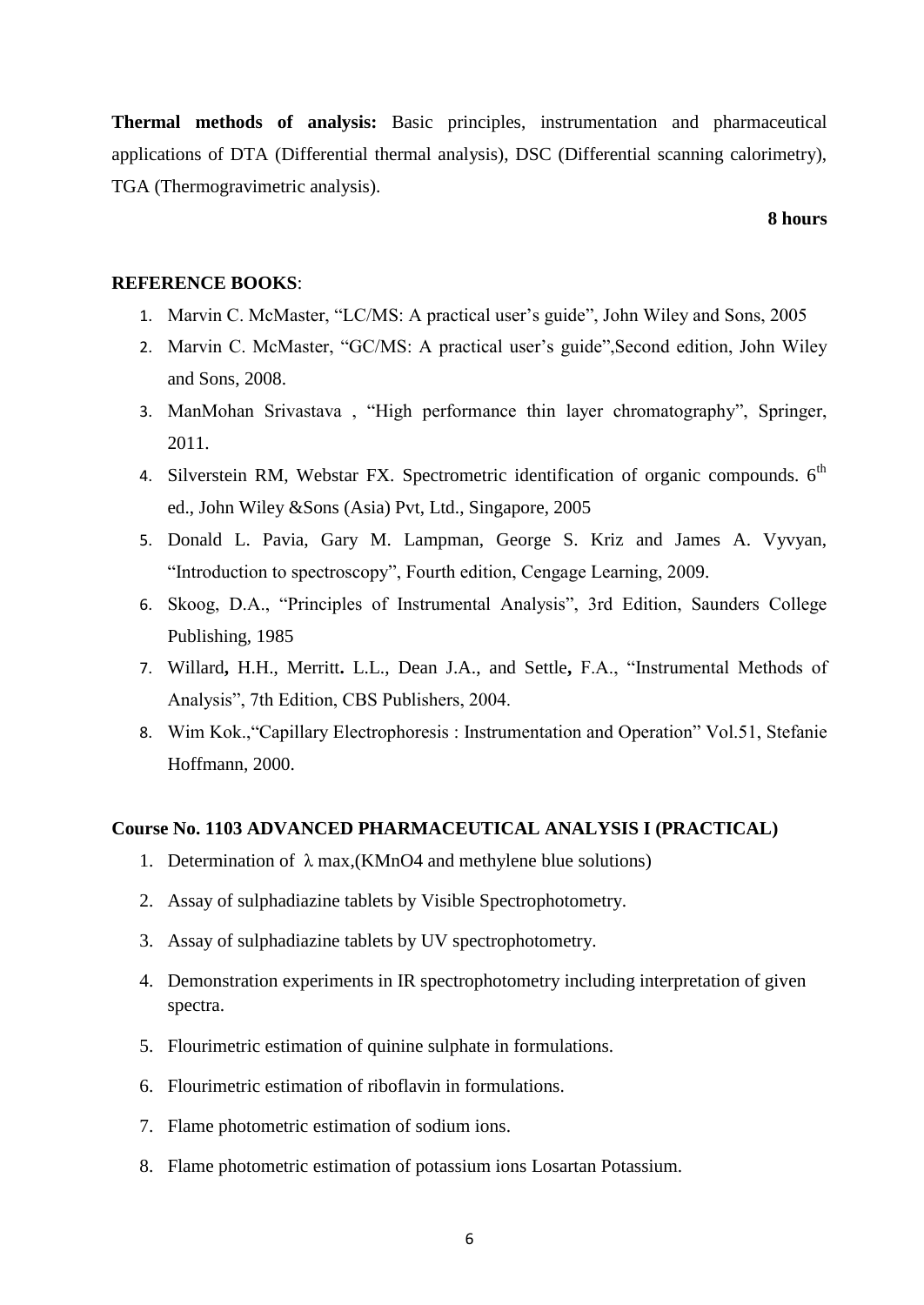**Thermal methods of analysis:** Basic principles, instrumentation and pharmaceutical applications of DTA (Differential thermal analysis), DSC (Differential scanning calorimetry), TGA (Thermogravimetric analysis).

**8 hours**

**REFERENCE BOOKS**:

1. Marvin C. McMaster, "LC/MS: A practical user's guide", John Wiley and Sons, 2005
2. Marvin C. McMaster, "GC/MS: A practical user's guide",Second edition, John Wiley and Sons, 2008.
3. ManMohan Srivastava , "High performance thin layer chromatography", Springer, 2011.
4. Silverstein RM, Webstar FX. Spectrometric identification of organic compounds. 6$^{th}$ ed., John Wiley &Sons (Asia) Pvt, Ltd., Singapore, 2005
5. Donald L. Pavia, Gary M. Lampman, George S. Kriz and James A. Vyvyan, "Introduction to spectroscopy", Fourth edition, Cengage Learning, 2009.
6. Skoog, D.A., "Principles of Instrumental Analysis", 3rd Edition, Saunders College Publishing, 1985
7. Willard**,** H.H., Merritt**.** L.L., Dean J.A., and Settle**,** F.A., "Instrumental Methods of Analysis", 7th Edition, CBS Publishers, 2004.
8. Wim Kok.,"Capillary Electrophoresis : Instrumentation and Operation" Vol.51, Stefanie Hoffmann, 2000.

**Course No. 1103 ADVANCED PHARMACEUTICAL ANALYSIS I (PRACTICAL)**

1. Determination of $\lambda$ max,(KMnO4 and methylene blue solutions)
2. Assay of sulphadiazine tablets by Visible Spectrophotometry.
3. Assay of sulphadiazine tablets by UV spectrophotometry.
4. Demonstration experiments in IR spectrophotometry including interpretation of given spectra.
5. Flourimetric estimation of quinine sulphate in formulations.
6. Flourimetric estimation of riboflavin in formulations.
7. Flame photometric estimation of sodium ions.
8. Flame photometric estimation of potassium ions Losartan Potassium.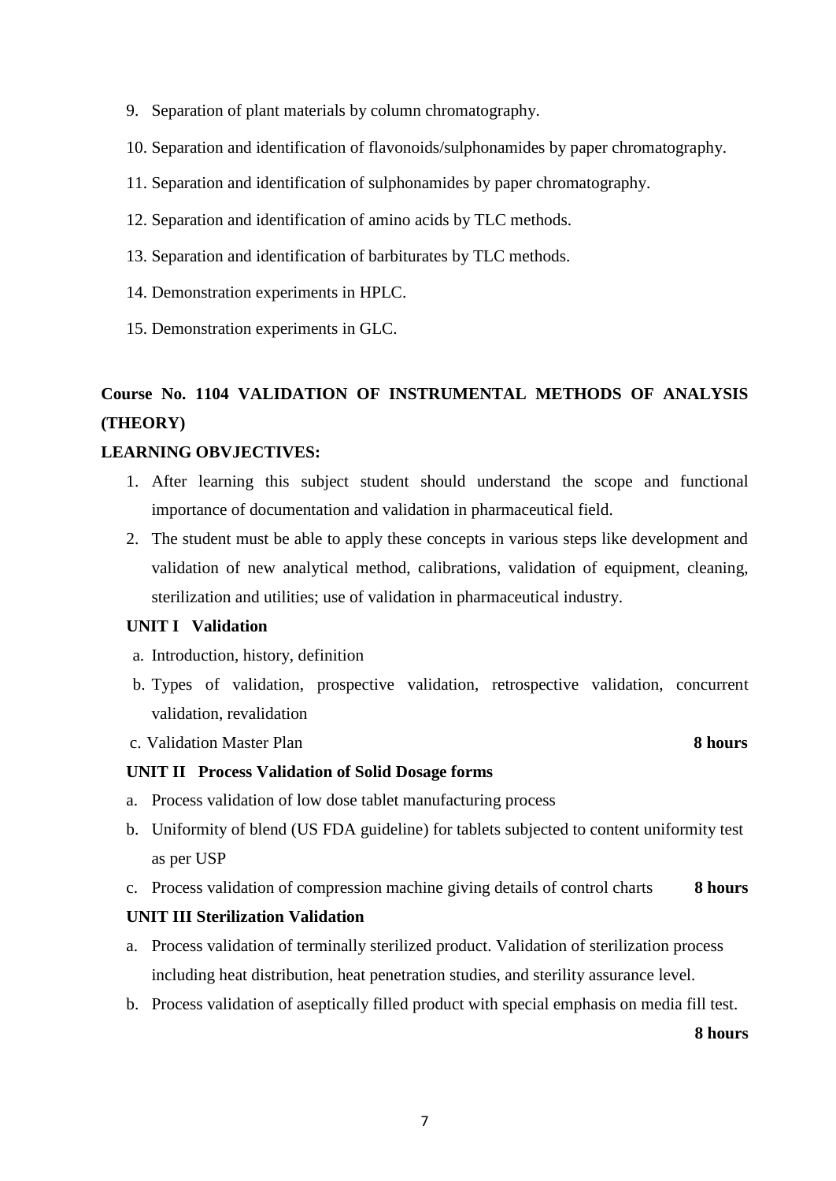9. Separation of plant materials by column chromatography.
10. Separation and identification of flavonoids/sulphonamides by paper chromatography.
11. Separation and identification of sulphonamides by paper chromatography.
12. Separation and identification of amino acids by TLC methods.
13. Separation and identification of barbiturates by TLC methods.
14. Demonstration experiments in HPLC.
15. Demonstration experiments in GLC.

## Course No. 1104 VALIDATION OF INSTRUMENTAL METHODS OF ANALYSIS (THEORY)

**LEARNING OBVJECTIVES:**

1. After learning this subject student should understand the scope and functional importance of documentation and validation in pharmaceutical field.
2. The student must be able to apply these concepts in various steps like development and validation of new analytical method, calibrations, validation of equipment, cleaning, sterilization and utilities; use of validation in pharmaceutical industry.

**UNIT I Validation**

a. Introduction, history, definition
b. Types of validation, prospective validation, retrospective validation, concurrent validation, revalidation
c. Validation Master Plan **8 hours**

**UNIT II Process Validation of Solid Dosage forms**

a. Process validation of low dose tablet manufacturing process
b. Uniformity of blend (US FDA guideline) for tablets subjected to content uniformity test as per USP
c. Process validation of compression machine giving details of control charts **8 hours**

**UNIT III Sterilization Validation**

a. Process validation of terminally sterilized product. Validation of sterilization process including heat distribution, heat penetration studies, and sterility assurance level.
b. Process validation of aseptically filled product with special emphasis on media fill test.

**8 hours**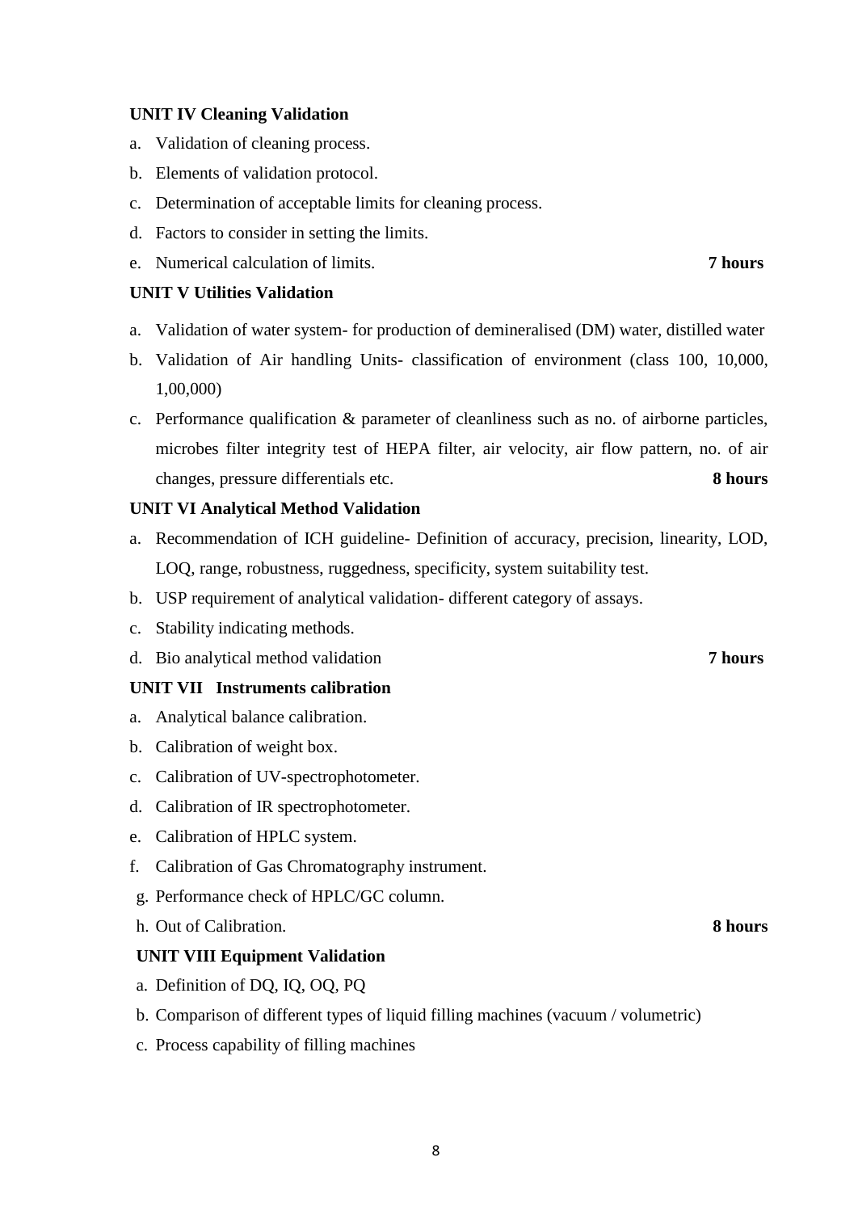**UNIT IV Cleaning Validation**

a. Validation of cleaning process.
b. Elements of validation protocol.
c. Determination of acceptable limits for cleaning process.
d. Factors to consider in setting the limits.
e. Numerical calculation of limits. **7 hours**

**UNIT V Utilities Validation**

a. Validation of water system- for production of demineralised (DM) water, distilled water
b. Validation of Air handling Units- classification of environment (class 100, 10,000, 1,00,000)
c. Performance qualification & parameter of cleanliness such as no. of airborne particles, microbes filter integrity test of HEPA filter, air velocity, air flow pattern, no. of air changes, pressure differentials etc. **8 hours**

**UNIT VI Analytical Method Validation**

a. Recommendation of ICH guideline- Definition of accuracy, precision, linearity, LOD, LOQ, range, robustness, ruggedness, specificity, system suitability test.
b. USP requirement of analytical validation- different category of assays.
c. Stability indicating methods.
d. Bio analytical method validation **7 hours**

**UNIT VII Instruments calibration**

a. Analytical balance calibration.
b. Calibration of weight box.
c. Calibration of UV-spectrophotometer.
d. Calibration of IR spectrophotometer.
e. Calibration of HPLC system.
f. Calibration of Gas Chromatography instrument.
g. Performance check of HPLC/GC column.
h. Out of Calibration. **8 hours**

**UNIT VIII Equipment Validation**

a. Definition of DQ, IQ, OQ, PQ
b. Comparison of different types of liquid filling machines (vacuum / volumetric)
c. Process capability of filling machines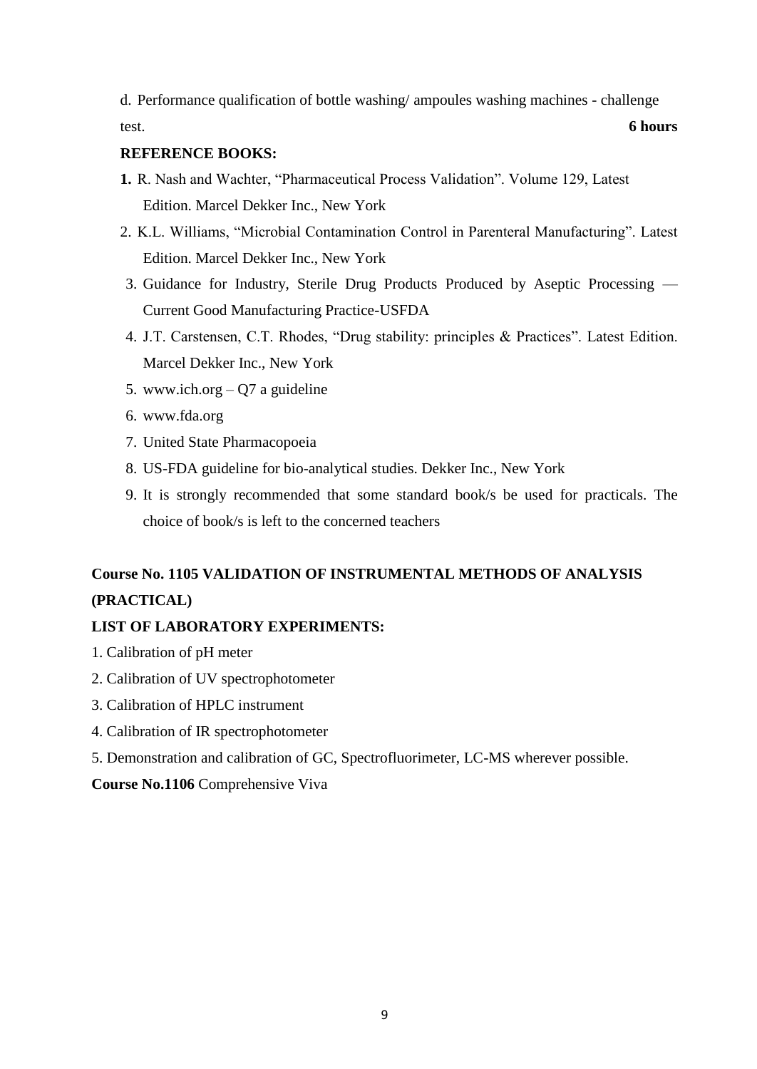d. Performance qualification of bottle washing/ ampoules washing machines - challenge test. **6 hours**

**REFERENCE BOOKS:**

1. R. Nash and Wachter, "Pharmaceutical Process Validation". Volume 129, Latest Edition. Marcel Dekker Inc., New York
2. K.L. Williams, "Microbial Contamination Control in Parenteral Manufacturing". Latest Edition. Marcel Dekker Inc., New York
3. Guidance for Industry, Sterile Drug Products Produced by Aseptic Processing — Current Good Manufacturing Practice-USFDA
4. J.T. Carstensen, C.T. Rhodes, "Drug stability: principles & Practices". Latest Edition. Marcel Dekker Inc., New York
5. www.ich.org – Q7 a guideline
6. www.fda.org
7. United State Pharmacopoeia
8. US-FDA guideline for bio-analytical studies. Dekker Inc., New York
9. It is strongly recommended that some standard book/s be used for practicals. The choice of book/s is left to the concerned teachers

## Course No. 1105 VALIDATION OF INSTRUMENTAL METHODS OF ANALYSIS (PRACTICAL)

**LIST OF LABORATORY EXPERIMENTS:**

1. Calibration of pH meter
2. Calibration of UV spectrophotometer
3. Calibration of HPLC instrument
4. Calibration of IR spectrophotometer
5. Demonstration and calibration of GC, Spectrofluorimeter, LC-MS wherever possible.

**Course No.1106** Comprehensive Viva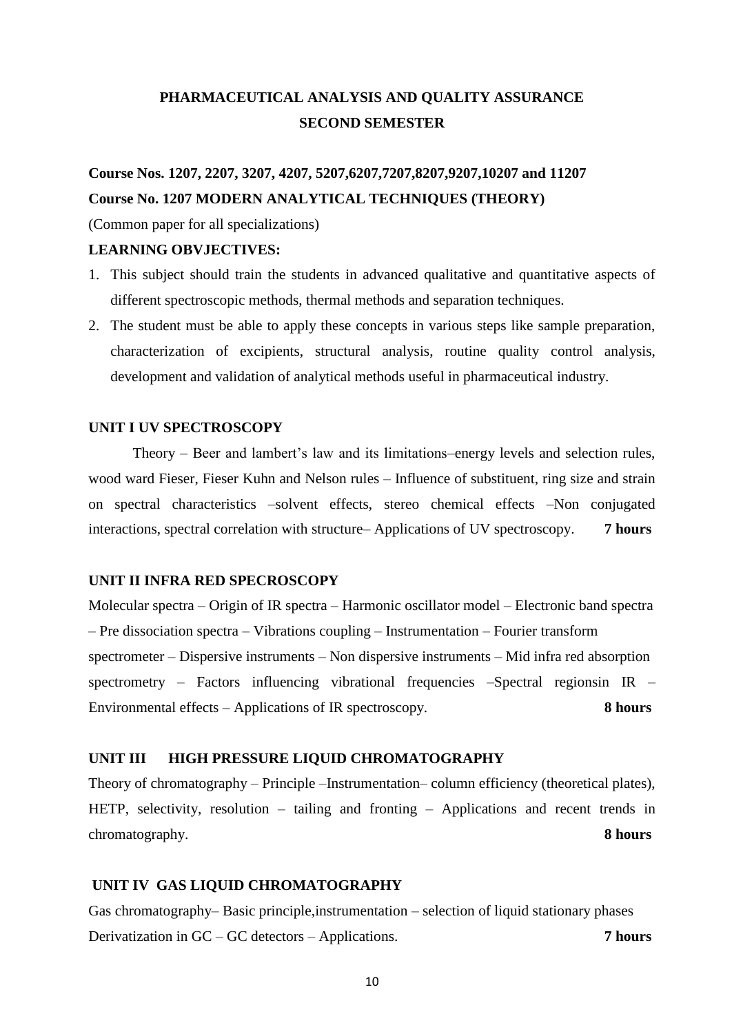# PHARMACEUTICAL ANALYSIS AND QUALITY ASSURANCE
## SECOND SEMESTER

**Course Nos. 1207, 2207, 3207, 4207, 5207,6207,7207,8207,9207,10207 and 11207**

**Course No. 1207 MODERN ANALYTICAL TECHNIQUES (THEORY)**

(Common paper for all specializations)

**LEARNING OBVJECTIVES:**

1. This subject should train the students in advanced qualitative and quantitative aspects of different spectroscopic methods, thermal methods and separation techniques.
2. The student must be able to apply these concepts in various steps like sample preparation, characterization of excipients, structural analysis, routine quality control analysis, development and validation of analytical methods useful in pharmaceutical industry.

**UNIT I UV SPECTROSCOPY**

Theory – Beer and lambert's law and its limitations–energy levels and selection rules, wood ward Fieser, Fieser Kuhn and Nelson rules – Influence of substituent, ring size and strain on spectral characteristics –solvent effects, stereo chemical effects –Non conjugated interactions, spectral correlation with structure– Applications of UV spectroscopy. **7 hours**

**UNIT II INFRA RED SPECROSCOPY**

Molecular spectra – Origin of IR spectra – Harmonic oscillator model – Electronic band spectra – Pre dissociation spectra – Vibrations coupling – Instrumentation – Fourier transform spectrometer – Dispersive instruments – Non dispersive instruments – Mid infra red absorption spectrometry – Factors influencing vibrational frequencies –Spectral regionsin IR – Environmental effects – Applications of IR spectroscopy. **8 hours**

**UNIT III HIGH PRESSURE LIQUID CHROMATOGRAPHY**

Theory of chromatography – Principle –Instrumentation– column efficiency (theoretical plates), HETP, selectivity, resolution – tailing and fronting – Applications and recent trends in chromatography. **8 hours**

**UNIT IV GAS LIQUID CHROMATOGRAPHY**

Gas chromatography– Basic principle,instrumentation – selection of liquid stationary phases Derivatization in GC – GC detectors – Applications. **7 hours**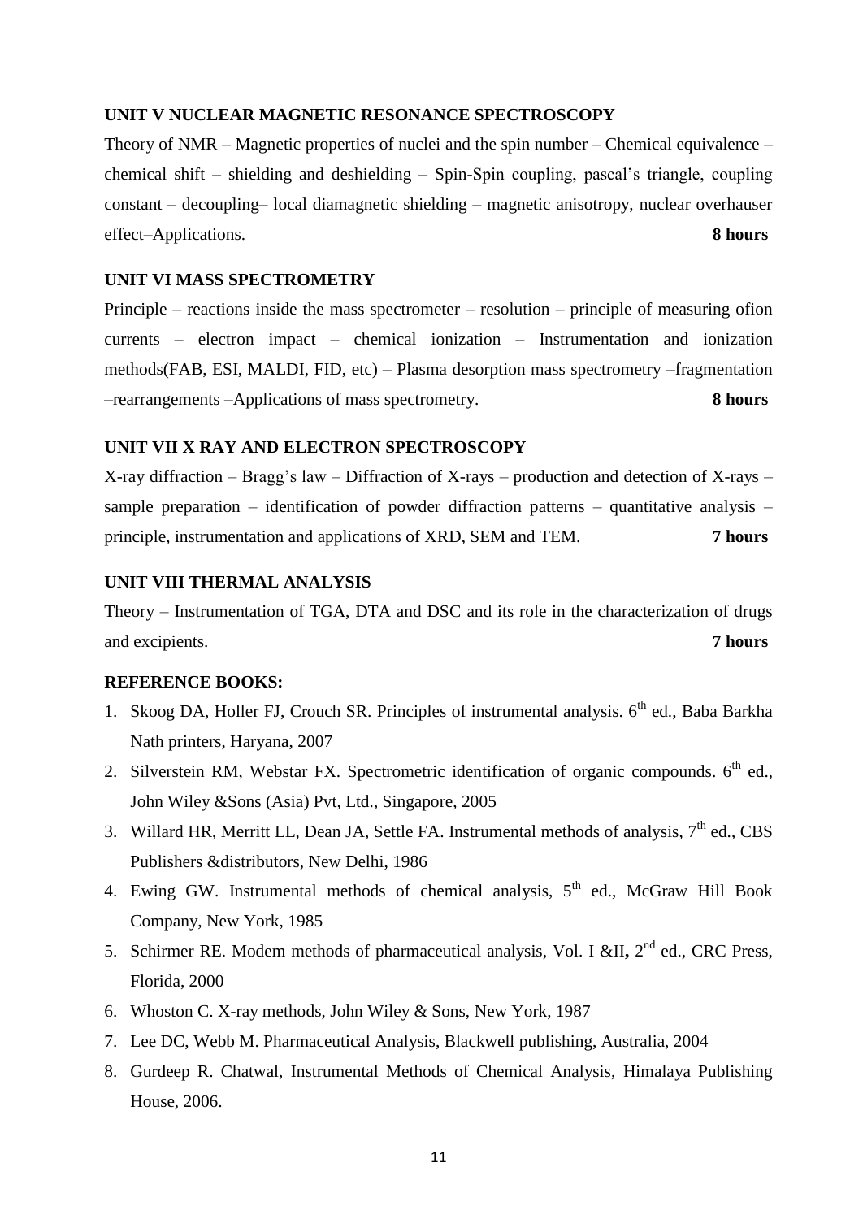**UNIT V NUCLEAR MAGNETIC RESONANCE SPECTROSCOPY**

Theory of NMR – Magnetic properties of nuclei and the spin number – Chemical equivalence – chemical shift – shielding and deshielding – Spin-Spin coupling, pascal's triangle, coupling constant – decoupling– local diamagnetic shielding – magnetic anisotropy, nuclear overhauser effect–Applications. **8 hours**

**UNIT VI MASS SPECTROMETRY**

Principle – reactions inside the mass spectrometer – resolution – principle of measuring ofion currents – electron impact – chemical ionization – Instrumentation and ionization methods(FAB, ESI, MALDI, FID, etc) – Plasma desorption mass spectrometry –fragmentation –rearrangements –Applications of mass spectrometry. **8 hours**

**UNIT VII X RAY AND ELECTRON SPECTROSCOPY**

X-ray diffraction – Bragg's law – Diffraction of X-rays – production and detection of X-rays – sample preparation – identification of powder diffraction patterns – quantitative analysis – principle, instrumentation and applications of XRD, SEM and TEM. **7 hours**

**UNIT VIII THERMAL ANALYSIS**

Theory – Instrumentation of TGA, DTA and DSC and its role in the characterization of drugs and excipients. **7 hours**

**REFERENCE BOOKS:**

1. Skoog DA, Holler FJ, Crouch SR. Principles of instrumental analysis. 6th ed., Baba Barkha Nath printers, Haryana, 2007
2. Silverstein RM, Webstar FX. Spectrometric identification of organic compounds. 6th ed., John Wiley &Sons (Asia) Pvt, Ltd., Singapore, 2005
3. Willard HR, Merritt LL, Dean JA, Settle FA. Instrumental methods of analysis, 7th ed., CBS Publishers &distributors, New Delhi, 1986
4. Ewing GW. Instrumental methods of chemical analysis, 5th ed., McGraw Hill Book Company, New York, 1985
5. Schirmer RE. Modem methods of pharmaceutical analysis, Vol. I &II**,** 2nd ed., CRC Press, Florida, 2000
6. Whoston C. X-ray methods, John Wiley & Sons, New York, 1987
7. Lee DC, Webb M. Pharmaceutical Analysis, Blackwell publishing, Australia, 2004
8. Gurdeep R. Chatwal, Instrumental Methods of Chemical Analysis, Himalaya Publishing House, 2006.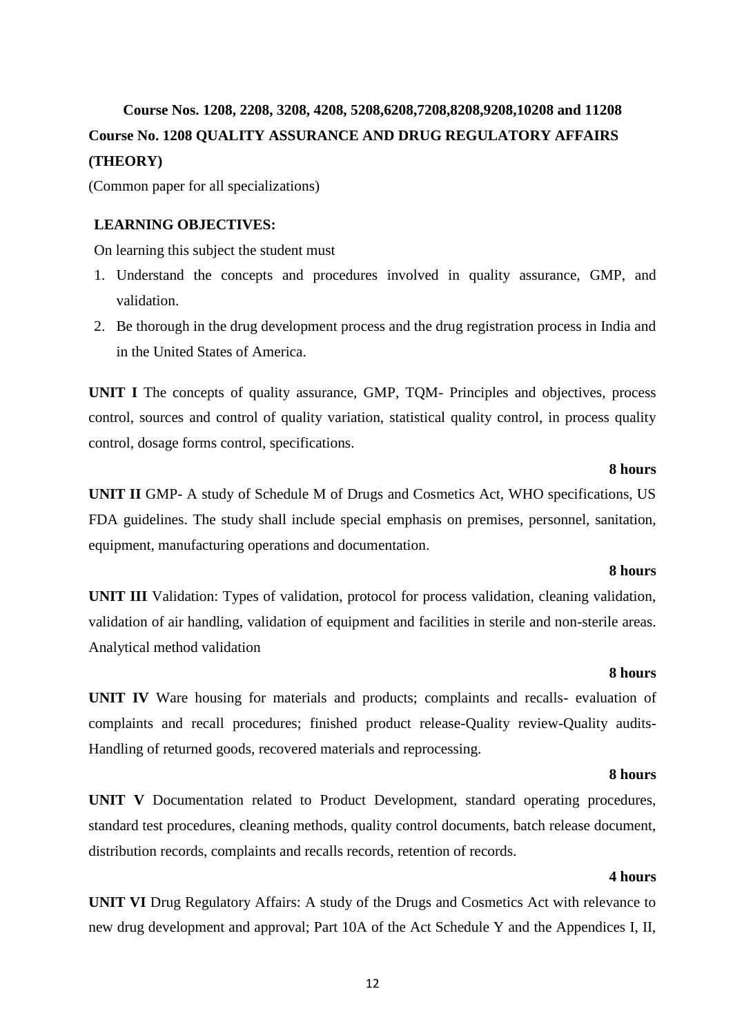## Course Nos. 1208, 2208, 3208, 4208, 5208,6208,7208,8208,9208,10208 and 11208

## Course No. 1208 QUALITY ASSURANCE AND DRUG REGULATORY AFFAIRS (THEORY)

(Common paper for all specializations)

**LEARNING OBJECTIVES:**

On learning this subject the student must

1. Understand the concepts and procedures involved in quality assurance, GMP, and validation.
2. Be thorough in the drug development process and the drug registration process in India and in the United States of America.

**UNIT I** The concepts of quality assurance, GMP, TQM- Principles and objectives, process control, sources and control of quality variation, statistical quality control, in process quality control, dosage forms control, specifications.

**8 hours**

**UNIT II** GMP- A study of Schedule M of Drugs and Cosmetics Act, WHO specifications, US FDA guidelines. The study shall include special emphasis on premises, personnel, sanitation, equipment, manufacturing operations and documentation.

**8 hours**

**UNIT III** Validation: Types of validation, protocol for process validation, cleaning validation, validation of air handling, validation of equipment and facilities in sterile and non-sterile areas. Analytical method validation

**8 hours**

**UNIT IV** Ware housing for materials and products; complaints and recalls- evaluation of complaints and recall procedures; finished product release-Quality review-Quality audits-Handling of returned goods, recovered materials and reprocessing.

**8 hours**

**UNIT V** Documentation related to Product Development, standard operating procedures, standard test procedures, cleaning methods, quality control documents, batch release document, distribution records, complaints and recalls records, retention of records.

**4 hours**

**UNIT VI** Drug Regulatory Affairs: A study of the Drugs and Cosmetics Act with relevance to new drug development and approval; Part 10A of the Act Schedule Y and the Appendices I, II,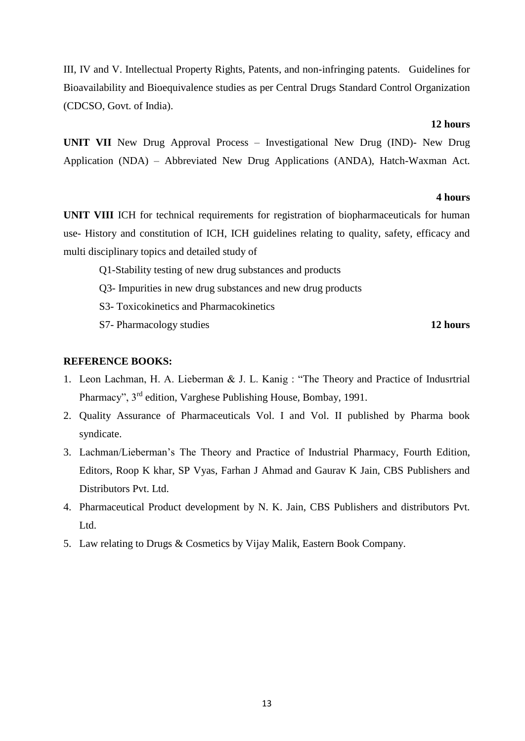III, IV and V. Intellectual Property Rights, Patents, and non-infringing patents. Guidelines for Bioavailability and Bioequivalence studies as per Central Drugs Standard Control Organization (CDCSO, Govt. of India).

**12 hours**

**UNIT VII** New Drug Approval Process – Investigational New Drug (IND)- New Drug Application (NDA) – Abbreviated New Drug Applications (ANDA), Hatch-Waxman Act.

**4 hours**

**UNIT VIII** ICH for technical requirements for registration of biopharmaceuticals for human use- History and constitution of ICH, ICH guidelines relating to quality, safety, efficacy and multi disciplinary topics and detailed study of

Q1-Stability testing of new drug substances and products

Q3- Impurities in new drug substances and new drug products

S3- Toxicokinetics and Pharmacokinetics

S7- Pharmacology studies **12 hours**

**REFERENCE BOOKS:**

1. Leon Lachman, H. A. Lieberman & J. L. Kanig : "The Theory and Practice of Indusrtrial Pharmacy", 3rd edition, Varghese Publishing House, Bombay, 1991.
2. Quality Assurance of Pharmaceuticals Vol. I and Vol. II published by Pharma book syndicate.
3. Lachman/Lieberman's The Theory and Practice of Industrial Pharmacy, Fourth Edition, Editors, Roop K khar, SP Vyas, Farhan J Ahmad and Gaurav K Jain, CBS Publishers and Distributors Pvt. Ltd.
4. Pharmaceutical Product development by N. K. Jain, CBS Publishers and distributors Pvt. Ltd.
5. Law relating to Drugs & Cosmetics by Vijay Malik, Eastern Book Company.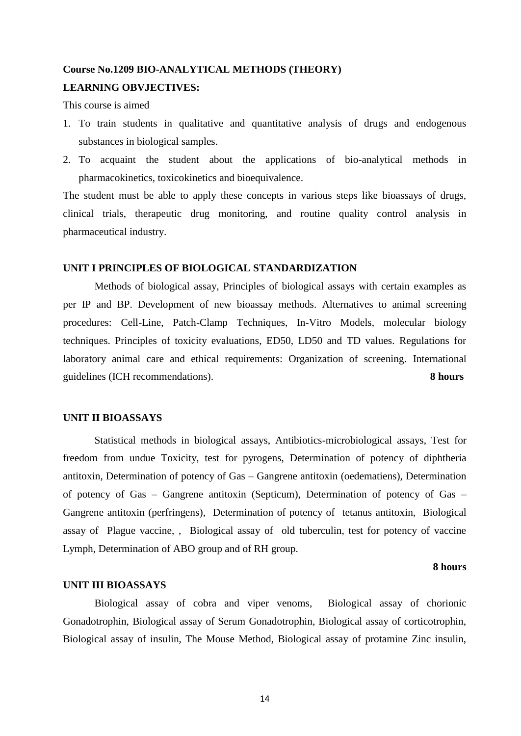**Course No.1209 BIO-ANALYTICAL METHODS (THEORY)**

**LEARNING OBVJECTIVES:**

This course is aimed

1. To train students in qualitative and quantitative analysis of drugs and endogenous substances in biological samples.
2. To acquaint the student about the applications of bio-analytical methods in pharmacokinetics, toxicokinetics and bioequivalence.

The student must be able to apply these concepts in various steps like bioassays of drugs, clinical trials, therapeutic drug monitoring, and routine quality control analysis in pharmaceutical industry.

**UNIT I PRINCIPLES OF BIOLOGICAL STANDARDIZATION**

Methods of biological assay, Principles of biological assays with certain examples as per IP and BP. Development of new bioassay methods. Alternatives to animal screening procedures: Cell-Line, Patch-Clamp Techniques, In-Vitro Models, molecular biology techniques. Principles of toxicity evaluations, ED50, LD50 and TD values. Regulations for laboratory animal care and ethical requirements: Organization of screening. International guidelines (ICH recommendations). **8 hours**

**UNIT II BIOASSAYS**

Statistical methods in biological assays, Antibiotics-microbiological assays, Test for freedom from undue Toxicity, test for pyrogens, Determination of potency of diphtheria antitoxin, Determination of potency of Gas – Gangrene antitoxin (oedematiens), Determination of potency of Gas – Gangrene antitoxin (Septicum), Determination of potency of Gas – Gangrene antitoxin (perfringens), Determination of potency of tetanus antitoxin, Biological assay of Plague vaccine, , Biological assay of old tuberculin, test for potency of vaccine Lymph, Determination of ABO group and of RH group.

**8 hours**

**UNIT III BIOASSAYS**

Biological assay of cobra and viper venoms, Biological assay of chorionic Gonadotrophin, Biological assay of Serum Gonadotrophin, Biological assay of corticotrophin, Biological assay of insulin, The Mouse Method, Biological assay of protamine Zinc insulin,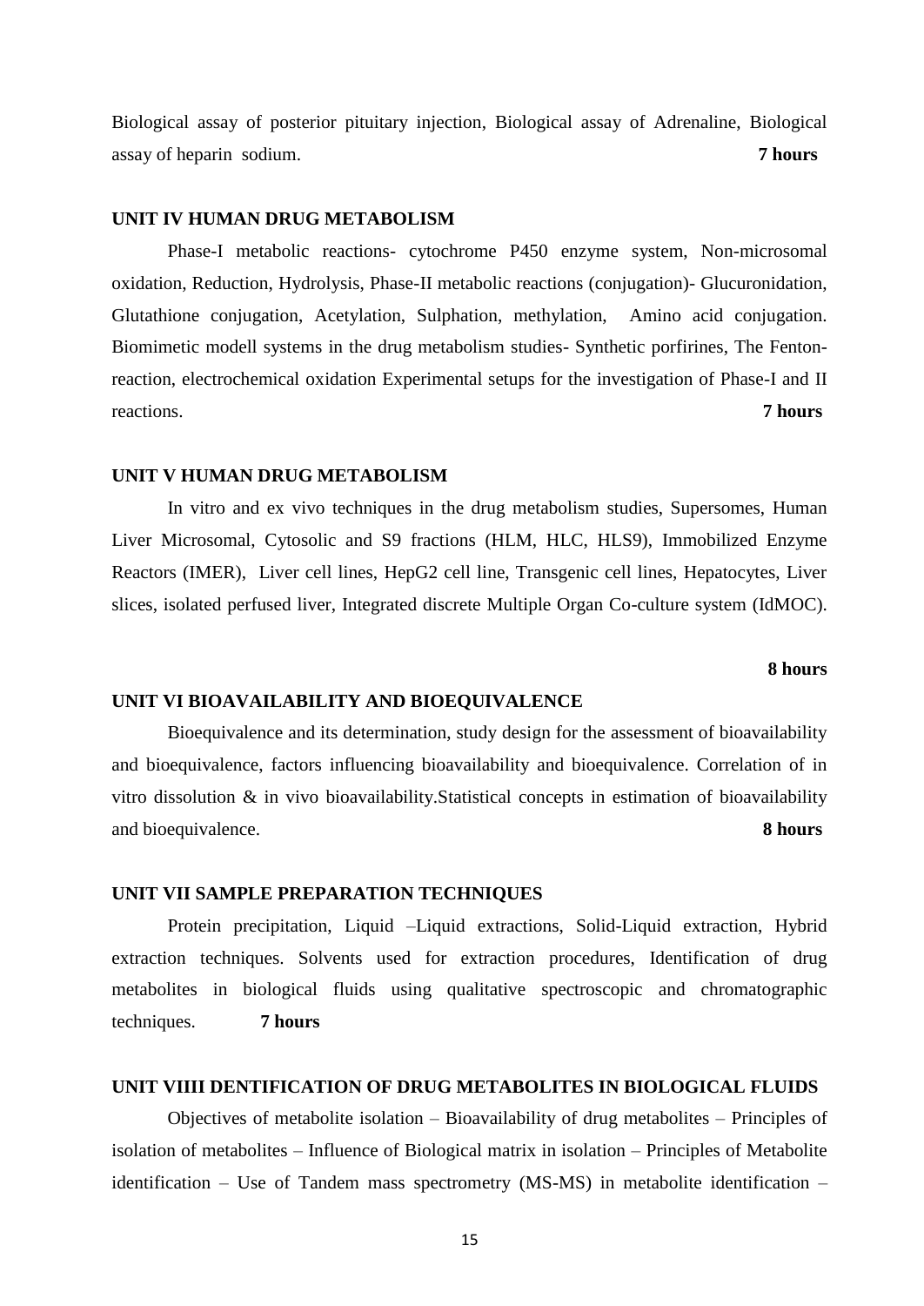Biological assay of posterior pituitary injection, Biological assay of Adrenaline, Biological assay of heparin sodium. **7 hours**

### UNIT IV HUMAN DRUG METABOLISM

Phase-I metabolic reactions- cytochrome P450 enzyme system, Non-microsomal oxidation, Reduction, Hydrolysis, Phase-II metabolic reactions (conjugation)- Glucuronidation, Glutathione conjugation, Acetylation, Sulphation, methylation, Amino acid conjugation. Biomimetic modell systems in the drug metabolism studies- Synthetic porfirines, The Fenton-reaction, electrochemical oxidation Experimental setups for the investigation of Phase-I and II reactions. **7 hours**

### UNIT V HUMAN DRUG METABOLISM

In vitro and ex vivo techniques in the drug metabolism studies, Supersomes, Human Liver Microsomal, Cytosolic and S9 fractions (HLM, HLC, HLS9), Immobilized Enzyme Reactors (IMER), Liver cell lines, HepG2 cell line, Transgenic cell lines, Hepatocytes, Liver slices, isolated perfused liver, Integrated discrete Multiple Organ Co-culture system (IdMOC).

**8 hours**

### UNIT VI BIOAVAILABILITY AND BIOEQUIVALENCE

Bioequivalence and its determination, study design for the assessment of bioavailability and bioequivalence, factors influencing bioavailability and bioequivalence. Correlation of in vitro dissolution & in vivo bioavailability.Statistical concepts in estimation of bioavailability and bioequivalence. **8 hours**

### UNIT VII SAMPLE PREPARATION TECHNIQUES

Protein precipitation, Liquid –Liquid extractions, Solid-Liquid extraction, Hybrid extraction techniques. Solvents used for extraction procedures, Identification of drug metabolites in biological fluids using qualitative spectroscopic and chromatographic techniques. **7 hours**

### UNIT VIIII DENTIFICATION OF DRUG METABOLITES IN BIOLOGICAL FLUIDS

Objectives of metabolite isolation – Bioavailability of drug metabolites – Principles of isolation of metabolites – Influence of Biological matrix in isolation – Principles of Metabolite identification – Use of Tandem mass spectrometry (MS-MS) in metabolite identification –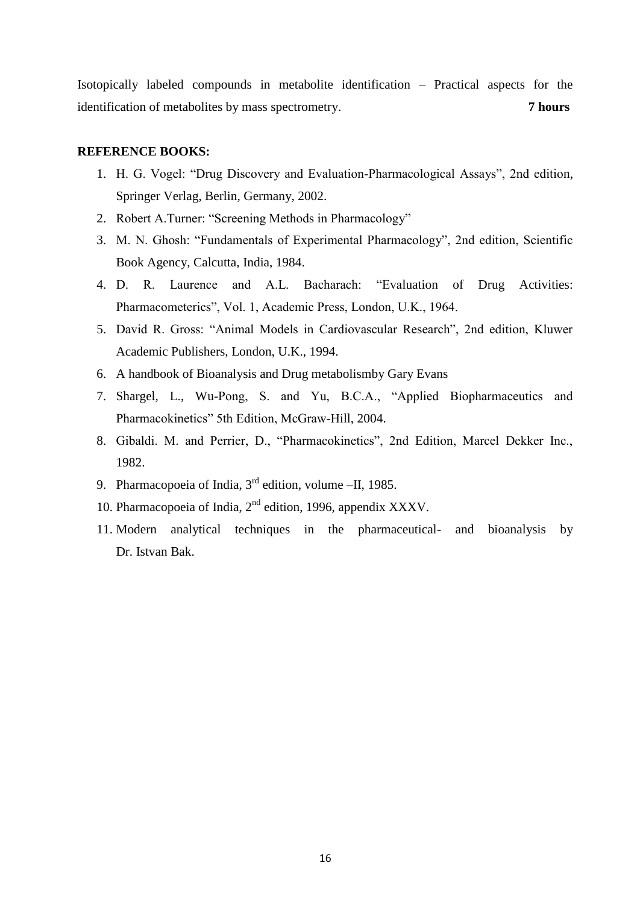Isotopically labeled compounds in metabolite identification – Practical aspects for the identification of metabolites by mass spectrometry. **7 hours**

**REFERENCE BOOKS:**

1. H. G. Vogel: "Drug Discovery and Evaluation-Pharmacological Assays", 2nd edition, Springer Verlag, Berlin, Germany, 2002.
2. Robert A.Turner: "Screening Methods in Pharmacology"
3. M. N. Ghosh: "Fundamentals of Experimental Pharmacology", 2nd edition, Scientific Book Agency, Calcutta, India, 1984.
4. D. R. Laurence and A.L. Bacharach: "Evaluation of Drug Activities: Pharmacometerics", Vol. 1, Academic Press, London, U.K., 1964.
5. David R. Gross: "Animal Models in Cardiovascular Research", 2nd edition, Kluwer Academic Publishers, London, U.K., 1994.
6. A handbook of Bioanalysis and Drug metabolismby Gary Evans
7. Shargel, L., Wu-Pong, S. and Yu, B.C.A., "Applied Biopharmaceutics and Pharmacokinetics" 5th Edition, McGraw-Hill, 2004.
8. Gibaldi. M. and Perrier, D., "Pharmacokinetics", 2nd Edition, Marcel Dekker Inc., 1982.
9. Pharmacopoeia of India, 3rd edition, volume –II, 1985.
10. Pharmacopoeia of India, 2nd edition, 1996, appendix XXXV.
11. Modern analytical techniques in the pharmaceutical- and bioanalysis by Dr. Istvan Bak.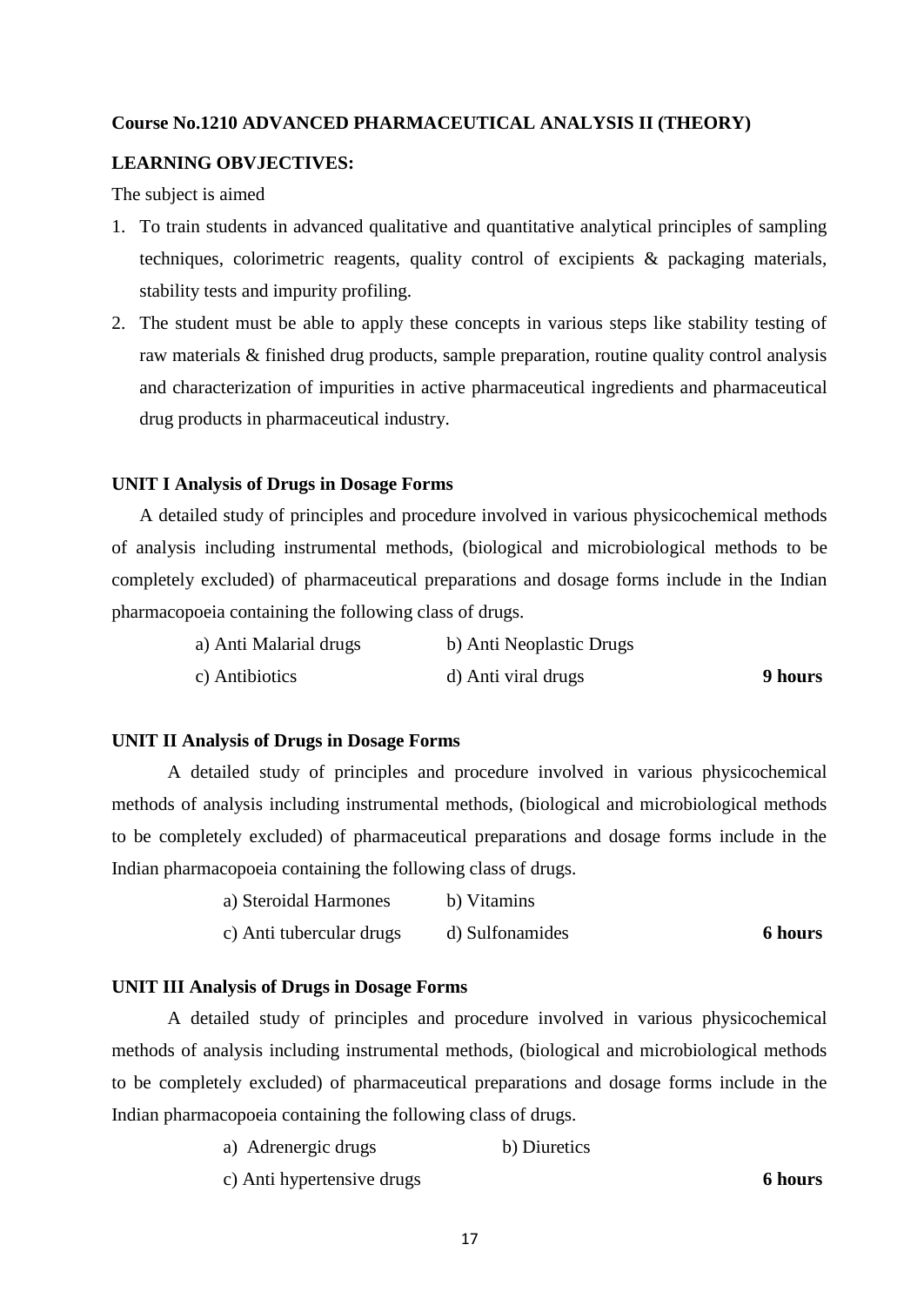**Course No.1210 ADVANCED PHARMACEUTICAL ANALYSIS II (THEORY)**

**LEARNING OBVJECTIVES:**

The subject is aimed

1. To train students in advanced qualitative and quantitative analytical principles of sampling techniques, colorimetric reagents, quality control of excipients & packaging materials, stability tests and impurity profiling.
2. The student must be able to apply these concepts in various steps like stability testing of raw materials & finished drug products, sample preparation, routine quality control analysis and characterization of impurities in active pharmaceutical ingredients and pharmaceutical drug products in pharmaceutical industry.

**UNIT I Analysis of Drugs in Dosage Forms**

A detailed study of principles and procedure involved in various physicochemical methods of analysis including instrumental methods, (biological and microbiological methods to be completely excluded) of pharmaceutical preparations and dosage forms include in the Indian pharmacopoeia containing the following class of drugs.

a) Anti Malarial drugs
b) Anti Neoplastic Drugs
c) Antibiotics
d) Anti viral drugs

**9 hours**

**UNIT II Analysis of Drugs in Dosage Forms**

A detailed study of principles and procedure involved in various physicochemical methods of analysis including instrumental methods, (biological and microbiological methods to be completely excluded) of pharmaceutical preparations and dosage forms include in the Indian pharmacopoeia containing the following class of drugs.

a) Steroidal Harmones
b) Vitamins
c) Anti tubercular drugs
d) Sulfonamides

**6 hours**

**UNIT III Analysis of Drugs in Dosage Forms**

A detailed study of principles and procedure involved in various physicochemical methods of analysis including instrumental methods, (biological and microbiological methods to be completely excluded) of pharmaceutical preparations and dosage forms include in the Indian pharmacopoeia containing the following class of drugs.

a) Adrenergic drugs
b) Diuretics
c) Anti hypertensive drugs

**6 hours**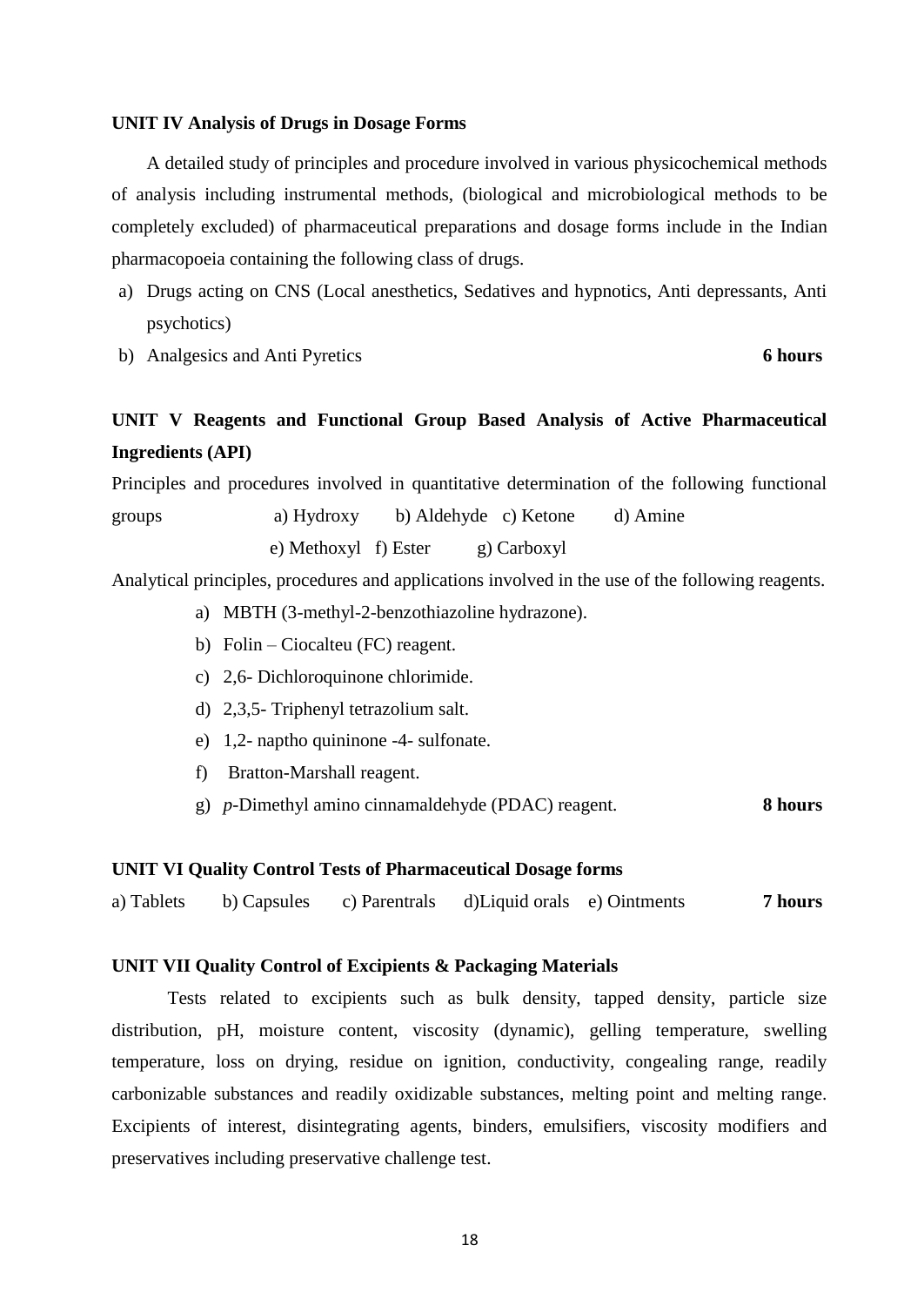**UNIT IV Analysis of Drugs in Dosage Forms**

A detailed study of principles and procedure involved in various physicochemical methods of analysis including instrumental methods, (biological and microbiological methods to be completely excluded) of pharmaceutical preparations and dosage forms include in the Indian pharmacopoeia containing the following class of drugs.

a) Drugs acting on CNS (Local anesthetics, Sedatives and hypnotics, Anti depressants, Anti psychotics)

b) Analgesics and Anti Pyretics **6 hours**

**UNIT V Reagents and Functional Group Based Analysis of Active Pharmaceutical Ingredients (API)**

Principles and procedures involved in quantitative determination of the following functional groups a) Hydroxy b) Aldehyde c) Ketone d) Amine e) Methoxyl f) Ester g) Carboxyl

Analytical principles, procedures and applications involved in the use of the following reagents.

a) MBTH (3-methyl-2-benzothiazoline hydrazone).
b) Folin – Ciocalteu (FC) reagent.
c) 2,6- Dichloroquinone chlorimide.
d) 2,3,5- Triphenyl tetrazolium salt.
e) 1,2- naptho quininone -4- sulfonate.
f) Bratton-Marshall reagent.
g) *p*-Dimethyl amino cinnamaldehyde (PDAC) reagent. **8 hours**

**UNIT VI Quality Control Tests of Pharmaceutical Dosage forms**

a) Tablets b) Capsules c) Parentrals d)Liquid orals e) Ointments **7 hours**

**UNIT VII Quality Control of Excipients & Packaging Materials**

Tests related to excipients such as bulk density, tapped density, particle size distribution, pH, moisture content, viscosity (dynamic), gelling temperature, swelling temperature, loss on drying, residue on ignition, conductivity, congealing range, readily carbonizable substances and readily oxidizable substances, melting point and melting range. Excipients of interest, disintegrating agents, binders, emulsifiers, viscosity modifiers and preservatives including preservative challenge test.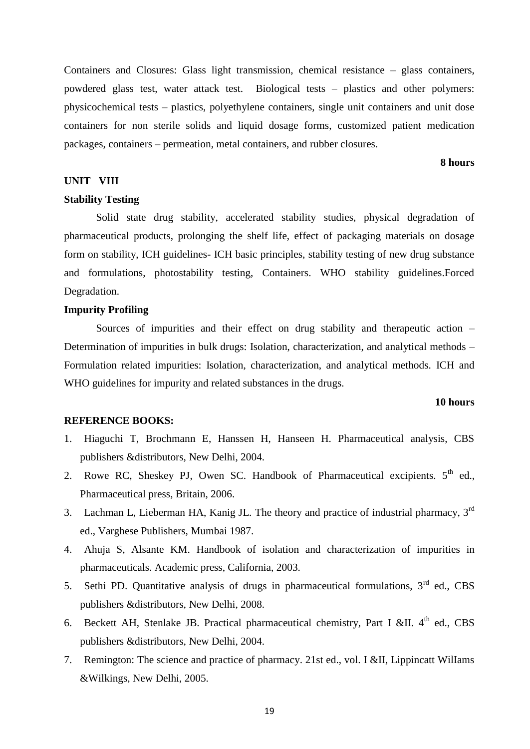Containers and Closures: Glass light transmission, chemical resistance – glass containers, powdered glass test, water attack test. Biological tests – plastics and other polymers: physicochemical tests – plastics, polyethylene containers, single unit containers and unit dose containers for non sterile solids and liquid dosage forms, customized patient medication packages, containers – permeation, metal containers, and rubber closures.

**8 hours**

**UNIT VIII**

**Stability Testing**

Solid state drug stability, accelerated stability studies, physical degradation of pharmaceutical products, prolonging the shelf life, effect of packaging materials on dosage form on stability, ICH guidelines- ICH basic principles, stability testing of new drug substance and formulations, photostability testing, Containers. WHO stability guidelines.Forced Degradation.

**Impurity Profiling**

Sources of impurities and their effect on drug stability and therapeutic action – Determination of impurities in bulk drugs: Isolation, characterization, and analytical methods – Formulation related impurities: Isolation, characterization, and analytical methods. ICH and WHO guidelines for impurity and related substances in the drugs.

**10 hours**

**REFERENCE BOOKS:**

1. Hiaguchi T, Brochmann E, Hanssen H, Hanseen H. Pharmaceutical analysis, CBS publishers &distributors, New Delhi, 2004.
2. Rowe RC, Sheskey PJ, Owen SC. Handbook of Pharmaceutical excipients. 5th ed., Pharmaceutical press, Britain, 2006.
3. Lachman L, Lieberman HA, Kanig JL. The theory and practice of industrial pharmacy, 3rd ed., Varghese Publishers, Mumbai 1987.
4. Ahuja S, Alsante KM. Handbook of isolation and characterization of impurities in pharmaceuticals. Academic press, California, 2003.
5. Sethi PD. Quantitative analysis of drugs in pharmaceutical formulations, 3rd ed., CBS publishers &distributors, New Delhi, 2008.
6. Beckett AH, Stenlake JB. Practical pharmaceutical chemistry, Part I &II. 4th ed., CBS publishers &distributors, New Delhi, 2004.
7. Remington: The science and practice of pharmacy. 21st ed., vol. I &II, Lippincatt WilIams &Wilkings, New Delhi, 2005.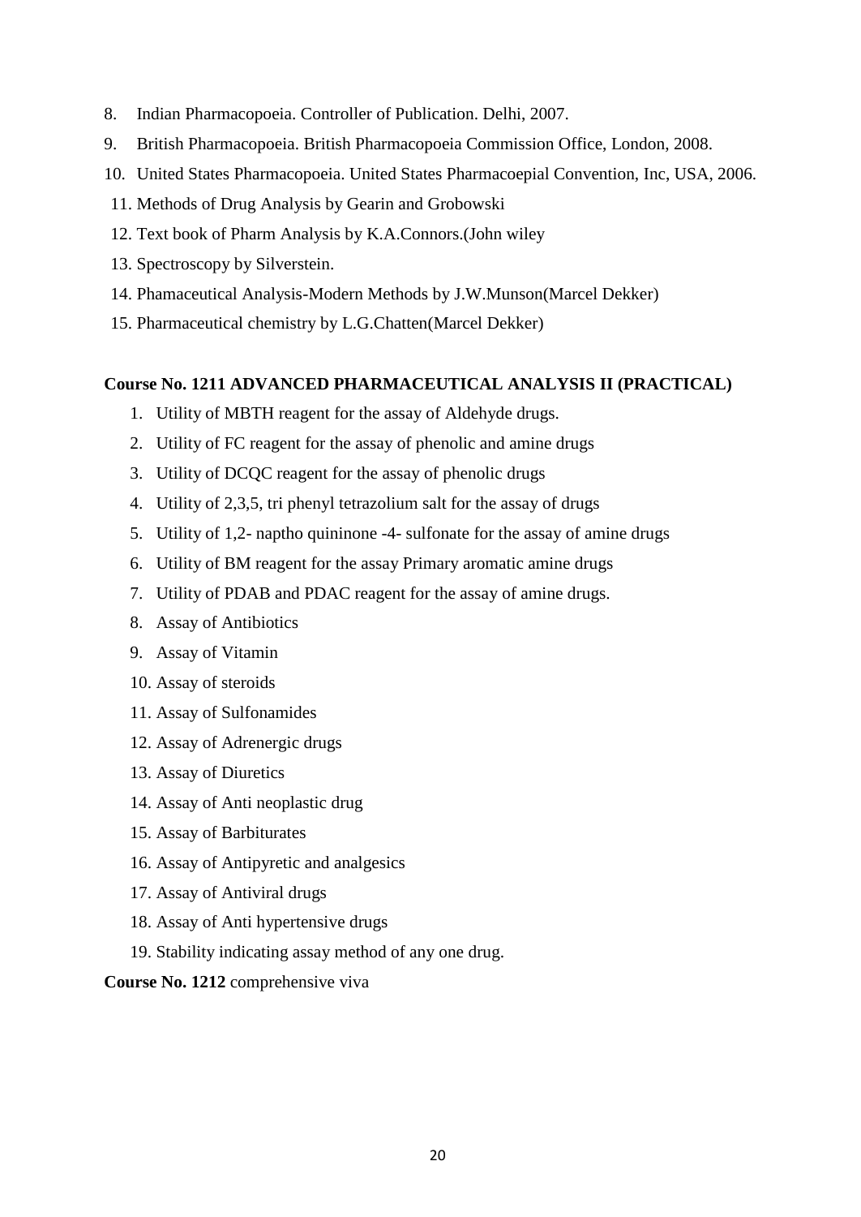8. Indian Pharmacopoeia. Controller of Publication. Delhi, 2007.
9. British Pharmacopoeia. British Pharmacopoeia Commission Office, London, 2008.
10. United States Pharmacopoeia. United States Pharmacoepial Convention, Inc, USA, 2006.
11. Methods of Drug Analysis by Gearin and Grobowski
12. Text book of Pharm Analysis by K.A.Connors.(John wiley
13. Spectroscopy by Silverstein.
14. Phamaceutical Analysis-Modern Methods by J.W.Munson(Marcel Dekker)
15. Pharmaceutical chemistry by L.G.Chatten(Marcel Dekker)

**Course No. 1211 ADVANCED PHARMACEUTICAL ANALYSIS II (PRACTICAL)**

1. Utility of MBTH reagent for the assay of Aldehyde drugs.
2. Utility of FC reagent for the assay of phenolic and amine drugs
3. Utility of DCQC reagent for the assay of phenolic drugs
4. Utility of 2,3,5, tri phenyl tetrazolium salt for the assay of drugs
5. Utility of 1,2- naptho quininone -4- sulfonate for the assay of amine drugs
6. Utility of BM reagent for the assay Primary aromatic amine drugs
7. Utility of PDAB and PDAC reagent for the assay of amine drugs.
8. Assay of Antibiotics
9. Assay of Vitamin
10. Assay of steroids
11. Assay of Sulfonamides
12. Assay of Adrenergic drugs
13. Assay of Diuretics
14. Assay of Anti neoplastic drug
15. Assay of Barbiturates
16. Assay of Antipyretic and analgesics
17. Assay of Antiviral drugs
18. Assay of Anti hypertensive drugs
19. Stability indicating assay method of any one drug.

**Course No. 1212** comprehensive viva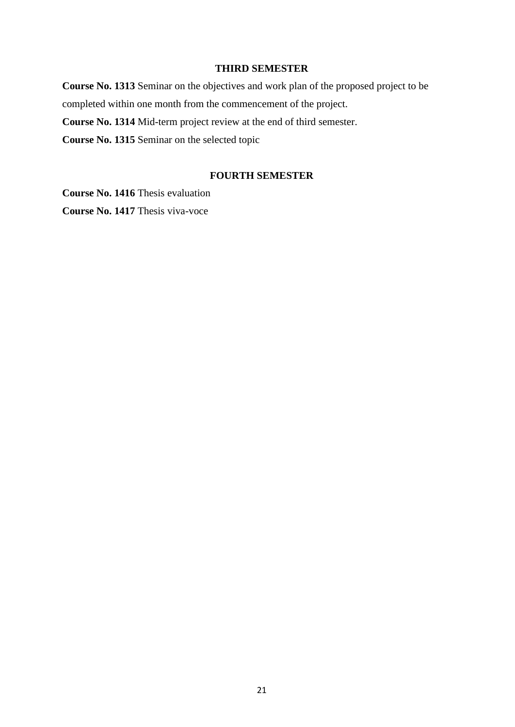## THIRD SEMESTER

**Course No. 1313** Seminar on the objectives and work plan of the proposed project to be completed within one month from the commencement of the project.

**Course No. 1314** Mid-term project review at the end of third semester.

**Course No. 1315** Seminar on the selected topic

## FOURTH SEMESTER

**Course No. 1416** Thesis evaluation

**Course No. 1417** Thesis viva-voce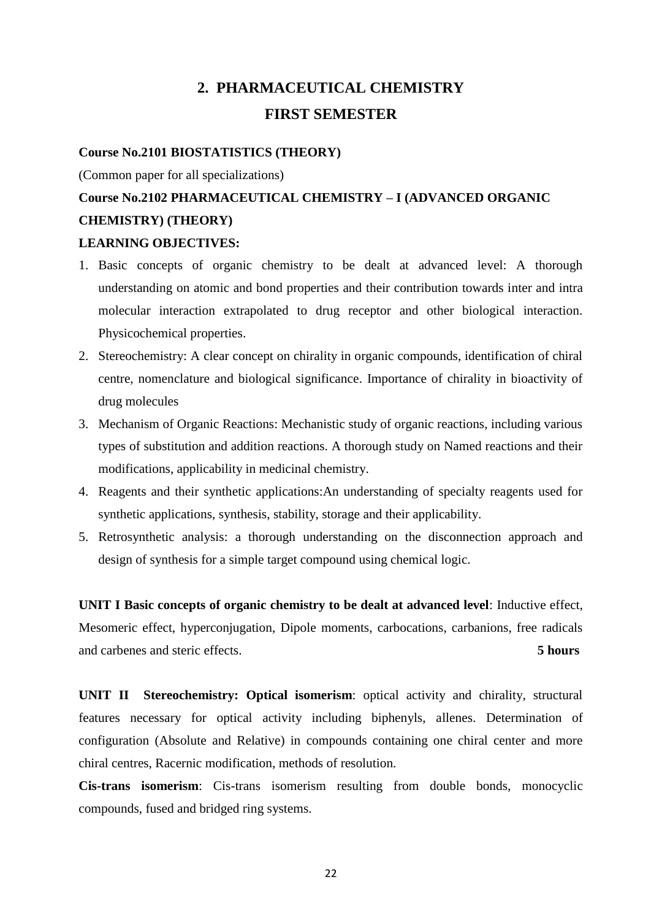# 2. PHARMACEUTICAL CHEMISTRY

## FIRST SEMESTER

**Course No.2101 BIOSTATISTICS (THEORY)**

(Common paper for all specializations)

**Course No.2102 PHARMACEUTICAL CHEMISTRY – I (ADVANCED ORGANIC CHEMISTRY) (THEORY)**

**LEARNING OBJECTIVES:**

1. Basic concepts of organic chemistry to be dealt at advanced level: A thorough understanding on atomic and bond properties and their contribution towards inter and intra molecular interaction extrapolated to drug receptor and other biological interaction. Physicochemical properties.
2. Stereochemistry: A clear concept on chirality in organic compounds, identification of chiral centre, nomenclature and biological significance. Importance of chirality in bioactivity of drug molecules
3. Mechanism of Organic Reactions: Mechanistic study of organic reactions, including various types of substitution and addition reactions. A thorough study on Named reactions and their modifications, applicability in medicinal chemistry.
4. Reagents and their synthetic applications:An understanding of specialty reagents used for synthetic applications, synthesis, stability, storage and their applicability.
5. Retrosynthetic analysis: a thorough understanding on the disconnection approach and design of synthesis for a simple target compound using chemical logic.

**UNIT I Basic concepts of organic chemistry to be dealt at advanced level**: Inductive effect, Mesomeric effect, hyperconjugation, Dipole moments, carbocations, carbanions, free radicals and carbenes and steric effects. **5 hours**

**UNIT II Stereochemistry: Optical isomerism**: optical activity and chirality, structural features necessary for optical activity including biphenyls, allenes. Determination of configuration (Absolute and Relative) in compounds containing one chiral center and more chiral centres, Racernic modification, methods of resolution.

**Cis-trans isomerism**: Cis-trans isomerism resulting from double bonds, monocyclic compounds, fused and bridged ring systems.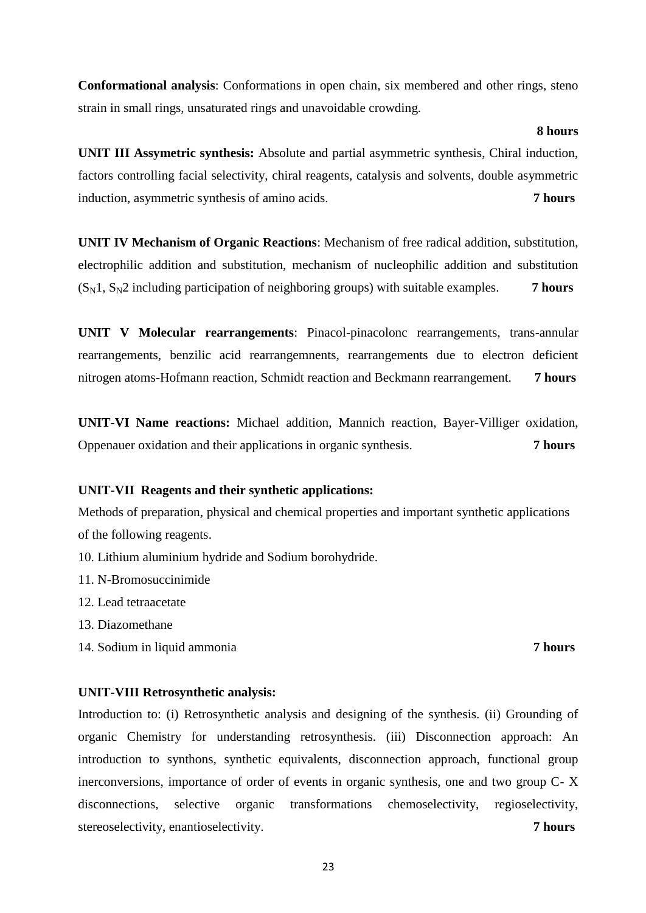**Conformational analysis**: Conformations in open chain, six membered and other rings, steno strain in small rings, unsaturated rings and unavoidable crowding.

**8 hours**

**UNIT III Assymetric synthesis:** Absolute and partial asymmetric synthesis, Chiral induction, factors controlling facial selectivity, chiral reagents, catalysis and solvents, double asymmetric induction, asymmetric synthesis of amino acids. **7 hours**

**UNIT IV Mechanism of Organic Reactions**: Mechanism of free radical addition, substitution, electrophilic addition and substitution, mechanism of nucleophilic addition and substitution ($S_N1$, $S_N2$ including participation of neighboring groups) with suitable examples. **7 hours**

**UNIT V Molecular rearrangements**: Pinacol-pinacolonc rearrangements, trans-annular rearrangements, benzilic acid rearrangemnents, rearrangements due to electron deficient nitrogen atoms-Hofmann reaction, Schmidt reaction and Beckmann rearrangement. **7 hours**

**UNIT-VI Name reactions:** Michael addition, Mannich reaction, Bayer-Villiger oxidation, Oppenauer oxidation and their applications in organic synthesis. **7 hours**

**UNIT-VII Reagents and their synthetic applications:**

Methods of preparation, physical and chemical properties and important synthetic applications of the following reagents.

10. Lithium aluminium hydride and Sodium borohydride.
11. N-Bromosuccinimide
12. Lead tetraacetate
13. Diazomethane
14. Sodium in liquid ammonia **7 hours**

**UNIT-VIII Retrosynthetic analysis:**

Introduction to: (i) Retrosynthetic analysis and designing of the synthesis. (ii) Grounding of organic Chemistry for understanding retrosynthesis. (iii) Disconnection approach: An introduction to synthons, synthetic equivalents, disconnection approach, functional group inerconversions, importance of order of events in organic synthesis, one and two group C- X disconnections, selective organic transformations chemoselectivity, regioselectivity, stereoselectivity, enantioselectivity. **7 hours**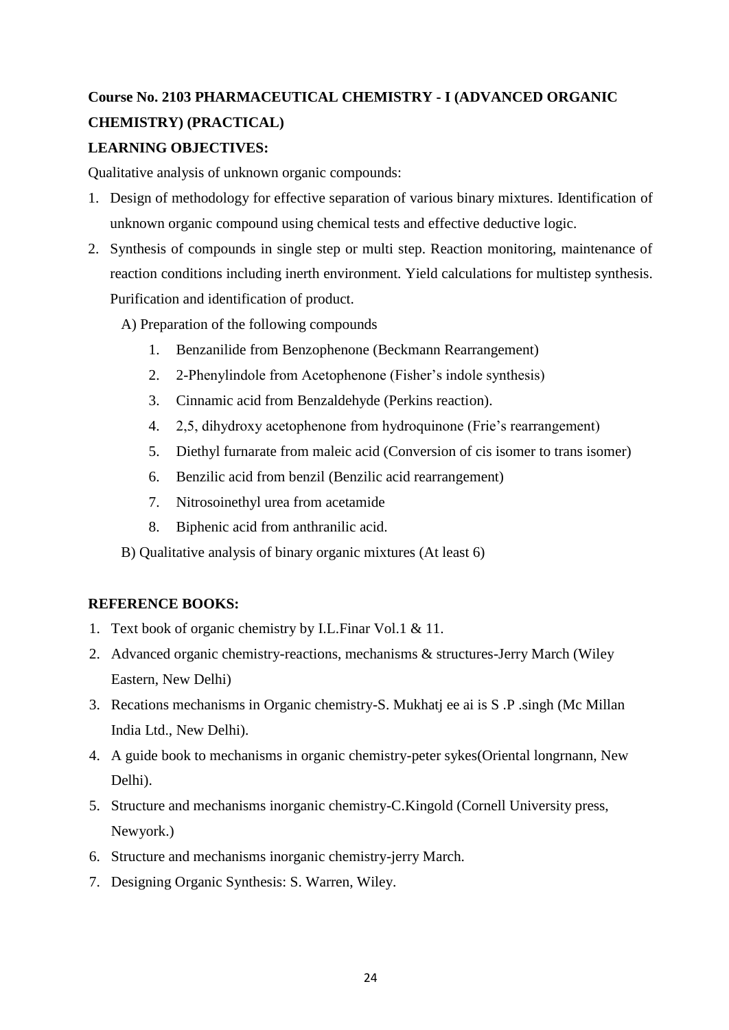**Course No. 2103 PHARMACEUTICAL CHEMISTRY - I (ADVANCED ORGANIC CHEMISTRY) (PRACTICAL)**

**LEARNING OBJECTIVES:**

Qualitative analysis of unknown organic compounds:

1. Design of methodology for effective separation of various binary mixtures. Identification of unknown organic compound using chemical tests and effective deductive logic.
2. Synthesis of compounds in single step or multi step. Reaction monitoring, maintenance of reaction conditions including inerth environment. Yield calculations for multistep synthesis. Purification and identification of product.

   A) Preparation of the following compounds

   1. Benzanilide from Benzophenone (Beckmann Rearrangement)
   2. 2-Phenylindole from Acetophenone (Fisher's indole synthesis)
   3. Cinnamic acid from Benzaldehyde (Perkins reaction).
   4. 2,5, dihydroxy acetophenone from hydroquinone (Frie's rearrangement)
   5. Diethyl furnarate from maleic acid (Conversion of cis isomer to trans isomer)
   6. Benzilic acid from benzil (Benzilic acid rearrangement)
   7. Nitrosoinethyl urea from acetamide
   8. Biphenic acid from anthranilic acid.

   B) Qualitative analysis of binary organic mixtures (At least 6)

**REFERENCE BOOKS:**

1. Text book of organic chemistry by I.L.Finar Vol.1 & 11.
2. Advanced organic chemistry-reactions, mechanisms & structures-Jerry March (Wiley Eastern, New Delhi)
3. Recations mechanisms in Organic chemistry-S. Mukhatj ee ai is S .P .singh (Mc Millan India Ltd., New Delhi).
4. A guide book to mechanisms in organic chemistry-peter sykes(Oriental longrnann, New Delhi).
5. Structure and mechanisms inorganic chemistry-C.Kingold (Cornell University press, Newyork.)
6. Structure and mechanisms inorganic chemistry-jerry March.
7. Designing Organic Synthesis: S. Warren, Wiley.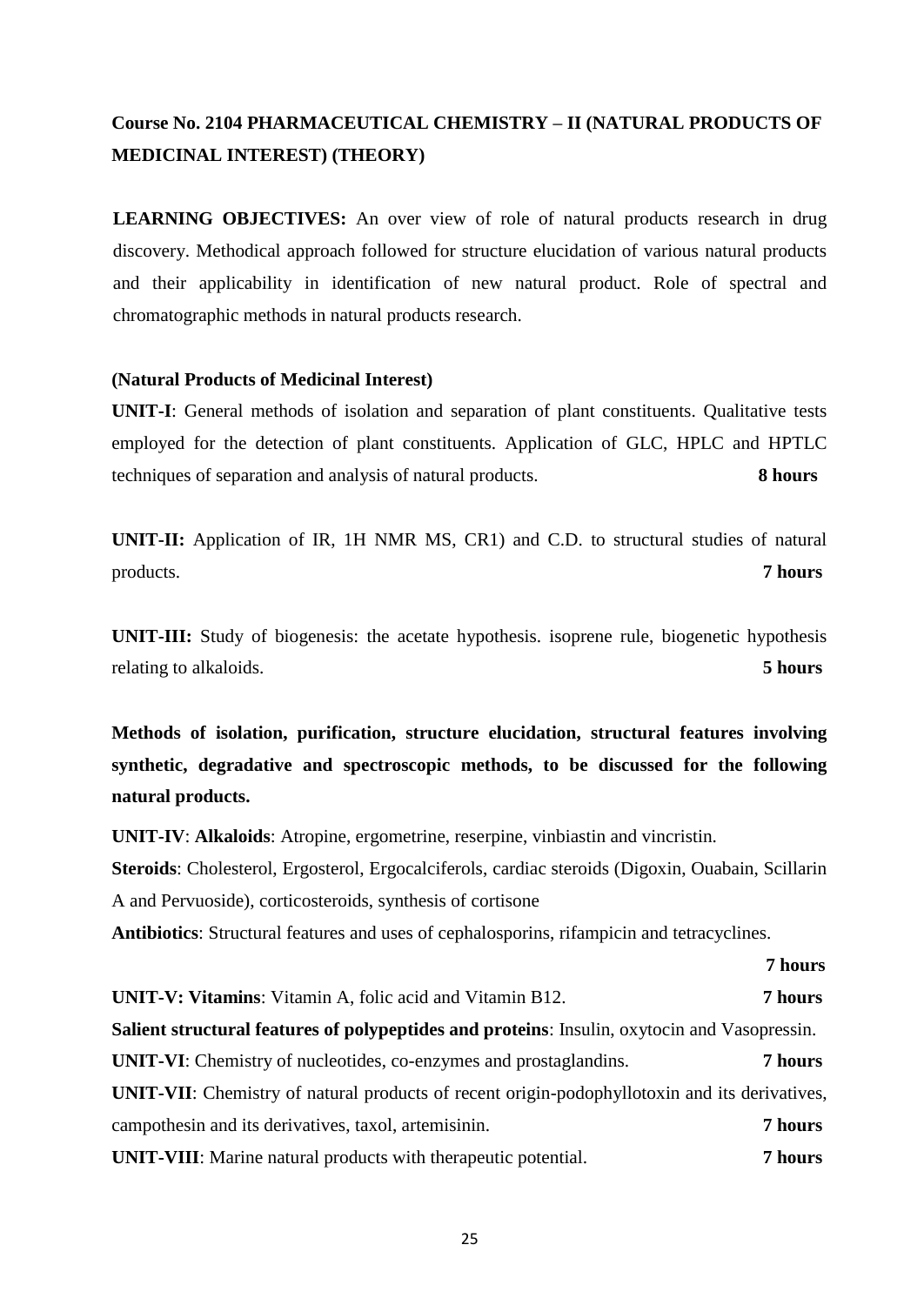## Course No. 2104 PHARMACEUTICAL CHEMISTRY – II (NATURAL PRODUCTS OF MEDICINAL INTEREST) (THEORY)

**LEARNING OBJECTIVES:** An over view of role of natural products research in drug discovery. Methodical approach followed for structure elucidation of various natural products and their applicability in identification of new natural product. Role of spectral and chromatographic methods in natural products research.

**(Natural Products of Medicinal Interest)**

**UNIT-I**: General methods of isolation and separation of plant constituents. Qualitative tests employed for the detection of plant constituents. Application of GLC, HPLC and HPTLC techniques of separation and analysis of natural products. **8 hours**

**UNIT-II:** Application of IR, 1H NMR MS, CR1) and C.D. to structural studies of natural products. **7 hours**

**UNIT-III:** Study of biogenesis: the acetate hypothesis. isoprene rule, biogenetic hypothesis relating to alkaloids. **5 hours**

**Methods of isolation, purification, structure elucidation, structural features involving synthetic, degradative and spectroscopic methods, to be discussed for the following natural products.**

**UNIT-IV**: **Alkaloids**: Atropine, ergometrine, reserpine, vinbiastin and vincristin.

**Steroids**: Cholesterol, Ergosterol, Ergocalciferols, cardiac steroids (Digoxin, Ouabain, Scillarin A and Pervuoside), corticosteroids, synthesis of cortisone

**Antibiotics**: Structural features and uses of cephalosporins, rifampicin and tetracyclines.

**7 hours**

**UNIT-V: Vitamins**: Vitamin A, folic acid and Vitamin B12. **7 hours**

**Salient structural features of polypeptides and proteins**: Insulin, oxytocin and Vasopressin.

**UNIT-VI**: Chemistry of nucleotides, co-enzymes and prostaglandins. **7 hours**

**UNIT-VII**: Chemistry of natural products of recent origin-podophyllotoxin and its derivatives, campothesin and its derivatives, taxol, artemisinin. **7 hours**

**UNIT-VIII**: Marine natural products with therapeutic potential. **7 hours**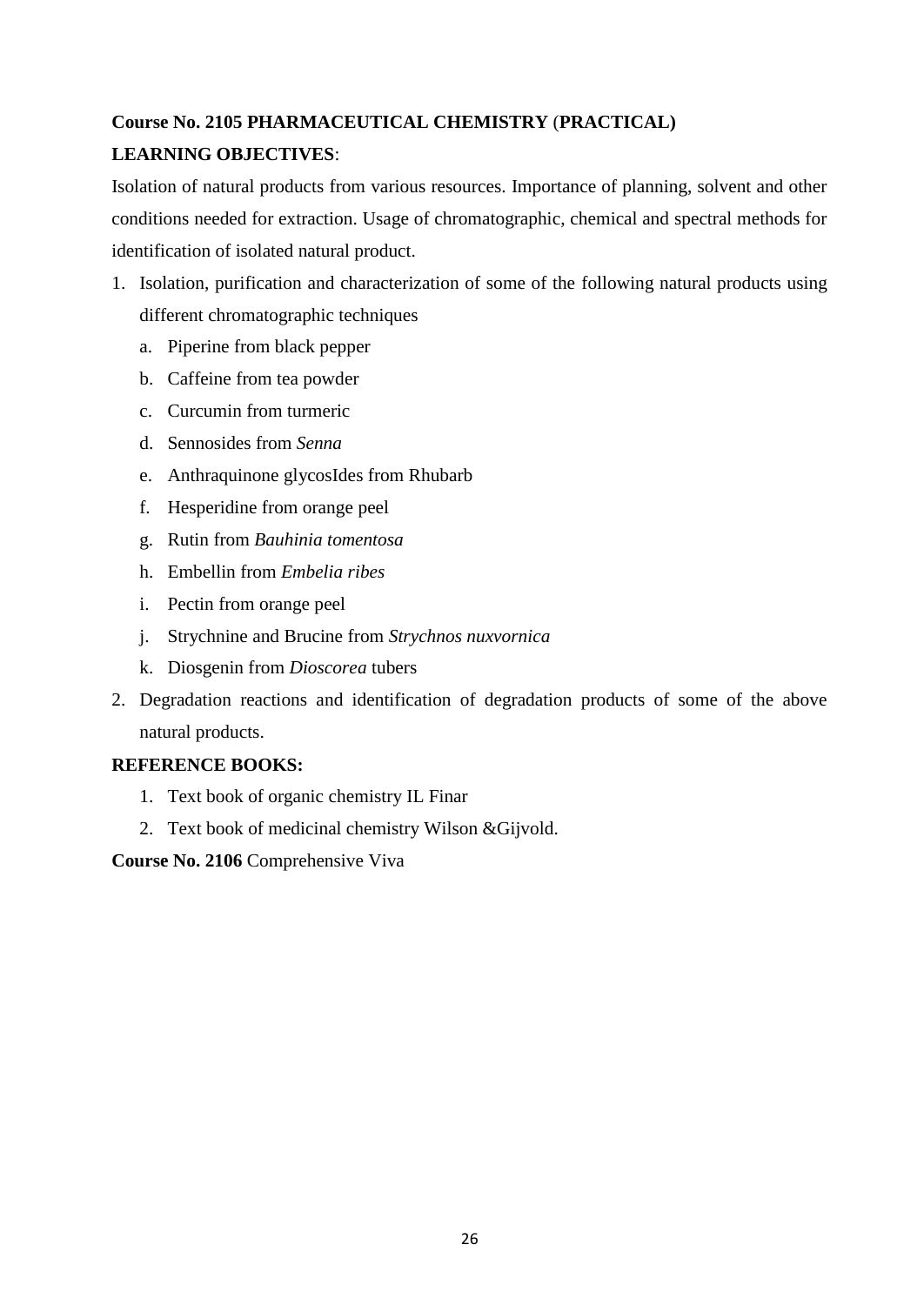**Course No. 2105 PHARMACEUTICAL CHEMISTRY (PRACTICAL)**

**LEARNING OBJECTIVES**:

Isolation of natural products from various resources. Importance of planning, solvent and other conditions needed for extraction. Usage of chromatographic, chemical and spectral methods for identification of isolated natural product.

1. Isolation, purification and characterization of some of the following natural products using different chromatographic techniques
   a. Piperine from black pepper
   b. Caffeine from tea powder
   c. Curcumin from turmeric
   d. Sennosides from *Senna*
   e. Anthraquinone glycosIdes from Rhubarb
   f. Hesperidine from orange peel
   g. Rutin from *Bauhinia tomentosa*
   h. Embellin from *Embelia ribes*
   i. Pectin from orange peel
   j. Strychnine and Brucine from *Strychnos nuxvornica*
   k. Diosgenin from *Dioscorea* tubers
2. Degradation reactions and identification of degradation products of some of the above natural products.

**REFERENCE BOOKS:**

1. Text book of organic chemistry IL Finar
2. Text book of medicinal chemistry Wilson &Gijvold.

**Course No. 2106** Comprehensive Viva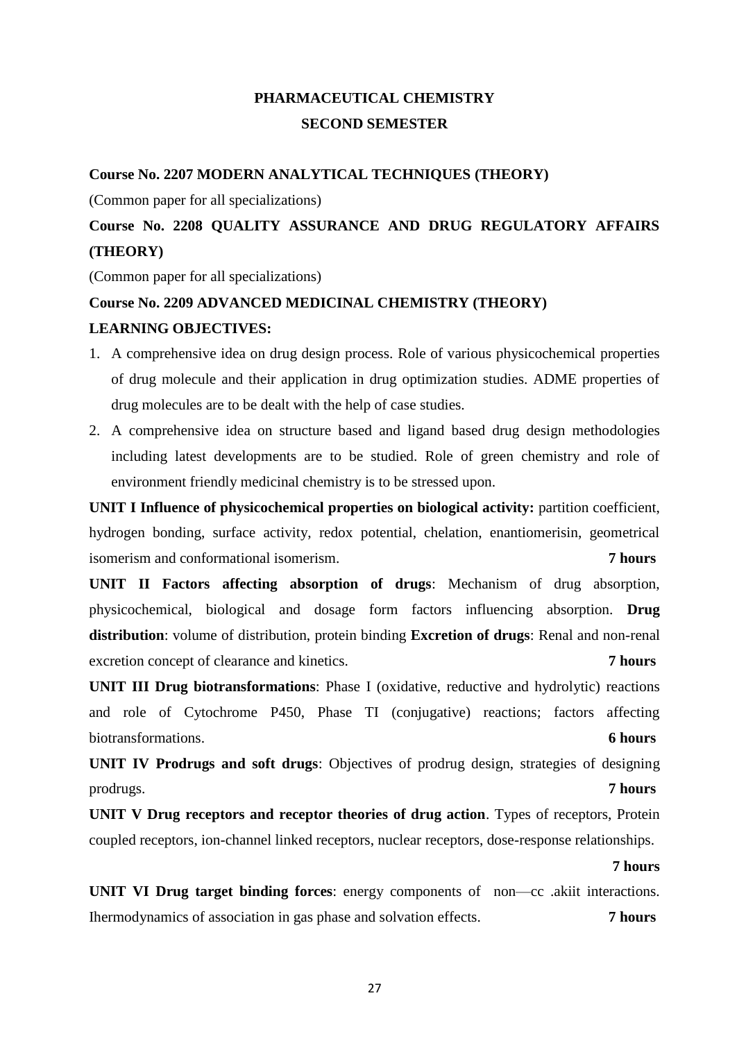# PHARMACEUTICAL CHEMISTRY

## SECOND SEMESTER

**Course No. 2207 MODERN ANALYTICAL TECHNIQUES (THEORY)**

(Common paper for all specializations)

**Course No. 2208 QUALITY ASSURANCE AND DRUG REGULATORY AFFAIRS (THEORY)**

(Common paper for all specializations)

**Course No. 2209 ADVANCED MEDICINAL CHEMISTRY (THEORY)**

**LEARNING OBJECTIVES:**

1. A comprehensive idea on drug design process. Role of various physicochemical properties of drug molecule and their application in drug optimization studies. ADME properties of drug molecules are to be dealt with the help of case studies.
2. A comprehensive idea on structure based and ligand based drug design methodologies including latest developments are to be studied. Role of green chemistry and role of environment friendly medicinal chemistry is to be stressed upon.

**UNIT I Influence of physicochemical properties on biological activity:** partition coefficient, hydrogen bonding, surface activity, redox potential, chelation, enantiomerisin, geometrical isomerism and conformational isomerism. **7 hours**

**UNIT II Factors affecting absorption of drugs**: Mechanism of drug absorption, physicochemical, biological and dosage form factors influencing absorption. **Drug distribution**: volume of distribution, protein binding **Excretion of drugs**: Renal and non-renal excretion concept of clearance and kinetics. **7 hours**

**UNIT III Drug biotransformations**: Phase I (oxidative, reductive and hydrolytic) reactions and role of Cytochrome P450, Phase TI (conjugative) reactions; factors affecting biotransformations. **6 hours**

**UNIT IV Prodrugs and soft drugs**: Objectives of prodrug design, strategies of designing prodrugs. **7 hours**

**UNIT V Drug receptors and receptor theories of drug action**. Types of receptors, Protein coupled receptors, ion-channel linked receptors, nuclear receptors, dose-response relationships. **7 hours**

**UNIT VI Drug target binding forces**: energy components of non—cc .akiit interactions. Ihermodynamics of association in gas phase and solvation effects. **7 hours**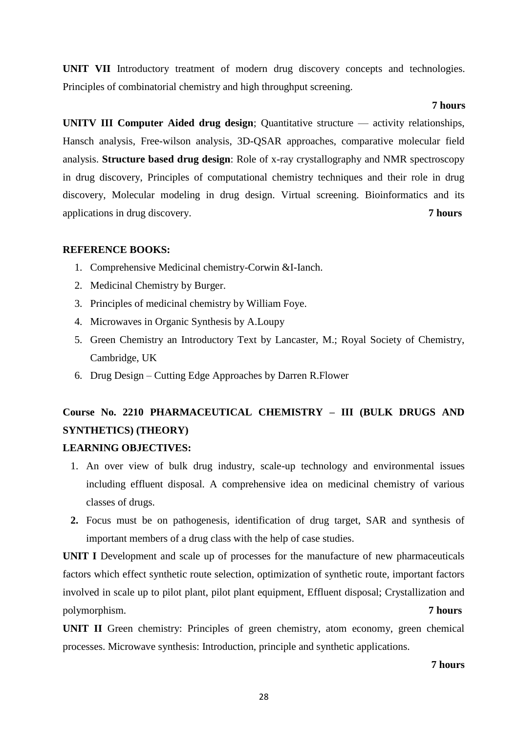**UNIT VII** Introductory treatment of modern drug discovery concepts and technologies. Principles of combinatorial chemistry and high throughput screening.

**7 hours**

**UNITV III Computer Aided drug design**; Quantitative structure — activity relationships, Hansch analysis, Free-wilson analysis, 3D-QSAR approaches, comparative molecular field analysis. **Structure based drug design**: Role of x-ray crystallography and NMR spectroscopy in drug discovery, Principles of computational chemistry techniques and their role in drug discovery, Molecular modeling in drug design. Virtual screening. Bioinformatics and its applications in drug discovery. **7 hours**

**REFERENCE BOOKS:**

1. Comprehensive Medicinal chemistry-Corwin &I-Ianch.
2. Medicinal Chemistry by Burger.
3. Principles of medicinal chemistry by William Foye.
4. Microwaves in Organic Synthesis by A.Loupy
5. Green Chemistry an Introductory Text by Lancaster, M.; Royal Society of Chemistry, Cambridge, UK
6. Drug Design – Cutting Edge Approaches by Darren R.Flower

## Course No. 2210 PHARMACEUTICAL CHEMISTRY – III (BULK DRUGS AND SYNTHETICS) (THEORY)

**LEARNING OBJECTIVES:**

1. An over view of bulk drug industry, scale-up technology and environmental issues including effluent disposal. A comprehensive idea on medicinal chemistry of various classes of drugs.
2. Focus must be on pathogenesis, identification of drug target, SAR and synthesis of important members of a drug class with the help of case studies.

**UNIT I** Development and scale up of processes for the manufacture of new pharmaceuticals factors which effect synthetic route selection, optimization of synthetic route, important factors involved in scale up to pilot plant, pilot plant equipment, Effluent disposal; Crystallization and polymorphism. **7 hours**

**UNIT II** Green chemistry: Principles of green chemistry, atom economy, green chemical processes. Microwave synthesis: Introduction, principle and synthetic applications.

**7 hours**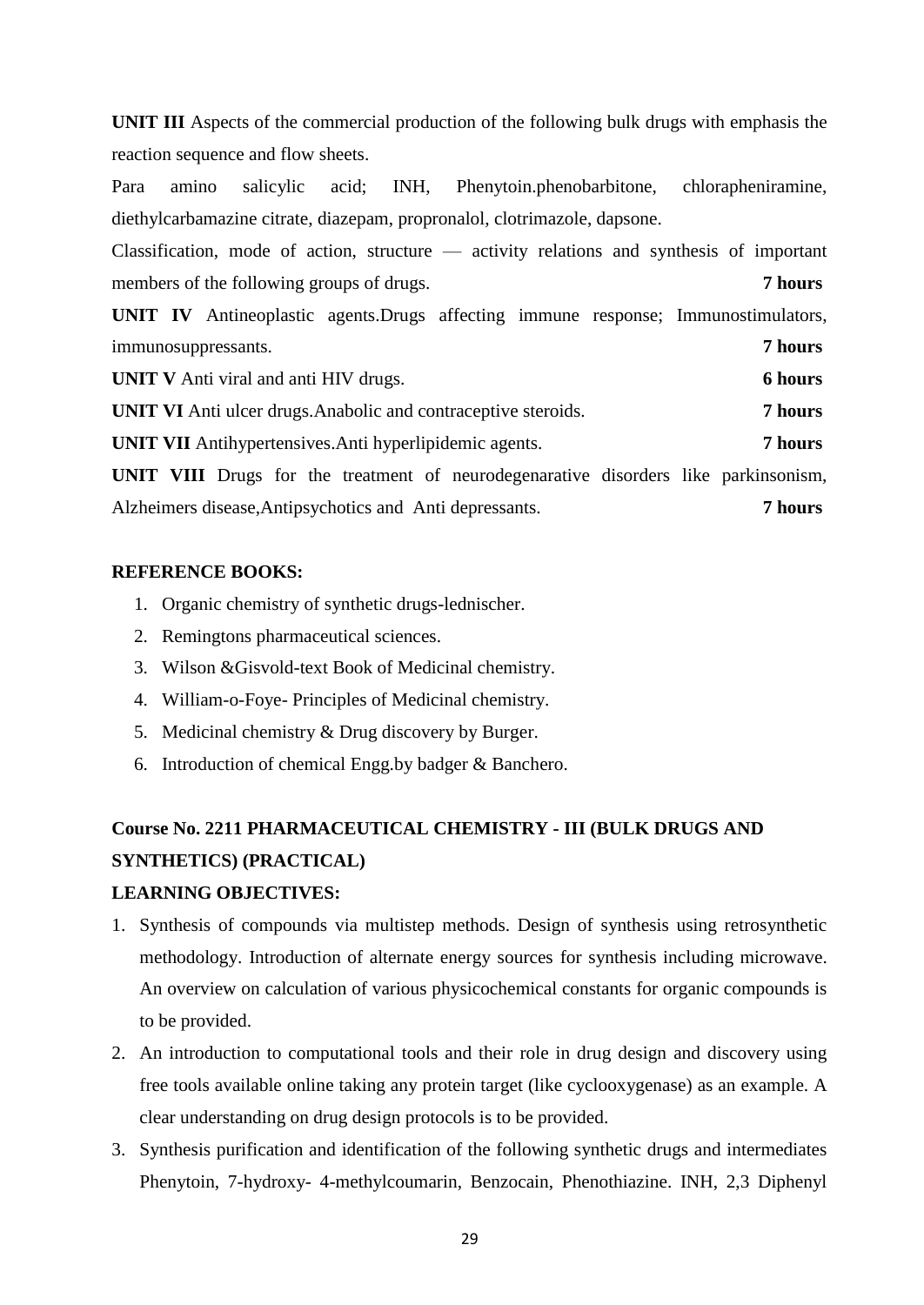**UNIT III** Aspects of the commercial production of the following bulk drugs with emphasis the reaction sequence and flow sheets.

Para amino salicylic acid; INH, Phenytoin.phenobarbitone, chlorapheniramine, diethylcarbamazine citrate, diazepam, propronalol, clotrimazole, dapsone.

Classification, mode of action, structure — activity relations and synthesis of important members of the following groups of drugs. **7 hours**

**UNIT IV** Antineoplastic agents.Drugs affecting immune response; Immunostimulators, immunosuppressants. **7 hours**

**UNIT V** Anti viral and anti HIV drugs. **6 hours**

**UNIT VI** Anti ulcer drugs.Anabolic and contraceptive steroids. **7 hours**

**UNIT VII** Antihypertensives.Anti hyperlipidemic agents. **7 hours**

**UNIT VIII** Drugs for the treatment of neurodegenarative disorders like parkinsonism, Alzheimers disease,Antipsychotics and Anti depressants. **7 hours**

**REFERENCE BOOKS:**

1. Organic chemistry of synthetic drugs-lednischer.
2. Remingtons pharmaceutical sciences.
3. Wilson &Gisvold-text Book of Medicinal chemistry.
4. William-o-Foye- Principles of Medicinal chemistry.
5. Medicinal chemistry & Drug discovery by Burger.
6. Introduction of chemical Engg.by badger & Banchero.

## Course No. 2211 PHARMACEUTICAL CHEMISTRY - III (BULK DRUGS AND SYNTHETICS) (PRACTICAL)

**LEARNING OBJECTIVES:**

1. Synthesis of compounds via multistep methods. Design of synthesis using retrosynthetic methodology. Introduction of alternate energy sources for synthesis including microwave. An overview on calculation of various physicochemical constants for organic compounds is to be provided.
2. An introduction to computational tools and their role in drug design and discovery using free tools available online taking any protein target (like cyclooxygenase) as an example. A clear understanding on drug design protocols is to be provided.
3. Synthesis purification and identification of the following synthetic drugs and intermediates Phenytoin, 7-hydroxy- 4-methylcoumarin, Benzocain, Phenothiazine. INH, 2,3 Diphenyl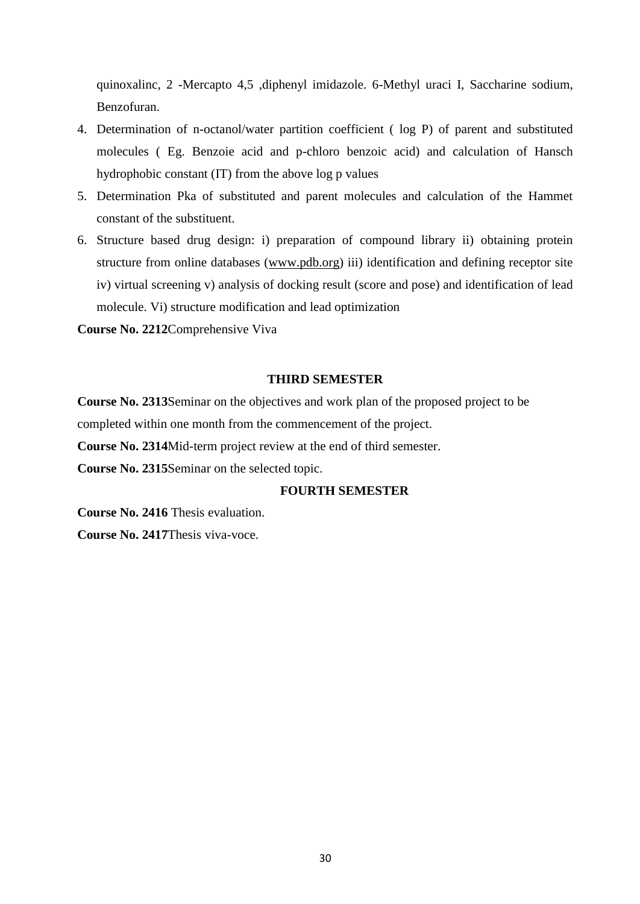quinoxalinc, 2 -Mercapto 4,5 ,diphenyl imidazole. 6-Methyl uraci I, Saccharine sodium, Benzofuran.

4. Determination of n-octanol/water partition coefficient ( log P) of parent and substituted molecules ( Eg. Benzoie acid and p-chloro benzoic acid) and calculation of Hansch hydrophobic constant (IT) from the above log p values
5. Determination Pka of substituted and parent molecules and calculation of the Hammet constant of the substituent.
6. Structure based drug design: i) preparation of compound library ii) obtaining protein structure from online databases (www.pdb.org) iii) identification and defining receptor site iv) virtual screening v) analysis of docking result (score and pose) and identification of lead molecule. Vi) structure modification and lead optimization

**Course No. 2212**Comprehensive Viva

## THIRD SEMESTER

**Course No. 2313**Seminar on the objectives and work plan of the proposed project to be completed within one month from the commencement of the project.

**Course No. 2314**Mid-term project review at the end of third semester.

**Course No. 2315**Seminar on the selected topic.

## FOURTH SEMESTER

**Course No. 2416** Thesis evaluation.

**Course No. 2417**Thesis viva-voce.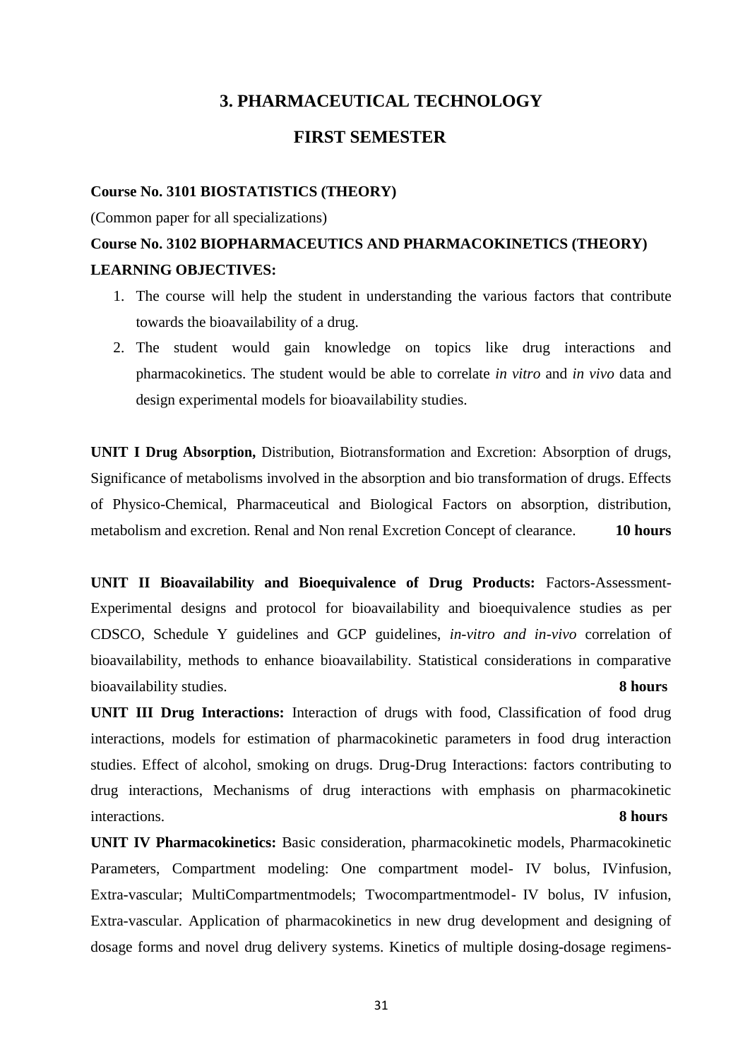# 3. PHARMACEUTICAL TECHNOLOGY

## FIRST SEMESTER

**Course No. 3101 BIOSTATISTICS (THEORY)**

(Common paper for all specializations)

**Course No. 3102 BIOPHARMACEUTICS AND PHARMACOKINETICS (THEORY)**

**LEARNING OBJECTIVES:**

1. The course will help the student in understanding the various factors that contribute towards the bioavailability of a drug.
2. The student would gain knowledge on topics like drug interactions and pharmacokinetics. The student would be able to correlate *in vitro* and *in vivo* data and design experimental models for bioavailability studies.

**UNIT I Drug Absorption,** Distribution, Biotransformation and Excretion: Absorption of drugs, Significance of metabolisms involved in the absorption and bio transformation of drugs. Effects of Physico-Chemical, Pharmaceutical and Biological Factors on absorption, distribution, metabolism and excretion. Renal and Non renal Excretion Concept of clearance. **10 hours**

**UNIT II Bioavailability and Bioequivalence of Drug Products:** Factors-Assessment-Experimental designs and protocol for bioavailability and bioequivalence studies as per CDSCO, Schedule Y guidelines and GCP guidelines, *in-vitro and in-vivo* correlation of bioavailability, methods to enhance bioavailability. Statistical considerations in comparative bioavailability studies. **8 hours**

**UNIT III Drug Interactions:** Interaction of drugs with food, Classification of food drug interactions, models for estimation of pharmacokinetic parameters in food drug interaction studies. Effect of alcohol, smoking on drugs. Drug-Drug Interactions: factors contributing to drug interactions, Mechanisms of drug interactions with emphasis on pharmacokinetic interactions. **8 hours**

**UNIT IV Pharmacokinetics:** Basic consideration, pharmacokinetic models, Pharmacokinetic Parameters, Compartment modeling: One compartment model- IV bolus, IVinfusion, Extra-vascular; MultiCompartmentmodels; Twocompartmentmodel- IV bolus, IV infusion, Extra-vascular. Application of pharmacokinetics in new drug development and designing of dosage forms and novel drug delivery systems. Kinetics of multiple dosing-dosage regimens-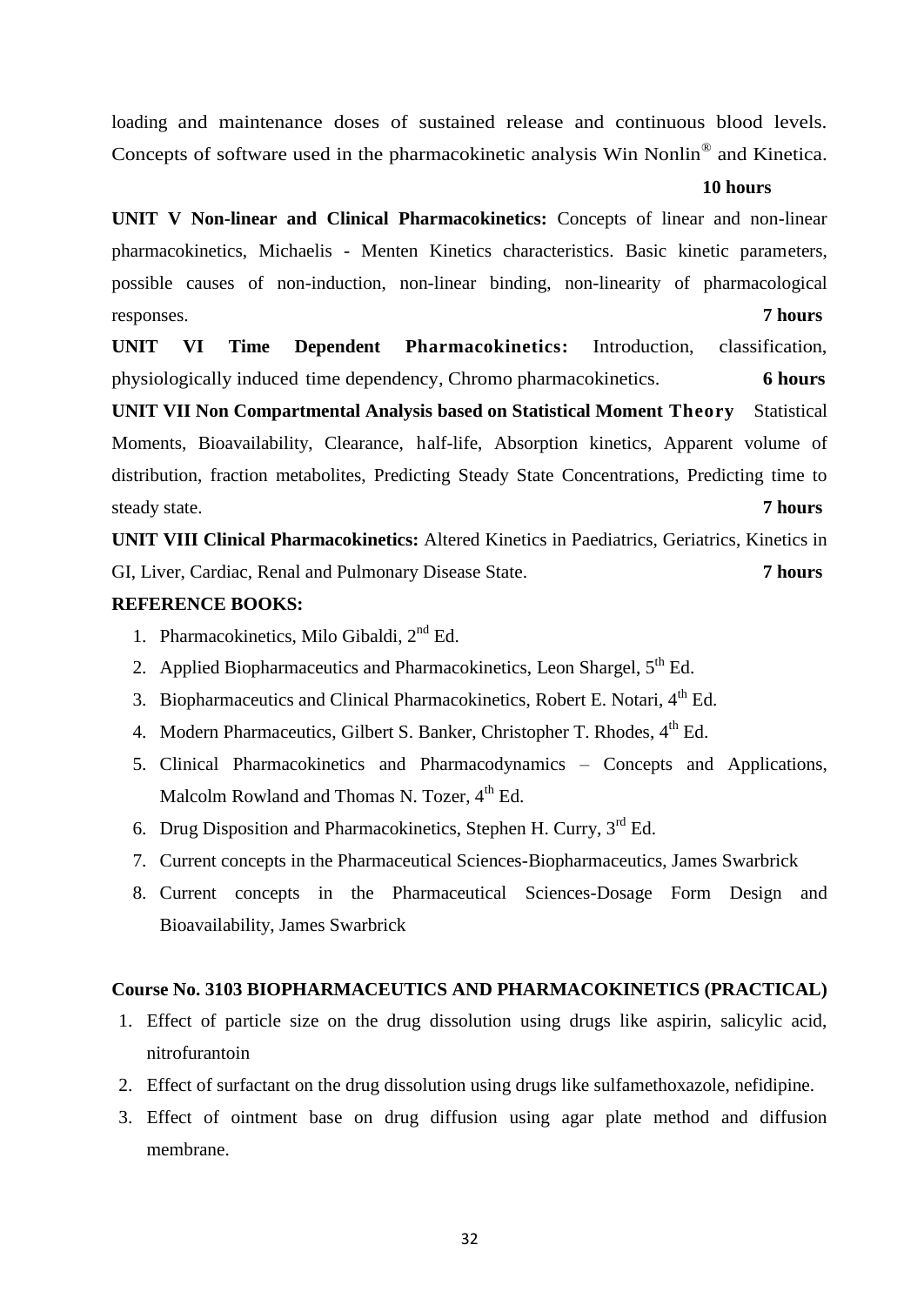loading and maintenance doses of sustained release and continuous blood levels. Concepts of software used in the pharmacokinetic analysis Win Nonlin® and Kinetica. **10 hours**

**UNIT V Non-linear and Clinical Pharmacokinetics:** Concepts of linear and non-linear pharmacokinetics, Michaelis - Menten Kinetics characteristics. Basic kinetic parameters, possible causes of non-induction, non-linear binding, non-linearity of pharmacological responses. **7 hours**

**UNIT VI Time Dependent Pharmacokinetics:** Introduction, classification, physiologically induced time dependency, Chromo pharmacokinetics. **6 hours**

**UNIT VII Non Compartmental Analysis based on Statistical Moment Theory** Statistical Moments, Bioavailability, Clearance, half-life, Absorption kinetics, Apparent volume of distribution, fraction metabolites, Predicting Steady State Concentrations, Predicting time to steady state. **7 hours**

**UNIT VIII Clinical Pharmacokinetics:** Altered Kinetics in Paediatrics, Geriatrics, Kinetics in GI, Liver, Cardiac, Renal and Pulmonary Disease State. **7 hours**

**REFERENCE BOOKS:**

1. Pharmacokinetics, Milo Gibaldi, 2nd Ed.
2. Applied Biopharmaceutics and Pharmacokinetics, Leon Shargel, 5th Ed.
3. Biopharmaceutics and Clinical Pharmacokinetics, Robert E. Notari, 4th Ed.
4. Modern Pharmaceutics, Gilbert S. Banker, Christopher T. Rhodes, 4th Ed.
5. Clinical Pharmacokinetics and Pharmacodynamics – Concepts and Applications, Malcolm Rowland and Thomas N. Tozer, 4th Ed.
6. Drug Disposition and Pharmacokinetics, Stephen H. Curry, 3rd Ed.
7. Current concepts in the Pharmaceutical Sciences-Biopharmaceutics, James Swarbrick
8. Current concepts in the Pharmaceutical Sciences-Dosage Form Design and Bioavailability, James Swarbrick

**Course No. 3103 BIOPHARMACEUTICS AND PHARMACOKINETICS (PRACTICAL)**

1. Effect of particle size on the drug dissolution using drugs like aspirin, salicylic acid, nitrofurantoin
2. Effect of surfactant on the drug dissolution using drugs like sulfamethoxazole, nefidipine.
3. Effect of ointment base on drug diffusion using agar plate method and diffusion membrane.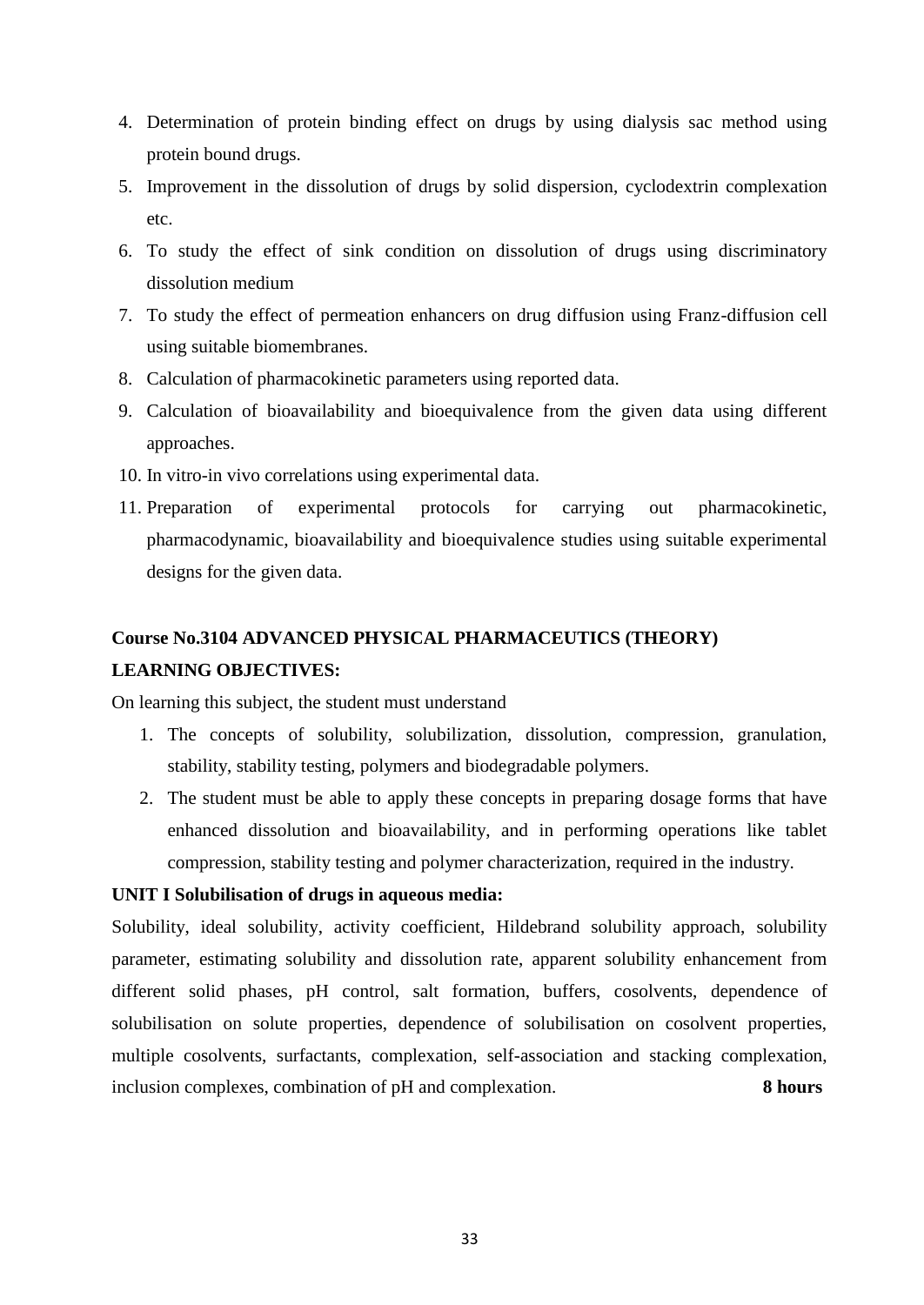4. Determination of protein binding effect on drugs by using dialysis sac method using protein bound drugs.
5. Improvement in the dissolution of drugs by solid dispersion, cyclodextrin complexation etc.
6. To study the effect of sink condition on dissolution of drugs using discriminatory dissolution medium
7. To study the effect of permeation enhancers on drug diffusion using Franz-diffusion cell using suitable biomembranes.
8. Calculation of pharmacokinetic parameters using reported data.
9. Calculation of bioavailability and bioequivalence from the given data using different approaches.
10. In vitro-in vivo correlations using experimental data.
11. Preparation of experimental protocols for carrying out pharmacokinetic, pharmacodynamic, bioavailability and bioequivalence studies using suitable experimental designs for the given data.

**Course No.3104 ADVANCED PHYSICAL PHARMACEUTICS (THEORY)**

**LEARNING OBJECTIVES:**

On learning this subject, the student must understand

1. The concepts of solubility, solubilization, dissolution, compression, granulation, stability, stability testing, polymers and biodegradable polymers.
2. The student must be able to apply these concepts in preparing dosage forms that have enhanced dissolution and bioavailability, and in performing operations like tablet compression, stability testing and polymer characterization, required in the industry.

**UNIT I Solubilisation of drugs in aqueous media:**

Solubility, ideal solubility, activity coefficient, Hildebrand solubility approach, solubility parameter, estimating solubility and dissolution rate, apparent solubility enhancement from different solid phases, pH control, salt formation, buffers, cosolvents, dependence of solubilisation on solute properties, dependence of solubilisation on cosolvent properties, multiple cosolvents, surfactants, complexation, self-association and stacking complexation, inclusion complexes, combination of pH and complexation. **8 hours**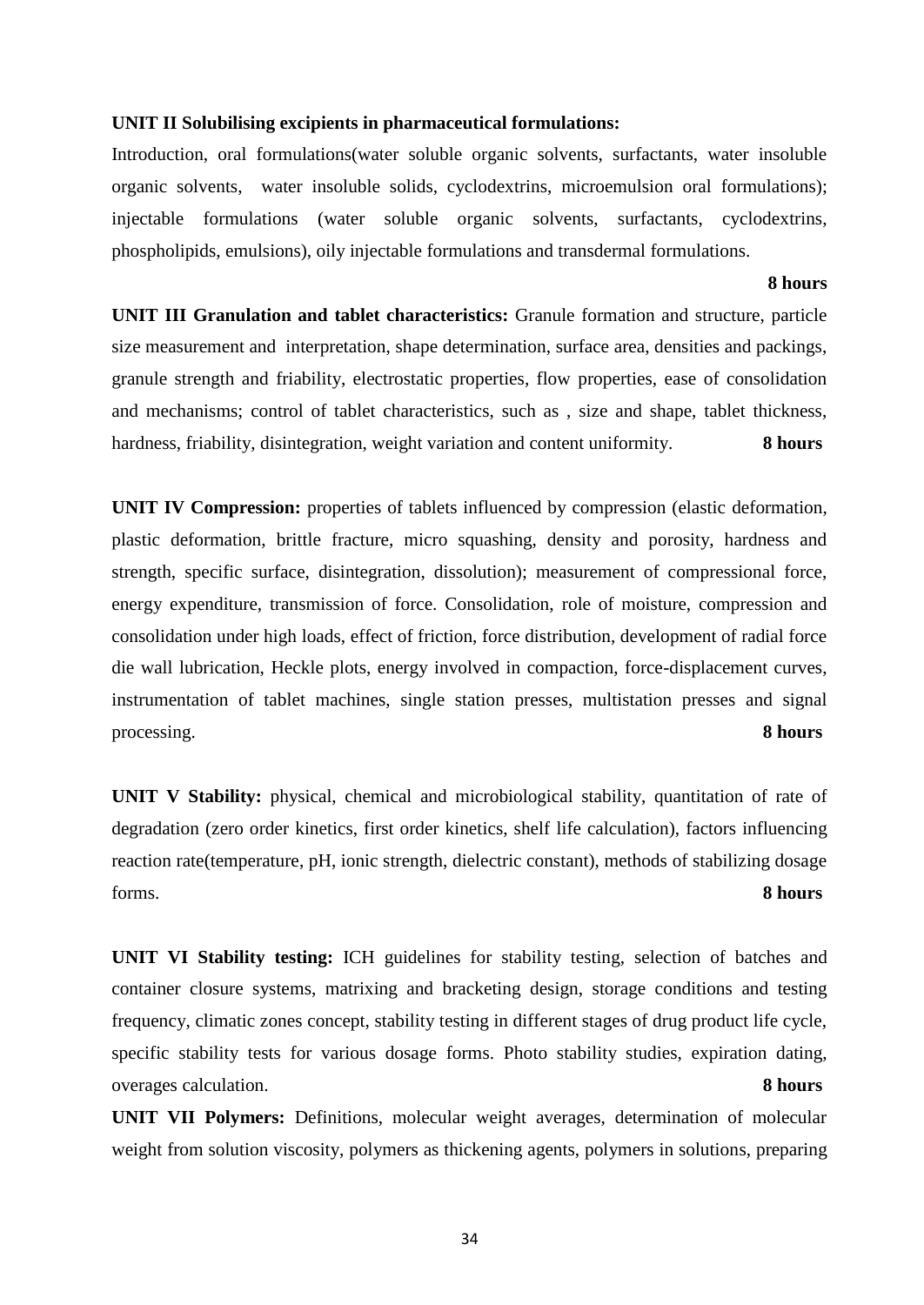**UNIT II Solubilising excipients in pharmaceutical formulations:**

Introduction, oral formulations(water soluble organic solvents, surfactants, water insoluble organic solvents, water insoluble solids, cyclodextrins, microemulsion oral formulations); injectable formulations (water soluble organic solvents, surfactants, cyclodextrins, phospholipids, emulsions), oily injectable formulations and transdermal formulations.

**8 hours**

**UNIT III Granulation and tablet characteristics:** Granule formation and structure, particle size measurement and interpretation, shape determination, surface area, densities and packings, granule strength and friability, electrostatic properties, flow properties, ease of consolidation and mechanisms; control of tablet characteristics, such as , size and shape, tablet thickness, hardness, friability, disintegration, weight variation and content uniformity. **8 hours**

**UNIT IV Compression:** properties of tablets influenced by compression (elastic deformation, plastic deformation, brittle fracture, micro squashing, density and porosity, hardness and strength, specific surface, disintegration, dissolution); measurement of compressional force, energy expenditure, transmission of force. Consolidation, role of moisture, compression and consolidation under high loads, effect of friction, force distribution, development of radial force die wall lubrication, Heckle plots, energy involved in compaction, force-displacement curves, instrumentation of tablet machines, single station presses, multistation presses and signal processing. **8 hours**

**UNIT V Stability:** physical, chemical and microbiological stability, quantitation of rate of degradation (zero order kinetics, first order kinetics, shelf life calculation), factors influencing reaction rate(temperature, pH, ionic strength, dielectric constant), methods of stabilizing dosage forms. **8 hours**

**UNIT VI Stability testing:** ICH guidelines for stability testing, selection of batches and container closure systems, matrixing and bracketing design, storage conditions and testing frequency, climatic zones concept, stability testing in different stages of drug product life cycle, specific stability tests for various dosage forms. Photo stability studies, expiration dating, overages calculation. **8 hours**

**UNIT VII Polymers:** Definitions, molecular weight averages, determination of molecular weight from solution viscosity, polymers as thickening agents, polymers in solutions, preparing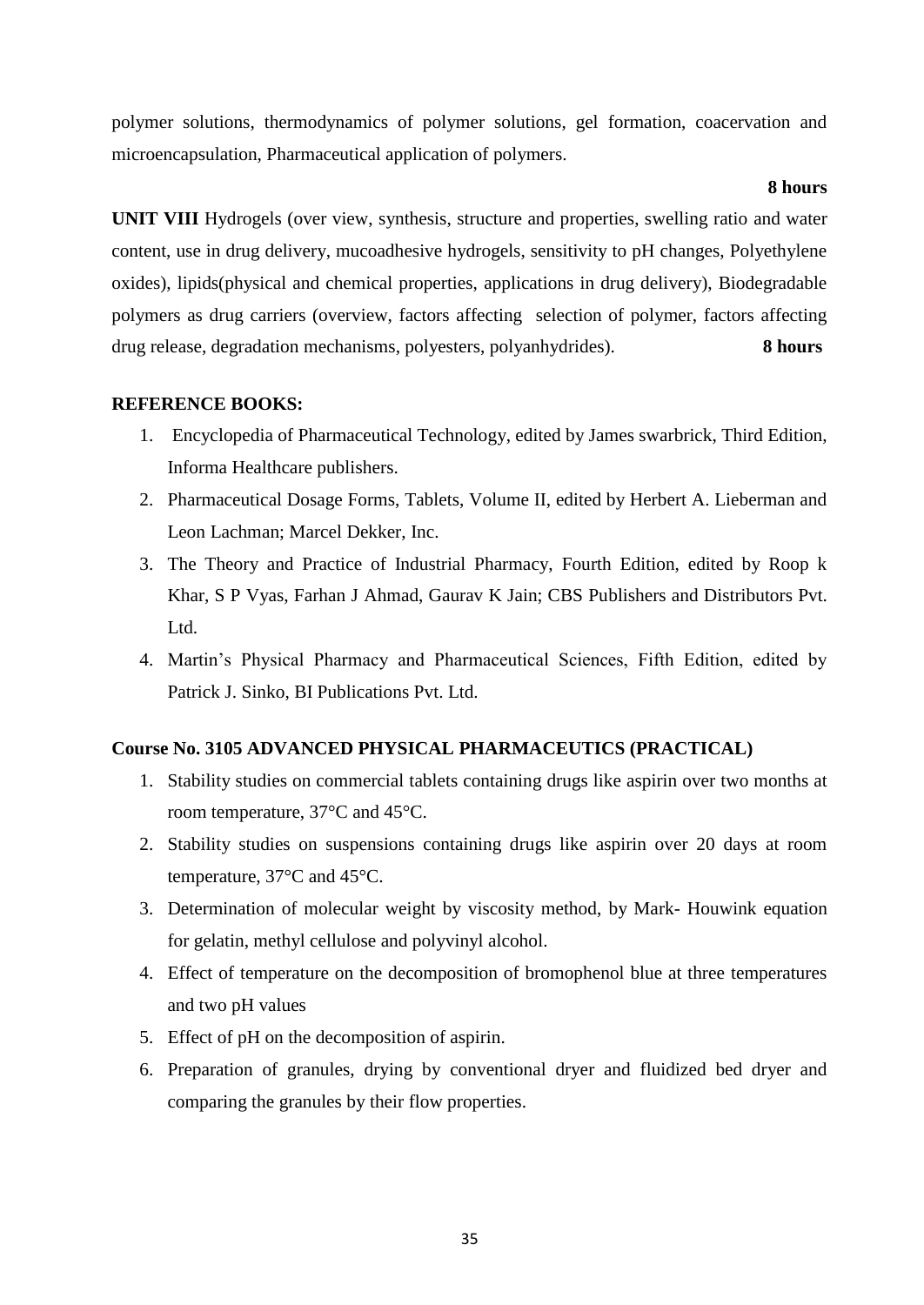polymer solutions, thermodynamics of polymer solutions, gel formation, coacervation and microencapsulation, Pharmaceutical application of polymers.

**8 hours**

**UNIT VIII** Hydrogels (over view, synthesis, structure and properties, swelling ratio and water content, use in drug delivery, mucoadhesive hydrogels, sensitivity to pH changes, Polyethylene oxides), lipids(physical and chemical properties, applications in drug delivery), Biodegradable polymers as drug carriers (overview, factors affecting selection of polymer, factors affecting drug release, degradation mechanisms, polyesters, polyanhydrides). **8 hours**

**REFERENCE BOOKS:**

1. Encyclopedia of Pharmaceutical Technology, edited by James swarbrick, Third Edition, Informa Healthcare publishers.
2. Pharmaceutical Dosage Forms, Tablets, Volume II, edited by Herbert A. Lieberman and Leon Lachman; Marcel Dekker, Inc.
3. The Theory and Practice of Industrial Pharmacy, Fourth Edition, edited by Roop k Khar, S P Vyas, Farhan J Ahmad, Gaurav K Jain; CBS Publishers and Distributors Pvt. Ltd.
4. Martin's Physical Pharmacy and Pharmaceutical Sciences, Fifth Edition, edited by Patrick J. Sinko, BI Publications Pvt. Ltd.

**Course No. 3105 ADVANCED PHYSICAL PHARMACEUTICS (PRACTICAL)**

1. Stability studies on commercial tablets containing drugs like aspirin over two months at room temperature, 37°C and 45°C.
2. Stability studies on suspensions containing drugs like aspirin over 20 days at room temperature, 37°C and 45°C.
3. Determination of molecular weight by viscosity method, by Mark- Houwink equation for gelatin, methyl cellulose and polyvinyl alcohol.
4. Effect of temperature on the decomposition of bromophenol blue at three temperatures and two pH values
5. Effect of pH on the decomposition of aspirin.
6. Preparation of granules, drying by conventional dryer and fluidized bed dryer and comparing the granules by their flow properties.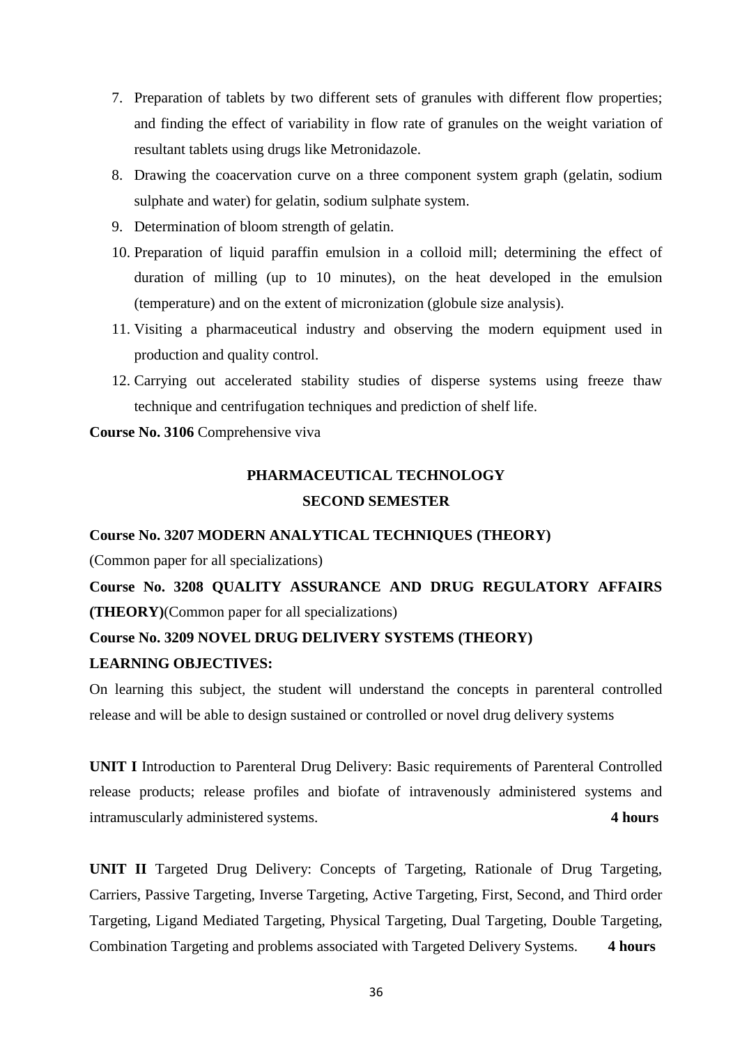7. Preparation of tablets by two different sets of granules with different flow properties; and finding the effect of variability in flow rate of granules on the weight variation of resultant tablets using drugs like Metronidazole.
8. Drawing the coacervation curve on a three component system graph (gelatin, sodium sulphate and water) for gelatin, sodium sulphate system.
9. Determination of bloom strength of gelatin.
10. Preparation of liquid paraffin emulsion in a colloid mill; determining the effect of duration of milling (up to 10 minutes), on the heat developed in the emulsion (temperature) and on the extent of micronization (globule size analysis).
11. Visiting a pharmaceutical industry and observing the modern equipment used in production and quality control.
12. Carrying out accelerated stability studies of disperse systems using freeze thaw technique and centrifugation techniques and prediction of shelf life.

**Course No. 3106** Comprehensive viva

## PHARMACEUTICAL TECHNOLOGY

### SECOND SEMESTER

**Course No. 3207 MODERN ANALYTICAL TECHNIQUES (THEORY)**

(Common paper for all specializations)

**Course No. 3208 QUALITY ASSURANCE AND DRUG REGULATORY AFFAIRS (THEORY)**(Common paper for all specializations)

**Course No. 3209 NOVEL DRUG DELIVERY SYSTEMS (THEORY)**

**LEARNING OBJECTIVES:**

On learning this subject, the student will understand the concepts in parenteral controlled release and will be able to design sustained or controlled or novel drug delivery systems

**UNIT I** Introduction to Parenteral Drug Delivery: Basic requirements of Parenteral Controlled release products; release profiles and biofate of intravenously administered systems and intramuscularly administered systems. **4 hours**

**UNIT II** Targeted Drug Delivery: Concepts of Targeting, Rationale of Drug Targeting, Carriers, Passive Targeting, Inverse Targeting, Active Targeting, First, Second, and Third order Targeting, Ligand Mediated Targeting, Physical Targeting, Dual Targeting, Double Targeting, Combination Targeting and problems associated with Targeted Delivery Systems. **4 hours**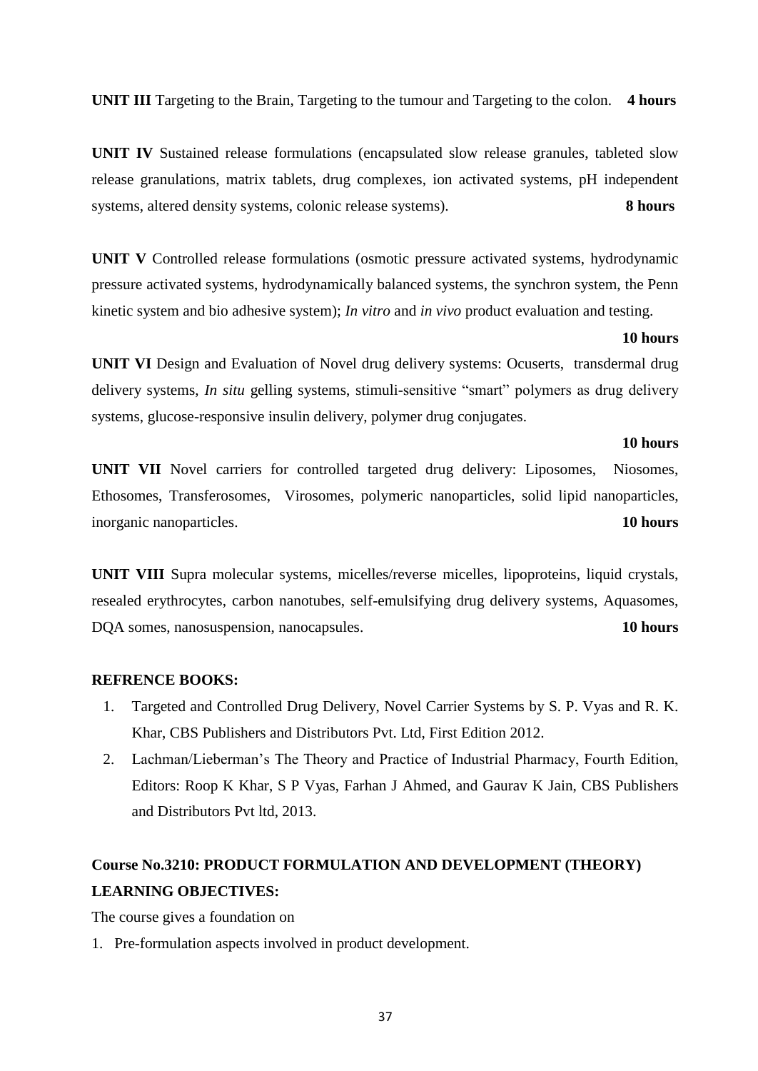**UNIT III** Targeting to the Brain, Targeting to the tumour and Targeting to the colon. **4 hours**

**UNIT IV** Sustained release formulations (encapsulated slow release granules, tableted slow release granulations, matrix tablets, drug complexes, ion activated systems, pH independent systems, altered density systems, colonic release systems). **8 hours**

**UNIT V** Controlled release formulations (osmotic pressure activated systems, hydrodynamic pressure activated systems, hydrodynamically balanced systems, the synchron system, the Penn kinetic system and bio adhesive system); *In vitro* and *in vivo* product evaluation and testing. **10 hours**

**UNIT VI** Design and Evaluation of Novel drug delivery systems: Ocuserts, transdermal drug delivery systems, *In situ* gelling systems, stimuli-sensitive "smart" polymers as drug delivery systems, glucose-responsive insulin delivery, polymer drug conjugates. **10 hours**

**UNIT VII** Novel carriers for controlled targeted drug delivery: Liposomes, Niosomes, Ethosomes, Transferosomes, Virosomes, polymeric nanoparticles, solid lipid nanoparticles, inorganic nanoparticles. **10 hours**

**UNIT VIII** Supra molecular systems, micelles/reverse micelles, lipoproteins, liquid crystals, resealed erythrocytes, carbon nanotubes, self-emulsifying drug delivery systems, Aquasomes, DQA somes, nanosuspension, nanocapsules. **10 hours**

**REFRENCE BOOKS:**

1. Targeted and Controlled Drug Delivery, Novel Carrier Systems by S. P. Vyas and R. K. Khar, CBS Publishers and Distributors Pvt. Ltd, First Edition 2012.
2. Lachman/Lieberman's The Theory and Practice of Industrial Pharmacy, Fourth Edition, Editors: Roop K Khar, S P Vyas, Farhan J Ahmed, and Gaurav K Jain, CBS Publishers and Distributors Pvt ltd, 2013.

## Course No.3210: PRODUCT FORMULATION AND DEVELOPMENT (THEORY)

**LEARNING OBJECTIVES:**

The course gives a foundation on

1. Pre-formulation aspects involved in product development.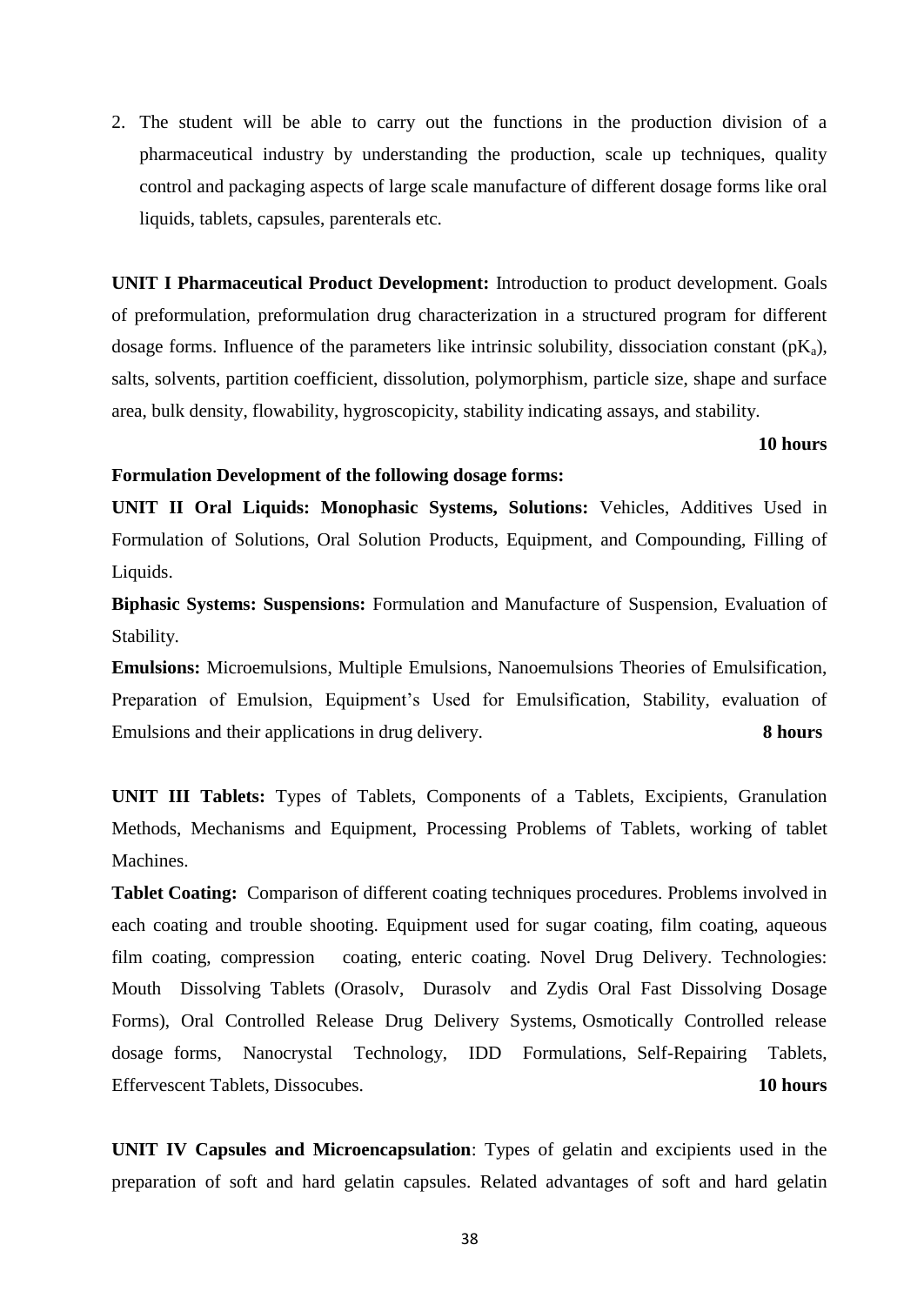2. The student will be able to carry out the functions in the production division of a pharmaceutical industry by understanding the production, scale up techniques, quality control and packaging aspects of large scale manufacture of different dosage forms like oral liquids, tablets, capsules, parenterals etc.

**UNIT I Pharmaceutical Product Development:** Introduction to product development. Goals of preformulation, preformulation drug characterization in a structured program for different dosage forms. Influence of the parameters like intrinsic solubility, dissociation constant ($pK_a$), salts, solvents, partition coefficient, dissolution, polymorphism, particle size, shape and surface area, bulk density, flowability, hygroscopicity, stability indicating assays, and stability.

**10 hours**

**Formulation Development of the following dosage forms:**

**UNIT II Oral Liquids: Monophasic Systems, Solutions:** Vehicles, Additives Used in Formulation of Solutions, Oral Solution Products, Equipment, and Compounding, Filling of Liquids.

**Biphasic Systems: Suspensions:** Formulation and Manufacture of Suspension, Evaluation of Stability.

**Emulsions:** Microemulsions, Multiple Emulsions, Nanoemulsions Theories of Emulsification, Preparation of Emulsion, Equipment's Used for Emulsification, Stability, evaluation of Emulsions and their applications in drug delivery. **8 hours**

**UNIT III Tablets:** Types of Tablets, Components of a Tablets, Excipients, Granulation Methods, Mechanisms and Equipment, Processing Problems of Tablets, working of tablet Machines.

**Tablet Coating:** Comparison of different coating techniques procedures. Problems involved in each coating and trouble shooting. Equipment used for sugar coating, film coating, aqueous film coating, compression coating, enteric coating. Novel Drug Delivery. Technologies: Mouth Dissolving Tablets (Orasolv, Durasolv and Zydis Oral Fast Dissolving Dosage Forms), Oral Controlled Release Drug Delivery Systems, Osmotically Controlled release dosage forms, Nanocrystal Technology, IDD Formulations, Self-Repairing Tablets, Effervescent Tablets, Dissocubes. **10 hours**

**UNIT IV Capsules and Microencapsulation**: Types of gelatin and excipients used in the preparation of soft and hard gelatin capsules. Related advantages of soft and hard gelatin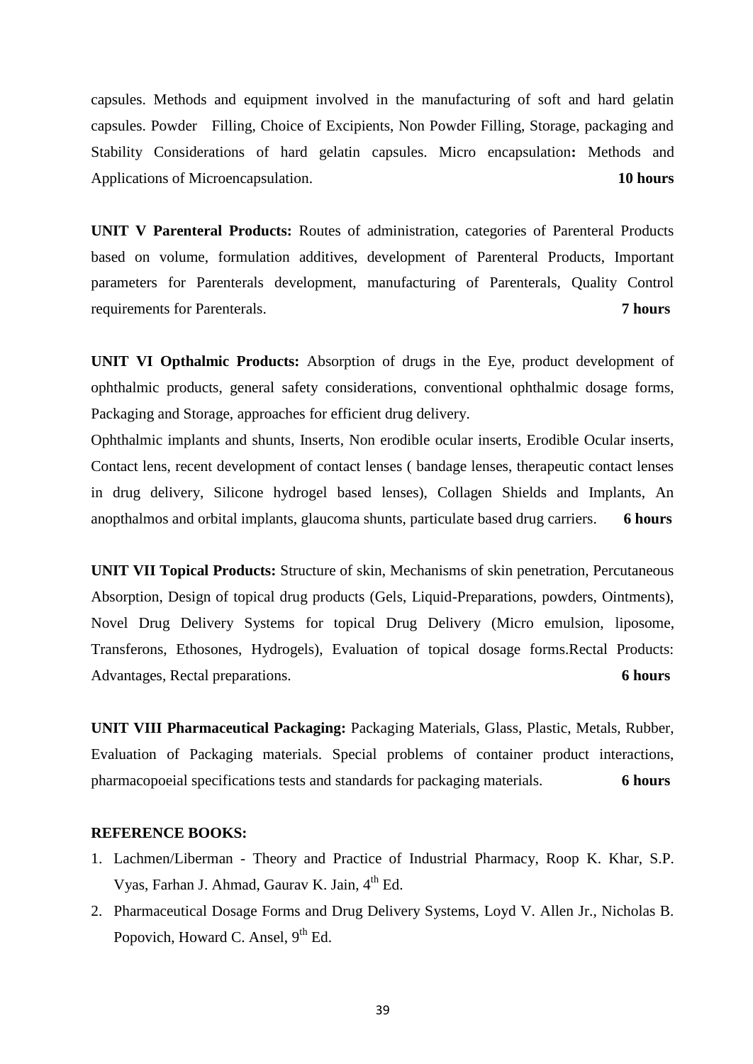capsules. Methods and equipment involved in the manufacturing of soft and hard gelatin capsules. Powder Filling, Choice of Excipients, Non Powder Filling, Storage, packaging and Stability Considerations of hard gelatin capsules. Micro encapsulation**:** Methods and Applications of Microencapsulation. **10 hours**

**UNIT V Parenteral Products:** Routes of administration, categories of Parenteral Products based on volume, formulation additives, development of Parenteral Products, Important parameters for Parenterals development, manufacturing of Parenterals, Quality Control requirements for Parenterals. **7 hours**

**UNIT VI Opthalmic Products:** Absorption of drugs in the Eye, product development of ophthalmic products, general safety considerations, conventional ophthalmic dosage forms, Packaging and Storage, approaches for efficient drug delivery.

Ophthalmic implants and shunts, Inserts, Non erodible ocular inserts, Erodible Ocular inserts, Contact lens, recent development of contact lenses ( bandage lenses, therapeutic contact lenses in drug delivery, Silicone hydrogel based lenses), Collagen Shields and Implants, An anopthalmos and orbital implants, glaucoma shunts, particulate based drug carriers. **6 hours**

**UNIT VII Topical Products:** Structure of skin, Mechanisms of skin penetration, Percutaneous Absorption, Design of topical drug products (Gels, Liquid-Preparations, powders, Ointments), Novel Drug Delivery Systems for topical Drug Delivery (Micro emulsion, liposome, Transferons, Ethosones, Hydrogels), Evaluation of topical dosage forms.Rectal Products: Advantages, Rectal preparations. **6 hours**

**UNIT VIII Pharmaceutical Packaging:** Packaging Materials, Glass, Plastic, Metals, Rubber, Evaluation of Packaging materials. Special problems of container product interactions, pharmacopoeial specifications tests and standards for packaging materials. **6 hours**

**REFERENCE BOOKS:**

1. Lachmen/Liberman - Theory and Practice of Industrial Pharmacy, Roop K. Khar, S.P. Vyas, Farhan J. Ahmad, Gaurav K. Jain, 4th Ed.
2. Pharmaceutical Dosage Forms and Drug Delivery Systems, Loyd V. Allen Jr., Nicholas B. Popovich, Howard C. Ansel, 9th Ed.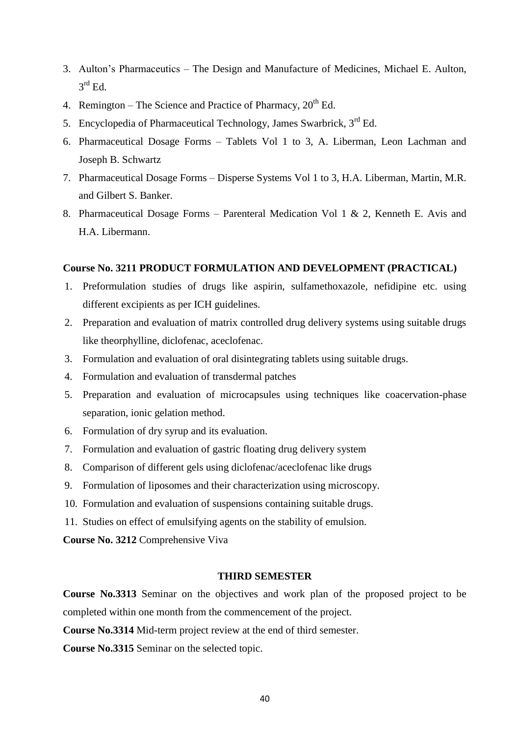3. Aulton's Pharmaceutics – The Design and Manufacture of Medicines, Michael E. Aulton, 3rd Ed.
4. Remington – The Science and Practice of Pharmacy, 20th Ed.
5. Encyclopedia of Pharmaceutical Technology, James Swarbrick, 3rd Ed.
6. Pharmaceutical Dosage Forms – Tablets Vol 1 to 3, A. Liberman, Leon Lachman and Joseph B. Schwartz
7. Pharmaceutical Dosage Forms – Disperse Systems Vol 1 to 3, H.A. Liberman, Martin, M.R. and Gilbert S. Banker.
8. Pharmaceutical Dosage Forms – Parenteral Medication Vol 1 & 2, Kenneth E. Avis and H.A. Libermann.

**Course No. 3211 PRODUCT FORMULATION AND DEVELOPMENT (PRACTICAL)**

1. Preformulation studies of drugs like aspirin, sulfamethoxazole, nefidipine etc. using different excipients as per ICH guidelines.
2. Preparation and evaluation of matrix controlled drug delivery systems using suitable drugs like theorphylline, diclofenac, aceclofenac.
3. Formulation and evaluation of oral disintegrating tablets using suitable drugs.
4. Formulation and evaluation of transdermal patches
5. Preparation and evaluation of microcapsules using techniques like coacervation-phase separation, ionic gelation method.
6. Formulation of dry syrup and its evaluation.
7. Formulation and evaluation of gastric floating drug delivery system
8. Comparison of different gels using diclofenac/aceclofenac like drugs
9. Formulation of liposomes and their characterization using microscopy.
10. Formulation and evaluation of suspensions containing suitable drugs.
11. Studies on effect of emulsifying agents on the stability of emulsion.

**Course No. 3212** Comprehensive Viva

## THIRD SEMESTER

**Course No.3313** Seminar on the objectives and work plan of the proposed project to be completed within one month from the commencement of the project.

**Course No.3314** Mid-term project review at the end of third semester.

**Course No.3315** Seminar on the selected topic.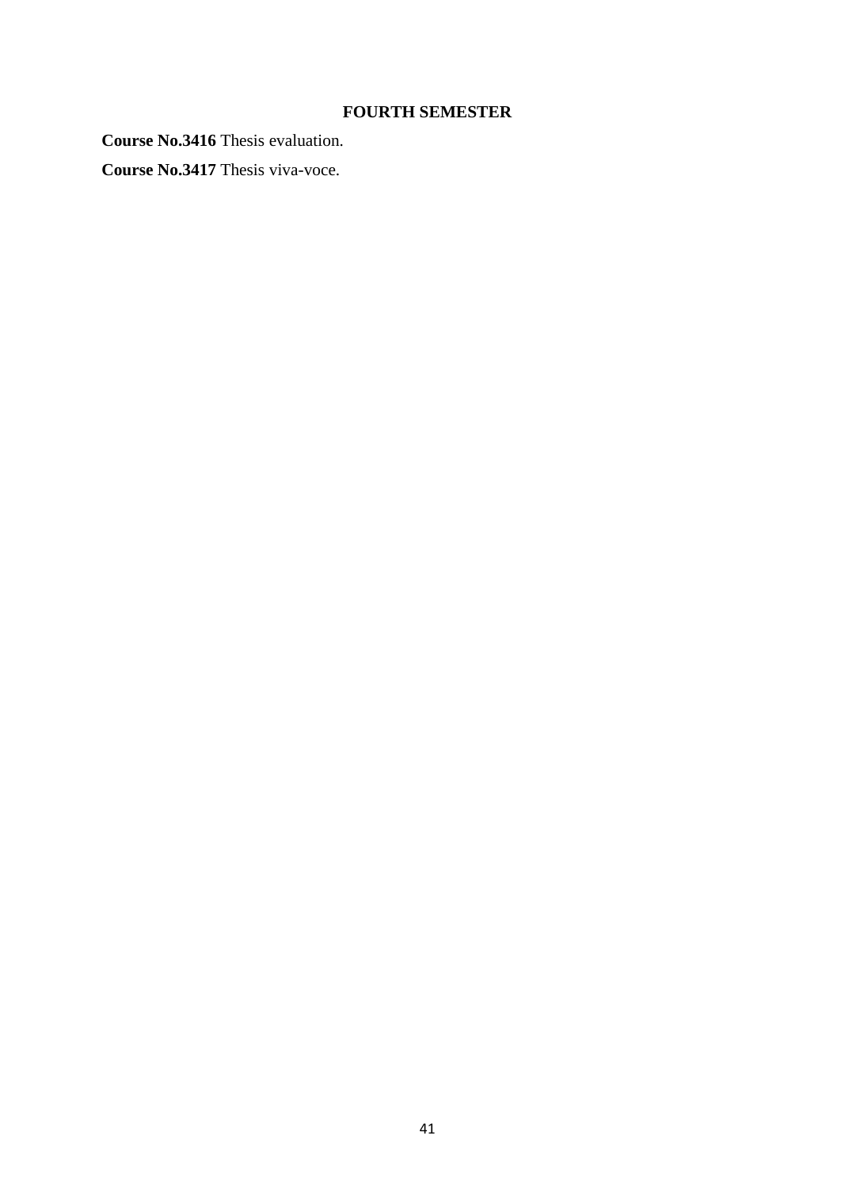## FOURTH SEMESTER

**Course No.3416** Thesis evaluation.

**Course No.3417** Thesis viva-voce.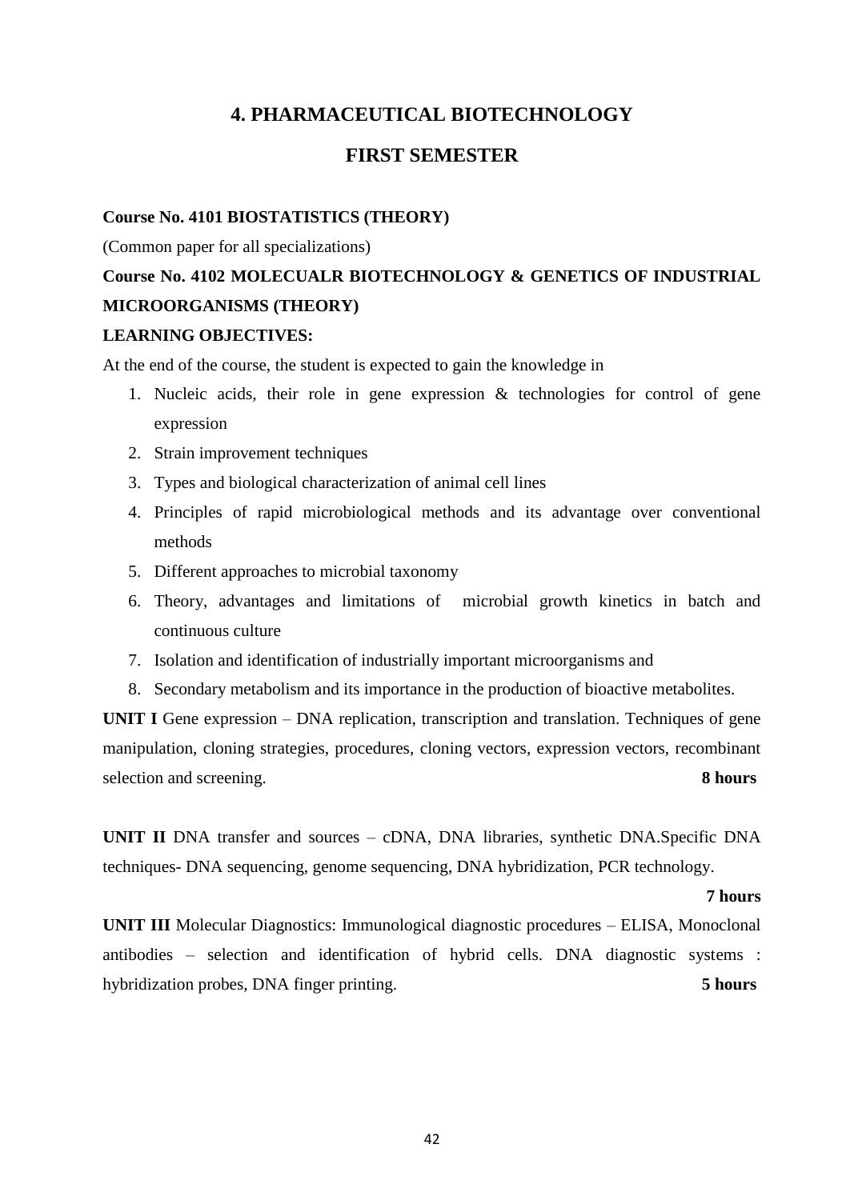# 4. PHARMACEUTICAL BIOTECHNOLOGY

## FIRST SEMESTER

**Course No. 4101 BIOSTATISTICS (THEORY)**

(Common paper for all specializations)

**Course No. 4102 MOLECUALR BIOTECHNOLOGY & GENETICS OF INDUSTRIAL MICROORGANISMS (THEORY)**

**LEARNING OBJECTIVES:**

At the end of the course, the student is expected to gain the knowledge in

1. Nucleic acids, their role in gene expression & technologies for control of gene expression
2. Strain improvement techniques
3. Types and biological characterization of animal cell lines
4. Principles of rapid microbiological methods and its advantage over conventional methods
5. Different approaches to microbial taxonomy
6. Theory, advantages and limitations of microbial growth kinetics in batch and continuous culture
7. Isolation and identification of industrially important microorganisms and
8. Secondary metabolism and its importance in the production of bioactive metabolites.

**UNIT I** Gene expression – DNA replication, transcription and translation. Techniques of gene manipulation, cloning strategies, procedures, cloning vectors, expression vectors, recombinant selection and screening. **8 hours**

**UNIT II** DNA transfer and sources – cDNA, DNA libraries, synthetic DNA.Specific DNA techniques- DNA sequencing, genome sequencing, DNA hybridization, PCR technology. **7 hours**

**UNIT III** Molecular Diagnostics: Immunological diagnostic procedures – ELISA, Monoclonal antibodies – selection and identification of hybrid cells. DNA diagnostic systems : hybridization probes, DNA finger printing. **5 hours**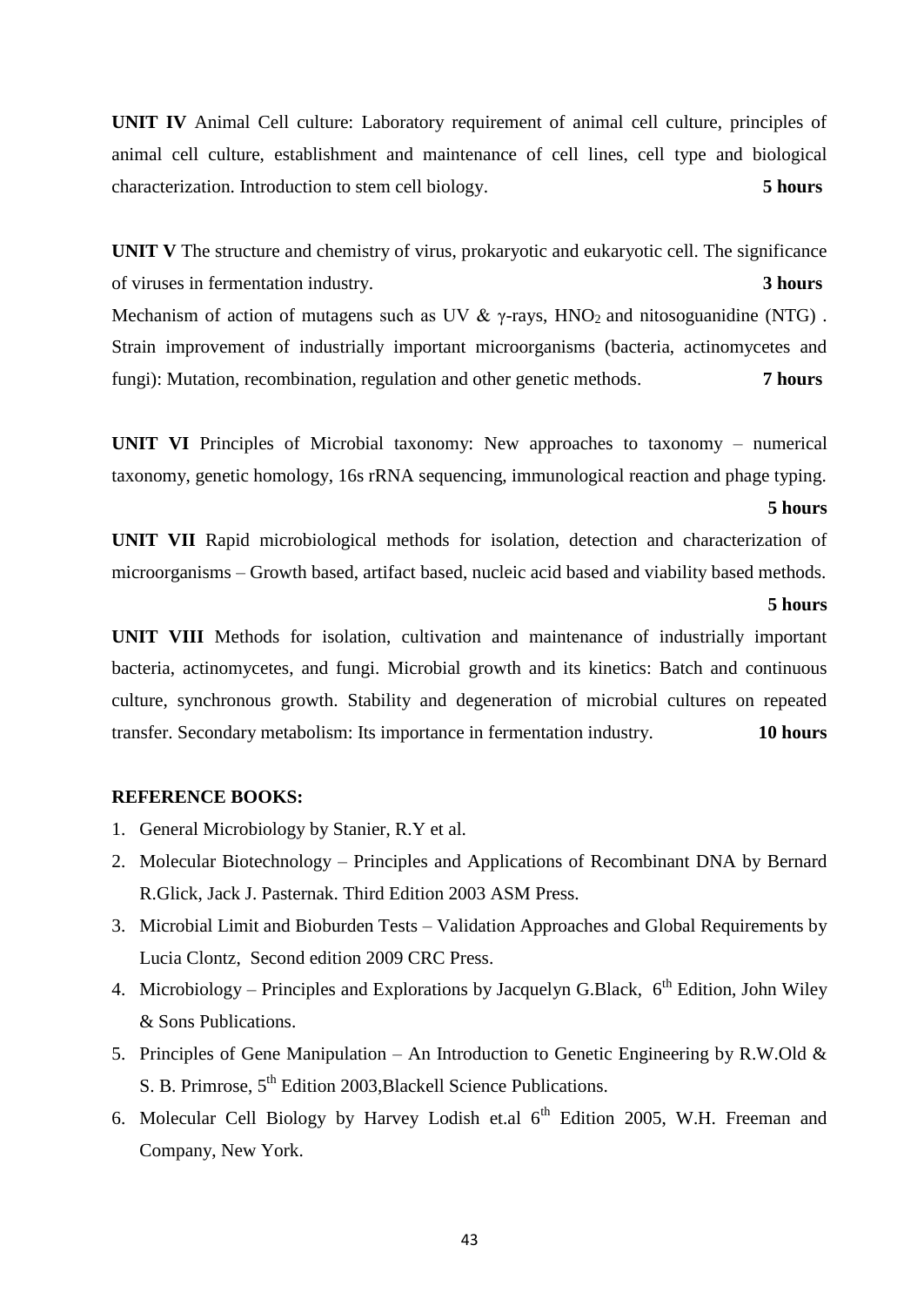**UNIT IV** Animal Cell culture: Laboratory requirement of animal cell culture, principles of animal cell culture, establishment and maintenance of cell lines, cell type and biological characterization. Introduction to stem cell biology. **5 hours**

**UNIT V** The structure and chemistry of virus, prokaryotic and eukaryotic cell. The significance of viruses in fermentation industry. **3 hours**

Mechanism of action of mutagens such as UV & γ-rays, $HNO_2$ and nitosoguanidine (NTG) . Strain improvement of industrially important microorganisms (bacteria, actinomycetes and fungi): Mutation, recombination, regulation and other genetic methods. **7 hours**

**UNIT VI** Principles of Microbial taxonomy: New approaches to taxonomy – numerical taxonomy, genetic homology, 16s rRNA sequencing, immunological reaction and phage typing. **5 hours**

**UNIT VII** Rapid microbiological methods for isolation, detection and characterization of microorganisms – Growth based, artifact based, nucleic acid based and viability based methods. **5 hours**

**UNIT VIII** Methods for isolation, cultivation and maintenance of industrially important bacteria, actinomycetes, and fungi. Microbial growth and its kinetics: Batch and continuous culture, synchronous growth. Stability and degeneration of microbial cultures on repeated transfer. Secondary metabolism: Its importance in fermentation industry. **10 hours**

**REFERENCE BOOKS:**

1. General Microbiology by Stanier, R.Y et al.
2. Molecular Biotechnology – Principles and Applications of Recombinant DNA by Bernard R.Glick, Jack J. Pasternak. Third Edition 2003 ASM Press.
3. Microbial Limit and Bioburden Tests – Validation Approaches and Global Requirements by Lucia Clontz, Second edition 2009 CRC Press.
4. Microbiology – Principles and Explorations by Jacquelyn G.Black, 6th Edition, John Wiley & Sons Publications.
5. Principles of Gene Manipulation – An Introduction to Genetic Engineering by R.W.Old & S. B. Primrose, 5th Edition 2003,Blackell Science Publications.
6. Molecular Cell Biology by Harvey Lodish et.al 6th Edition 2005, W.H. Freeman and Company, New York.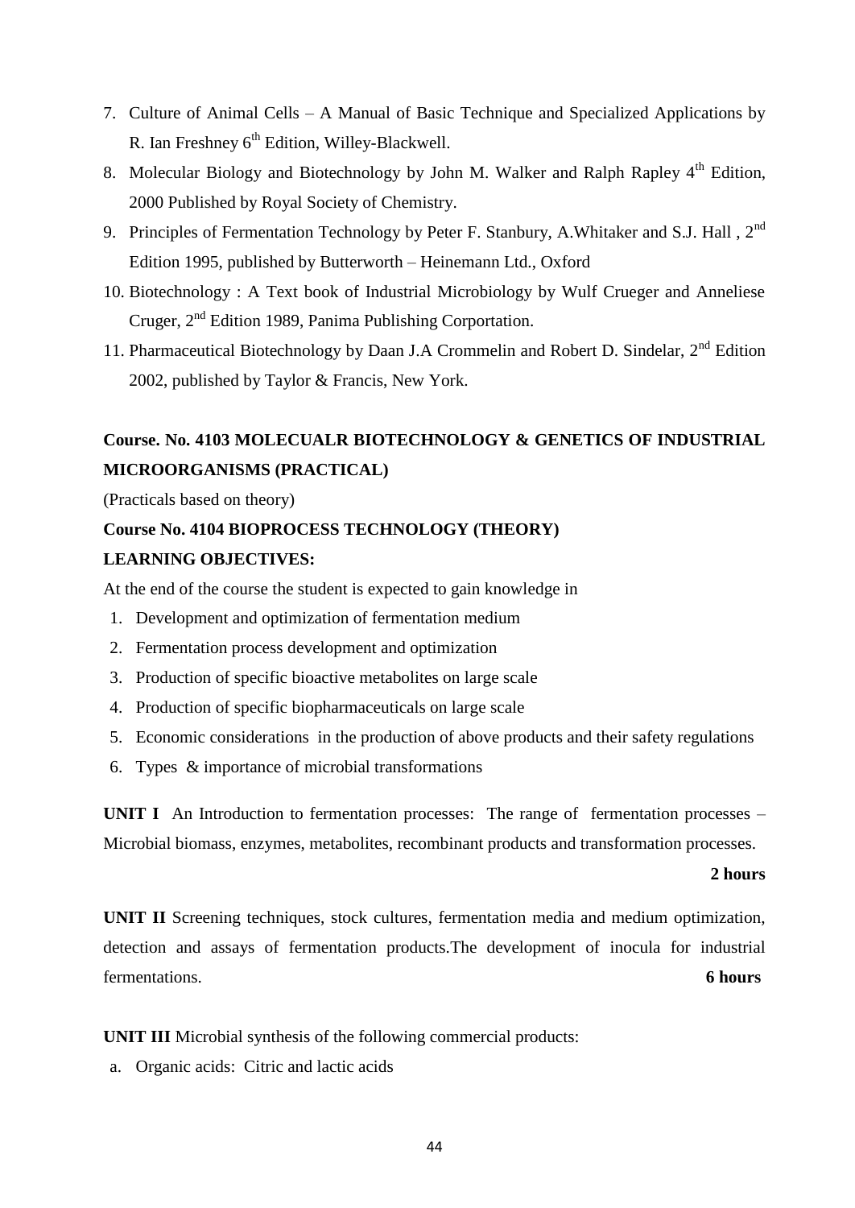7. Culture of Animal Cells – A Manual of Basic Technique and Specialized Applications by R. Ian Freshney 6th Edition, Willey-Blackwell.
8. Molecular Biology and Biotechnology by John M. Walker and Ralph Rapley 4th Edition, 2000 Published by Royal Society of Chemistry.
9. Principles of Fermentation Technology by Peter F. Stanbury, A.Whitaker and S.J. Hall , 2nd Edition 1995, published by Butterworth – Heinemann Ltd., Oxford
10. Biotechnology : A Text book of Industrial Microbiology by Wulf Crueger and Anneliese Cruger, 2nd Edition 1989, Panima Publishing Corportation.
11. Pharmaceutical Biotechnology by Daan J.A Crommelin and Robert D. Sindelar, 2nd Edition 2002, published by Taylor & Francis, New York.

## Course. No. 4103 MOLECUALR BIOTECHNOLOGY & GENETICS OF INDUSTRIAL MICROORGANISMS (PRACTICAL)

(Practicals based on theory)

## Course No. 4104 BIOPROCESS TECHNOLOGY (THEORY)

**LEARNING OBJECTIVES:**

At the end of the course the student is expected to gain knowledge in

1. Development and optimization of fermentation medium
2. Fermentation process development and optimization
3. Production of specific bioactive metabolites on large scale
4. Production of specific biopharmaceuticals on large scale
5. Economic considerations in the production of above products and their safety regulations
6. Types & importance of microbial transformations

**UNIT I** An Introduction to fermentation processes: The range of fermentation processes – Microbial biomass, enzymes, metabolites, recombinant products and transformation processes.

**2 hours**

**UNIT II** Screening techniques, stock cultures, fermentation media and medium optimization, detection and assays of fermentation products.The development of inocula for industrial fermentations. **6 hours**

**UNIT III** Microbial synthesis of the following commercial products:

a. Organic acids: Citric and lactic acids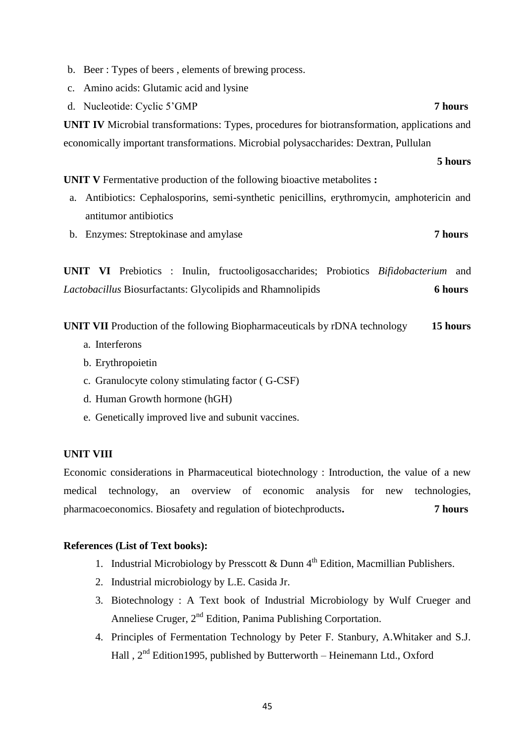b. Beer : Types of beers , elements of brewing process.

c. Amino acids: Glutamic acid and lysine

d. Nucleotide: Cyclic 5'GMP **7 hours**

**UNIT IV** Microbial transformations: Types, procedures for biotransformation, applications and economically important transformations. Microbial polysaccharides: Dextran, Pullulan

**5 hours**

**UNIT V** Fermentative production of the following bioactive metabolites **:**

a. Antibiotics: Cephalosporins, semi-synthetic penicillins, erythromycin, amphotericin and antitumor antibiotics

b. Enzymes: Streptokinase and amylase **7 hours**

**UNIT VI** Prebiotics : Inulin, fructooligosaccharides; Probiotics *Bifidobacterium* and *Lactobacillus* Biosurfactants: Glycolipids and Rhamnolipids **6 hours**

**UNIT VII** Production of the following Biopharmaceuticals by rDNA technology **15 hours**

a. Interferons
b. Erythropoietin
c. Granulocyte colony stimulating factor ( G-CSF)
d. Human Growth hormone (hGH)
e. Genetically improved live and subunit vaccines.

**UNIT VIII**

Economic considerations in Pharmaceutical biotechnology : Introduction, the value of a new medical technology, an overview of economic analysis for new technologies, pharmacoeconomics. Biosafety and regulation of biotechproducts**.** **7 hours**

**References (List of Text books):**

1. Industrial Microbiology by Presscott & Dunn 4th Edition, Macmillian Publishers.
2. Industrial microbiology by L.E. Casida Jr.
3. Biotechnology : A Text book of Industrial Microbiology by Wulf Crueger and Anneliese Cruger, 2nd Edition, Panima Publishing Corportation.
4. Principles of Fermentation Technology by Peter F. Stanbury, A.Whitaker and S.J. Hall , 2nd Edition1995, published by Butterworth – Heinemann Ltd., Oxford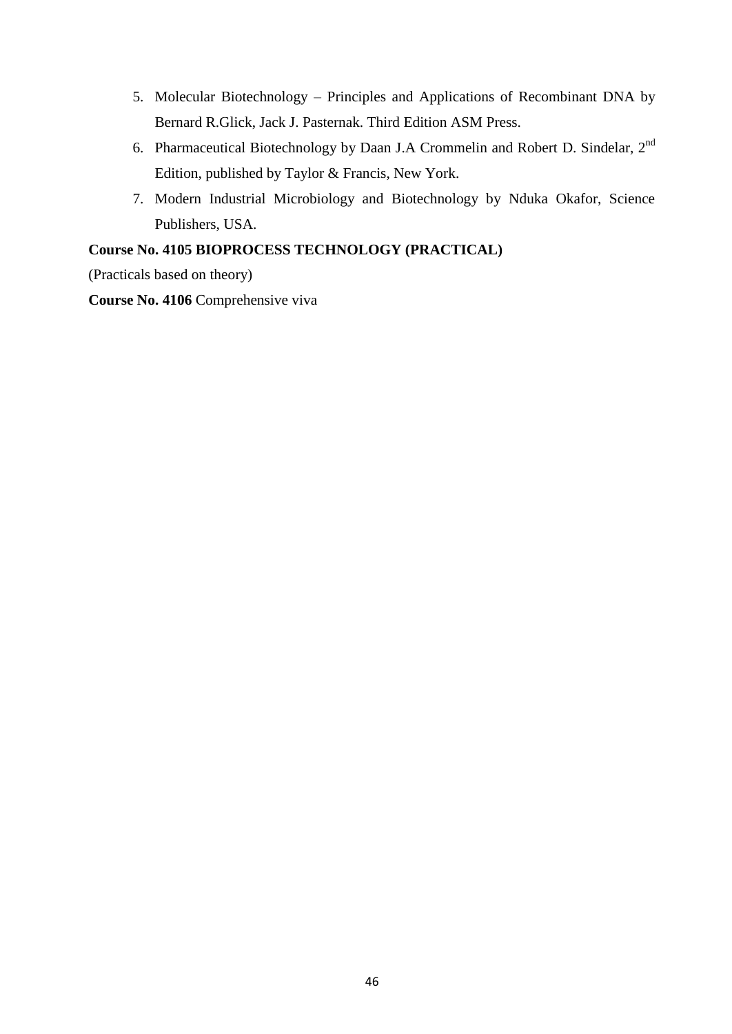5. Molecular Biotechnology – Principles and Applications of Recombinant DNA by Bernard R.Glick, Jack J. Pasternak. Third Edition ASM Press.
6. Pharmaceutical Biotechnology by Daan J.A Crommelin and Robert D. Sindelar, 2nd Edition, published by Taylor & Francis, New York.
7. Modern Industrial Microbiology and Biotechnology by Nduka Okafor, Science Publishers, USA.

**Course No. 4105 BIOPROCESS TECHNOLOGY (PRACTICAL)**

(Practicals based on theory)

**Course No. 4106** Comprehensive viva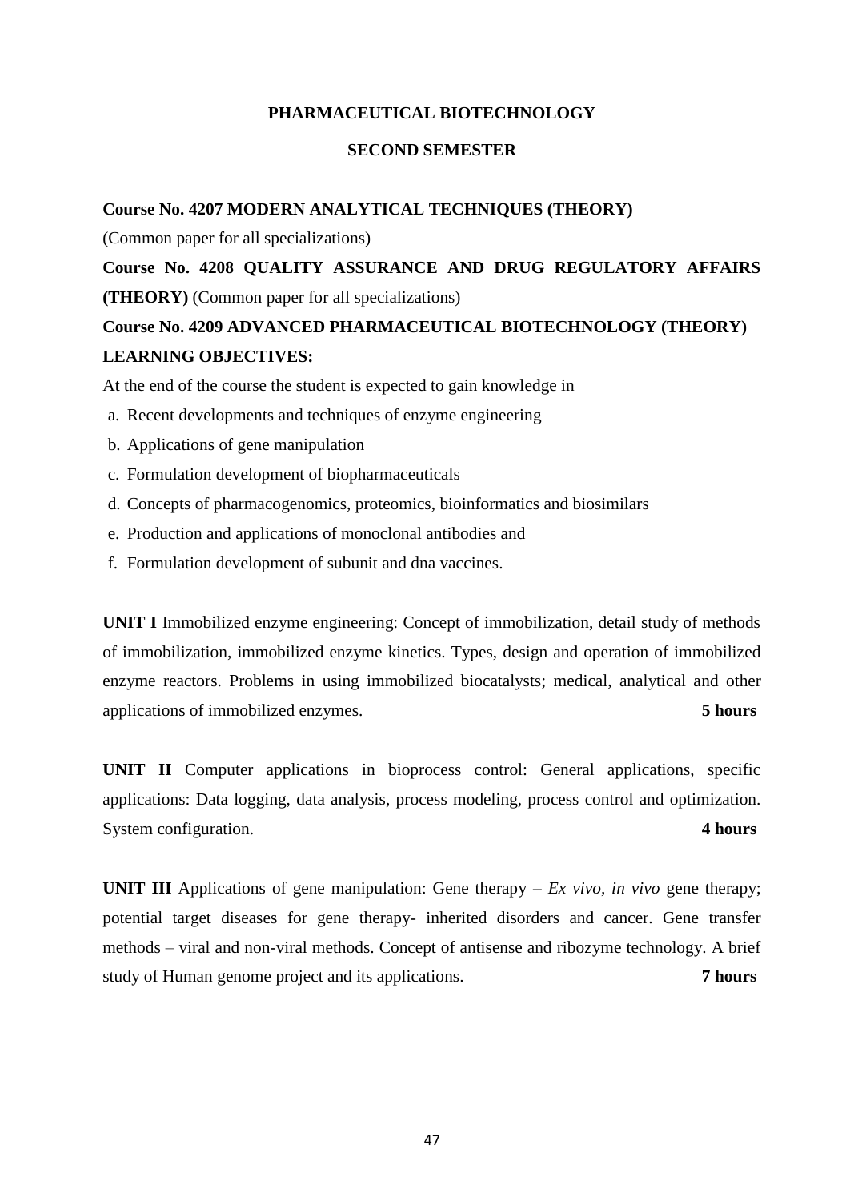## PHARMACEUTICAL BIOTECHNOLOGY

### SECOND SEMESTER

**Course No. 4207 MODERN ANALYTICAL TECHNIQUES (THEORY)**

(Common paper for all specializations)

**Course No. 4208 QUALITY ASSURANCE AND DRUG REGULATORY AFFAIRS (THEORY)** (Common paper for all specializations)

**Course No. 4209 ADVANCED PHARMACEUTICAL BIOTECHNOLOGY (THEORY)**

**LEARNING OBJECTIVES:**

At the end of the course the student is expected to gain knowledge in

a. Recent developments and techniques of enzyme engineering
b. Applications of gene manipulation
c. Formulation development of biopharmaceuticals
d. Concepts of pharmacogenomics, proteomics, bioinformatics and biosimilars
e. Production and applications of monoclonal antibodies and
f. Formulation development of subunit and dna vaccines.

**UNIT I** Immobilized enzyme engineering: Concept of immobilization, detail study of methods of immobilization, immobilized enzyme kinetics. Types, design and operation of immobilized enzyme reactors. Problems in using immobilized biocatalysts; medical, analytical and other applications of immobilized enzymes. **5 hours**

**UNIT II** Computer applications in bioprocess control: General applications, specific applications: Data logging, data analysis, process modeling, process control and optimization. System configuration. **4 hours**

**UNIT III** Applications of gene manipulation: Gene therapy – *Ex vivo, in vivo* gene therapy; potential target diseases for gene therapy- inherited disorders and cancer. Gene transfer methods – viral and non-viral methods. Concept of antisense and ribozyme technology. A brief study of Human genome project and its applications. **7 hours**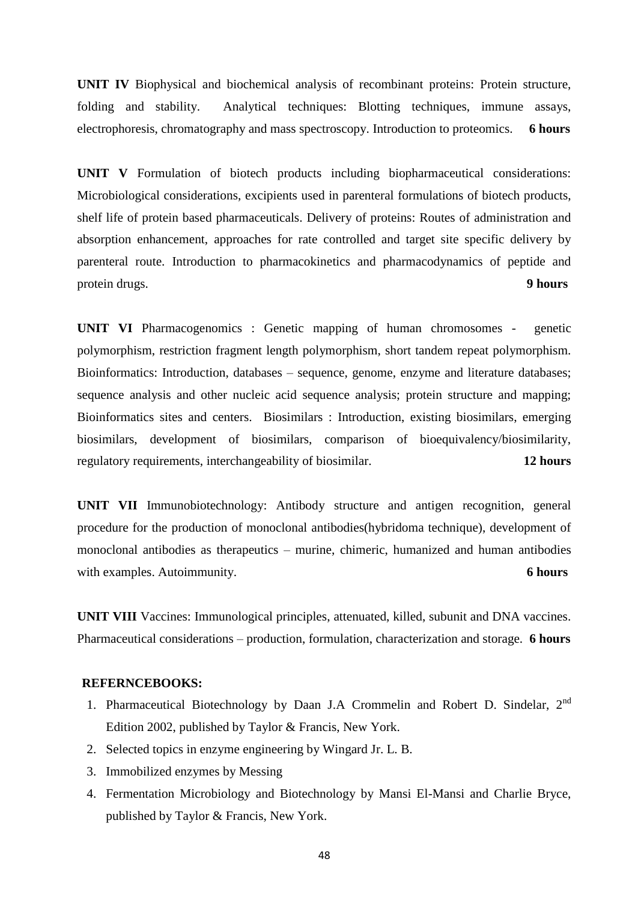**UNIT IV** Biophysical and biochemical analysis of recombinant proteins: Protein structure, folding and stability. Analytical techniques: Blotting techniques, immune assays, electrophoresis, chromatography and mass spectroscopy. Introduction to proteomics. **6 hours**

**UNIT V** Formulation of biotech products including biopharmaceutical considerations: Microbiological considerations, excipients used in parenteral formulations of biotech products, shelf life of protein based pharmaceuticals. Delivery of proteins: Routes of administration and absorption enhancement, approaches for rate controlled and target site specific delivery by parenteral route. Introduction to pharmacokinetics and pharmacodynamics of peptide and protein drugs. **9 hours**

**UNIT VI** Pharmacogenomics : Genetic mapping of human chromosomes - genetic polymorphism, restriction fragment length polymorphism, short tandem repeat polymorphism. Bioinformatics: Introduction, databases – sequence, genome, enzyme and literature databases; sequence analysis and other nucleic acid sequence analysis; protein structure and mapping; Bioinformatics sites and centers. Biosimilars : Introduction, existing biosimilars, emerging biosimilars, development of biosimilars, comparison of bioequivalency/biosimilarity, regulatory requirements, interchangeability of biosimilar. **12 hours**

**UNIT VII** Immunobiotechnology: Antibody structure and antigen recognition, general procedure for the production of monoclonal antibodies(hybridoma technique), development of monoclonal antibodies as therapeutics – murine, chimeric, humanized and human antibodies with examples. Autoimmunity. **6 hours**

**UNIT VIII** Vaccines: Immunological principles, attenuated, killed, subunit and DNA vaccines. Pharmaceutical considerations – production, formulation, characterization and storage. **6 hours**

**REFERNCEBOOKS:**

1. Pharmaceutical Biotechnology by Daan J.A Crommelin and Robert D. Sindelar, 2nd Edition 2002, published by Taylor & Francis, New York.
2. Selected topics in enzyme engineering by Wingard Jr. L. B.
3. Immobilized enzymes by Messing
4. Fermentation Microbiology and Biotechnology by Mansi El-Mansi and Charlie Bryce, published by Taylor & Francis, New York.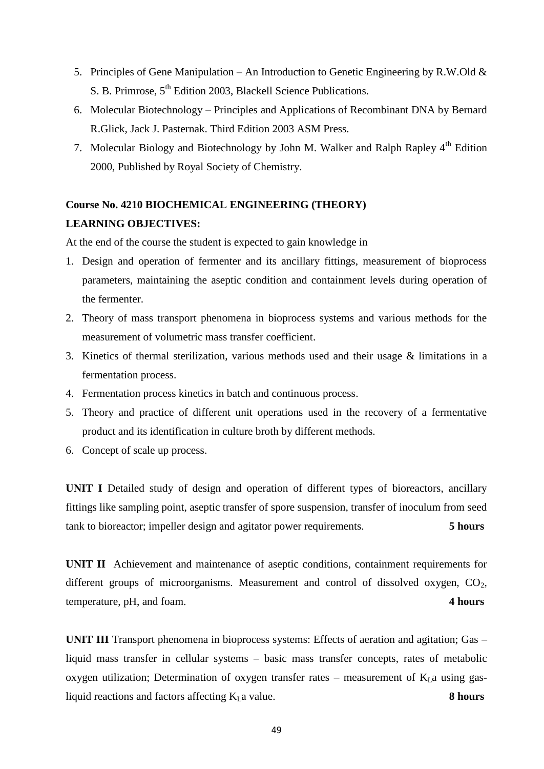5. Principles of Gene Manipulation – An Introduction to Genetic Engineering by R.W.Old & S. B. Primrose, 5th Edition 2003, Blackell Science Publications.
6. Molecular Biotechnology – Principles and Applications of Recombinant DNA by Bernard R.Glick, Jack J. Pasternak. Third Edition 2003 ASM Press.
7. Molecular Biology and Biotechnology by John M. Walker and Ralph Rapley 4th Edition 2000, Published by Royal Society of Chemistry.

**Course No. 4210 BIOCHEMICAL ENGINEERING (THEORY)**

**LEARNING OBJECTIVES:**

At the end of the course the student is expected to gain knowledge in

1. Design and operation of fermenter and its ancillary fittings, measurement of bioprocess parameters, maintaining the aseptic condition and containment levels during operation of the fermenter.
2. Theory of mass transport phenomena in bioprocess systems and various methods for the measurement of volumetric mass transfer coefficient.
3. Kinetics of thermal sterilization, various methods used and their usage & limitations in a fermentation process.
4. Fermentation process kinetics in batch and continuous process.
5. Theory and practice of different unit operations used in the recovery of a fermentative product and its identification in culture broth by different methods.
6. Concept of scale up process.

**UNIT I** Detailed study of design and operation of different types of bioreactors, ancillary fittings like sampling point, aseptic transfer of spore suspension, transfer of inoculum from seed tank to bioreactor; impeller design and agitator power requirements. **5 hours**

**UNIT II** Achievement and maintenance of aseptic conditions, containment requirements for different groups of microorganisms. Measurement and control of dissolved oxygen, $CO_2$, temperature, pH, and foam. **4 hours**

**UNIT III** Transport phenomena in bioprocess systems: Effects of aeration and agitation; Gas – liquid mass transfer in cellular systems – basic mass transfer concepts, rates of metabolic oxygen utilization; Determination of oxygen transfer rates – measurement of $K_La$ using gas-liquid reactions and factors affecting $K_La$ value. **8 hours**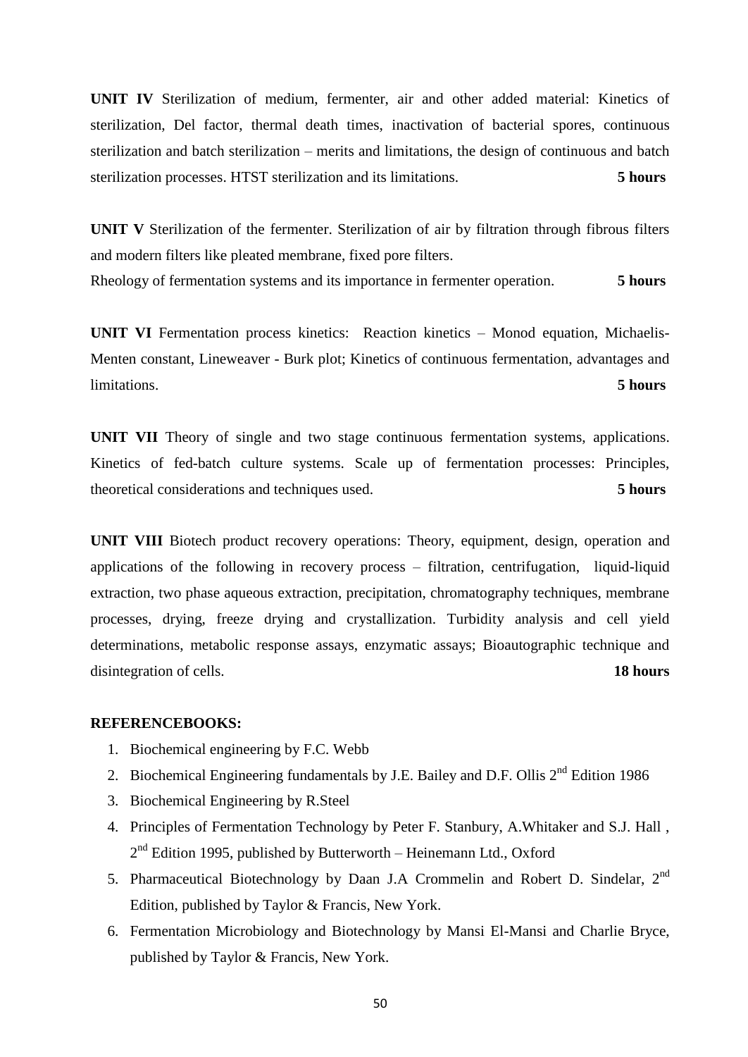**UNIT IV** Sterilization of medium, fermenter, air and other added material: Kinetics of sterilization, Del factor, thermal death times, inactivation of bacterial spores, continuous sterilization and batch sterilization – merits and limitations, the design of continuous and batch sterilization processes. HTST sterilization and its limitations. **5 hours**

**UNIT V** Sterilization of the fermenter. Sterilization of air by filtration through fibrous filters and modern filters like pleated membrane, fixed pore filters.
Rheology of fermentation systems and its importance in fermenter operation. **5 hours**

**UNIT VI** Fermentation process kinetics: Reaction kinetics – Monod equation, Michaelis-Menten constant, Lineweaver - Burk plot; Kinetics of continuous fermentation, advantages and limitations. **5 hours**

**UNIT VII** Theory of single and two stage continuous fermentation systems, applications. Kinetics of fed-batch culture systems. Scale up of fermentation processes: Principles, theoretical considerations and techniques used. **5 hours**

**UNIT VIII** Biotech product recovery operations: Theory, equipment, design, operation and applications of the following in recovery process – filtration, centrifugation, liquid-liquid extraction, two phase aqueous extraction, precipitation, chromatography techniques, membrane processes, drying, freeze drying and crystallization. Turbidity analysis and cell yield determinations, metabolic response assays, enzymatic assays; Bioautographic technique and disintegration of cells. **18 hours**

**REFERENCEBOOKS:**

1. Biochemical engineering by F.C. Webb
2. Biochemical Engineering fundamentals by J.E. Bailey and D.F. Ollis 2nd Edition 1986
3. Biochemical Engineering by R.Steel
4. Principles of Fermentation Technology by Peter F. Stanbury, A.Whitaker and S.J. Hall , 2nd Edition 1995, published by Butterworth – Heinemann Ltd., Oxford
5. Pharmaceutical Biotechnology by Daan J.A Crommelin and Robert D. Sindelar, 2nd Edition, published by Taylor & Francis, New York.
6. Fermentation Microbiology and Biotechnology by Mansi El-Mansi and Charlie Bryce, published by Taylor & Francis, New York.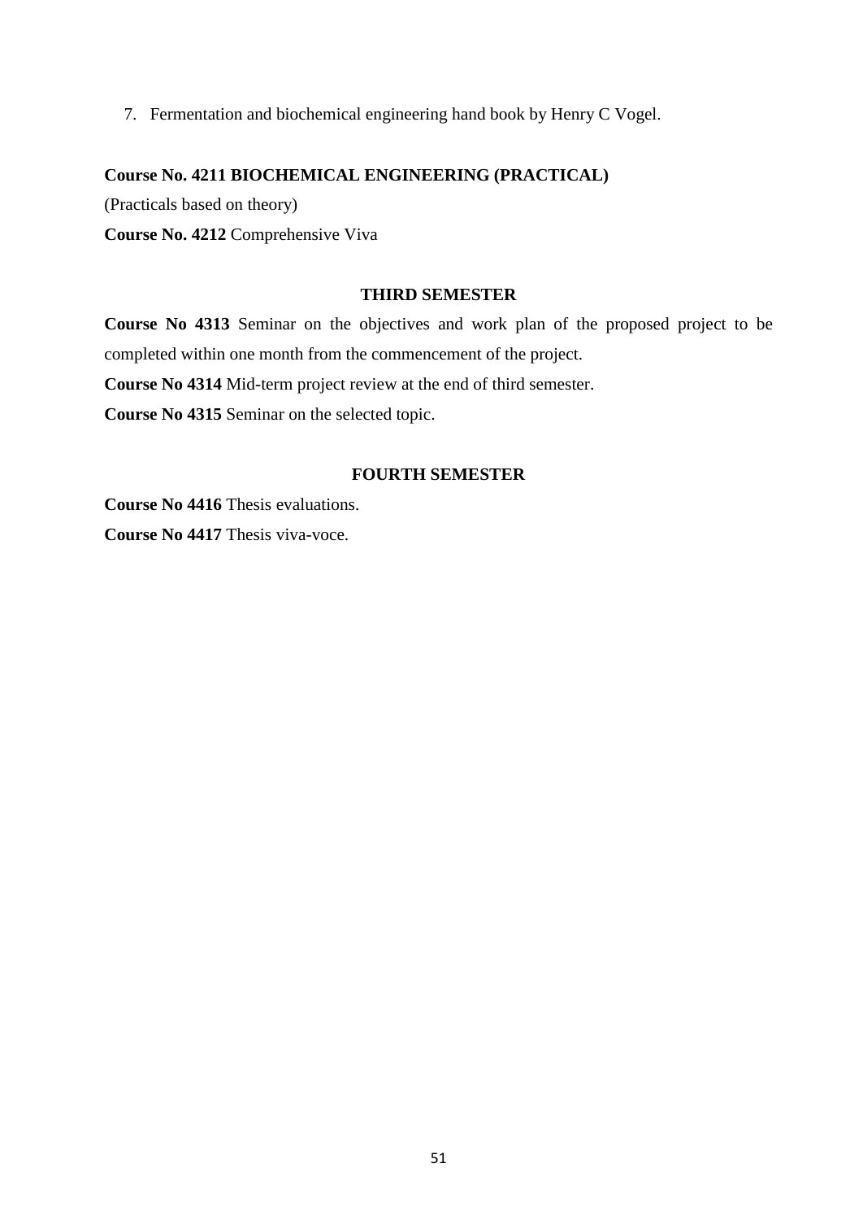7. Fermentation and biochemical engineering hand book by Henry C Vogel.

**Course No. 4211 BIOCHEMICAL ENGINEERING (PRACTICAL)**

(Practicals based on theory)

**Course No. 4212** Comprehensive Viva

## THIRD SEMESTER

**Course No 4313** Seminar on the objectives and work plan of the proposed project to be completed within one month from the commencement of the project.

**Course No 4314** Mid-term project review at the end of third semester.

**Course No 4315** Seminar on the selected topic.

## FOURTH SEMESTER

**Course No 4416** Thesis evaluations.

**Course No 4417** Thesis viva-voce.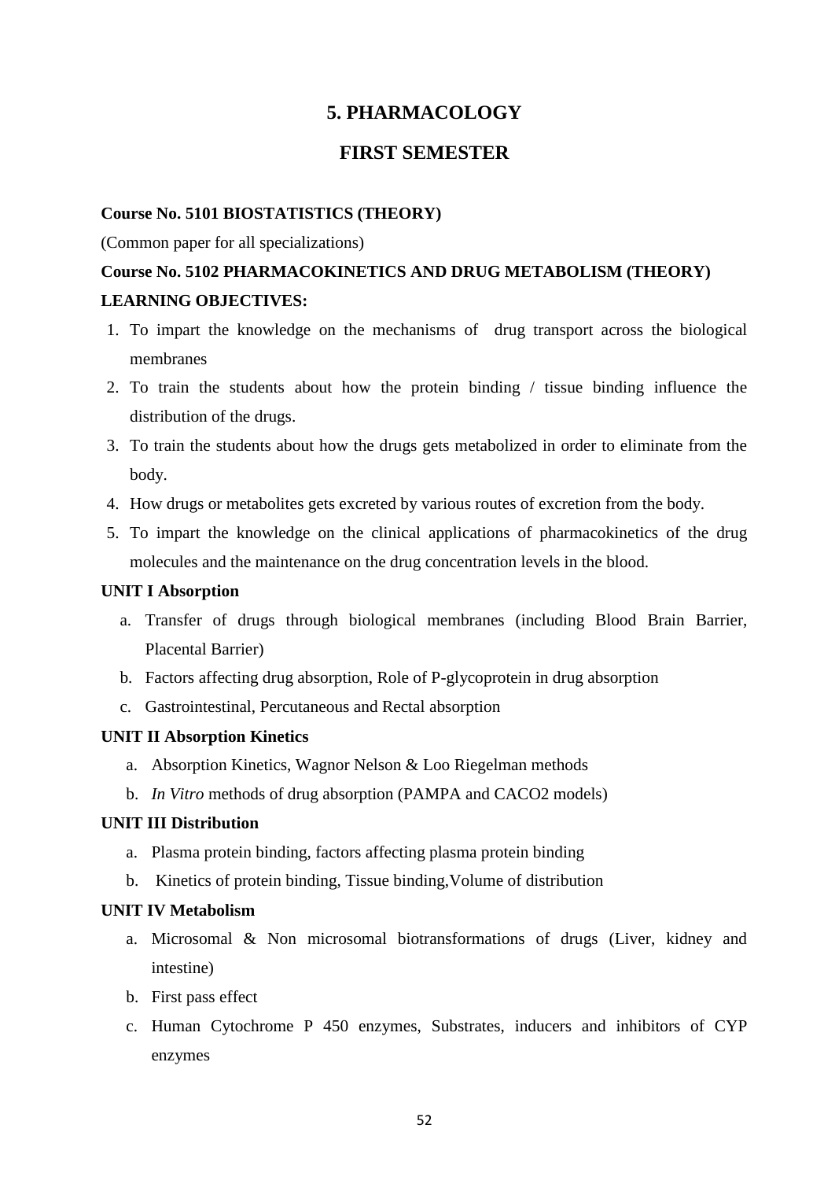# 5. PHARMACOLOGY

## FIRST SEMESTER

**Course No. 5101 BIOSTATISTICS (THEORY)**

(Common paper for all specializations)

**Course No. 5102 PHARMACOKINETICS AND DRUG METABOLISM (THEORY)**

**LEARNING OBJECTIVES:**

1. To impart the knowledge on the mechanisms of drug transport across the biological membranes
2. To train the students about how the protein binding / tissue binding influence the distribution of the drugs.
3. To train the students about how the drugs gets metabolized in order to eliminate from the body.
4. How drugs or metabolites gets excreted by various routes of excretion from the body.
5. To impart the knowledge on the clinical applications of pharmacokinetics of the drug molecules and the maintenance on the drug concentration levels in the blood.

**UNIT I Absorption**

a. Transfer of drugs through biological membranes (including Blood Brain Barrier, Placental Barrier)
b. Factors affecting drug absorption, Role of P-glycoprotein in drug absorption
c. Gastrointestinal, Percutaneous and Rectal absorption

**UNIT II Absorption Kinetics**

a. Absorption Kinetics, Wagnor Nelson & Loo Riegelman methods
b. *In Vitro* methods of drug absorption (PAMPA and CACO2 models)

**UNIT III Distribution**

a. Plasma protein binding, factors affecting plasma protein binding
b. Kinetics of protein binding, Tissue binding,Volume of distribution

**UNIT IV Metabolism**

a. Microsomal & Non microsomal biotransformations of drugs (Liver, kidney and intestine)
b. First pass effect
c. Human Cytochrome P 450 enzymes, Substrates, inducers and inhibitors of CYP enzymes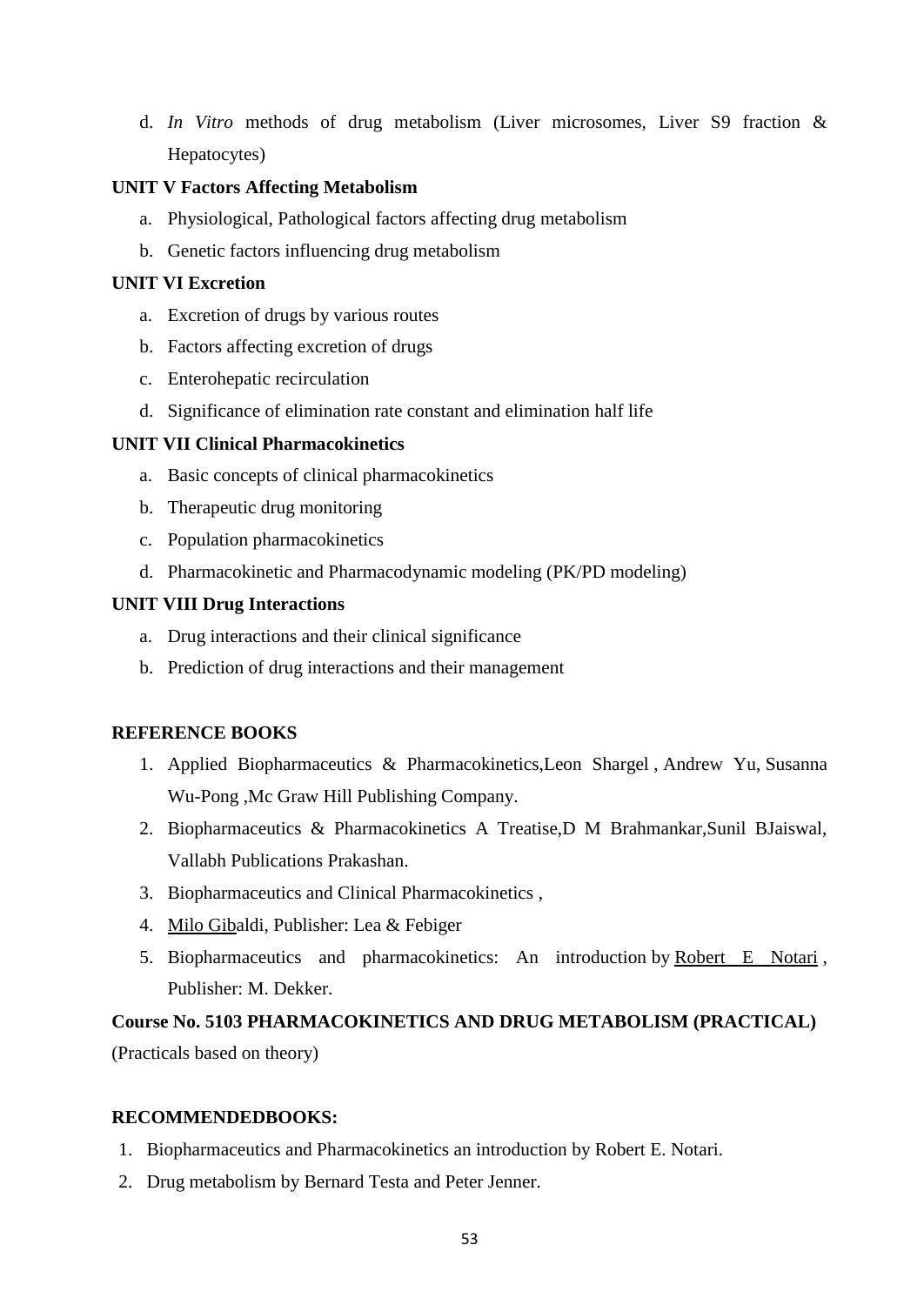d. *In Vitro* methods of drug metabolism (Liver microsomes, Liver S9 fraction & Hepatocytes)

**UNIT V Factors Affecting Metabolism**

a. Physiological, Pathological factors affecting drug metabolism
b. Genetic factors influencing drug metabolism

**UNIT VI Excretion**

a. Excretion of drugs by various routes
b. Factors affecting excretion of drugs
c. Enterohepatic recirculation
d. Significance of elimination rate constant and elimination half life

**UNIT VII Clinical Pharmacokinetics**

a. Basic concepts of clinical pharmacokinetics
b. Therapeutic drug monitoring
c. Population pharmacokinetics
d. Pharmacokinetic and Pharmacodynamic modeling (PK/PD modeling)

**UNIT VIII Drug Interactions**

a. Drug interactions and their clinical significance
b. Prediction of drug interactions and their management

**REFERENCE BOOKS**

1. Applied Biopharmaceutics & Pharmacokinetics,Leon Shargel , Andrew Yu, Susanna Wu-Pong ,Mc Graw Hill Publishing Company.
2. Biopharmaceutics & Pharmacokinetics A Treatise,D M Brahmankar,Sunil BJaiswal, Vallabh Publications Prakashan.
3. Biopharmaceutics and Clinical Pharmacokinetics ,
4. Milo Gibaldi, Publisher: Lea & Febiger
5. Biopharmaceutics and pharmacokinetics: An introduction by Robert E Notari , Publisher: M. Dekker.

**Course No. 5103 PHARMACOKINETICS AND DRUG METABOLISM (PRACTICAL)**

(Practicals based on theory)

**RECOMMENDEDBOOKS:**

1. Biopharmaceutics and Pharmacokinetics an introduction by Robert E. Notari.
2. Drug metabolism by Bernard Testa and Peter Jenner.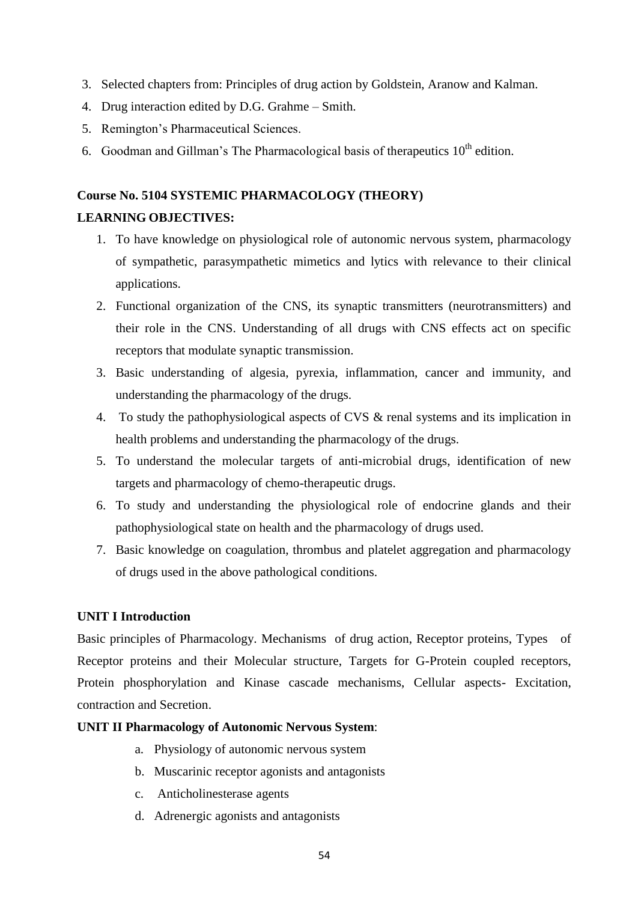3. Selected chapters from: Principles of drug action by Goldstein, Aranow and Kalman.
4. Drug interaction edited by D.G. Grahme – Smith.
5. Remington's Pharmaceutical Sciences.
6. Goodman and Gillman's The Pharmacological basis of therapeutics $10^{th}$ edition.

**Course No. 5104 SYSTEMIC PHARMACOLOGY (THEORY)**

**LEARNING OBJECTIVES:**

1. To have knowledge on physiological role of autonomic nervous system, pharmacology of sympathetic, parasympathetic mimetics and lytics with relevance to their clinical applications.
2. Functional organization of the CNS, its synaptic transmitters (neurotransmitters) and their role in the CNS. Understanding of all drugs with CNS effects act on specific receptors that modulate synaptic transmission.
3. Basic understanding of algesia, pyrexia, inflammation, cancer and immunity, and understanding the pharmacology of the drugs.
4. To study the pathophysiological aspects of CVS & renal systems and its implication in health problems and understanding the pharmacology of the drugs.
5. To understand the molecular targets of anti-microbial drugs, identification of new targets and pharmacology of chemo-therapeutic drugs.
6. To study and understanding the physiological role of endocrine glands and their pathophysiological state on health and the pharmacology of drugs used.
7. Basic knowledge on coagulation, thrombus and platelet aggregation and pharmacology of drugs used in the above pathological conditions.

**UNIT I Introduction**

Basic principles of Pharmacology. Mechanisms of drug action, Receptor proteins, Types of Receptor proteins and their Molecular structure, Targets for G-Protein coupled receptors, Protein phosphorylation and Kinase cascade mechanisms, Cellular aspects- Excitation, contraction and Secretion.

**UNIT II Pharmacology of Autonomic Nervous System**:

a. Physiology of autonomic nervous system
b. Muscarinic receptor agonists and antagonists
c. Anticholinesterase agents
d. Adrenergic agonists and antagonists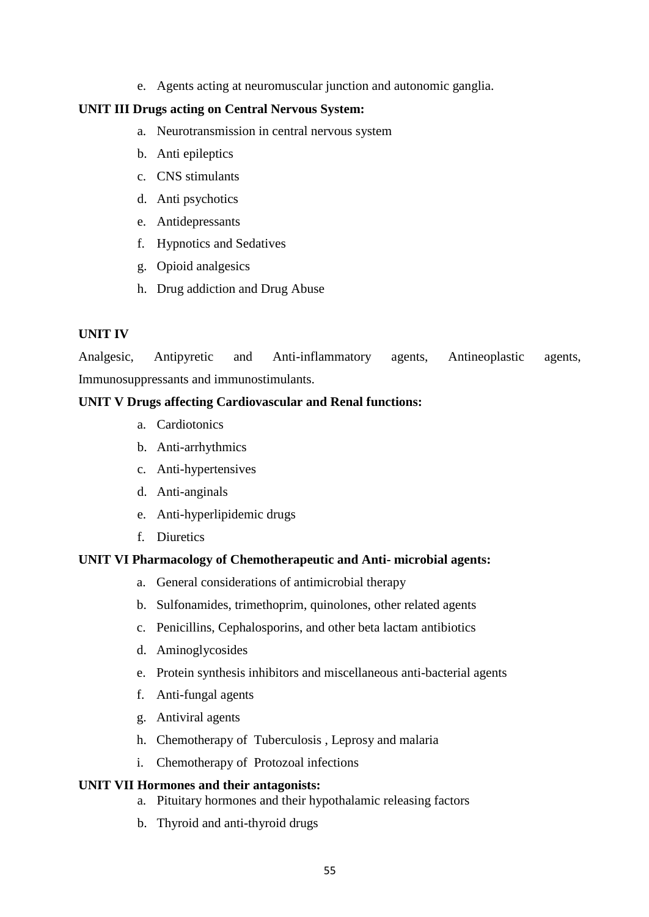e. Agents acting at neuromuscular junction and autonomic ganglia.

**UNIT III Drugs acting on Central Nervous System:**

a. Neurotransmission in central nervous system
b. Anti epileptics
c. CNS stimulants
d. Anti psychotics
e. Antidepressants
f. Hypnotics and Sedatives
g. Opioid analgesics
h. Drug addiction and Drug Abuse

**UNIT IV**

Analgesic, Antipyretic and Anti-inflammatory agents, Antineoplastic agents, Immunosuppressants and immunostimulants.

**UNIT V Drugs affecting Cardiovascular and Renal functions:**

a. Cardiotonics
b. Anti-arrhythmics
c. Anti-hypertensives
d. Anti-anginals
e. Anti-hyperlipidemic drugs
f. Diuretics

**UNIT VI Pharmacology of Chemotherapeutic and Anti- microbial agents:**

a. General considerations of antimicrobial therapy
b. Sulfonamides, trimethoprim, quinolones, other related agents
c. Penicillins, Cephalosporins, and other beta lactam antibiotics
d. Aminoglycosides
e. Protein synthesis inhibitors and miscellaneous anti-bacterial agents
f. Anti-fungal agents
g. Antiviral agents
h. Chemotherapy of Tuberculosis , Leprosy and malaria
i. Chemotherapy of Protozoal infections

**UNIT VII Hormones and their antagonists:**

a. Pituitary hormones and their hypothalamic releasing factors
b. Thyroid and anti-thyroid drugs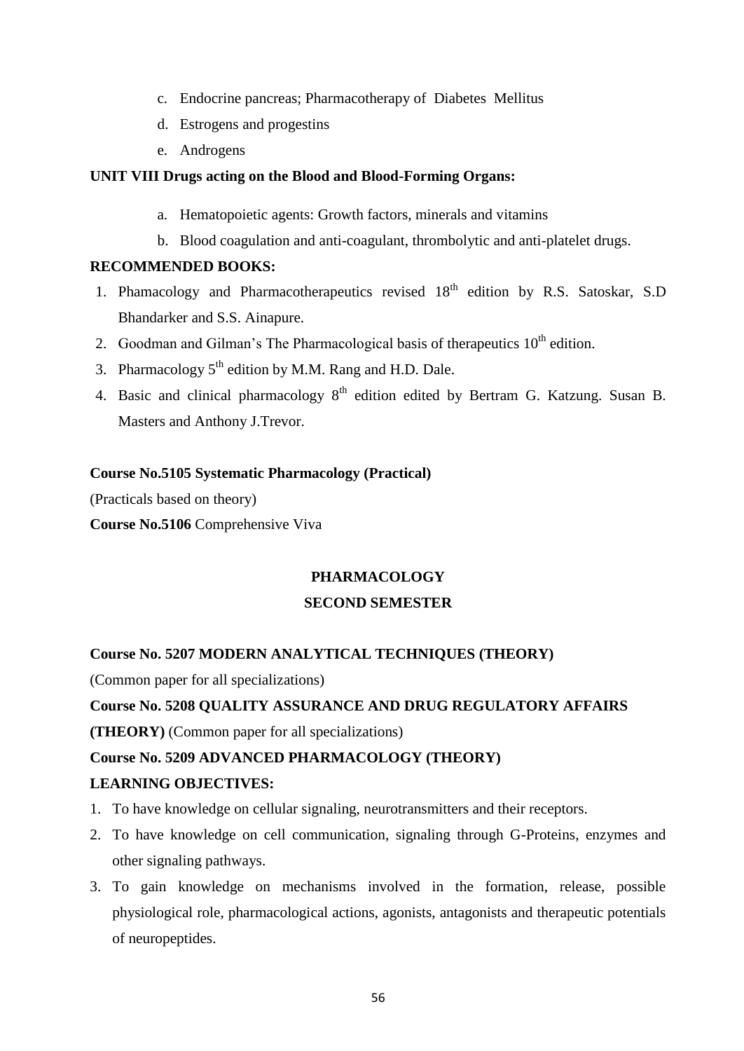c. Endocrine pancreas; Pharmacotherapy of Diabetes Mellitus
d. Estrogens and progestins
e. Androgens

**UNIT VIII Drugs acting on the Blood and Blood-Forming Organs:**

a. Hematopoietic agents: Growth factors, minerals and vitamins
b. Blood coagulation and anti-coagulant, thrombolytic and anti-platelet drugs.

**RECOMMENDED BOOKS:**

1. Phamacology and Pharmacotherapeutics revised 18th edition by R.S. Satoskar, S.D Bhandarker and S.S. Ainapure.
2. Goodman and Gilman's The Pharmacological basis of therapeutics 10th edition.
3. Pharmacology 5th edition by M.M. Rang and H.D. Dale.
4. Basic and clinical pharmacology 8th edition edited by Bertram G. Katzung. Susan B. Masters and Anthony J.Trevor.

**Course No.5105 Systematic Pharmacology (Practical)**

(Practicals based on theory)

**Course No.5106** Comprehensive Viva

## PHARMACOLOGY
## SECOND SEMESTER

**Course No. 5207 MODERN ANALYTICAL TECHNIQUES (THEORY)**

(Common paper for all specializations)

**Course No. 5208 QUALITY ASSURANCE AND DRUG REGULATORY AFFAIRS (THEORY)** (Common paper for all specializations)

**Course No. 5209 ADVANCED PHARMACOLOGY (THEORY)**

**LEARNING OBJECTIVES:**

1. To have knowledge on cellular signaling, neurotransmitters and their receptors.
2. To have knowledge on cell communication, signaling through G-Proteins, enzymes and other signaling pathways.
3. To gain knowledge on mechanisms involved in the formation, release, possible physiological role, pharmacological actions, agonists, antagonists and therapeutic potentials of neuropeptides.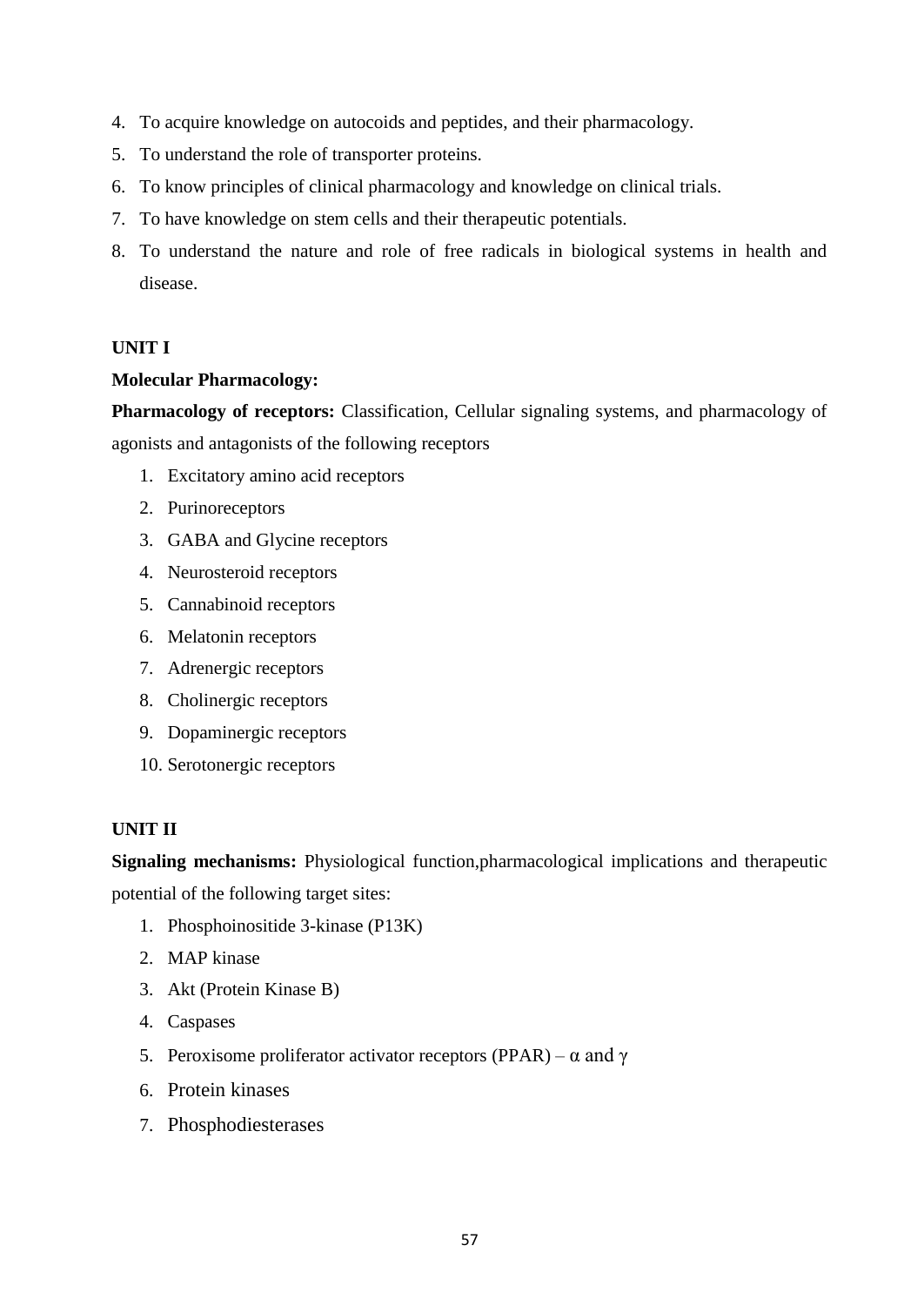4. To acquire knowledge on autocoids and peptides, and their pharmacology.
5. To understand the role of transporter proteins.
6. To know principles of clinical pharmacology and knowledge on clinical trials.
7. To have knowledge on stem cells and their therapeutic potentials.
8. To understand the nature and role of free radicals in biological systems in health and disease.

**UNIT I**

**Molecular Pharmacology:**

**Pharmacology of receptors:** Classification, Cellular signaling systems, and pharmacology of agonists and antagonists of the following receptors

1. Excitatory amino acid receptors
2. Purinoreceptors
3. GABA and Glycine receptors
4. Neurosteroid receptors
5. Cannabinoid receptors
6. Melatonin receptors
7. Adrenergic receptors
8. Cholinergic receptors
9. Dopaminergic receptors
10. Serotonergic receptors

**UNIT II**

**Signaling mechanisms:** Physiological function,pharmacological implications and therapeutic potential of the following target sites:

1. Phosphoinositide 3-kinase (P13K)
2. MAP kinase
3. Akt (Protein Kinase B)
4. Caspases
5. Peroxisome proliferator activator receptors (PPAR) – $\alpha$ and $\gamma$
6. Protein kinases
7. Phosphodiesterases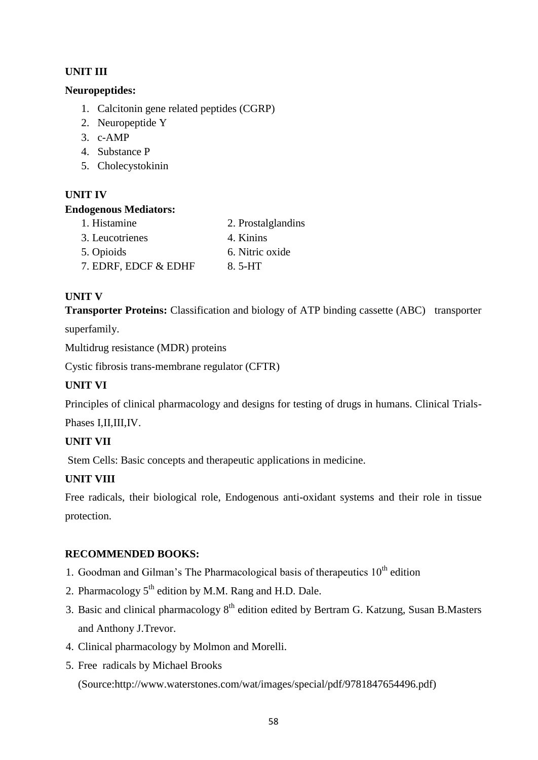### UNIT III

**Neuropeptides:**

1. Calcitonin gene related peptides (CGRP)
2. Neuropeptide Y
3. c-AMP
4. Substance P
5. Cholecystokinin

### UNIT IV

**Endogenous Mediators:**

1. Histamine
2. Prostalglandins
3. Leucotrienes
4. Kinins
5. Opioids
6. Nitric oxide
7. EDRF, EDCF & EDHF
8. 5-HT

### UNIT V

**Transporter Proteins:** Classification and biology of ATP binding cassette (ABC) transporter superfamily.

Multidrug resistance (MDR) proteins

Cystic fibrosis trans-membrane regulator (CFTR)

### UNIT VI

Principles of clinical pharmacology and designs for testing of drugs in humans. Clinical Trials-Phases I,II,III,IV.

### UNIT VII

Stem Cells: Basic concepts and therapeutic applications in medicine.

### UNIT VIII

Free radicals, their biological role, Endogenous anti-oxidant systems and their role in tissue protection.

### RECOMMENDED BOOKS:

1. Goodman and Gilman's The Pharmacological basis of therapeutics 10th edition
2. Pharmacology 5th edition by M.M. Rang and H.D. Dale.
3. Basic and clinical pharmacology 8th edition edited by Bertram G. Katzung, Susan B.Masters and Anthony J.Trevor.
4. Clinical pharmacology by Molmon and Morelli.
5. Free radicals by Michael Brooks (Source:http://www.waterstones.com/wat/images/special/pdf/9781847654496.pdf)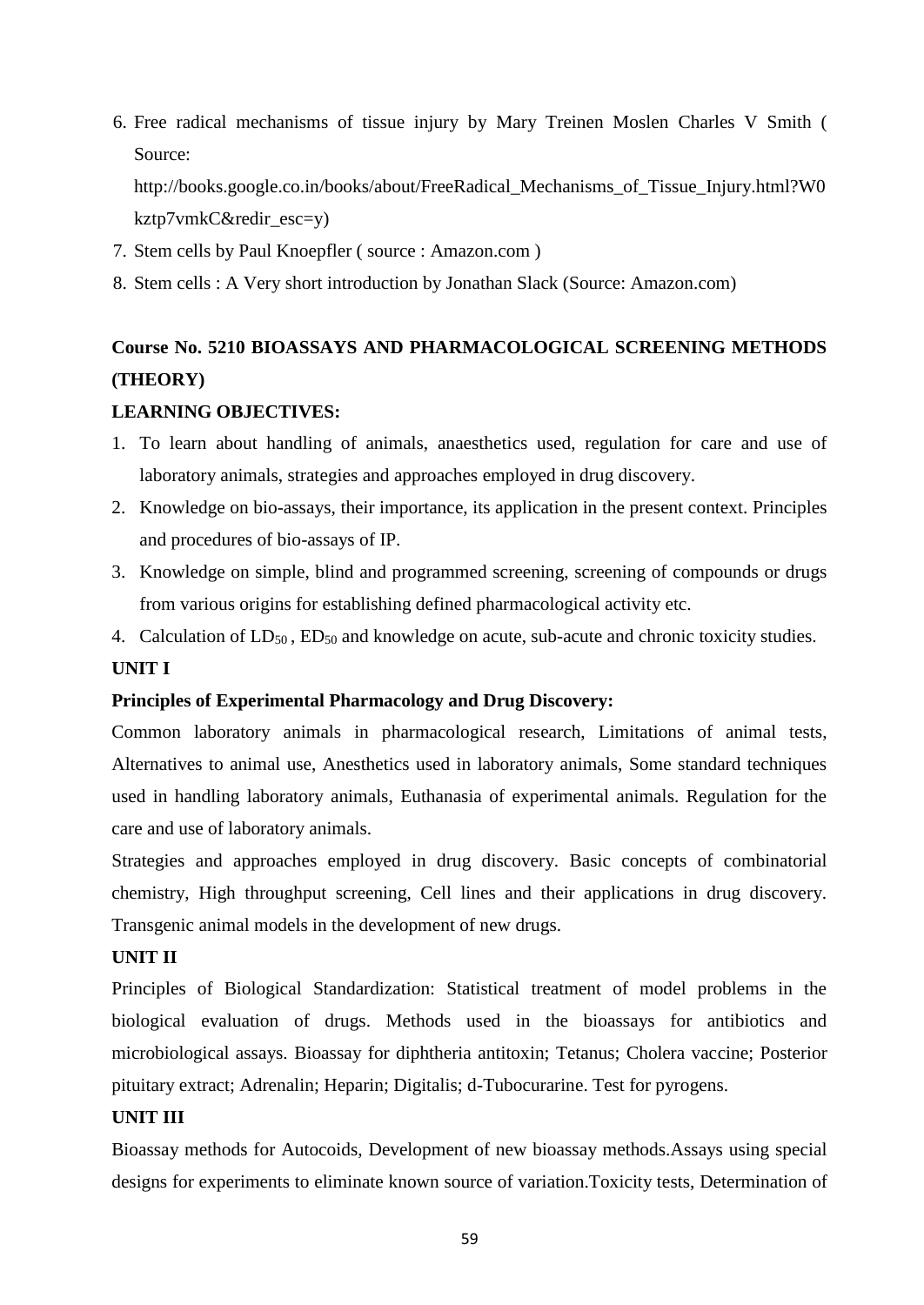6. Free radical mechanisms of tissue injury by Mary Treinen Moslen Charles V Smith ( Source: http://books.google.co.in/books/about/FreeRadical_Mechanisms_of_Tissue_Injury.html?W0kztp7vmkC&redir_esc=y)
7. Stem cells by Paul Knoepfler ( source : Amazon.com )
8. Stem cells : A Very short introduction by Jonathan Slack (Source: Amazon.com)

## Course No. 5210 BIOASSAYS AND PHARMACOLOGICAL SCREENING METHODS (THEORY)

**LEARNING OBJECTIVES:**

1. To learn about handling of animals, anaesthetics used, regulation for care and use of laboratory animals, strategies and approaches employed in drug discovery.
2. Knowledge on bio-assays, their importance, its application in the present context. Principles and procedures of bio-assays of IP.
3. Knowledge on simple, blind and programmed screening, screening of compounds or drugs from various origins for establishing defined pharmacological activity etc.
4. Calculation of $LD_{50}$ , $ED_{50}$ and knowledge on acute, sub-acute and chronic toxicity studies.

**UNIT I**

**Principles of Experimental Pharmacology and Drug Discovery:**

Common laboratory animals in pharmacological research, Limitations of animal tests, Alternatives to animal use, Anesthetics used in laboratory animals, Some standard techniques used in handling laboratory animals, Euthanasia of experimental animals. Regulation for the care and use of laboratory animals.

Strategies and approaches employed in drug discovery. Basic concepts of combinatorial chemistry, High throughput screening, Cell lines and their applications in drug discovery. Transgenic animal models in the development of new drugs.

**UNIT II**

Principles of Biological Standardization: Statistical treatment of model problems in the biological evaluation of drugs. Methods used in the bioassays for antibiotics and microbiological assays. Bioassay for diphtheria antitoxin; Tetanus; Cholera vaccine; Posterior pituitary extract; Adrenalin; Heparin; Digitalis; d-Tubocurarine. Test for pyrogens.

**UNIT III**

Bioassay methods for Autocoids, Development of new bioassay methods.Assays using special designs for experiments to eliminate known source of variation.Toxicity tests, Determination of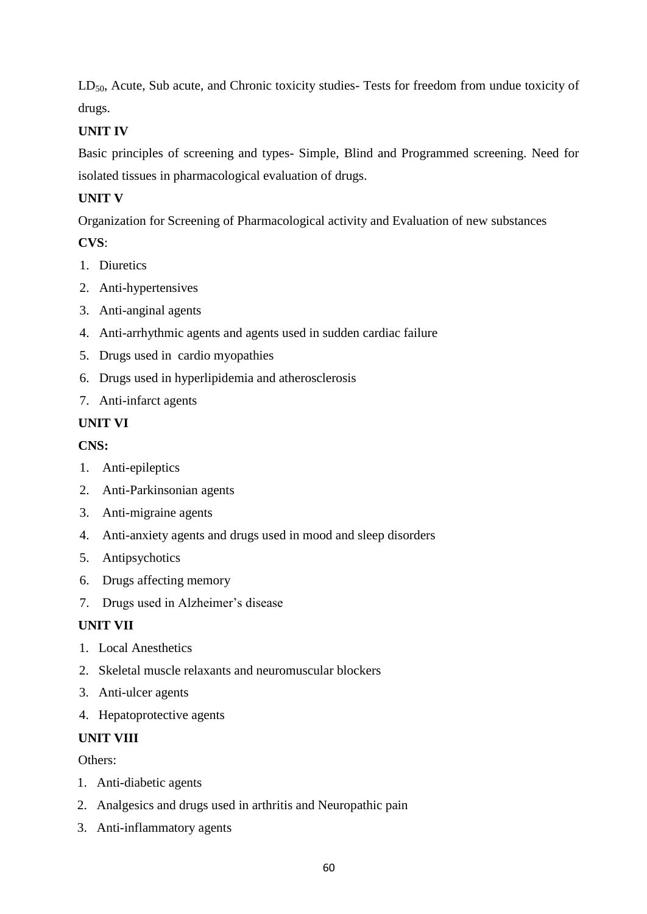$LD_{50}$, Acute, Sub acute, and Chronic toxicity studies- Tests for freedom from undue toxicity of drugs.

**UNIT IV**

Basic principles of screening and types- Simple, Blind and Programmed screening. Need for isolated tissues in pharmacological evaluation of drugs.

**UNIT V**

Organization for Screening of Pharmacological activity and Evaluation of new substances

**CVS**:

1. Diuretics
2. Anti-hypertensives
3. Anti-anginal agents
4. Anti-arrhythmic agents and agents used in sudden cardiac failure
5. Drugs used in cardio myopathies
6. Drugs used in hyperlipidemia and atherosclerosis
7. Anti-infarct agents

**UNIT VI**

**CNS:**

1. Anti-epileptics
2. Anti-Parkinsonian agents
3. Anti-migraine agents
4. Anti-anxiety agents and drugs used in mood and sleep disorders
5. Antipsychotics
6. Drugs affecting memory
7. Drugs used in Alzheimer's disease

**UNIT VII**

1. Local Anesthetics
2. Skeletal muscle relaxants and neuromuscular blockers
3. Anti-ulcer agents
4. Hepatoprotective agents

**UNIT VIII**

Others:

1. Anti-diabetic agents
2. Analgesics and drugs used in arthritis and Neuropathic pain
3. Anti-inflammatory agents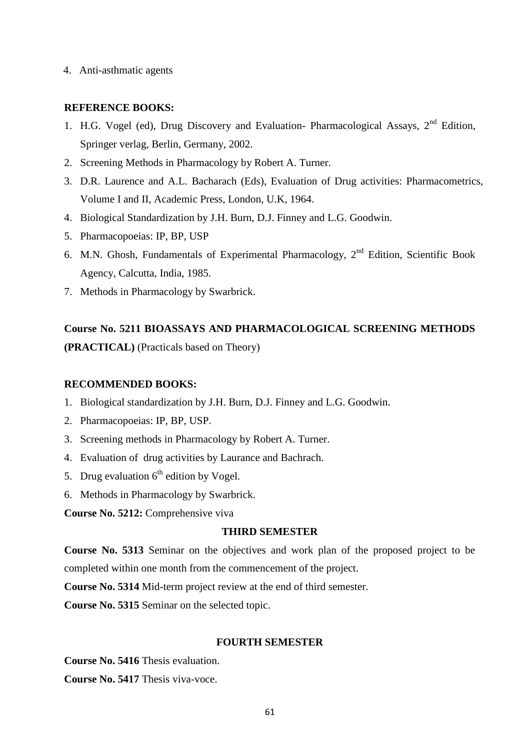4. Anti-asthmatic agents

**REFERENCE BOOKS:**

1. H.G. Vogel (ed), Drug Discovery and Evaluation- Pharmacological Assays, 2nd Edition, Springer verlag, Berlin, Germany, 2002.
2. Screening Methods in Pharmacology by Robert A. Turner.
3. D.R. Laurence and A.L. Bacharach (Eds), Evaluation of Drug activities: Pharmacometrics, Volume I and II, Academic Press, London, U.K, 1964.
4. Biological Standardization by J.H. Burn, D.J. Finney and L.G. Goodwin.
5. Pharmacopoeias: IP, BP, USP
6. M.N. Ghosh, Fundamentals of Experimental Pharmacology, 2nd Edition, Scientific Book Agency, Calcutta, India, 1985.
7. Methods in Pharmacology by Swarbrick.

**Course No. 5211 BIOASSAYS AND PHARMACOLOGICAL SCREENING METHODS (PRACTICAL)** (Practicals based on Theory)

**RECOMMENDED BOOKS:**

1. Biological standardization by J.H. Burn, D.J. Finney and L.G. Goodwin.
2. Pharmacopoeias: IP, BP, USP.
3. Screening methods in Pharmacology by Robert A. Turner.
4. Evaluation of drug activities by Laurance and Bachrach.
5. Drug evaluation 6th edition by Vogel.
6. Methods in Pharmacology by Swarbrick.

**Course No. 5212:** Comprehensive viva

**THIRD SEMESTER**

**Course No. 5313** Seminar on the objectives and work plan of the proposed project to be completed within one month from the commencement of the project.

**Course No. 5314** Mid-term project review at the end of third semester.

**Course No. 5315** Seminar on the selected topic.

**FOURTH SEMESTER**

**Course No. 5416** Thesis evaluation.

**Course No. 5417** Thesis viva-voce.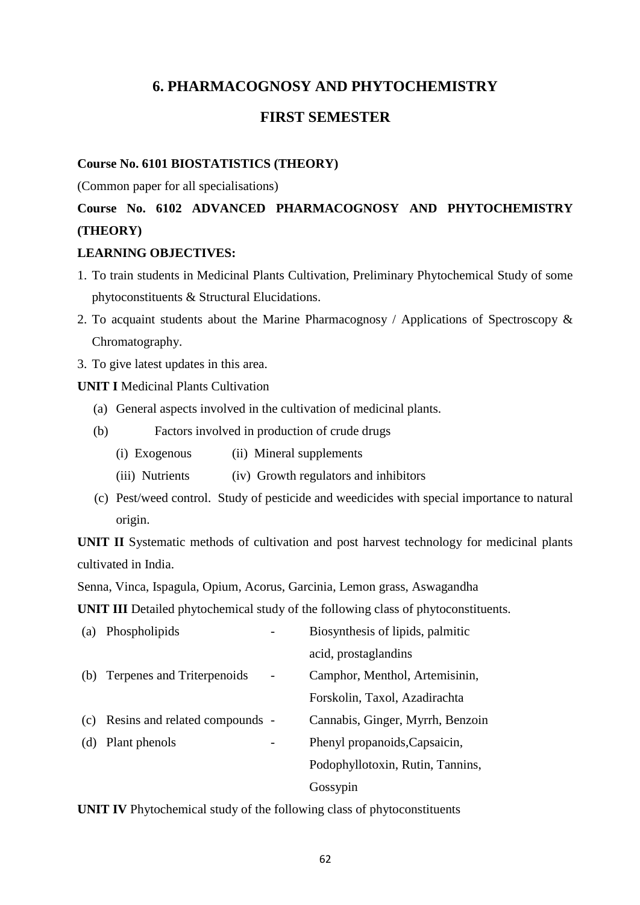# 6. PHARMACOGNOSY AND PHYTOCHEMISTRY

## FIRST SEMESTER

**Course No. 6101 BIOSTATISTICS (THEORY)**

(Common paper for all specialisations)

**Course No. 6102 ADVANCED PHARMACOGNOSY AND PHYTOCHEMISTRY (THEORY)**

**LEARNING OBJECTIVES:**

1. To train students in Medicinal Plants Cultivation, Preliminary Phytochemical Study of some phytoconstituents & Structural Elucidations.
2. To acquaint students about the Marine Pharmacognosy / Applications of Spectroscopy & Chromatography.
3. To give latest updates in this area.

**UNIT I** Medicinal Plants Cultivation

(a) General aspects involved in the cultivation of medicinal plants.

(b) Factors involved in production of crude drugs

- (i) Exogenous
- (ii) Mineral supplements
- (iii) Nutrients
- (iv) Growth regulators and inhibitors

(c) Pest/weed control. Study of pesticide and weedicides with special importance to natural origin.

**UNIT II** Systematic methods of cultivation and post harvest technology for medicinal plants cultivated in India.

Senna, Vinca, Ispagula, Opium, Acorus, Garcinia, Lemon grass, Aswagandha

**UNIT III** Detailed phytochemical study of the following class of phytoconstituents.

(a) Phospholipids - Biosynthesis of lipids, palmitic acid, prostaglandins

(b) Terpenes and Triterpenoids - Camphor, Menthol, Artemisinin, Forskolin, Taxol, Azadirachta

(c) Resins and related compounds - Cannabis, Ginger, Myrrh, Benzoin

(d) Plant phenols - Phenyl propanoids,Capsaicin, Podophyllotoxin, Rutin, Tannins, Gossypin

**UNIT IV** Phytochemical study of the following class of phytoconstituents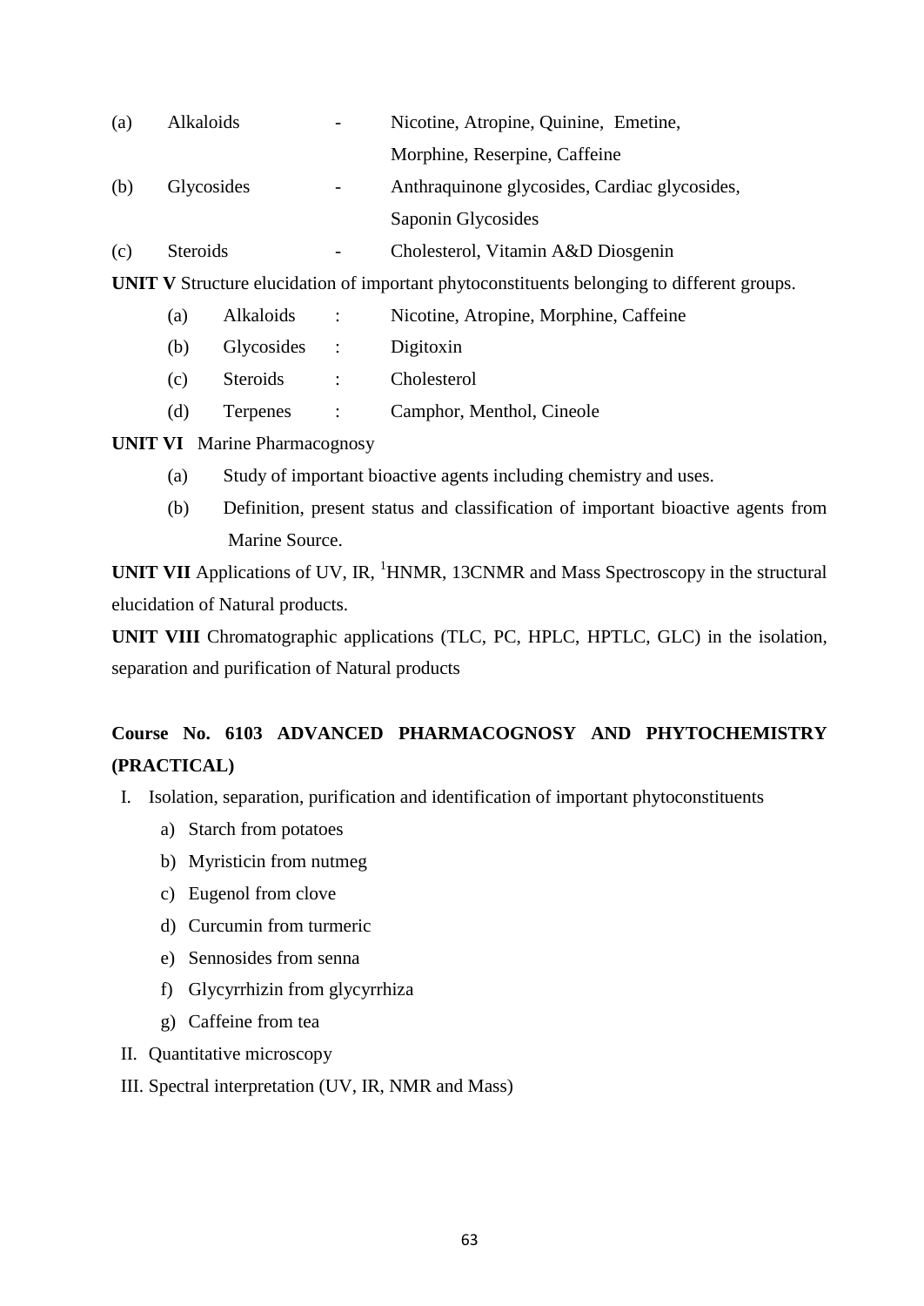(a) Alkaloids - Nicotine, Atropine, Quinine, Emetine, Morphine, Reserpine, Caffeine

(b) Glycosides - Anthraquinone glycosides, Cardiac glycosides, Saponin Glycosides

(c) Steroids - Cholesterol, Vitamin A&D Diosgenin

**UNIT V** Structure elucidation of important phytoconstituents belonging to different groups.

- (a) Alkaloids : Nicotine, Atropine, Morphine, Caffeine
- (b) Glycosides : Digitoxin
- (c) Steroids : Cholesterol
- (d) Terpenes : Camphor, Menthol, Cineole

**UNIT VI** Marine Pharmacognosy

- (a) Study of important bioactive agents including chemistry and uses.
- (b) Definition, present status and classification of important bioactive agents from Marine Source.

**UNIT VII** Applications of UV, IR, $^{1}$HNMR, 13CNMR and Mass Spectroscopy in the structural elucidation of Natural products.

**UNIT VIII** Chromatographic applications (TLC, PC, HPLC, HPTLC, GLC) in the isolation, separation and purification of Natural products

## Course No. 6103 ADVANCED PHARMACOGNOSY AND PHYTOCHEMISTRY (PRACTICAL)

I. Isolation, separation, purification and identification of important phytoconstituents
   - a) Starch from potatoes
   - b) Myristicin from nutmeg
   - c) Eugenol from clove
   - d) Curcumin from turmeric
   - e) Sennosides from senna
   - f) Glycyrrhizin from glycyrrhiza
   - g) Caffeine from tea

II. Quantitative microscopy

III. Spectral interpretation (UV, IR, NMR and Mass)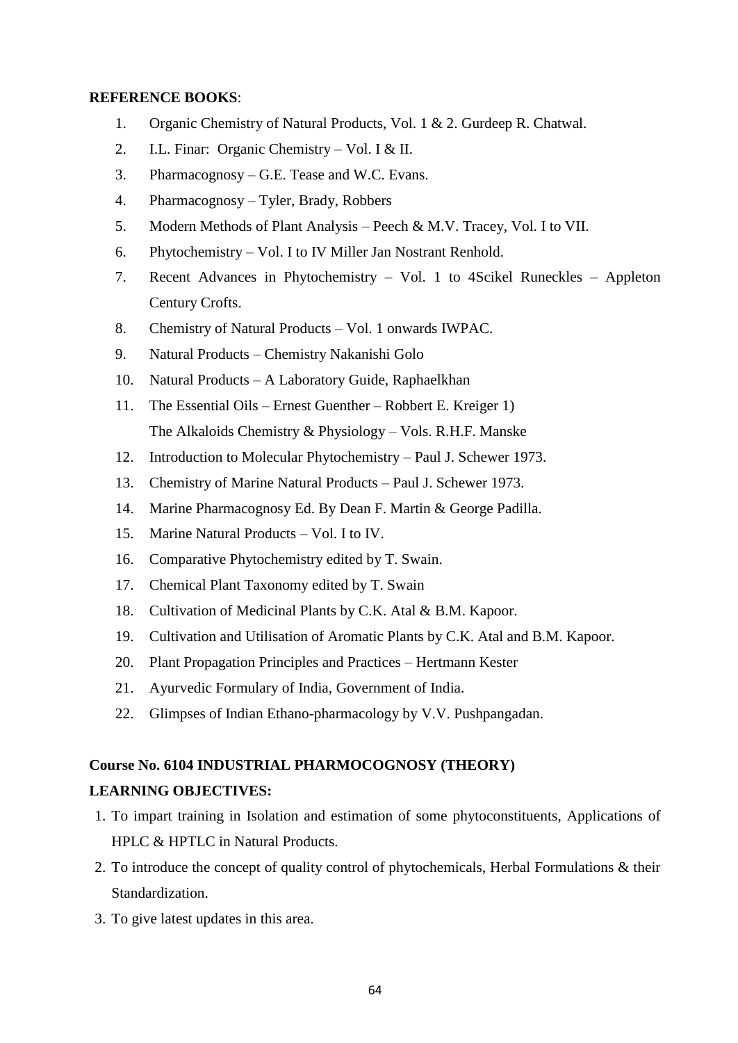**REFERENCE BOOKS**:

1. Organic Chemistry of Natural Products, Vol. 1 & 2. Gurdeep R. Chatwal.
2. I.L. Finar: Organic Chemistry – Vol. I & II.
3. Pharmacognosy – G.E. Tease and W.C. Evans.
4. Pharmacognosy – Tyler, Brady, Robbers
5. Modern Methods of Plant Analysis – Peech & M.V. Tracey, Vol. I to VII.
6. Phytochemistry – Vol. I to IV Miller Jan Nostrant Renhold.
7. Recent Advances in Phytochemistry – Vol. 1 to 4Scikel Runeckles – Appleton Century Crofts.
8. Chemistry of Natural Products – Vol. 1 onwards IWPAC.
9. Natural Products – Chemistry Nakanishi Golo
10. Natural Products – A Laboratory Guide, Raphaelkhan
11. The Essential Oils – Ernest Guenther – Robbert E. Kreiger 1)
    The Alkaloids Chemistry & Physiology – Vols. R.H.F. Manske
12. Introduction to Molecular Phytochemistry – Paul J. Schewer 1973.
13. Chemistry of Marine Natural Products – Paul J. Schewer 1973.
14. Marine Pharmacognosy Ed. By Dean F. Martin & George Padilla.
15. Marine Natural Products – Vol. I to IV.
16. Comparative Phytochemistry edited by T. Swain.
17. Chemical Plant Taxonomy edited by T. Swain
18. Cultivation of Medicinal Plants by C.K. Atal & B.M. Kapoor.
19. Cultivation and Utilisation of Aromatic Plants by C.K. Atal and B.M. Kapoor.
20. Plant Propagation Principles and Practices – Hertmann Kester
21. Ayurvedic Formulary of India, Government of India.
22. Glimpses of Indian Ethano-pharmacology by V.V. Pushpangadan.

**Course No. 6104 INDUSTRIAL PHARMOCOGNOSY (THEORY)**

**LEARNING OBJECTIVES:**

1. To impart training in Isolation and estimation of some phytoconstituents, Applications of HPLC & HPTLC in Natural Products.
2. To introduce the concept of quality control of phytochemicals, Herbal Formulations & their Standardization.
3. To give latest updates in this area.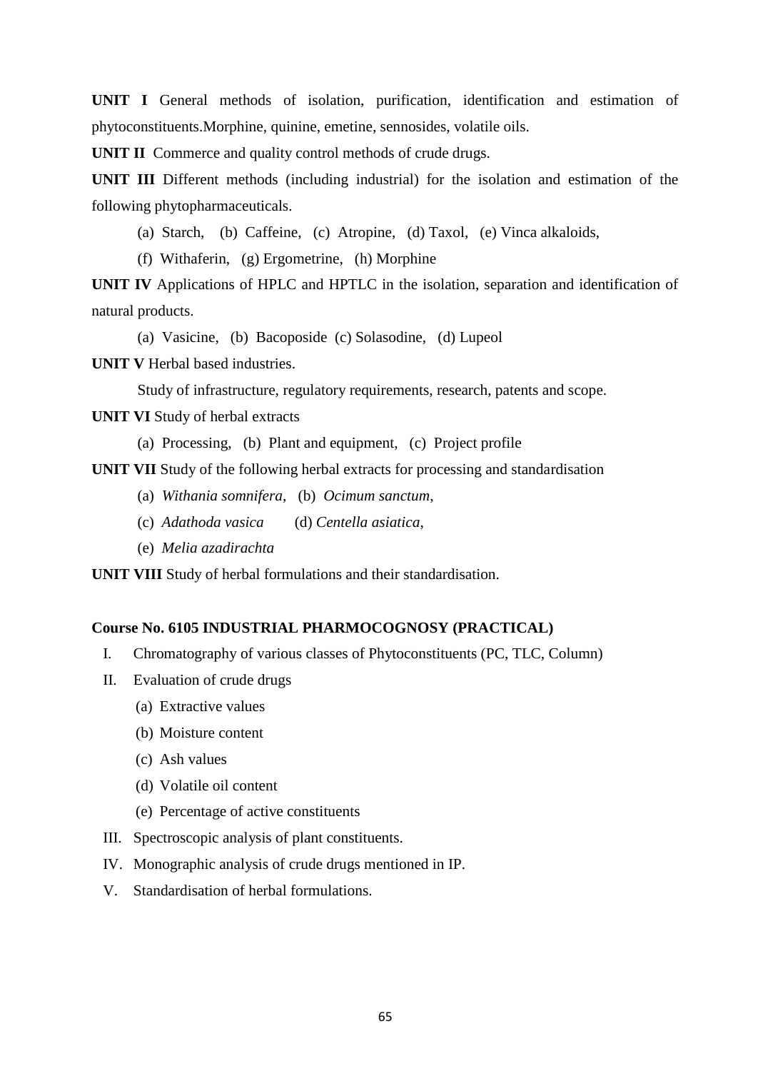**UNIT I** General methods of isolation, purification, identification and estimation of phytoconstituents.Morphine, quinine, emetine, sennosides, volatile oils.

**UNIT II** Commerce and quality control methods of crude drugs.

**UNIT III** Different methods (including industrial) for the isolation and estimation of the following phytopharmaceuticals.

(a) Starch, (b) Caffeine, (c) Atropine, (d) Taxol, (e) Vinca alkaloids,

(f) Withaferin, (g) Ergometrine, (h) Morphine

**UNIT IV** Applications of HPLC and HPTLC in the isolation, separation and identification of natural products.

(a) Vasicine, (b) Bacoposide (c) Solasodine, (d) Lupeol

**UNIT V** Herbal based industries.

Study of infrastructure, regulatory requirements, research, patents and scope.

**UNIT VI** Study of herbal extracts

(a) Processing, (b) Plant and equipment, (c) Project profile

**UNIT VII** Study of the following herbal extracts for processing and standardisation

(a) *Withania somnifera*, (b) *Ocimum sanctum*,

(c) *Adathoda vasica* (d) *Centella asiatica*,

(e) *Melia azadirachta*

**UNIT VIII** Study of herbal formulations and their standardisation.

**Course No. 6105 INDUSTRIAL PHARMOCOGNOSY (PRACTICAL)**

I. Chromatography of various classes of Phytoconstituents (PC, TLC, Column)

II. Evaluation of crude drugs
   - (a) Extractive values
   - (b) Moisture content
   - (c) Ash values
   - (d) Volatile oil content
   - (e) Percentage of active constituents

III. Spectroscopic analysis of plant constituents.

IV. Monographic analysis of crude drugs mentioned in IP.

V. Standardisation of herbal formulations.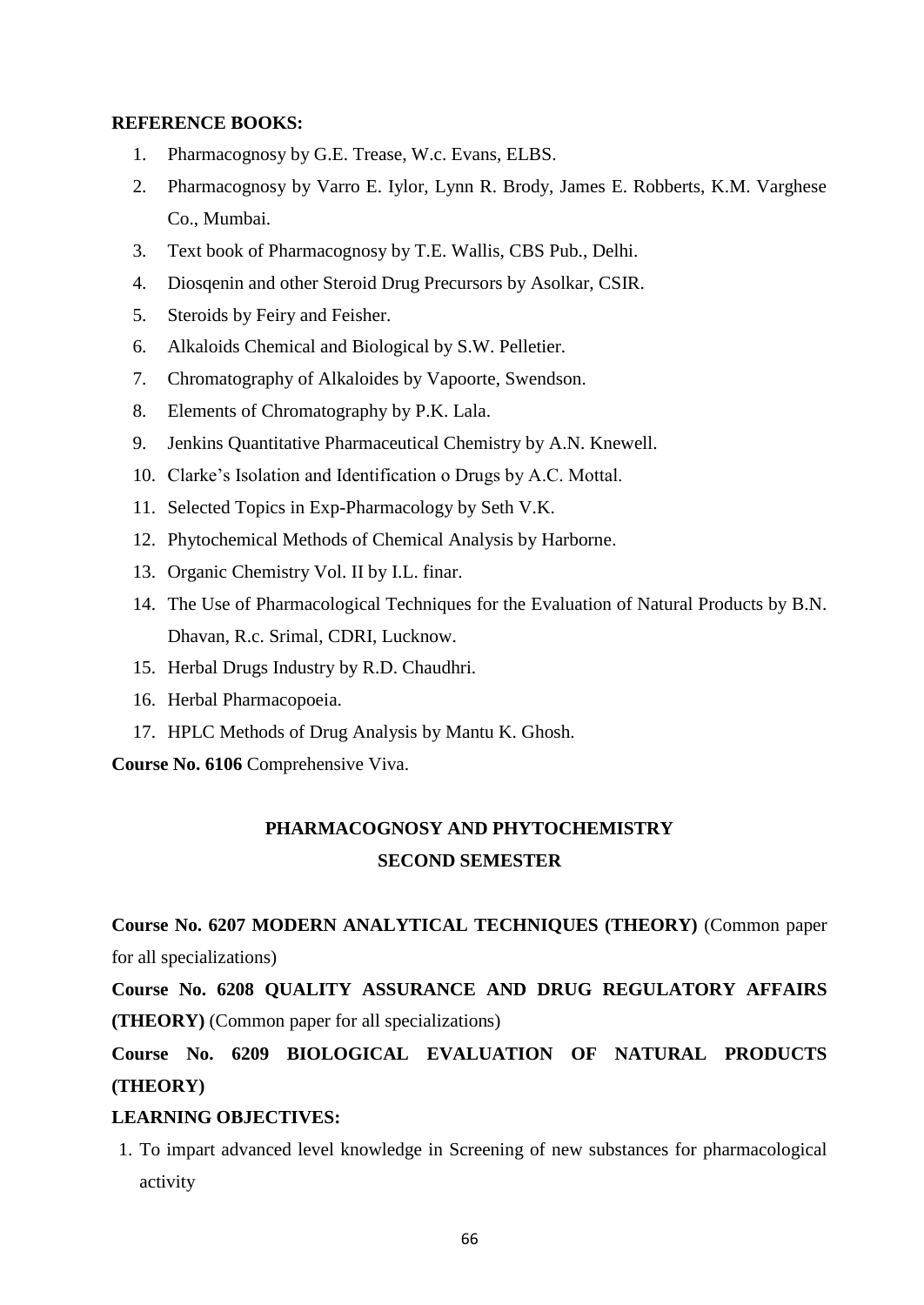**REFERENCE BOOKS:**

1. Pharmacognosy by G.E. Trease, W.c. Evans, ELBS.
2. Pharmacognosy by Varro E. Iylor, Lynn R. Brody, James E. Robberts, K.M. Varghese Co., Mumbai.
3. Text book of Pharmacognosy by T.E. Wallis, CBS Pub., Delhi.
4. Diosqenin and other Steroid Drug Precursors by Asolkar, CSIR.
5. Steroids by Feiry and Feisher.
6. Alkaloids Chemical and Biological by S.W. Pelletier.
7. Chromatography of Alkaloides by Vapoorte, Swendson.
8. Elements of Chromatography by P.K. Lala.
9. Jenkins Quantitative Pharmaceutical Chemistry by A.N. Knewell.
10. Clarke's Isolation and Identification o Drugs by A.C. Mottal.
11. Selected Topics in Exp-Pharmacology by Seth V.K.
12. Phytochemical Methods of Chemical Analysis by Harborne.
13. Organic Chemistry Vol. II by I.L. finar.
14. The Use of Pharmacological Techniques for the Evaluation of Natural Products by B.N. Dhavan, R.c. Srimal, CDRI, Lucknow.
15. Herbal Drugs Industry by R.D. Chaudhri.
16. Herbal Pharmacopoeia.
17. HPLC Methods of Drug Analysis by Mantu K. Ghosh.

**Course No. 6106** Comprehensive Viva.

## PHARMACOGNOSY AND PHYTOCHEMISTRY
## SECOND SEMESTER

**Course No. 6207 MODERN ANALYTICAL TECHNIQUES (THEORY)** (Common paper for all specializations)

**Course No. 6208 QUALITY ASSURANCE AND DRUG REGULATORY AFFAIRS (THEORY)** (Common paper for all specializations)

**Course No. 6209 BIOLOGICAL EVALUATION OF NATURAL PRODUCTS (THEORY)**

**LEARNING OBJECTIVES:**

1. To impart advanced level knowledge in Screening of new substances for pharmacological activity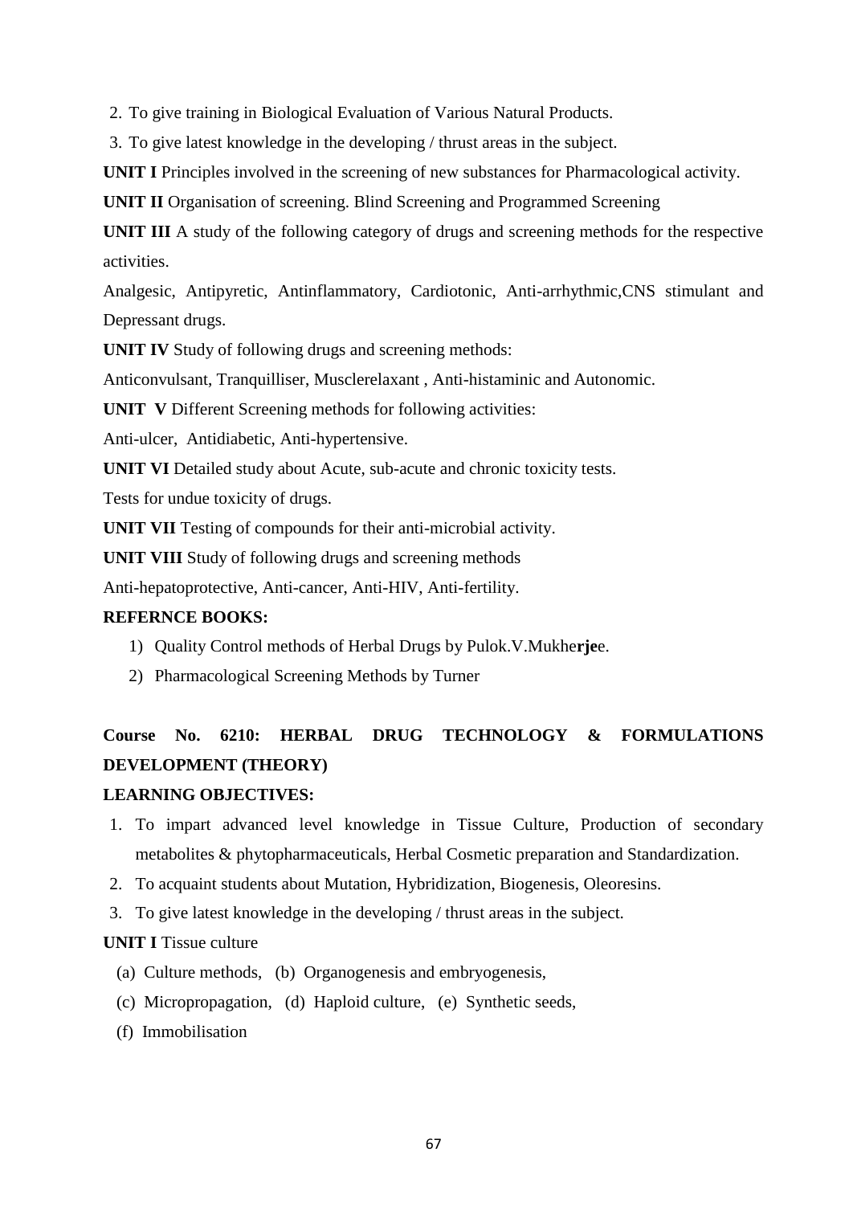2. To give training in Biological Evaluation of Various Natural Products.
3. To give latest knowledge in the developing / thrust areas in the subject.

**UNIT I** Principles involved in the screening of new substances for Pharmacological activity.

**UNIT II** Organisation of screening. Blind Screening and Programmed Screening

**UNIT III** A study of the following category of drugs and screening methods for the respective activities.

Analgesic, Antipyretic, Antinflammatory, Cardiotonic, Anti-arrhythmic,CNS stimulant and Depressant drugs.

**UNIT IV** Study of following drugs and screening methods:

Anticonvulsant, Tranquilliser, Musclerelaxant , Anti-histaminic and Autonomic.

**UNIT V** Different Screening methods for following activities:

Anti-ulcer, Antidiabetic, Anti-hypertensive.

**UNIT VI** Detailed study about Acute, sub-acute and chronic toxicity tests.

Tests for undue toxicity of drugs.

**UNIT VII** Testing of compounds for their anti-microbial activity.

**UNIT VIII** Study of following drugs and screening methods

Anti-hepatoprotective, Anti-cancer, Anti-HIV, Anti-fertility.

**REFERNCE BOOKS:**

1) Quality Control methods of Herbal Drugs by Pulok.V.Mukherjee.
2) Pharmacological Screening Methods by Turner

## Course No. 6210: HERBAL DRUG TECHNOLOGY & FORMULATIONS DEVELOPMENT (THEORY)

**LEARNING OBJECTIVES:**

1. To impart advanced level knowledge in Tissue Culture, Production of secondary metabolites & phytopharmaceuticals, Herbal Cosmetic preparation and Standardization.
2. To acquaint students about Mutation, Hybridization, Biogenesis, Oleoresins.
3. To give latest knowledge in the developing / thrust areas in the subject.

**UNIT I** Tissue culture

(a) Culture methods, (b) Organogenesis and embryogenesis,

(c) Micropropagation, (d) Haploid culture, (e) Synthetic seeds,

(f) Immobilisation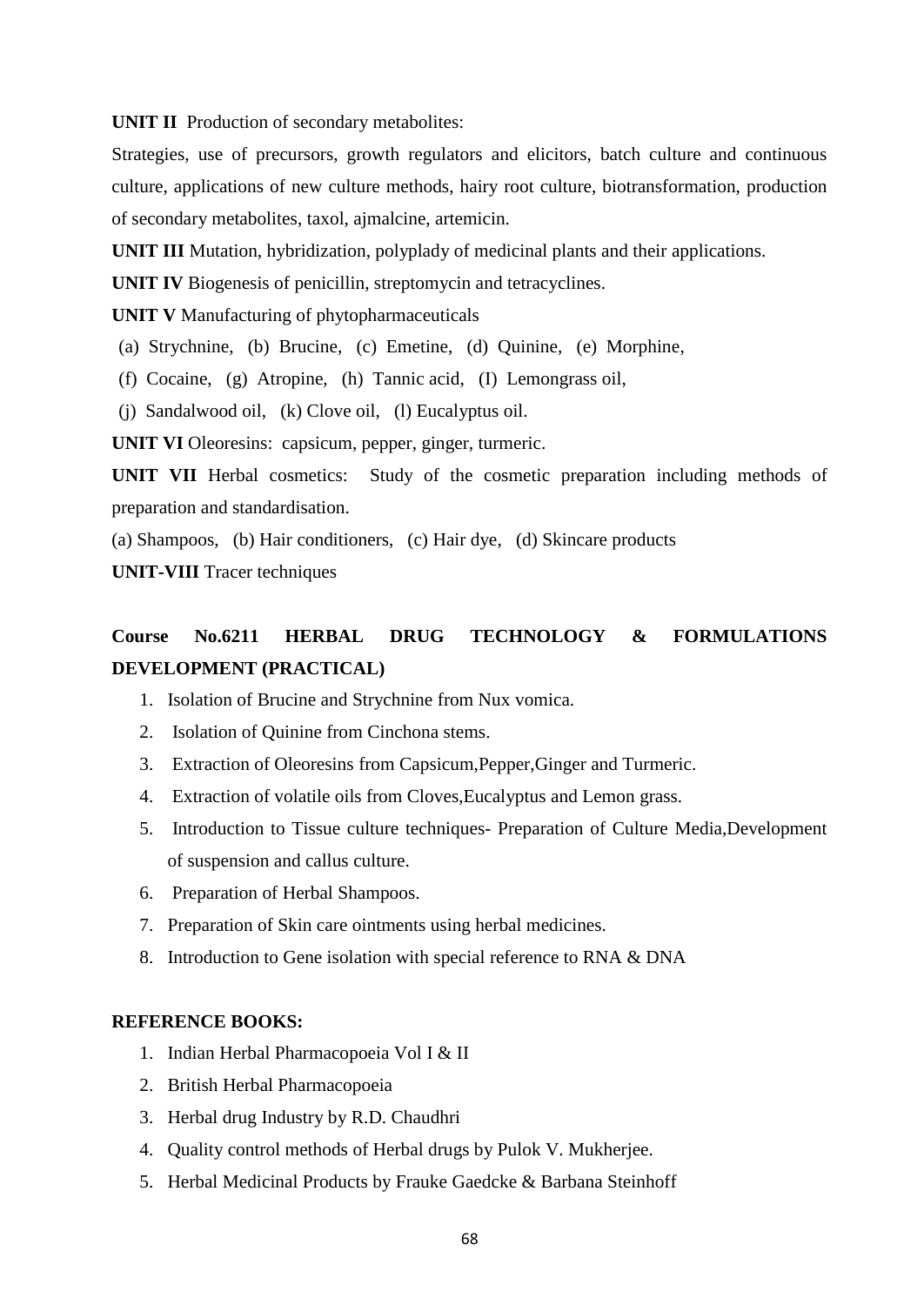**UNIT II** Production of secondary metabolites:

Strategies, use of precursors, growth regulators and elicitors, batch culture and continuous culture, applications of new culture methods, hairy root culture, biotransformation, production of secondary metabolites, taxol, ajmalcine, artemicin.

**UNIT III** Mutation, hybridization, polyplady of medicinal plants and their applications.

**UNIT IV** Biogenesis of penicillin, streptomycin and tetracyclines.

**UNIT V** Manufacturing of phytopharmaceuticals

(a) Strychnine, (b) Brucine, (c) Emetine, (d) Quinine, (e) Morphine,

(f) Cocaine, (g) Atropine, (h) Tannic acid, (I) Lemongrass oil,

(j) Sandalwood oil, (k) Clove oil, (l) Eucalyptus oil.

**UNIT VI** Oleoresins: capsicum, pepper, ginger, turmeric.

**UNIT VII** Herbal cosmetics: Study of the cosmetic preparation including methods of preparation and standardisation.

(a) Shampoos, (b) Hair conditioners, (c) Hair dye, (d) Skincare products

**UNIT-VIII** Tracer techniques

## Course No.6211 HERBAL DRUG TECHNOLOGY & FORMULATIONS DEVELOPMENT (PRACTICAL)

1. Isolation of Brucine and Strychnine from Nux vomica.
2. Isolation of Quinine from Cinchona stems.
3. Extraction of Oleoresins from Capsicum,Pepper,Ginger and Turmeric.
4. Extraction of volatile oils from Cloves,Eucalyptus and Lemon grass.
5. Introduction to Tissue culture techniques- Preparation of Culture Media,Development of suspension and callus culture.
6. Preparation of Herbal Shampoos.
7. Preparation of Skin care ointments using herbal medicines.
8. Introduction to Gene isolation with special reference to RNA & DNA

**REFERENCE BOOKS:**

1. Indian Herbal Pharmacopoeia Vol I & II
2. British Herbal Pharmacopoeia
3. Herbal drug Industry by R.D. Chaudhri
4. Quality control methods of Herbal drugs by Pulok V. Mukherjee.
5. Herbal Medicinal Products by Frauke Gaedcke & Barbana Steinhoff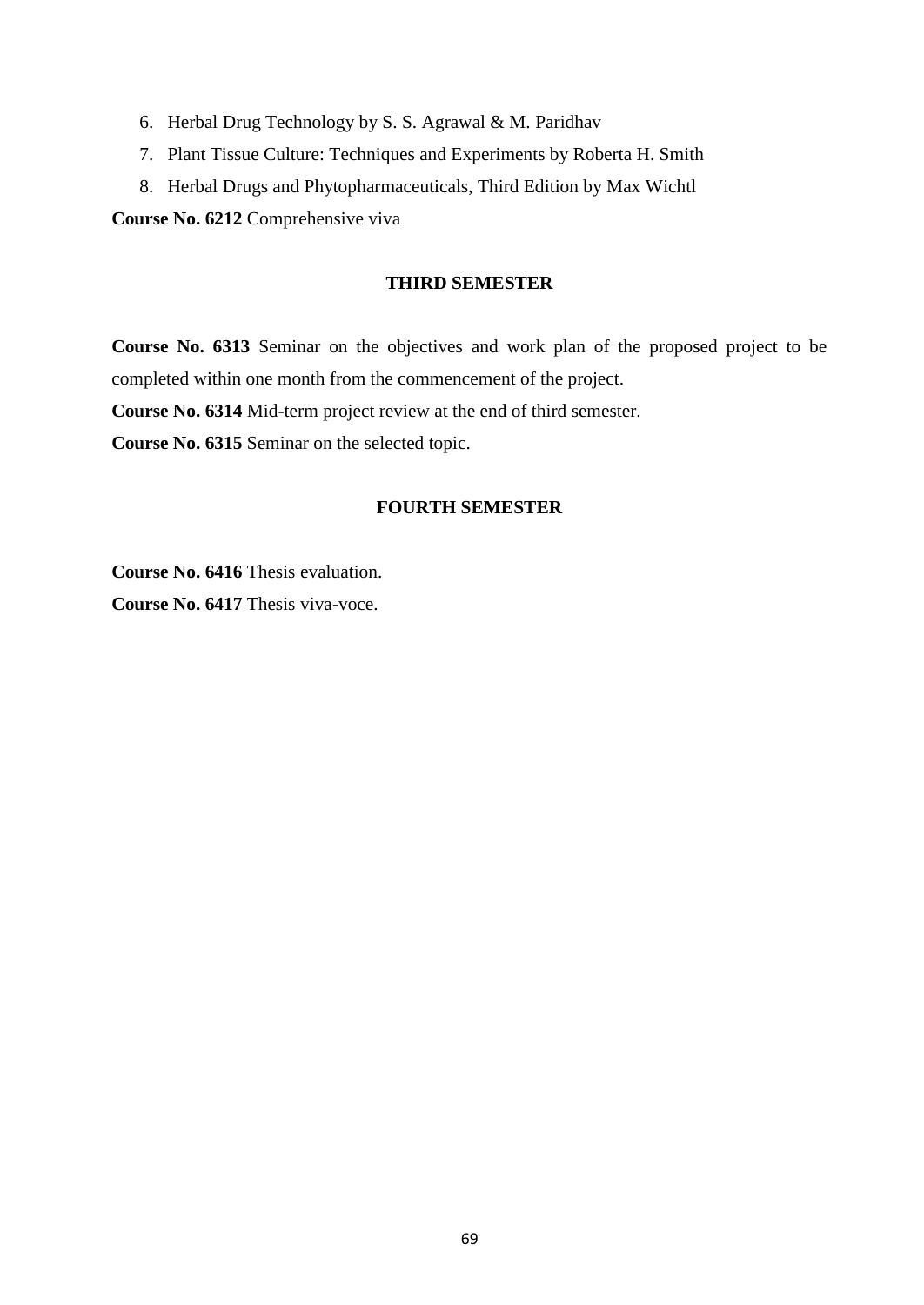6. Herbal Drug Technology by S. S. Agrawal & M. Paridhav
7. Plant Tissue Culture: Techniques and Experiments by Roberta H. Smith
8. Herbal Drugs and Phytopharmaceuticals, Third Edition by Max Wichtl

**Course No. 6212** Comprehensive viva

## THIRD SEMESTER

**Course No. 6313** Seminar on the objectives and work plan of the proposed project to be completed within one month from the commencement of the project.

**Course No. 6314** Mid-term project review at the end of third semester.

**Course No. 6315** Seminar on the selected topic.

## FOURTH SEMESTER

**Course No. 6416** Thesis evaluation.

**Course No. 6417** Thesis viva-voce.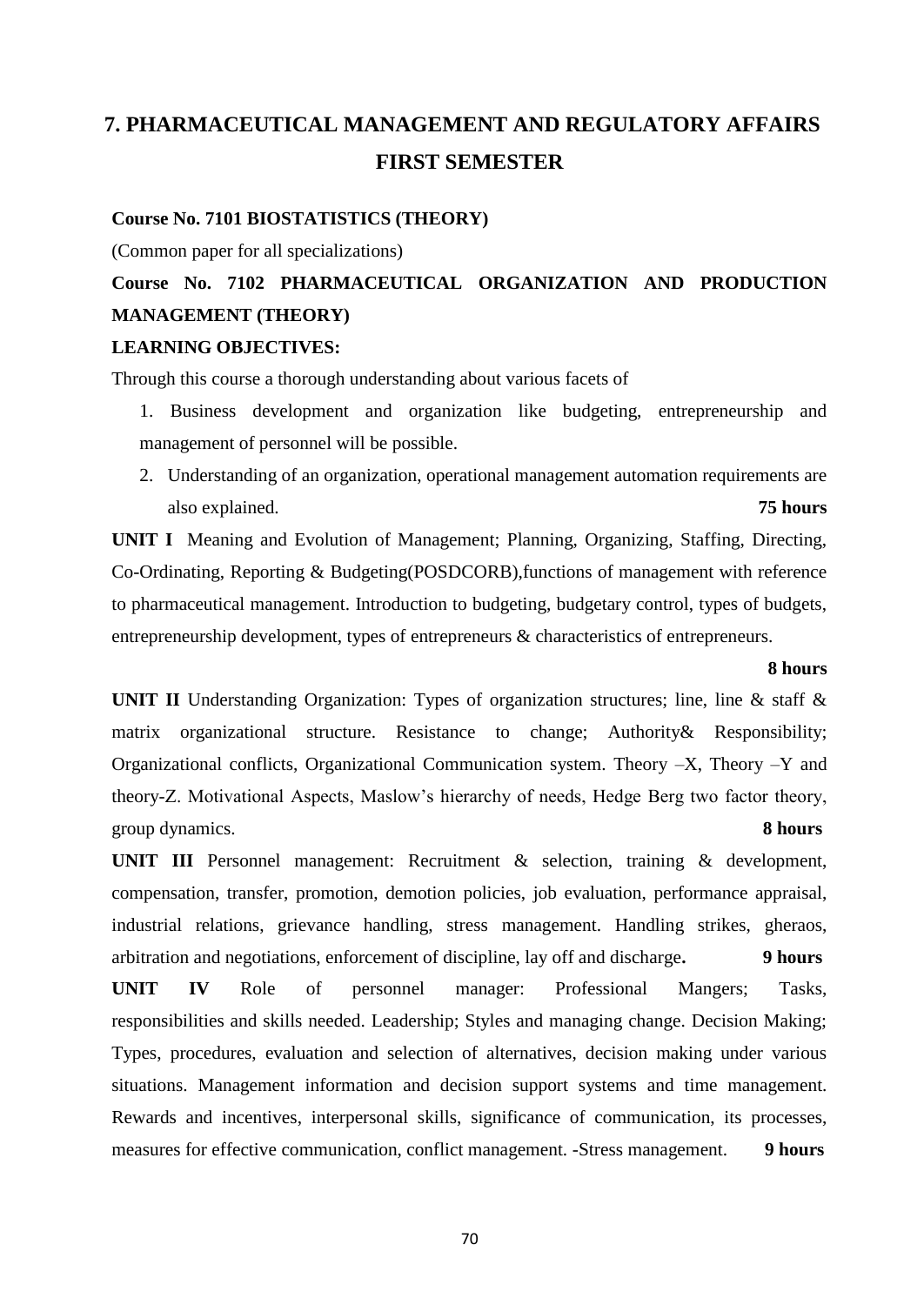# 7. PHARMACEUTICAL MANAGEMENT AND REGULATORY AFFAIRS
# FIRST SEMESTER

**Course No. 7101 BIOSTATISTICS (THEORY)**

(Common paper for all specializations)

**Course No. 7102 PHARMACEUTICAL ORGANIZATION AND PRODUCTION MANAGEMENT (THEORY)**

**LEARNING OBJECTIVES:**

Through this course a thorough understanding about various facets of

1. Business development and organization like budgeting, entrepreneurship and management of personnel will be possible.
2. Understanding of an organization, operational management automation requirements are also explained. **75 hours**

**UNIT I** Meaning and Evolution of Management; Planning, Organizing, Staffing, Directing, Co-Ordinating, Reporting & Budgeting(POSDCORB),functions of management with reference to pharmaceutical management. Introduction to budgeting, budgetary control, types of budgets, entrepreneurship development, types of entrepreneurs & characteristics of entrepreneurs. **8 hours**

**UNIT II** Understanding Organization: Types of organization structures; line, line & staff & matrix organizational structure. Resistance to change; Authority& Responsibility; Organizational conflicts, Organizational Communication system. Theory –X, Theory –Y and theory-Z. Motivational Aspects, Maslow's hierarchy of needs, Hedge Berg two factor theory, group dynamics. **8 hours**

**UNIT III** Personnel management: Recruitment & selection, training & development, compensation, transfer, promotion, demotion policies, job evaluation, performance appraisal, industrial relations, grievance handling, stress management. Handling strikes, gheraos, arbitration and negotiations, enforcement of discipline, lay off and discharge**.** **9 hours**

**UNIT IV** Role of personnel manager: Professional Mangers; Tasks, responsibilities and skills needed. Leadership; Styles and managing change. Decision Making; Types, procedures, evaluation and selection of alternatives, decision making under various situations. Management information and decision support systems and time management. Rewards and incentives, interpersonal skills, significance of communication, its processes, measures for effective communication, conflict management. -Stress management. **9 hours**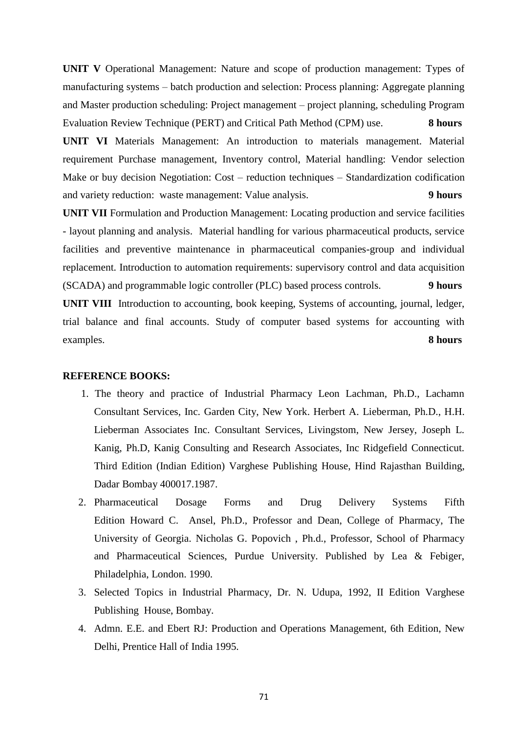**UNIT V** Operational Management: Nature and scope of production management: Types of manufacturing systems – batch production and selection: Process planning: Aggregate planning and Master production scheduling: Project management – project planning, scheduling Program Evaluation Review Technique (PERT) and Critical Path Method (CPM) use. **8 hours**

**UNIT VI** Materials Management: An introduction to materials management. Material requirement Purchase management, Inventory control, Material handling: Vendor selection Make or buy decision Negotiation: Cost – reduction techniques – Standardization codification and variety reduction: waste management: Value analysis. **9 hours**

**UNIT VII** Formulation and Production Management: Locating production and service facilities - layout planning and analysis. Material handling for various pharmaceutical products, service facilities and preventive maintenance in pharmaceutical companies-group and individual replacement. Introduction to automation requirements: supervisory control and data acquisition (SCADA) and programmable logic controller (PLC) based process controls. **9 hours**

**UNIT VIII** Introduction to accounting, book keeping, Systems of accounting, journal, ledger, trial balance and final accounts. Study of computer based systems for accounting with examples. **8 hours**

**REFERENCE BOOKS:**

1. The theory and practice of Industrial Pharmacy Leon Lachman, Ph.D., Lachamn Consultant Services, Inc. Garden City, New York. Herbert A. Lieberman, Ph.D., H.H. Lieberman Associates Inc. Consultant Services, Livingstom, New Jersey, Joseph L. Kanig, Ph.D, Kanig Consulting and Research Associates, Inc Ridgefield Connecticut. Third Edition (Indian Edition) Varghese Publishing House, Hind Rajasthan Building, Dadar Bombay 400017.1987.
2. Pharmaceutical Dosage Forms and Drug Delivery Systems Fifth Edition Howard C. Ansel, Ph.D., Professor and Dean, College of Pharmacy, The University of Georgia. Nicholas G. Popovich , Ph.d., Professor, School of Pharmacy and Pharmaceutical Sciences, Purdue University. Published by Lea & Febiger, Philadelphia, London. 1990.
3. Selected Topics in Industrial Pharmacy, Dr. N. Udupa, 1992, II Edition Varghese Publishing House, Bombay.
4. Admn. E.E. and Ebert RJ: Production and Operations Management, 6th Edition, New Delhi, Prentice Hall of India 1995.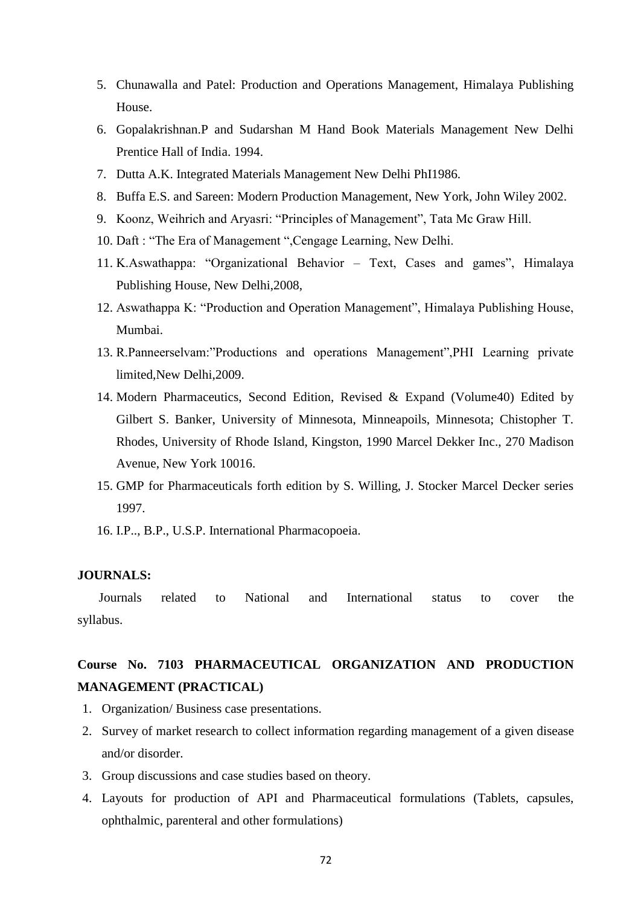5. Chunawalla and Patel: Production and Operations Management, Himalaya Publishing House.
6. Gopalakrishnan.P and Sudarshan M Hand Book Materials Management New Delhi Prentice Hall of India. 1994.
7. Dutta A.K. Integrated Materials Management New Delhi PhI1986.
8. Buffa E.S. and Sareen: Modern Production Management, New York, John Wiley 2002.
9. Koonz, Weihrich and Aryasri: "Principles of Management", Tata Mc Graw Hill.
10. Daft : "The Era of Management ",Cengage Learning, New Delhi.
11. K.Aswathappa: "Organizational Behavior – Text, Cases and games", Himalaya Publishing House, New Delhi,2008,
12. Aswathappa K: "Production and Operation Management", Himalaya Publishing House, Mumbai.
13. R.Panneerselvam:"Productions and operations Management",PHI Learning private limited,New Delhi,2009.
14. Modern Pharmaceutics, Second Edition, Revised & Expand (Volume40) Edited by Gilbert S. Banker, University of Minnesota, Minneapoils, Minnesota; Chistopher T. Rhodes, University of Rhode Island, Kingston, 1990 Marcel Dekker Inc., 270 Madison Avenue, New York 10016.
15. GMP for Pharmaceuticals forth edition by S. Willing, J. Stocker Marcel Decker series 1997.
16. I.P.., B.P., U.S.P. International Pharmacopoeia.

**JOURNALS:**

Journals related to National and International status to cover the syllabus.

## Course No. 7103 PHARMACEUTICAL ORGANIZATION AND PRODUCTION MANAGEMENT (PRACTICAL)

1. Organization/ Business case presentations.
2. Survey of market research to collect information regarding management of a given disease and/or disorder.
3. Group discussions and case studies based on theory.
4. Layouts for production of API and Pharmaceutical formulations (Tablets, capsules, ophthalmic, parenteral and other formulations)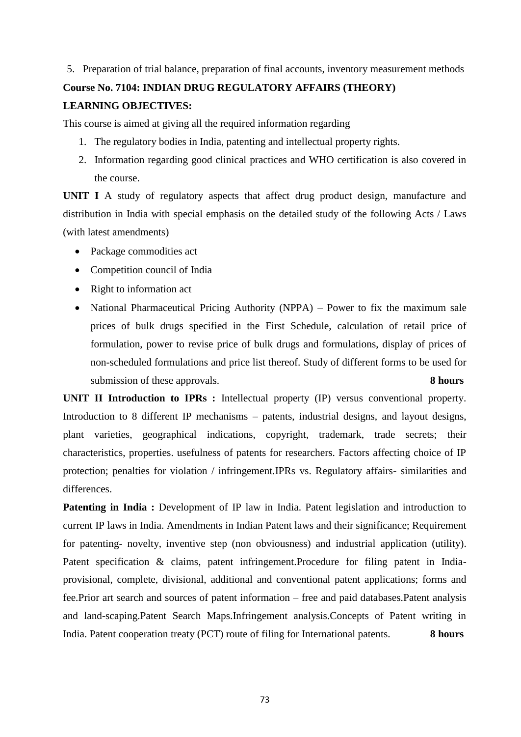5. Preparation of trial balance, preparation of final accounts, inventory measurement methods

**Course No. 7104: INDIAN DRUG REGULATORY AFFAIRS (THEORY)**

**LEARNING OBJECTIVES:**

This course is aimed at giving all the required information regarding

1. The regulatory bodies in India, patenting and intellectual property rights.
2. Information regarding good clinical practices and WHO certification is also covered in the course.

**UNIT I** A study of regulatory aspects that affect drug product design, manufacture and distribution in India with special emphasis on the detailed study of the following Acts / Laws (with latest amendments)

- Package commodities act
- Competition council of India
- Right to information act
- National Pharmaceutical Pricing Authority (NPPA) – Power to fix the maximum sale prices of bulk drugs specified in the First Schedule, calculation of retail price of formulation, power to revise price of bulk drugs and formulations, display of prices of non-scheduled formulations and price list thereof. Study of different forms to be used for submission of these approvals. **8 hours**

**UNIT II Introduction to IPRs :** Intellectual property (IP) versus conventional property. Introduction to 8 different IP mechanisms – patents, industrial designs, and layout designs, plant varieties, geographical indications, copyright, trademark, trade secrets; their characteristics, properties. usefulness of patents for researchers. Factors affecting choice of IP protection; penalties for violation / infringement.IPRs vs. Regulatory affairs- similarities and differences.

**Patenting in India :** Development of IP law in India. Patent legislation and introduction to current IP laws in India. Amendments in Indian Patent laws and their significance; Requirement for patenting- novelty, inventive step (non obviousness) and industrial application (utility). Patent specification & claims, patent infringement.Procedure for filing patent in India- provisional, complete, divisional, additional and conventional patent applications; forms and fee.Prior art search and sources of patent information – free and paid databases.Patent analysis and land-scaping.Patent Search Maps.Infringement analysis.Concepts of Patent writing in India. Patent cooperation treaty (PCT) route of filing for International patents. **8 hours**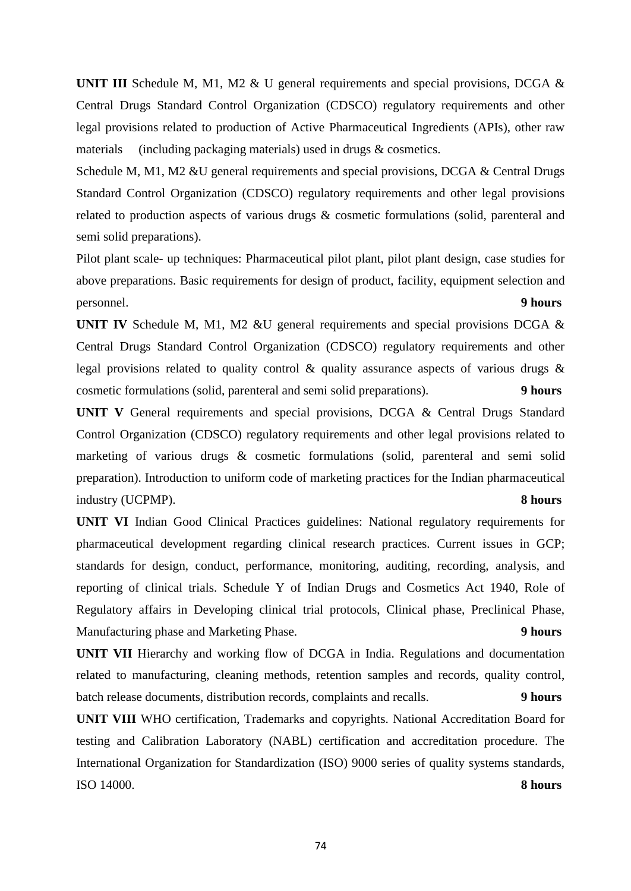**UNIT III** Schedule M, M1, M2 & U general requirements and special provisions, DCGA & Central Drugs Standard Control Organization (CDSCO) regulatory requirements and other legal provisions related to production of Active Pharmaceutical Ingredients (APIs), other raw materials (including packaging materials) used in drugs & cosmetics.

Schedule M, M1, M2 &U general requirements and special provisions, DCGA & Central Drugs Standard Control Organization (CDSCO) regulatory requirements and other legal provisions related to production aspects of various drugs & cosmetic formulations (solid, parenteral and semi solid preparations).

Pilot plant scale- up techniques: Pharmaceutical pilot plant, pilot plant design, case studies for above preparations. Basic requirements for design of product, facility, equipment selection and personnel. **9 hours**

**UNIT IV** Schedule M, M1, M2 &U general requirements and special provisions DCGA & Central Drugs Standard Control Organization (CDSCO) regulatory requirements and other legal provisions related to quality control & quality assurance aspects of various drugs & cosmetic formulations (solid, parenteral and semi solid preparations). **9 hours**

**UNIT V** General requirements and special provisions, DCGA & Central Drugs Standard Control Organization (CDSCO) regulatory requirements and other legal provisions related to marketing of various drugs & cosmetic formulations (solid, parenteral and semi solid preparation). Introduction to uniform code of marketing practices for the Indian pharmaceutical industry (UCPMP). **8 hours**

**UNIT VI** Indian Good Clinical Practices guidelines: National regulatory requirements for pharmaceutical development regarding clinical research practices. Current issues in GCP; standards for design, conduct, performance, monitoring, auditing, recording, analysis, and reporting of clinical trials. Schedule Y of Indian Drugs and Cosmetics Act 1940, Role of Regulatory affairs in Developing clinical trial protocols, Clinical phase, Preclinical Phase, Manufacturing phase and Marketing Phase. **9 hours**

**UNIT VII** Hierarchy and working flow of DCGA in India. Regulations and documentation related to manufacturing, cleaning methods, retention samples and records, quality control, batch release documents, distribution records, complaints and recalls. **9 hours**

**UNIT VIII** WHO certification, Trademarks and copyrights. National Accreditation Board for testing and Calibration Laboratory (NABL) certification and accreditation procedure. The International Organization for Standardization (ISO) 9000 series of quality systems standards, ISO 14000. **8 hours**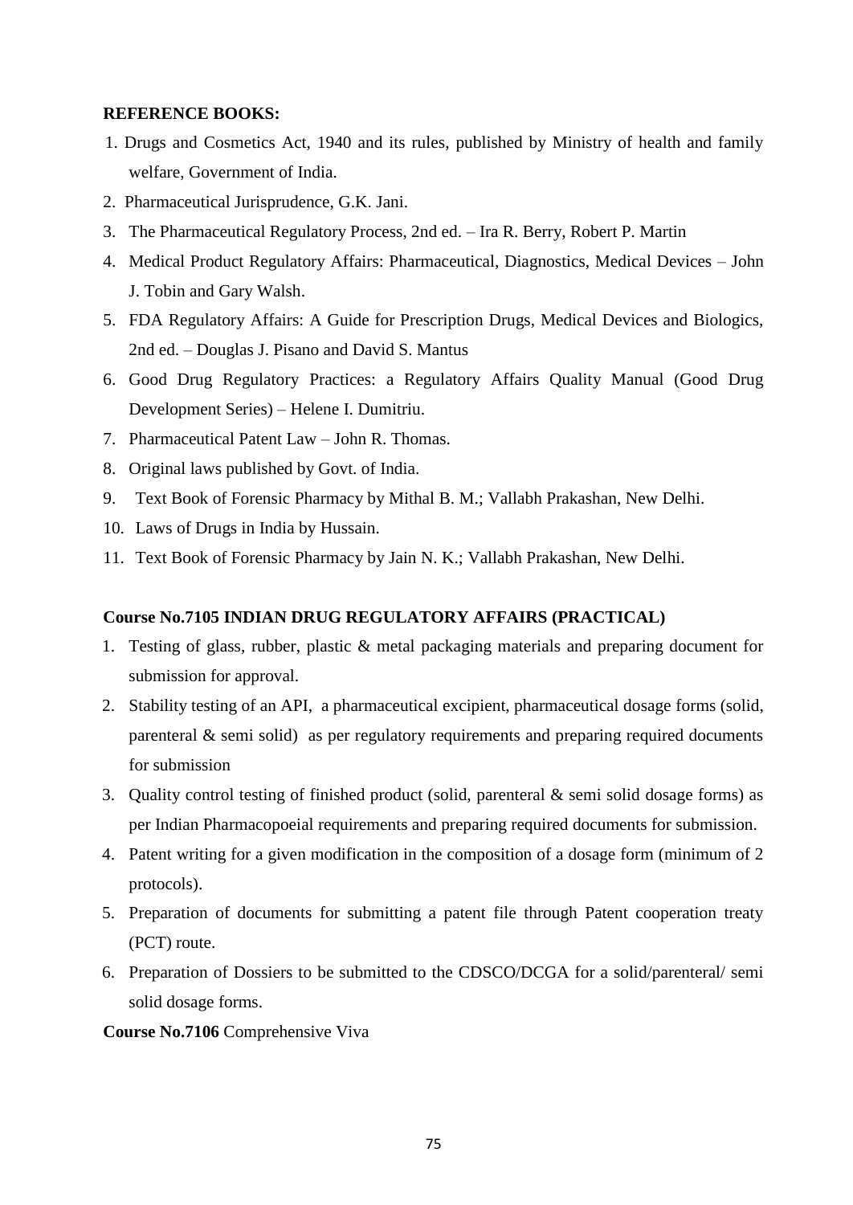**REFERENCE BOOKS:**

1. Drugs and Cosmetics Act, 1940 and its rules, published by Ministry of health and family welfare, Government of India.
2. Pharmaceutical Jurisprudence, G.K. Jani.
3. The Pharmaceutical Regulatory Process, 2nd ed. – Ira R. Berry, Robert P. Martin
4. Medical Product Regulatory Affairs: Pharmaceutical, Diagnostics, Medical Devices – John J. Tobin and Gary Walsh.
5. FDA Regulatory Affairs: A Guide for Prescription Drugs, Medical Devices and Biologics, 2nd ed. – Douglas J. Pisano and David S. Mantus
6. Good Drug Regulatory Practices: a Regulatory Affairs Quality Manual (Good Drug Development Series) – Helene I. Dumitriu.
7. Pharmaceutical Patent Law – John R. Thomas.
8. Original laws published by Govt. of India.
9. Text Book of Forensic Pharmacy by Mithal B. M.; Vallabh Prakashan, New Delhi.
10. Laws of Drugs in India by Hussain.
11. Text Book of Forensic Pharmacy by Jain N. K.; Vallabh Prakashan, New Delhi.

**Course No.7105 INDIAN DRUG REGULATORY AFFAIRS (PRACTICAL)**

1. Testing of glass, rubber, plastic & metal packaging materials and preparing document for submission for approval.
2. Stability testing of an API, a pharmaceutical excipient, pharmaceutical dosage forms (solid, parenteral & semi solid) as per regulatory requirements and preparing required documents for submission
3. Quality control testing of finished product (solid, parenteral & semi solid dosage forms) as per Indian Pharmacopoeial requirements and preparing required documents for submission.
4. Patent writing for a given modification in the composition of a dosage form (minimum of 2 protocols).
5. Preparation of documents for submitting a patent file through Patent cooperation treaty (PCT) route.
6. Preparation of Dossiers to be submitted to the CDSCO/DCGA for a solid/parenteral/ semi solid dosage forms.

**Course No.7106** Comprehensive Viva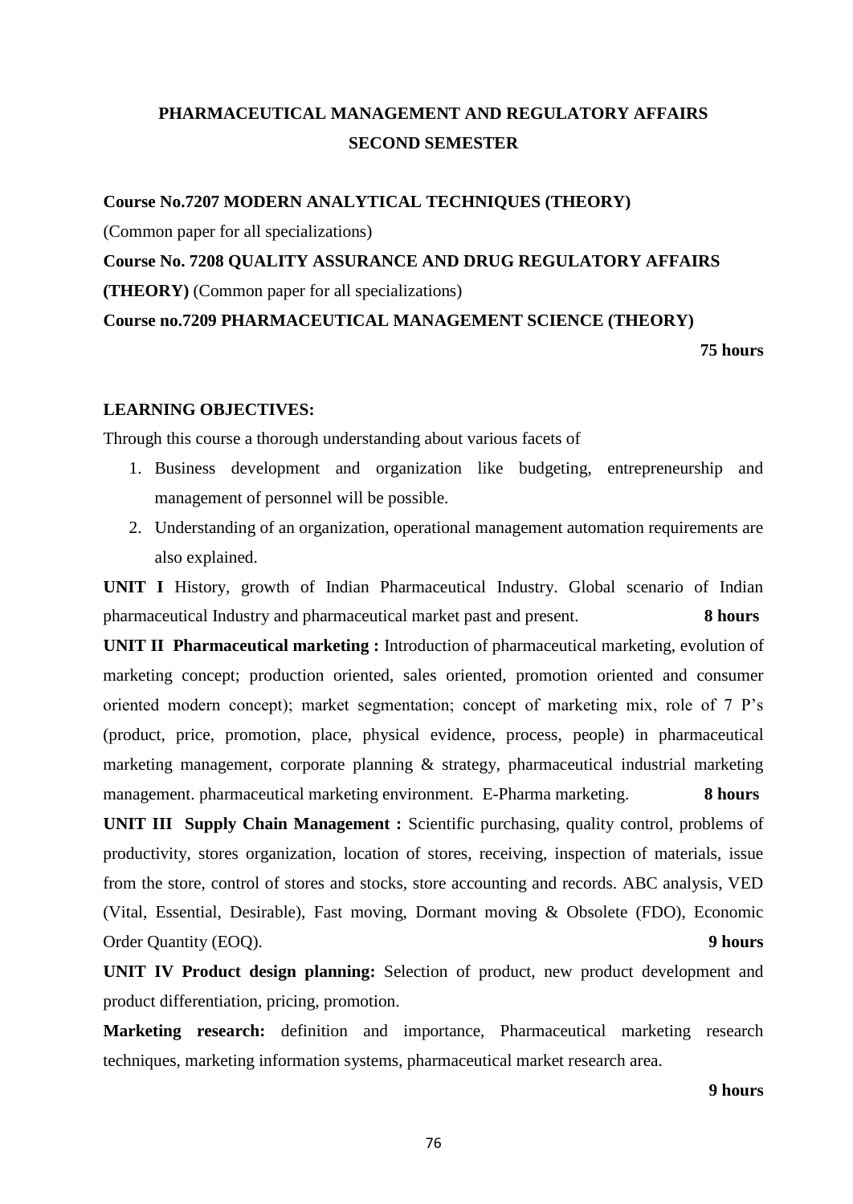## PHARMACEUTICAL MANAGEMENT AND REGULATORY AFFAIRS
## SECOND SEMESTER

**Course No.7207 MODERN ANALYTICAL TECHNIQUES (THEORY)**

(Common paper for all specializations)

**Course No. 7208 QUALITY ASSURANCE AND DRUG REGULATORY AFFAIRS (THEORY)** (Common paper for all specializations)

**Course no.7209 PHARMACEUTICAL MANAGEMENT SCIENCE (THEORY)**

**75 hours**

**LEARNING OBJECTIVES:**

Through this course a thorough understanding about various facets of

1. Business development and organization like budgeting, entrepreneurship and management of personnel will be possible.
2. Understanding of an organization, operational management automation requirements are also explained.

**UNIT I** History, growth of Indian Pharmaceutical Industry. Global scenario of Indian pharmaceutical Industry and pharmaceutical market past and present. **8 hours**

**UNIT II Pharmaceutical marketing :** Introduction of pharmaceutical marketing, evolution of marketing concept; production oriented, sales oriented, promotion oriented and consumer oriented modern concept); market segmentation; concept of marketing mix, role of 7 P's (product, price, promotion, place, physical evidence, process, people) in pharmaceutical marketing management, corporate planning & strategy, pharmaceutical industrial marketing management. pharmaceutical marketing environment. E-Pharma marketing. **8 hours**

**UNIT III Supply Chain Management :** Scientific purchasing, quality control, problems of productivity, stores organization, location of stores, receiving, inspection of materials, issue from the store, control of stores and stocks, store accounting and records. ABC analysis, VED (Vital, Essential, Desirable), Fast moving, Dormant moving & Obsolete (FDO), Economic Order Quantity (EOQ). **9 hours**

**UNIT IV Product design planning:** Selection of product, new product development and product differentiation, pricing, promotion.

**Marketing research:** definition and importance, Pharmaceutical marketing research techniques, marketing information systems, pharmaceutical market research area.

**9 hours**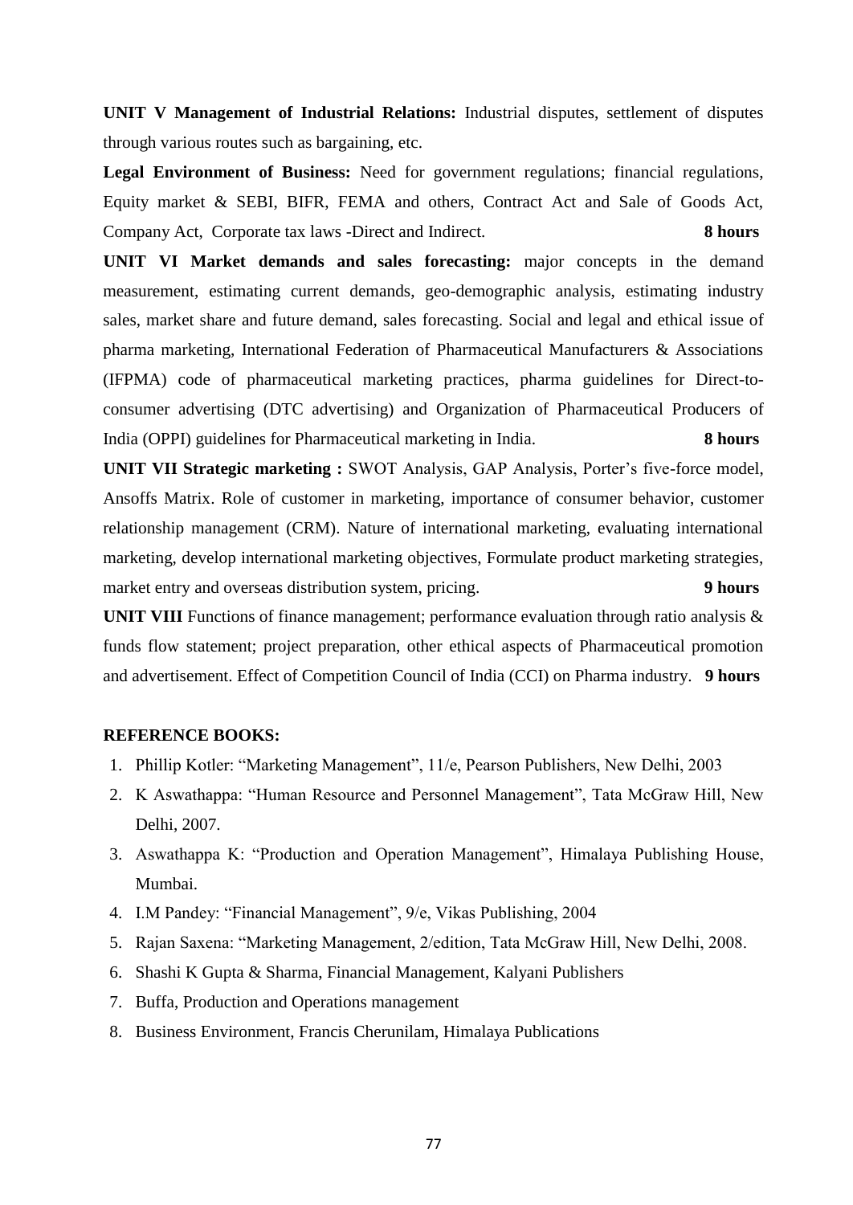**UNIT V Management of Industrial Relations:** Industrial disputes, settlement of disputes through various routes such as bargaining, etc.

**Legal Environment of Business:** Need for government regulations; financial regulations, Equity market & SEBI, BIFR, FEMA and others, Contract Act and Sale of Goods Act, Company Act, Corporate tax laws -Direct and Indirect. **8 hours**

**UNIT VI Market demands and sales forecasting:** major concepts in the demand measurement, estimating current demands, geo-demographic analysis, estimating industry sales, market share and future demand, sales forecasting. Social and legal and ethical issue of pharma marketing, International Federation of Pharmaceutical Manufacturers & Associations (IFPMA) code of pharmaceutical marketing practices, pharma guidelines for Direct-to-consumer advertising (DTC advertising) and Organization of Pharmaceutical Producers of India (OPPI) guidelines for Pharmaceutical marketing in India. **8 hours**

**UNIT VII Strategic marketing :** SWOT Analysis, GAP Analysis, Porter's five-force model, Ansoffs Matrix. Role of customer in marketing, importance of consumer behavior, customer relationship management (CRM). Nature of international marketing, evaluating international marketing, develop international marketing objectives, Formulate product marketing strategies, market entry and overseas distribution system, pricing. **9 hours**

**UNIT VIII** Functions of finance management; performance evaluation through ratio analysis & funds flow statement; project preparation, other ethical aspects of Pharmaceutical promotion and advertisement. Effect of Competition Council of India (CCI) on Pharma industry. **9 hours**

**REFERENCE BOOKS:**

1. Phillip Kotler: "Marketing Management", 11/e, Pearson Publishers, New Delhi, 2003
2. K Aswathappa: "Human Resource and Personnel Management", Tata McGraw Hill, New Delhi, 2007.
3. Aswathappa K: "Production and Operation Management", Himalaya Publishing House, Mumbai.
4. I.M Pandey: "Financial Management", 9/e, Vikas Publishing, 2004
5. Rajan Saxena: "Marketing Management, 2/edition, Tata McGraw Hill, New Delhi, 2008.
6. Shashi K Gupta & Sharma, Financial Management, Kalyani Publishers
7. Buffa, Production and Operations management
8. Business Environment, Francis Cherunilam, Himalaya Publications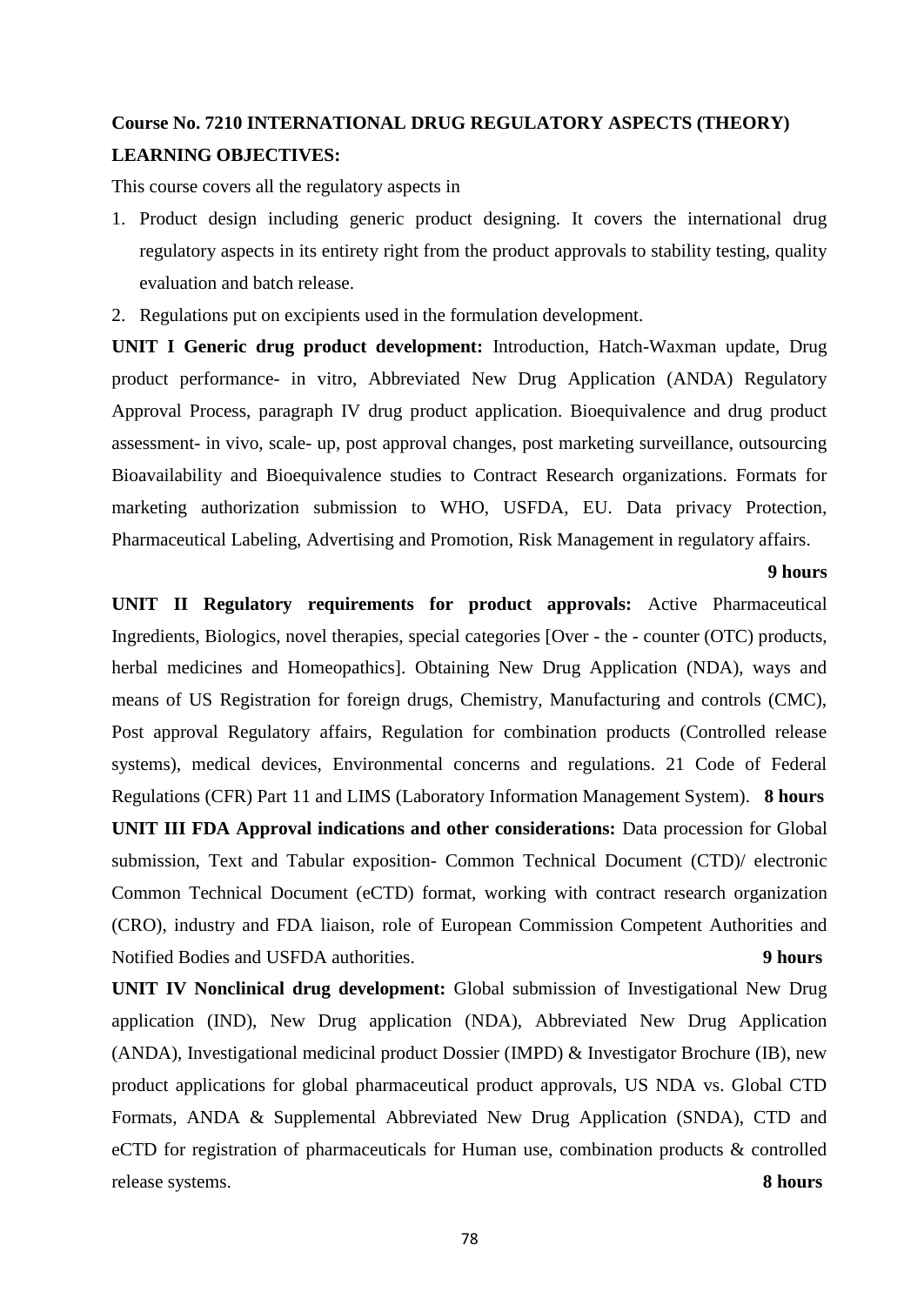**Course No. 7210 INTERNATIONAL DRUG REGULATORY ASPECTS (THEORY)**

**LEARNING OBJECTIVES:**

This course covers all the regulatory aspects in

1. Product design including generic product designing. It covers the international drug regulatory aspects in its entirety right from the product approvals to stability testing, quality evaluation and batch release.
2. Regulations put on excipients used in the formulation development.

**UNIT I Generic drug product development:** Introduction, Hatch-Waxman update, Drug product performance- in vitro, Abbreviated New Drug Application (ANDA) Regulatory Approval Process, paragraph IV drug product application. Bioequivalence and drug product assessment- in vivo, scale- up, post approval changes, post marketing surveillance, outsourcing Bioavailability and Bioequivalence studies to Contract Research organizations. Formats for marketing authorization submission to WHO, USFDA, EU. Data privacy Protection, Pharmaceutical Labeling, Advertising and Promotion, Risk Management in regulatory affairs.

**9 hours**

**UNIT II Regulatory requirements for product approvals:** Active Pharmaceutical Ingredients, Biologics, novel therapies, special categories [Over - the - counter (OTC) products, herbal medicines and Homeopathics]. Obtaining New Drug Application (NDA), ways and means of US Registration for foreign drugs, Chemistry, Manufacturing and controls (CMC), Post approval Regulatory affairs, Regulation for combination products (Controlled release systems), medical devices, Environmental concerns and regulations. 21 Code of Federal Regulations (CFR) Part 11 and LIMS (Laboratory Information Management System). **8 hours**

**UNIT III FDA Approval indications and other considerations:** Data procession for Global submission, Text and Tabular exposition- Common Technical Document (CTD)/ electronic Common Technical Document (eCTD) format, working with contract research organization (CRO), industry and FDA liaison, role of European Commission Competent Authorities and Notified Bodies and USFDA authorities. **9 hours**

**UNIT IV Nonclinical drug development:** Global submission of Investigational New Drug application (IND), New Drug application (NDA), Abbreviated New Drug Application (ANDA), Investigational medicinal product Dossier (IMPD) & Investigator Brochure (IB), new product applications for global pharmaceutical product approvals, US NDA vs. Global CTD Formats, ANDA & Supplemental Abbreviated New Drug Application (SNDA), CTD and eCTD for registration of pharmaceuticals for Human use, combination products & controlled release systems. **8 hours**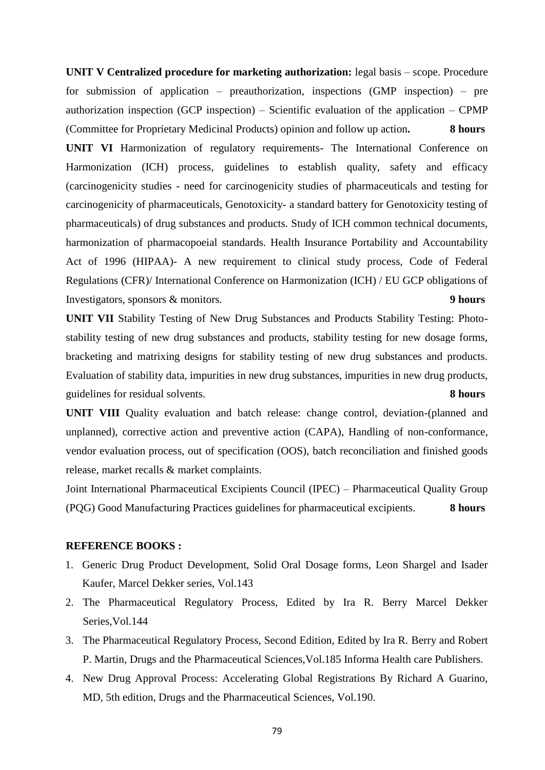**UNIT V Centralized procedure for marketing authorization:** legal basis – scope. Procedure for submission of application – preauthorization, inspections (GMP inspection) – pre authorization inspection (GCP inspection) – Scientific evaluation of the application – CPMP (Committee for Proprietary Medicinal Products) opinion and follow up action**.** **8 hours**

**UNIT VI** Harmonization of regulatory requirements- The International Conference on Harmonization (ICH) process, guidelines to establish quality, safety and efficacy (carcinogenicity studies - need for carcinogenicity studies of pharmaceuticals and testing for carcinogenicity of pharmaceuticals, Genotoxicity- a standard battery for Genotoxicity testing of pharmaceuticals) of drug substances and products. Study of ICH common technical documents, harmonization of pharmacopoeial standards. Health Insurance Portability and Accountability Act of 1996 (HIPAA)- A new requirement to clinical study process, Code of Federal Regulations (CFR)/ International Conference on Harmonization (ICH) / EU GCP obligations of Investigators, sponsors & monitors. **9 hours**

**UNIT VII** Stability Testing of New Drug Substances and Products Stability Testing: Photo-stability testing of new drug substances and products, stability testing for new dosage forms, bracketing and matrixing designs for stability testing of new drug substances and products. Evaluation of stability data, impurities in new drug substances, impurities in new drug products, guidelines for residual solvents. **8 hours**

**UNIT VIII** Quality evaluation and batch release: change control, deviation-(planned and unplanned), corrective action and preventive action (CAPA), Handling of non-conformance, vendor evaluation process, out of specification (OOS), batch reconciliation and finished goods release, market recalls & market complaints.

Joint International Pharmaceutical Excipients Council (IPEC) – Pharmaceutical Quality Group (PQG) Good Manufacturing Practices guidelines for pharmaceutical excipients. **8 hours**

**REFERENCE BOOKS :**

1. Generic Drug Product Development, Solid Oral Dosage forms, Leon Shargel and Isader Kaufer, Marcel Dekker series, Vol.143
2. The Pharmaceutical Regulatory Process, Edited by Ira R. Berry Marcel Dekker Series,Vol.144
3. The Pharmaceutical Regulatory Process, Second Edition, Edited by Ira R. Berry and Robert P. Martin, Drugs and the Pharmaceutical Sciences,Vol.185 Informa Health care Publishers.
4. New Drug Approval Process: Accelerating Global Registrations By Richard A Guarino, MD, 5th edition, Drugs and the Pharmaceutical Sciences, Vol.190.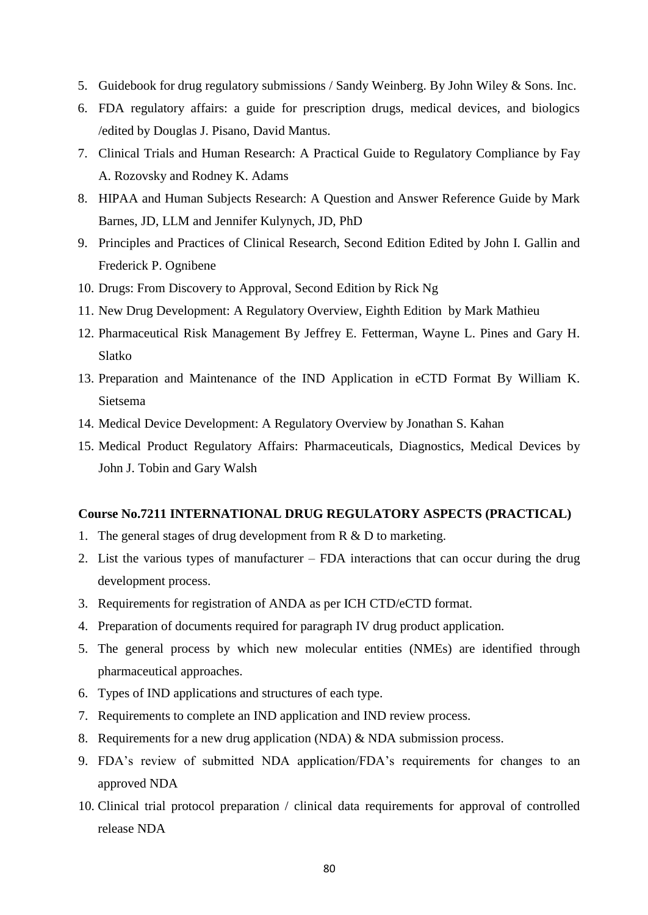5. Guidebook for drug regulatory submissions / Sandy Weinberg. By John Wiley & Sons. Inc.
6. FDA regulatory affairs: a guide for prescription drugs, medical devices, and biologics /edited by Douglas J. Pisano, David Mantus.
7. Clinical Trials and Human Research: A Practical Guide to Regulatory Compliance by Fay A. Rozovsky and Rodney K. Adams
8. HIPAA and Human Subjects Research: A Question and Answer Reference Guide by Mark Barnes, JD, LLM and Jennifer Kulynych, JD, PhD
9. Principles and Practices of Clinical Research, Second Edition Edited by John I. Gallin and Frederick P. Ognibene
10. Drugs: From Discovery to Approval, Second Edition by Rick Ng
11. New Drug Development: A Regulatory Overview, Eighth Edition by Mark Mathieu
12. Pharmaceutical Risk Management By Jeffrey E. Fetterman, Wayne L. Pines and Gary H. Slatko
13. Preparation and Maintenance of the IND Application in eCTD Format By William K. Sietsema
14. Medical Device Development: A Regulatory Overview by Jonathan S. Kahan
15. Medical Product Regulatory Affairs: Pharmaceuticals, Diagnostics, Medical Devices by John J. Tobin and Gary Walsh

**Course No.7211 INTERNATIONAL DRUG REGULATORY ASPECTS (PRACTICAL)**

1. The general stages of drug development from R & D to marketing.
2. List the various types of manufacturer – FDA interactions that can occur during the drug development process.
3. Requirements for registration of ANDA as per ICH CTD/eCTD format.
4. Preparation of documents required for paragraph IV drug product application.
5. The general process by which new molecular entities (NMEs) are identified through pharmaceutical approaches.
6. Types of IND applications and structures of each type.
7. Requirements to complete an IND application and IND review process.
8. Requirements for a new drug application (NDA) & NDA submission process.
9. FDA's review of submitted NDA application/FDA's requirements for changes to an approved NDA
10. Clinical trial protocol preparation / clinical data requirements for approval of controlled release NDA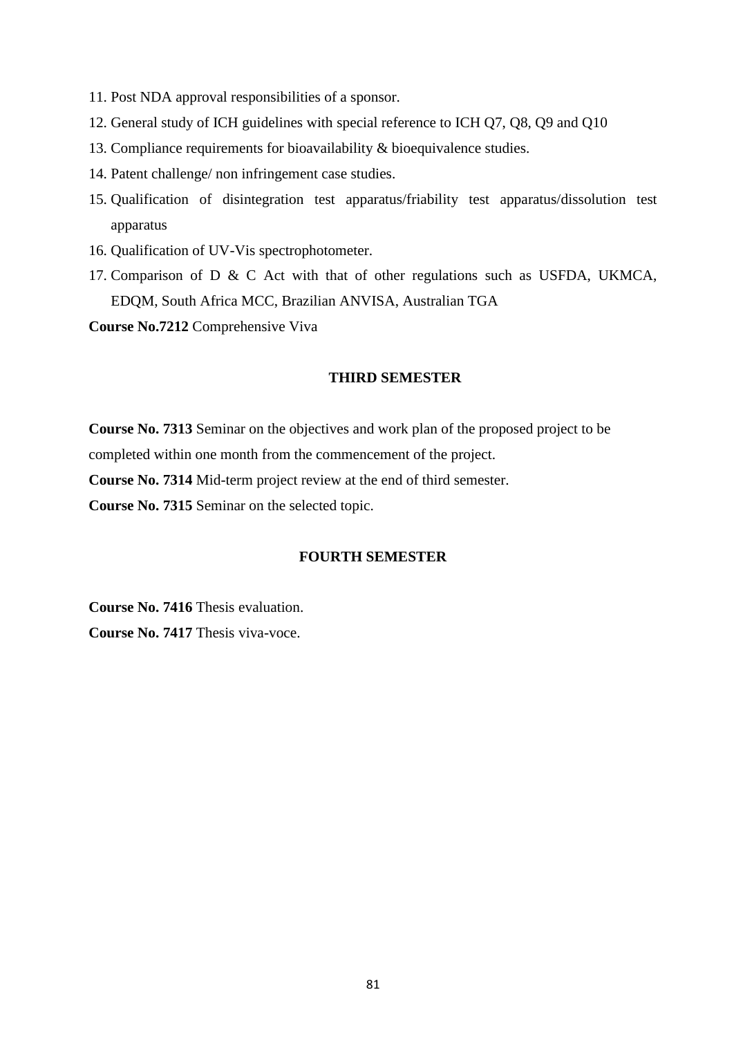11. Post NDA approval responsibilities of a sponsor.
12. General study of ICH guidelines with special reference to ICH Q7, Q8, Q9 and Q10
13. Compliance requirements for bioavailability & bioequivalence studies.
14. Patent challenge/ non infringement case studies.
15. Qualification of disintegration test apparatus/friability test apparatus/dissolution test apparatus
16. Qualification of UV-Vis spectrophotometer.
17. Comparison of D & C Act with that of other regulations such as USFDA, UKMCA, EDQM, South Africa MCC, Brazilian ANVISA, Australian TGA

**Course No.7212** Comprehensive Viva

## THIRD SEMESTER

**Course No. 7313** Seminar on the objectives and work plan of the proposed project to be completed within one month from the commencement of the project.

**Course No. 7314** Mid-term project review at the end of third semester.

**Course No. 7315** Seminar on the selected topic.

## FOURTH SEMESTER

**Course No. 7416** Thesis evaluation.

**Course No. 7417** Thesis viva-voce.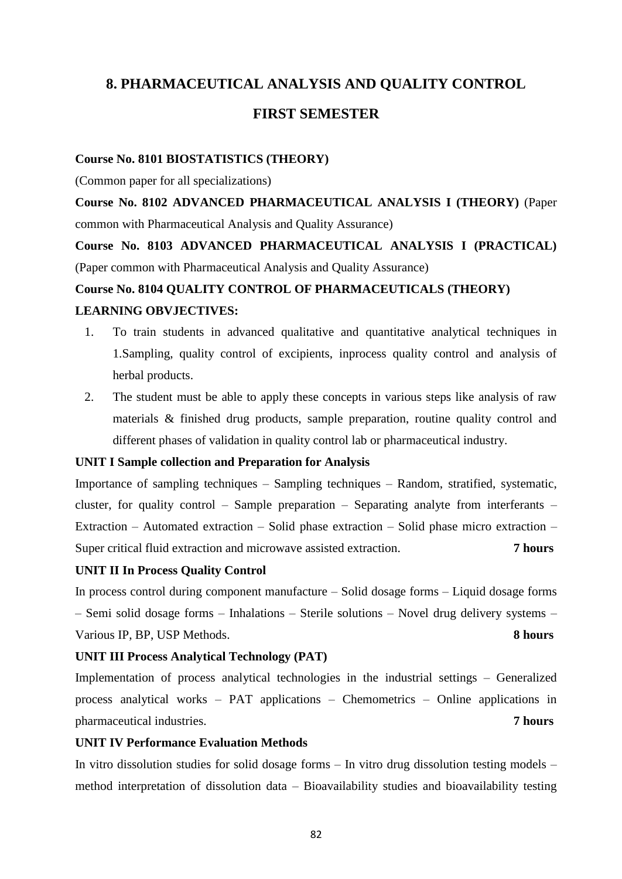# 8. PHARMACEUTICAL ANALYSIS AND QUALITY CONTROL

## FIRST SEMESTER

**Course No. 8101 BIOSTATISTICS (THEORY)**

(Common paper for all specializations)

**Course No. 8102 ADVANCED PHARMACEUTICAL ANALYSIS I (THEORY)** (Paper common with Pharmaceutical Analysis and Quality Assurance)

**Course No. 8103 ADVANCED PHARMACEUTICAL ANALYSIS I (PRACTICAL)** (Paper common with Pharmaceutical Analysis and Quality Assurance)

**Course No. 8104 QUALITY CONTROL OF PHARMACEUTICALS (THEORY)**

**LEARNING OBVJECTIVES:**

1. To train students in advanced qualitative and quantitative analytical techniques in 1.Sampling, quality control of excipients, inprocess quality control and analysis of herbal products.
2. The student must be able to apply these concepts in various steps like analysis of raw materials & finished drug products, sample preparation, routine quality control and different phases of validation in quality control lab or pharmaceutical industry.

**UNIT I Sample collection and Preparation for Analysis**

Importance of sampling techniques – Sampling techniques – Random, stratified, systematic, cluster, for quality control – Sample preparation – Separating analyte from interferants – Extraction – Automated extraction – Solid phase extraction – Solid phase micro extraction – Super critical fluid extraction and microwave assisted extraction. **7 hours**

**UNIT II In Process Quality Control**

In process control during component manufacture – Solid dosage forms – Liquid dosage forms – Semi solid dosage forms – Inhalations – Sterile solutions – Novel drug delivery systems – Various IP, BP, USP Methods. **8 hours**

**UNIT III Process Analytical Technology (PAT)**

Implementation of process analytical technologies in the industrial settings – Generalized process analytical works – PAT applications – Chemometrics – Online applications in pharmaceutical industries. **7 hours**

**UNIT IV Performance Evaluation Methods**

In vitro dissolution studies for solid dosage forms – In vitro drug dissolution testing models – method interpretation of dissolution data – Bioavailability studies and bioavailability testing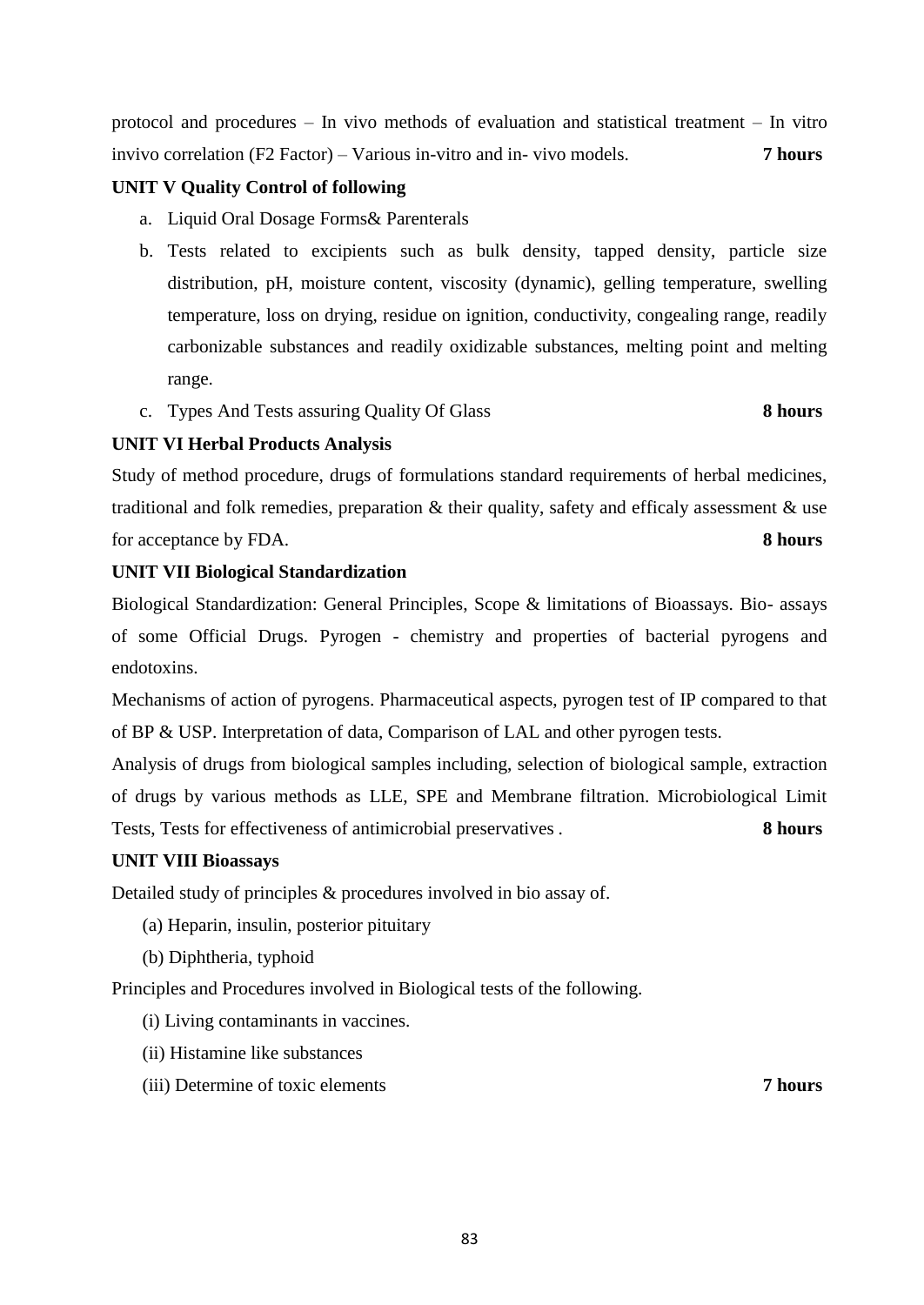protocol and procedures – In vivo methods of evaluation and statistical treatment – In vitro invivo correlation (F2 Factor) – Various in-vitro and in- vivo models. **7 hours**

**UNIT V Quality Control of following**

a. Liquid Oral Dosage Forms& Parenterals
b. Tests related to excipients such as bulk density, tapped density, particle size distribution, pH, moisture content, viscosity (dynamic), gelling temperature, swelling temperature, loss on drying, residue on ignition, conductivity, congealing range, readily carbonizable substances and readily oxidizable substances, melting point and melting range.
c. Types And Tests assuring Quality Of Glass **8 hours**

**UNIT VI Herbal Products Analysis**

Study of method procedure, drugs of formulations standard requirements of herbal medicines, traditional and folk remedies, preparation & their quality, safety and efficaly assessment & use for acceptance by FDA. **8 hours**

**UNIT VII Biological Standardization**

Biological Standardization: General Principles, Scope & limitations of Bioassays. Bio- assays of some Official Drugs. Pyrogen - chemistry and properties of bacterial pyrogens and endotoxins.

Mechanisms of action of pyrogens. Pharmaceutical aspects, pyrogen test of IP compared to that of BP & USP. Interpretation of data, Comparison of LAL and other pyrogen tests.

Analysis of drugs from biological samples including, selection of biological sample, extraction of drugs by various methods as LLE, SPE and Membrane filtration. Microbiological Limit Tests, Tests for effectiveness of antimicrobial preservatives . **8 hours**

**UNIT VIII Bioassays**

Detailed study of principles & procedures involved in bio assay of.

(a) Heparin, insulin, posterior pituitary

(b) Diphtheria, typhoid

Principles and Procedures involved in Biological tests of the following.

(i) Living contaminants in vaccines.

(ii) Histamine like substances

(iii) Determine of toxic elements **7 hours**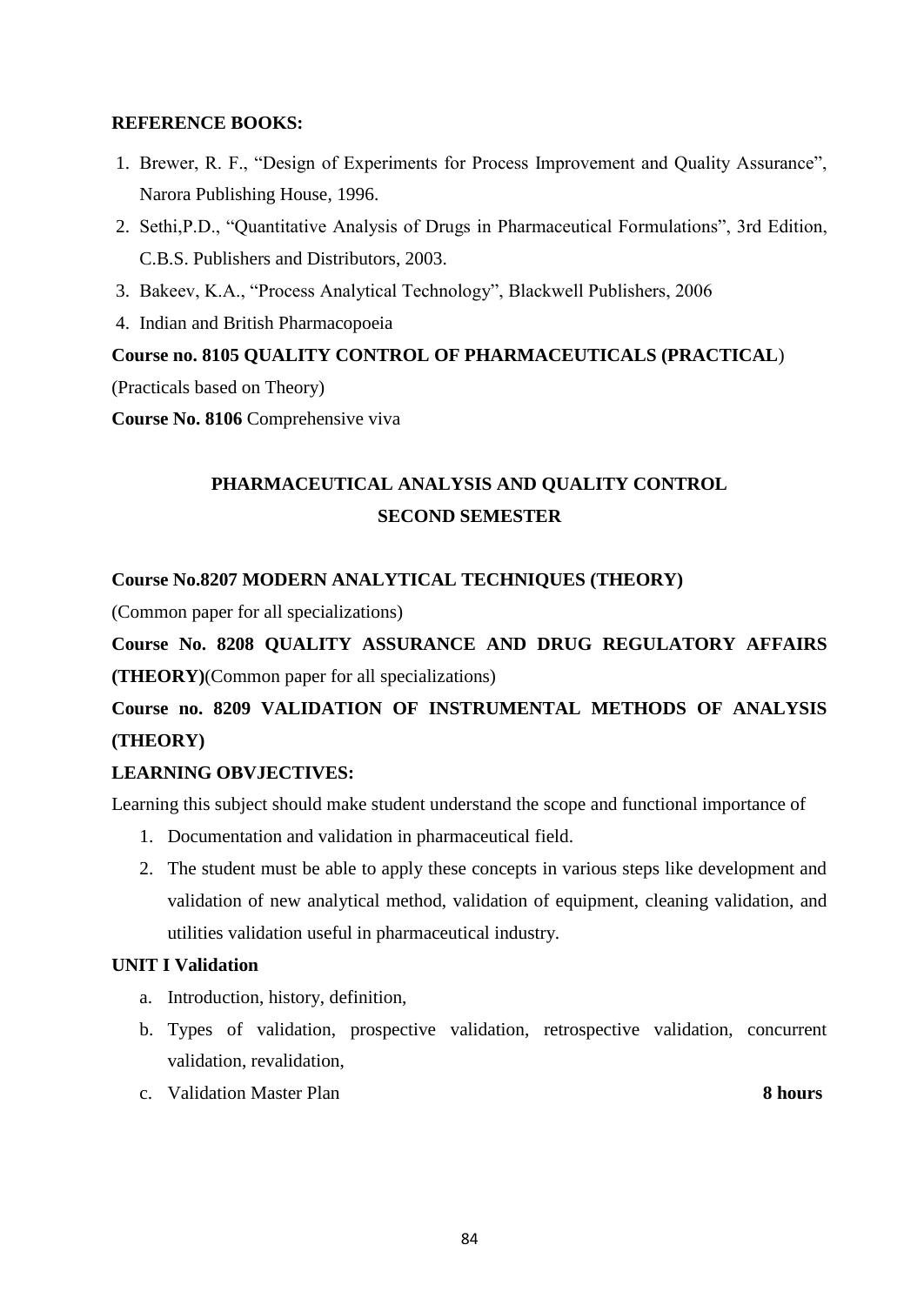**REFERENCE BOOKS:**

1. Brewer, R. F., "Design of Experiments for Process Improvement and Quality Assurance", Narora Publishing House, 1996.
2. Sethi,P.D., "Quantitative Analysis of Drugs in Pharmaceutical Formulations", 3rd Edition, C.B.S. Publishers and Distributors, 2003.
3. Bakeev, K.A., "Process Analytical Technology", Blackwell Publishers, 2006
4. Indian and British Pharmacopoeia

**Course no. 8105 QUALITY CONTROL OF PHARMACEUTICALS (PRACTICAL)**

(Practicals based on Theory)

**Course No. 8106** Comprehensive viva

## PHARMACEUTICAL ANALYSIS AND QUALITY CONTROL
## SECOND SEMESTER

**Course No.8207 MODERN ANALYTICAL TECHNIQUES (THEORY)**

(Common paper for all specializations)

**Course No. 8208 QUALITY ASSURANCE AND DRUG REGULATORY AFFAIRS (THEORY)**(Common paper for all specializations)

**Course no. 8209 VALIDATION OF INSTRUMENTAL METHODS OF ANALYSIS (THEORY)**

**LEARNING OBVJECTIVES:**

Learning this subject should make student understand the scope and functional importance of

1. Documentation and validation in pharmaceutical field.
2. The student must be able to apply these concepts in various steps like development and validation of new analytical method, validation of equipment, cleaning validation, and utilities validation useful in pharmaceutical industry.

**UNIT I Validation**

a. Introduction, history, definition,
b. Types of validation, prospective validation, retrospective validation, concurrent validation, revalidation,
c. Validation Master Plan **8 hours**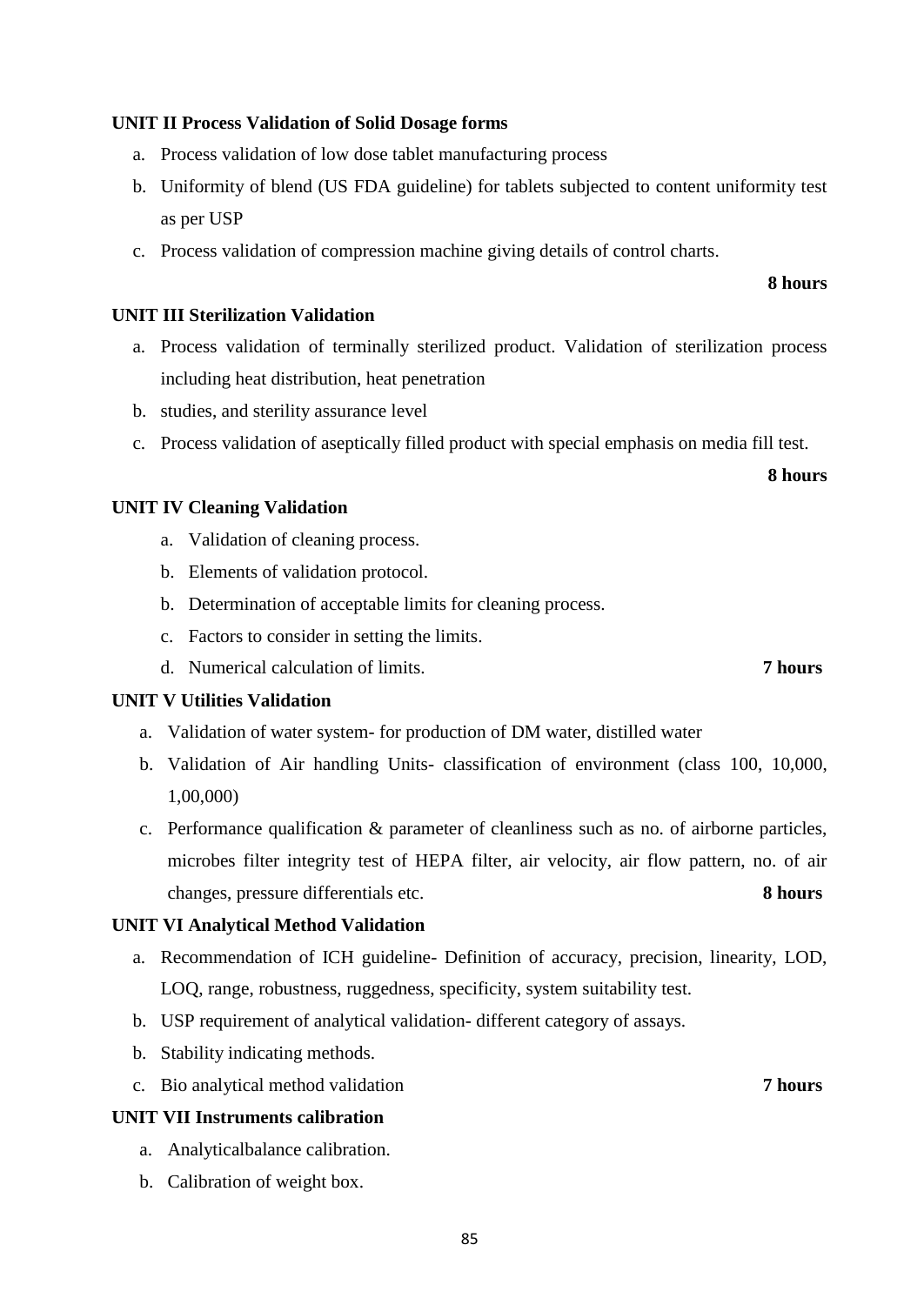**UNIT II Process Validation of Solid Dosage forms**

a. Process validation of low dose tablet manufacturing process
b. Uniformity of blend (US FDA guideline) for tablets subjected to content uniformity test as per USP
c. Process validation of compression machine giving details of control charts.

**8 hours**

**UNIT III Sterilization Validation**

a. Process validation of terminally sterilized product. Validation of sterilization process including heat distribution, heat penetration
b. studies, and sterility assurance level
c. Process validation of aseptically filled product with special emphasis on media fill test.

**8 hours**

**UNIT IV Cleaning Validation**

a. Validation of cleaning process.
b. Elements of validation protocol.
b. Determination of acceptable limits for cleaning process.
c. Factors to consider in setting the limits.
d. Numerical calculation of limits. **7 hours**

**UNIT V Utilities Validation**

a. Validation of water system- for production of DM water, distilled water
b. Validation of Air handling Units- classification of environment (class 100, 10,000, 1,00,000)
c. Performance qualification & parameter of cleanliness such as no. of airborne particles, microbes filter integrity test of HEPA filter, air velocity, air flow pattern, no. of air changes, pressure differentials etc. **8 hours**

**UNIT VI Analytical Method Validation**

a. Recommendation of ICH guideline- Definition of accuracy, precision, linearity, LOD, LOQ, range, robustness, ruggedness, specificity, system suitability test.
b. USP requirement of analytical validation- different category of assays.
b. Stability indicating methods.
c. Bio analytical method validation **7 hours**

**UNIT VII Instruments calibration**

a. Analyticalbalance calibration.
b. Calibration of weight box.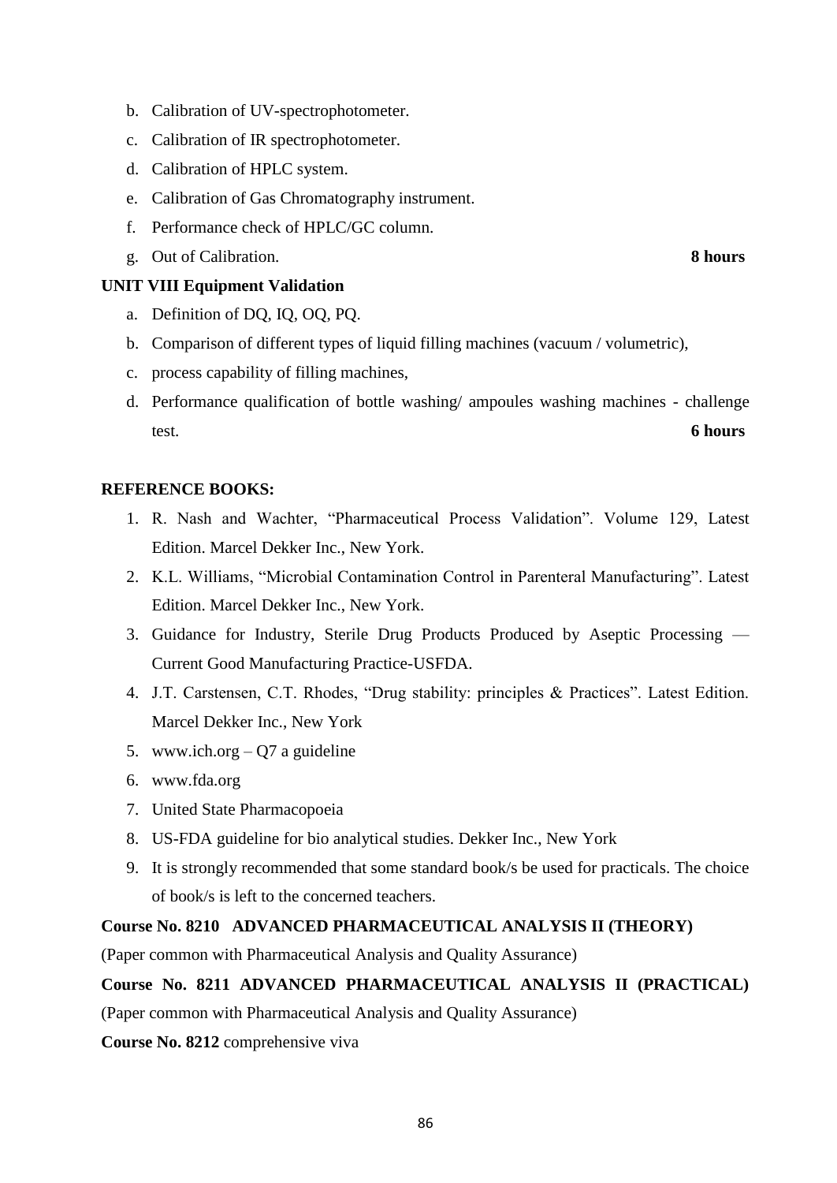b. Calibration of UV-spectrophotometer.
c. Calibration of IR spectrophotometer.
d. Calibration of HPLC system.
e. Calibration of Gas Chromatography instrument.
f. Performance check of HPLC/GC column.
g. Out of Calibration. **8 hours**

**UNIT VIII Equipment Validation**

a. Definition of DQ, IQ, OQ, PQ.
b. Comparison of different types of liquid filling machines (vacuum / volumetric),
c. process capability of filling machines,
d. Performance qualification of bottle washing/ ampoules washing machines - challenge test. **6 hours**

**REFERENCE BOOKS:**

1. R. Nash and Wachter, "Pharmaceutical Process Validation". Volume 129, Latest Edition. Marcel Dekker Inc., New York.
2. K.L. Williams, "Microbial Contamination Control in Parenteral Manufacturing". Latest Edition. Marcel Dekker Inc., New York.
3. Guidance for Industry, Sterile Drug Products Produced by Aseptic Processing — Current Good Manufacturing Practice-USFDA.
4. J.T. Carstensen, C.T. Rhodes, "Drug stability: principles & Practices". Latest Edition. Marcel Dekker Inc., New York
5. www.ich.org – Q7 a guideline
6. www.fda.org
7. United State Pharmacopoeia
8. US-FDA guideline for bio analytical studies. Dekker Inc., New York
9. It is strongly recommended that some standard book/s be used for practicals. The choice of book/s is left to the concerned teachers.

**Course No. 8210 ADVANCED PHARMACEUTICAL ANALYSIS II (THEORY)**

(Paper common with Pharmaceutical Analysis and Quality Assurance)

**Course No. 8211 ADVANCED PHARMACEUTICAL ANALYSIS II (PRACTICAL)**

(Paper common with Pharmaceutical Analysis and Quality Assurance)

**Course No. 8212** comprehensive viva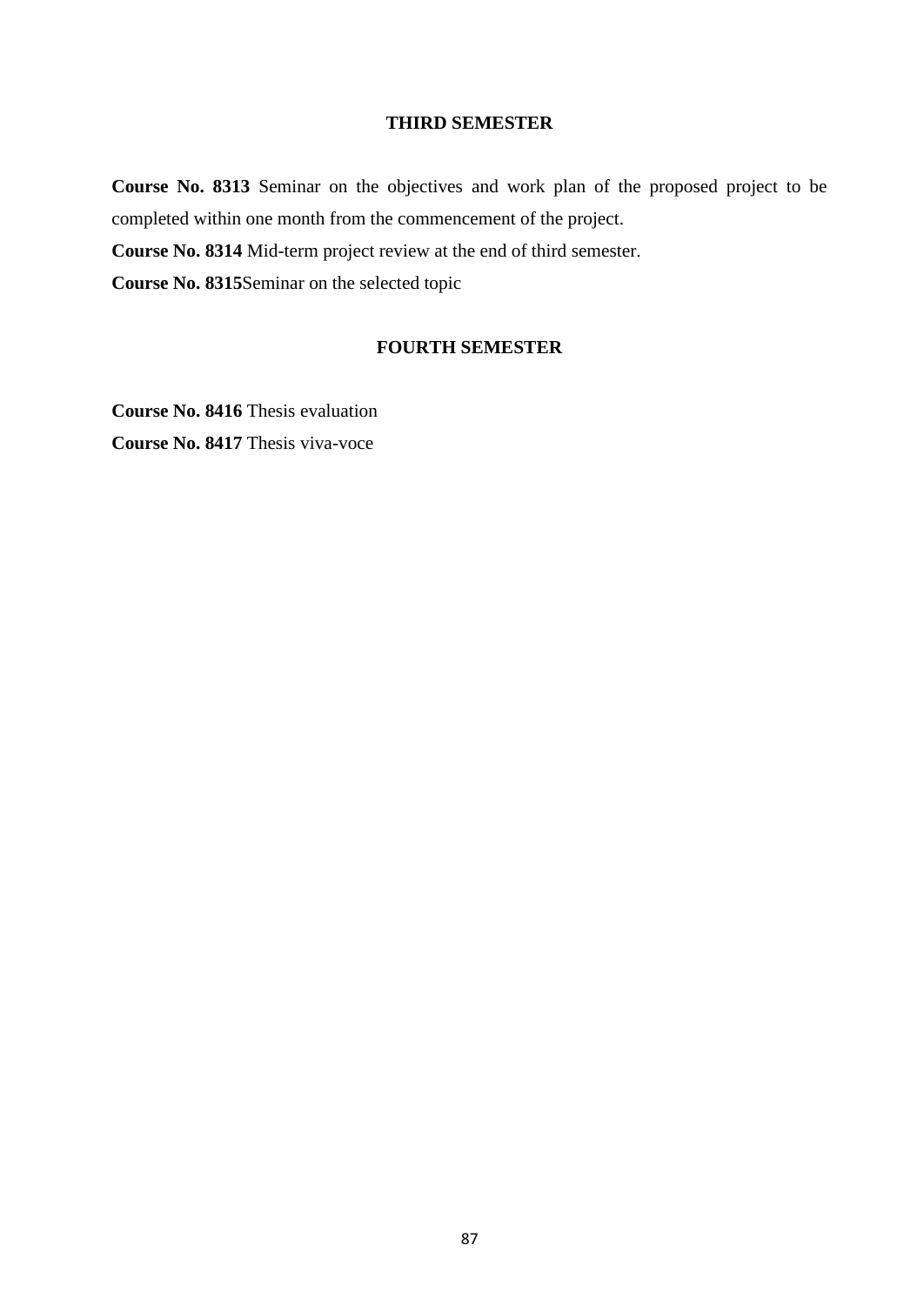## THIRD SEMESTER

**Course No. 8313** Seminar on the objectives and work plan of the proposed project to be completed within one month from the commencement of the project.

**Course No. 8314** Mid-term project review at the end of third semester.

**Course No. 8315**Seminar on the selected topic

## FOURTH SEMESTER

**Course No. 8416** Thesis evaluation

**Course No. 8417** Thesis viva-voce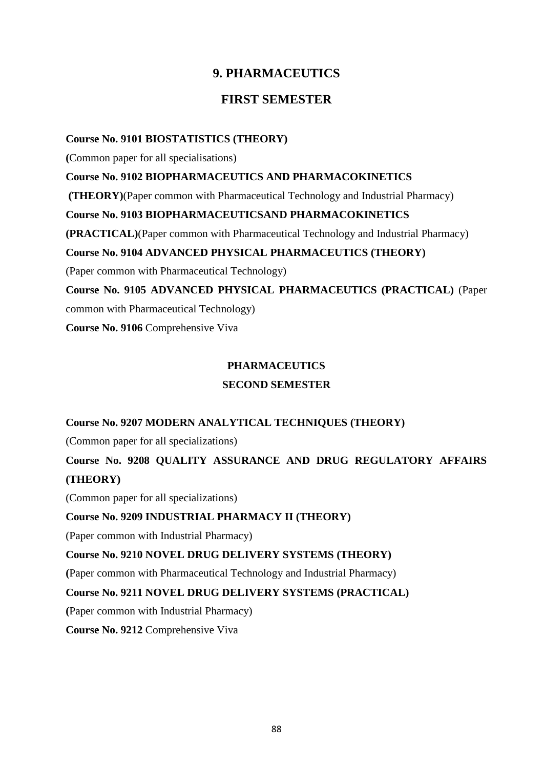# 9. PHARMACEUTICS

## FIRST SEMESTER

**Course No. 9101 BIOSTATISTICS (THEORY)**

**(**Common paper for all specialisations)

**Course No. 9102 BIOPHARMACEUTICS AND PHARMACOKINETICS**

**(THEORY)**(Paper common with Pharmaceutical Technology and Industrial Pharmacy)

**Course No. 9103 BIOPHARMACEUTICSAND PHARMACOKINETICS**

**(PRACTICAL)**(Paper common with Pharmaceutical Technology and Industrial Pharmacy)

**Course No. 9104 ADVANCED PHYSICAL PHARMACEUTICS (THEORY)**

(Paper common with Pharmaceutical Technology)

**Course No. 9105 ADVANCED PHYSICAL PHARMACEUTICS (PRACTICAL)** (Paper common with Pharmaceutical Technology)

**Course No. 9106** Comprehensive Viva

### PHARMACEUTICS

### SECOND SEMESTER

**Course No. 9207 MODERN ANALYTICAL TECHNIQUES (THEORY)**

(Common paper for all specializations)

**Course No. 9208 QUALITY ASSURANCE AND DRUG REGULATORY AFFAIRS (THEORY)**

(Common paper for all specializations)

**Course No. 9209 INDUSTRIAL PHARMACY II (THEORY)**

(Paper common with Industrial Pharmacy)

**Course No. 9210 NOVEL DRUG DELIVERY SYSTEMS (THEORY)**

**(**Paper common with Pharmaceutical Technology and Industrial Pharmacy)

**Course No. 9211 NOVEL DRUG DELIVERY SYSTEMS (PRACTICAL)**

**(**Paper common with Industrial Pharmacy)

**Course No. 9212** Comprehensive Viva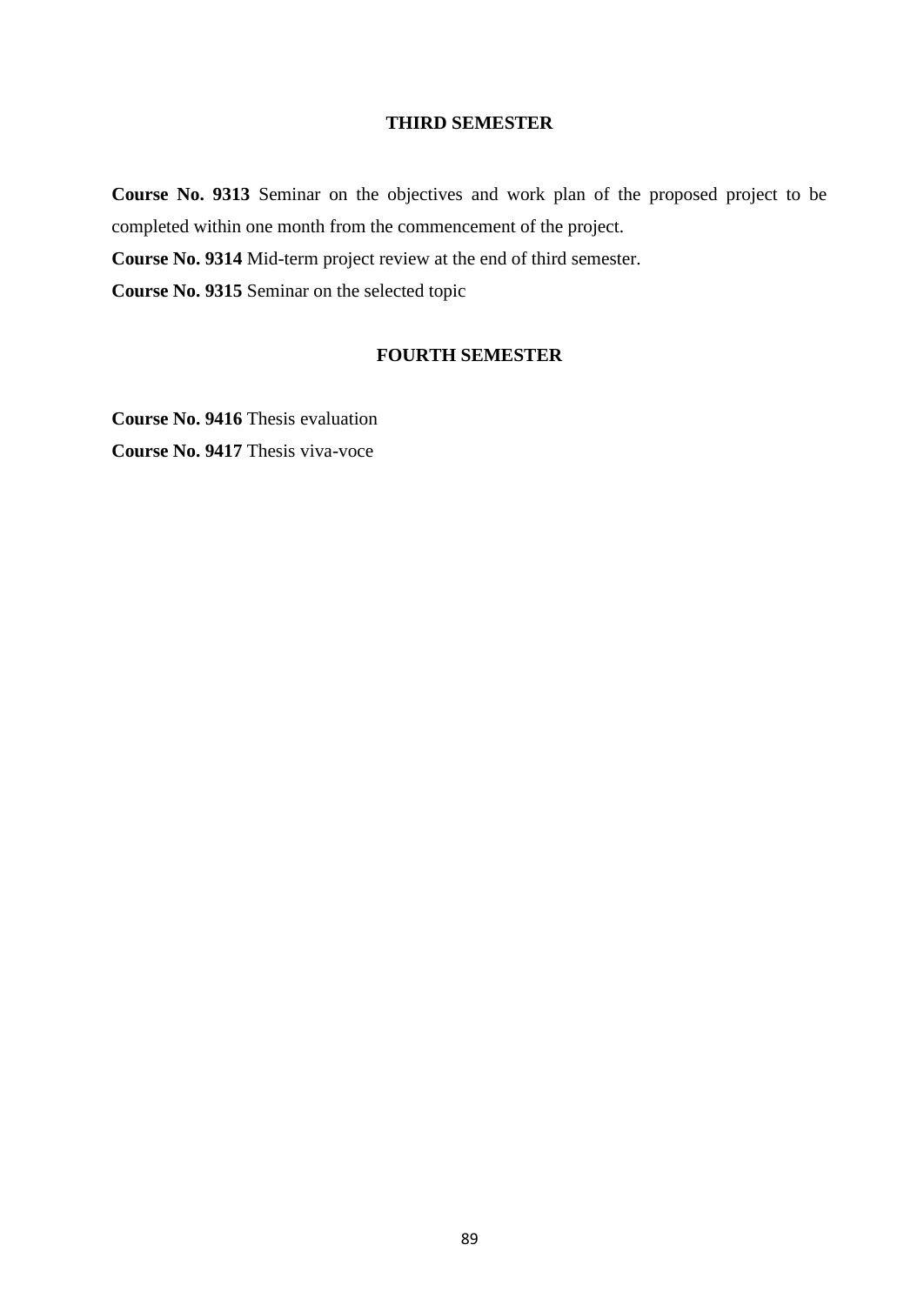## THIRD SEMESTER

**Course No. 9313** Seminar on the objectives and work plan of the proposed project to be completed within one month from the commencement of the project.

**Course No. 9314** Mid-term project review at the end of third semester.

**Course No. 9315** Seminar on the selected topic

## FOURTH SEMESTER

**Course No. 9416** Thesis evaluation

**Course No. 9417** Thesis viva-voce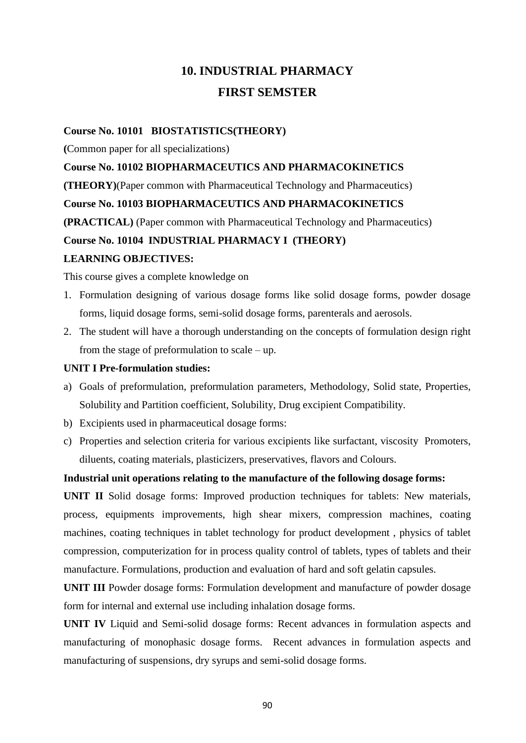# 10. INDUSTRIAL PHARMACY

## FIRST SEMSTER

**Course No. 10101 BIOSTATISTICS(THEORY)**

**(**Common paper for all specializations)

**Course No. 10102 BIOPHARMACEUTICS AND PHARMACOKINETICS**

**(THEORY)**(Paper common with Pharmaceutical Technology and Pharmaceutics)

**Course No. 10103 BIOPHARMACEUTICS AND PHARMACOKINETICS**

**(PRACTICAL)** (Paper common with Pharmaceutical Technology and Pharmaceutics)

**Course No. 10104 INDUSTRIAL PHARMACY I (THEORY)**

**LEARNING OBJECTIVES:**

This course gives a complete knowledge on

1. Formulation designing of various dosage forms like solid dosage forms, powder dosage forms, liquid dosage forms, semi-solid dosage forms, parenterals and aerosols.
2. The student will have a thorough understanding on the concepts of formulation design right from the stage of preformulation to scale – up.

**UNIT I Pre-formulation studies:**

a) Goals of preformulation, preformulation parameters, Methodology, Solid state, Properties, Solubility and Partition coefficient, Solubility, Drug excipient Compatibility.
b) Excipients used in pharmaceutical dosage forms:
c) Properties and selection criteria for various excipients like surfactant, viscosity Promoters, diluents, coating materials, plasticizers, preservatives, flavors and Colours.

**Industrial unit operations relating to the manufacture of the following dosage forms:**

**UNIT II** Solid dosage forms: Improved production techniques for tablets: New materials, process, equipments improvements, high shear mixers, compression machines, coating machines, coating techniques in tablet technology for product development , physics of tablet compression, computerization for in process quality control of tablets, types of tablets and their manufacture. Formulations, production and evaluation of hard and soft gelatin capsules.

**UNIT III** Powder dosage forms: Formulation development and manufacture of powder dosage form for internal and external use including inhalation dosage forms.

**UNIT IV** Liquid and Semi-solid dosage forms: Recent advances in formulation aspects and manufacturing of monophasic dosage forms. Recent advances in formulation aspects and manufacturing of suspensions, dry syrups and semi-solid dosage forms.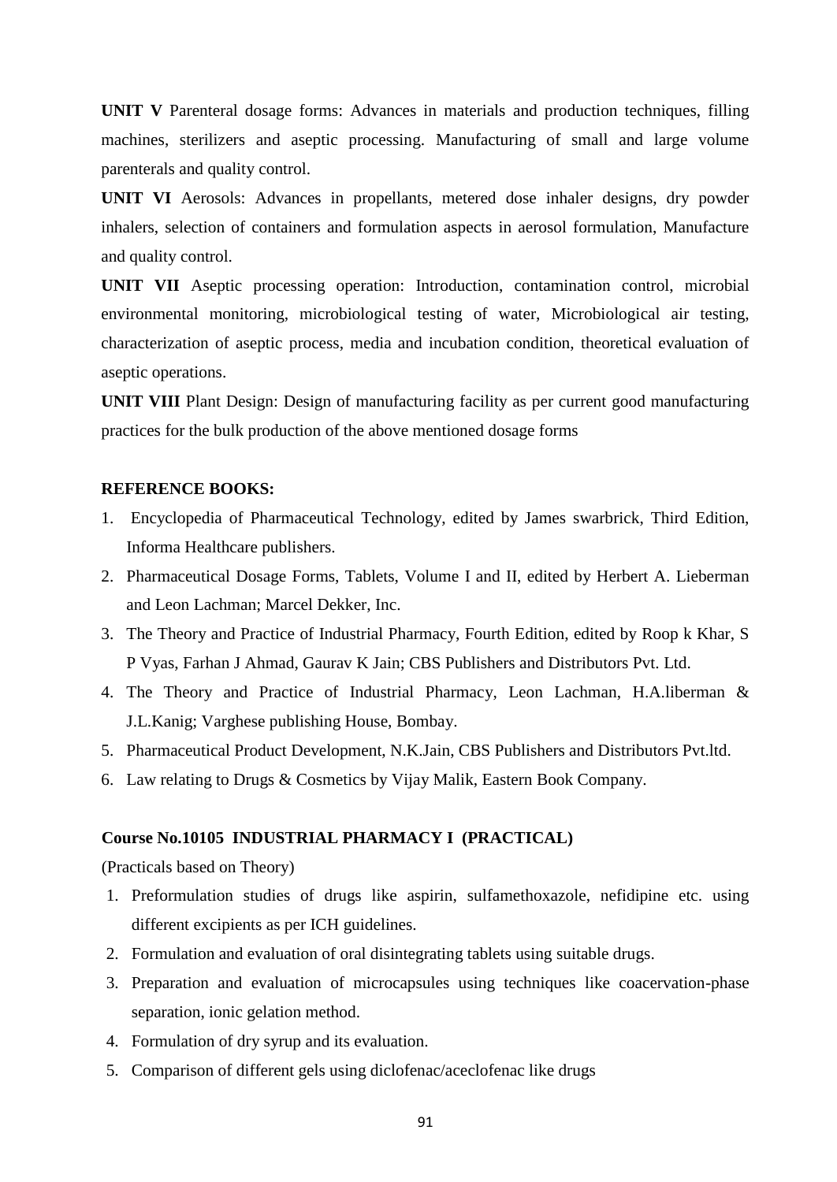**UNIT V** Parenteral dosage forms: Advances in materials and production techniques, filling machines, sterilizers and aseptic processing. Manufacturing of small and large volume parenterals and quality control.

**UNIT VI** Aerosols: Advances in propellants, metered dose inhaler designs, dry powder inhalers, selection of containers and formulation aspects in aerosol formulation, Manufacture and quality control.

**UNIT VII** Aseptic processing operation: Introduction, contamination control, microbial environmental monitoring, microbiological testing of water, Microbiological air testing, characterization of aseptic process, media and incubation condition, theoretical evaluation of aseptic operations.

**UNIT VIII** Plant Design: Design of manufacturing facility as per current good manufacturing practices for the bulk production of the above mentioned dosage forms

**REFERENCE BOOKS:**

1. Encyclopedia of Pharmaceutical Technology, edited by James swarbrick, Third Edition, Informa Healthcare publishers.
2. Pharmaceutical Dosage Forms, Tablets, Volume I and II, edited by Herbert A. Lieberman and Leon Lachman; Marcel Dekker, Inc.
3. The Theory and Practice of Industrial Pharmacy, Fourth Edition, edited by Roop k Khar, S P Vyas, Farhan J Ahmad, Gaurav K Jain; CBS Publishers and Distributors Pvt. Ltd.
4. The Theory and Practice of Industrial Pharmacy, Leon Lachman, H.A.liberman & J.L.Kanig; Varghese publishing House, Bombay.
5. Pharmaceutical Product Development, N.K.Jain, CBS Publishers and Distributors Pvt.ltd.
6. Law relating to Drugs & Cosmetics by Vijay Malik, Eastern Book Company.

**Course No.10105 INDUSTRIAL PHARMACY I (PRACTICAL)**

(Practicals based on Theory)

1. Preformulation studies of drugs like aspirin, sulfamethoxazole, nefidipine etc. using different excipients as per ICH guidelines.
2. Formulation and evaluation of oral disintegrating tablets using suitable drugs.
3. Preparation and evaluation of microcapsules using techniques like coacervation-phase separation, ionic gelation method.
4. Formulation of dry syrup and its evaluation.
5. Comparison of different gels using diclofenac/aceclofenac like drugs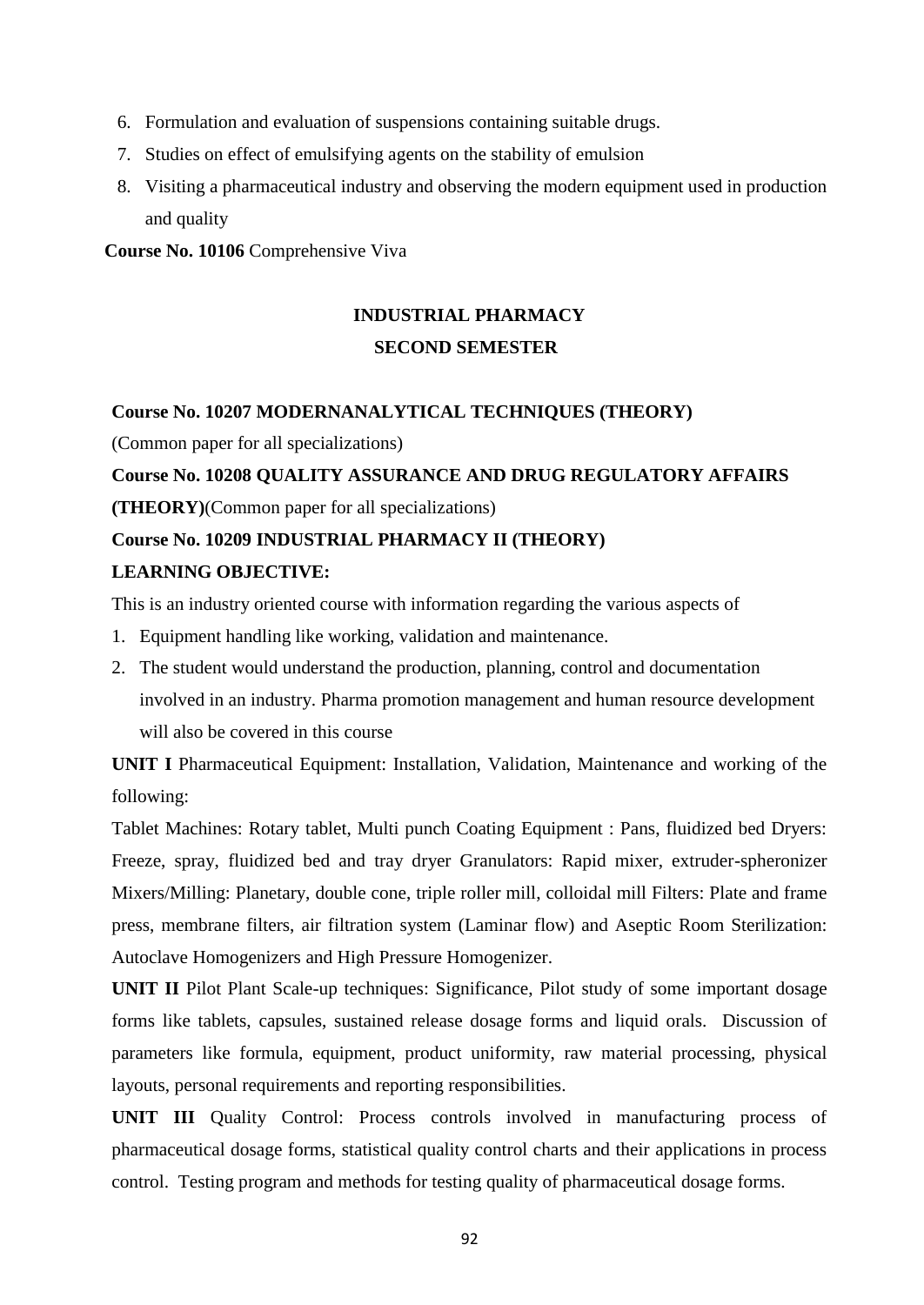6. Formulation and evaluation of suspensions containing suitable drugs.
7. Studies on effect of emulsifying agents on the stability of emulsion
8. Visiting a pharmaceutical industry and observing the modern equipment used in production and quality

**Course No. 10106** Comprehensive Viva

## INDUSTRIAL PHARMACY

### SECOND SEMESTER

**Course No. 10207 MODERNANALYTICAL TECHNIQUES (THEORY)**

(Common paper for all specializations)

**Course No. 10208 QUALITY ASSURANCE AND DRUG REGULATORY AFFAIRS (THEORY)**(Common paper for all specializations)

**Course No. 10209 INDUSTRIAL PHARMACY II (THEORY)**

**LEARNING OBJECTIVE:**

This is an industry oriented course with information regarding the various aspects of

1. Equipment handling like working, validation and maintenance.
2. The student would understand the production, planning, control and documentation involved in an industry. Pharma promotion management and human resource development will also be covered in this course

**UNIT I** Pharmaceutical Equipment: Installation, Validation, Maintenance and working of the following:

Tablet Machines: Rotary tablet, Multi punch Coating Equipment : Pans, fluidized bed Dryers: Freeze, spray, fluidized bed and tray dryer Granulators: Rapid mixer, extruder-spheronizer Mixers/Milling: Planetary, double cone, triple roller mill, colloidal mill Filters: Plate and frame press, membrane filters, air filtration system (Laminar flow) and Aseptic Room Sterilization: Autoclave Homogenizers and High Pressure Homogenizer.

**UNIT II** Pilot Plant Scale-up techniques: Significance, Pilot study of some important dosage forms like tablets, capsules, sustained release dosage forms and liquid orals. Discussion of parameters like formula, equipment, product uniformity, raw material processing, physical layouts, personal requirements and reporting responsibilities.

**UNIT III** Quality Control: Process controls involved in manufacturing process of pharmaceutical dosage forms, statistical quality control charts and their applications in process control. Testing program and methods for testing quality of pharmaceutical dosage forms.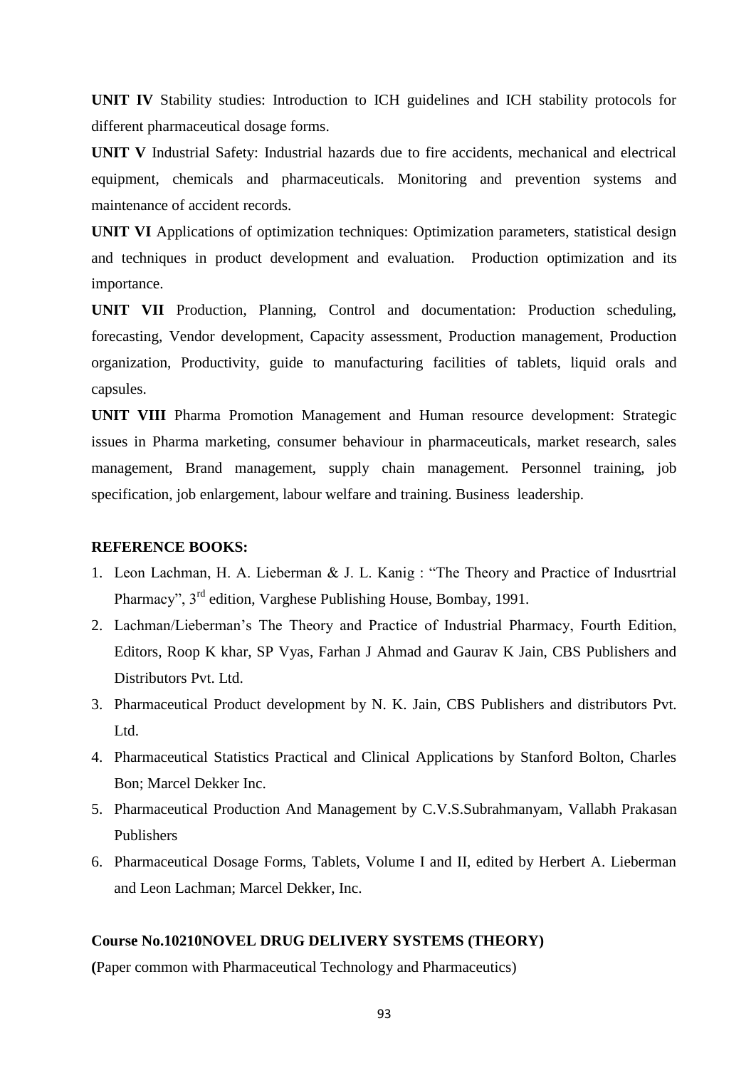**UNIT IV** Stability studies: Introduction to ICH guidelines and ICH stability protocols for different pharmaceutical dosage forms.

**UNIT V** Industrial Safety: Industrial hazards due to fire accidents, mechanical and electrical equipment, chemicals and pharmaceuticals. Monitoring and prevention systems and maintenance of accident records.

**UNIT VI** Applications of optimization techniques: Optimization parameters, statistical design and techniques in product development and evaluation. Production optimization and its importance.

**UNIT VII** Production, Planning, Control and documentation: Production scheduling, forecasting, Vendor development, Capacity assessment, Production management, Production organization, Productivity, guide to manufacturing facilities of tablets, liquid orals and capsules.

**UNIT VIII** Pharma Promotion Management and Human resource development: Strategic issues in Pharma marketing, consumer behaviour in pharmaceuticals, market research, sales management, Brand management, supply chain management. Personnel training, job specification, job enlargement, labour welfare and training. Business leadership.

**REFERENCE BOOKS:**

1. Leon Lachman, H. A. Lieberman & J. L. Kanig : "The Theory and Practice of Indusrtrial Pharmacy", 3rd edition, Varghese Publishing House, Bombay, 1991.
2. Lachman/Lieberman's The Theory and Practice of Industrial Pharmacy, Fourth Edition, Editors, Roop K khar, SP Vyas, Farhan J Ahmad and Gaurav K Jain, CBS Publishers and Distributors Pvt. Ltd.
3. Pharmaceutical Product development by N. K. Jain, CBS Publishers and distributors Pvt. Ltd.
4. Pharmaceutical Statistics Practical and Clinical Applications by Stanford Bolton, Charles Bon; Marcel Dekker Inc.
5. Pharmaceutical Production And Management by C.V.S.Subrahmanyam, Vallabh Prakasan Publishers
6. Pharmaceutical Dosage Forms, Tablets, Volume I and II, edited by Herbert A. Lieberman and Leon Lachman; Marcel Dekker, Inc.

**Course No.10210NOVEL DRUG DELIVERY SYSTEMS (THEORY)**

**(**Paper common with Pharmaceutical Technology and Pharmaceutics)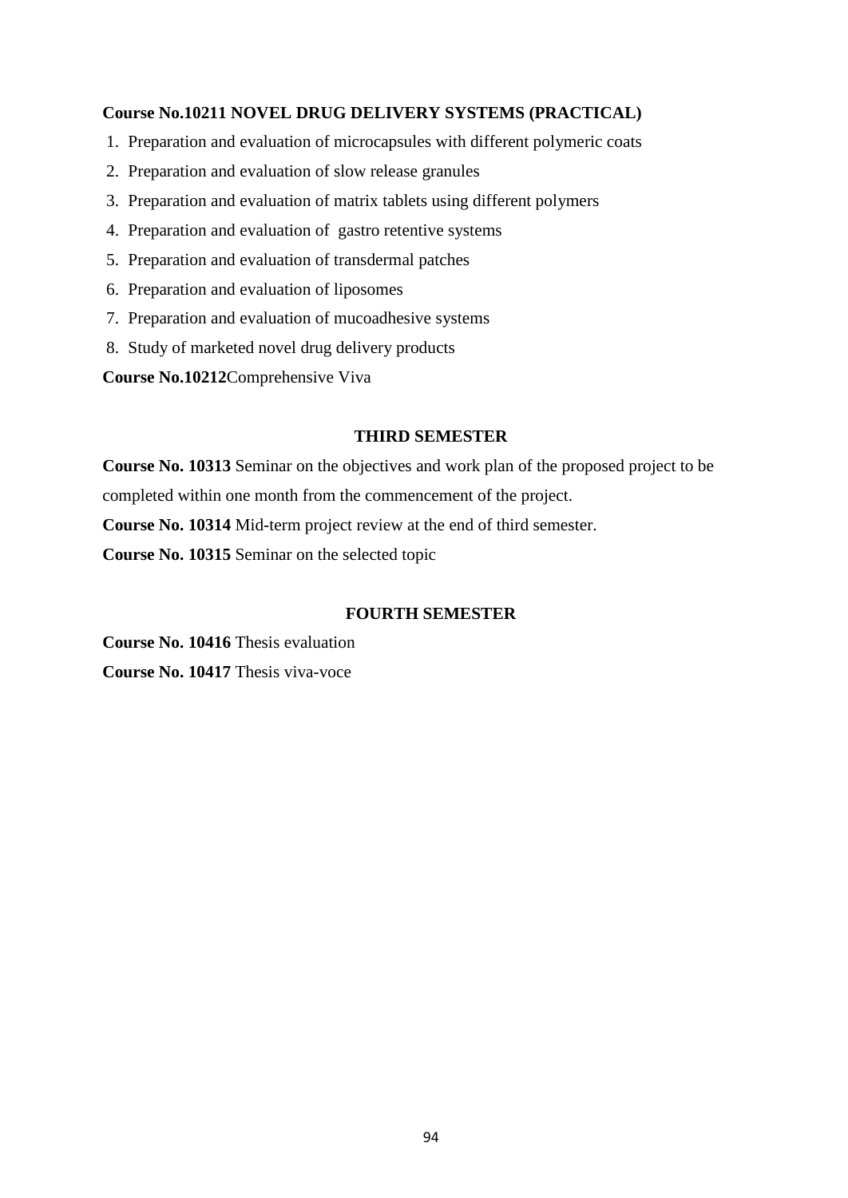**Course No.10211 NOVEL DRUG DELIVERY SYSTEMS (PRACTICAL)**

1. Preparation and evaluation of microcapsules with different polymeric coats
2. Preparation and evaluation of slow release granules
3. Preparation and evaluation of matrix tablets using different polymers
4. Preparation and evaluation of gastro retentive systems
5. Preparation and evaluation of transdermal patches
6. Preparation and evaluation of liposomes
7. Preparation and evaluation of mucoadhesive systems
8. Study of marketed novel drug delivery products

**Course No.10212**Comprehensive Viva

## THIRD SEMESTER

**Course No. 10313** Seminar on the objectives and work plan of the proposed project to be completed within one month from the commencement of the project.

**Course No. 10314** Mid-term project review at the end of third semester.

**Course No. 10315** Seminar on the selected topic

## FOURTH SEMESTER

**Course No. 10416** Thesis evaluation

**Course No. 10417** Thesis viva-voce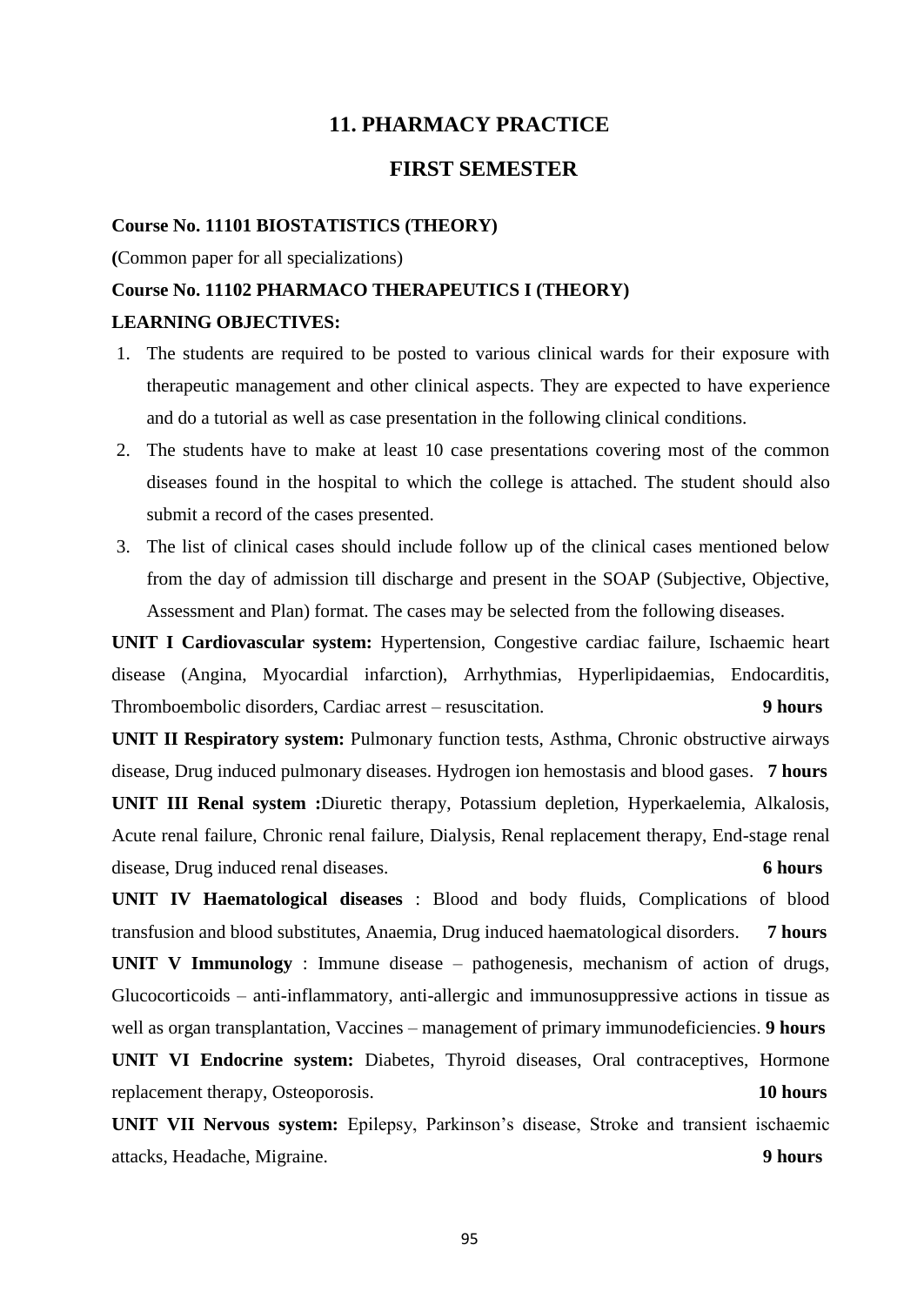## 11. PHARMACY PRACTICE

## FIRST SEMESTER

**Course No. 11101 BIOSTATISTICS (THEORY)**

**(**Common paper for all specializations)

**Course No. 11102 PHARMACO THERAPEUTICS I (THEORY)**

**LEARNING OBJECTIVES:**

1. The students are required to be posted to various clinical wards for their exposure with therapeutic management and other clinical aspects. They are expected to have experience and do a tutorial as well as case presentation in the following clinical conditions.
2. The students have to make at least 10 case presentations covering most of the common diseases found in the hospital to which the college is attached. The student should also submit a record of the cases presented.
3. The list of clinical cases should include follow up of the clinical cases mentioned below from the day of admission till discharge and present in the SOAP (Subjective, Objective, Assessment and Plan) format. The cases may be selected from the following diseases.

**UNIT I Cardiovascular system:** Hypertension, Congestive cardiac failure, Ischaemic heart disease (Angina, Myocardial infarction), Arrhythmias, Hyperlipidaemias, Endocarditis, Thromboembolic disorders, Cardiac arrest – resuscitation. **9 hours**

**UNIT II Respiratory system:** Pulmonary function tests, Asthma, Chronic obstructive airways disease, Drug induced pulmonary diseases. Hydrogen ion hemostasis and blood gases. **7 hours**

**UNIT III Renal system :**Diuretic therapy, Potassium depletion, Hyperkaelemia, Alkalosis, Acute renal failure, Chronic renal failure, Dialysis, Renal replacement therapy, End-stage renal disease, Drug induced renal diseases. **6 hours**

**UNIT IV Haematological diseases** : Blood and body fluids, Complications of blood transfusion and blood substitutes, Anaemia, Drug induced haematological disorders. **7 hours**

**UNIT V Immunology** : Immune disease – pathogenesis, mechanism of action of drugs, Glucocorticoids – anti-inflammatory, anti-allergic and immunosuppressive actions in tissue as well as organ transplantation, Vaccines – management of primary immunodeficiencies. **9 hours**

**UNIT VI Endocrine system:** Diabetes, Thyroid diseases, Oral contraceptives, Hormone replacement therapy, Osteoporosis. **10 hours**

**UNIT VII Nervous system:** Epilepsy, Parkinson's disease, Stroke and transient ischaemic attacks, Headache, Migraine. **9 hours**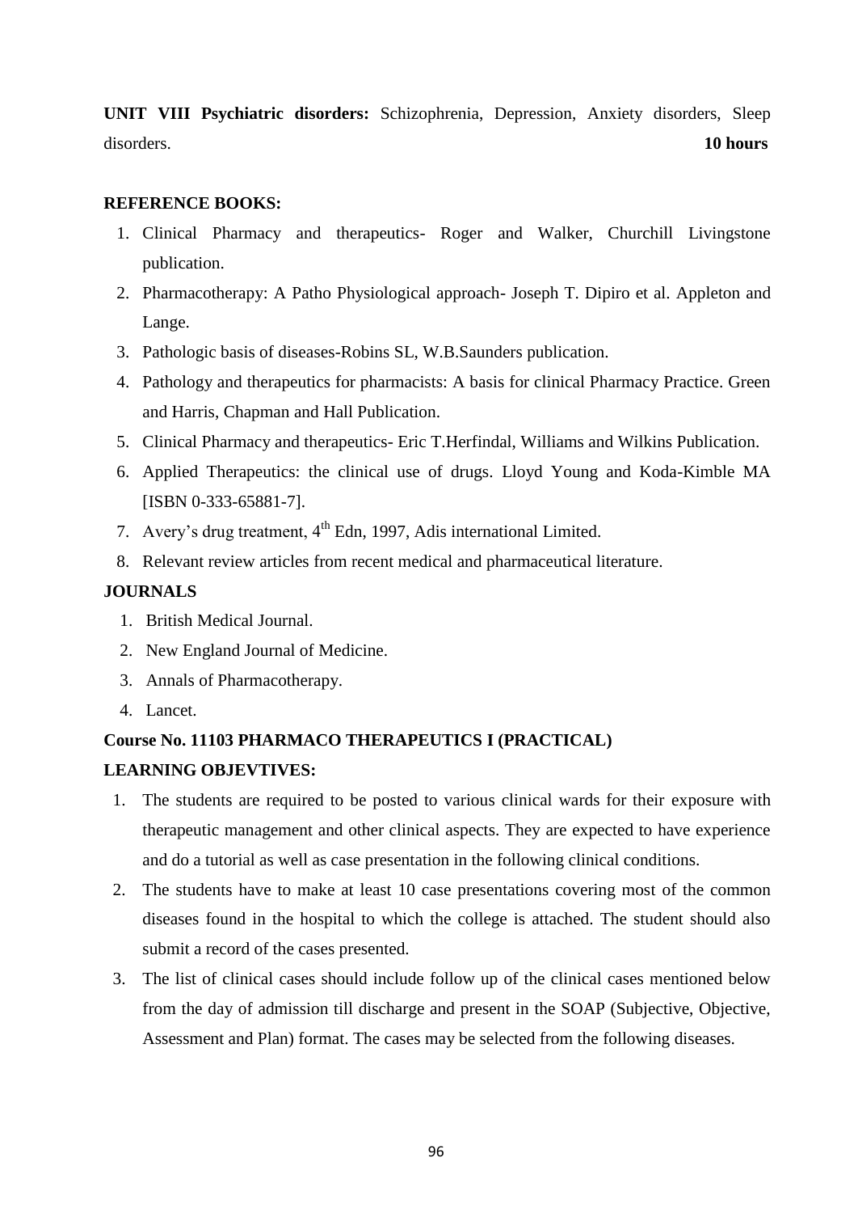**UNIT VIII Psychiatric disorders:** Schizophrenia, Depression, Anxiety disorders, Sleep disorders. **10 hours**

**REFERENCE BOOKS:**

1. Clinical Pharmacy and therapeutics- Roger and Walker, Churchill Livingstone publication.
2. Pharmacotherapy: A Patho Physiological approach- Joseph T. Dipiro et al. Appleton and Lange.
3. Pathologic basis of diseases-Robins SL, W.B.Saunders publication.
4. Pathology and therapeutics for pharmacists: A basis for clinical Pharmacy Practice. Green and Harris, Chapman and Hall Publication.
5. Clinical Pharmacy and therapeutics- Eric T.Herfindal, Williams and Wilkins Publication.
6. Applied Therapeutics: the clinical use of drugs. Lloyd Young and Koda-Kimble MA [ISBN 0-333-65881-7].
7. Avery's drug treatment, 4th Edn, 1997, Adis international Limited.
8. Relevant review articles from recent medical and pharmaceutical literature.

**JOURNALS**

1. British Medical Journal.
2. New England Journal of Medicine.
3. Annals of Pharmacotherapy.
4. Lancet.

**Course No. 11103 PHARMACO THERAPEUTICS I (PRACTICAL)**

**LEARNING OBJEVTIVES:**

1. The students are required to be posted to various clinical wards for their exposure with therapeutic management and other clinical aspects. They are expected to have experience and do a tutorial as well as case presentation in the following clinical conditions.
2. The students have to make at least 10 case presentations covering most of the common diseases found in the hospital to which the college is attached. The student should also submit a record of the cases presented.
3. The list of clinical cases should include follow up of the clinical cases mentioned below from the day of admission till discharge and present in the SOAP (Subjective, Objective, Assessment and Plan) format. The cases may be selected from the following diseases.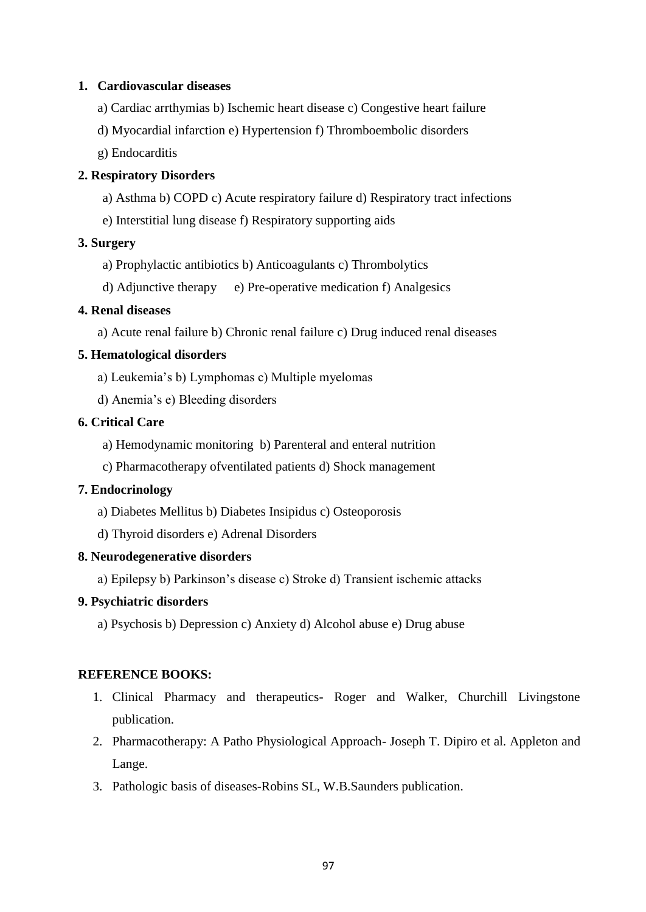**1. Cardiovascular diseases**

a) Cardiac arrthymias b) Ischemic heart disease c) Congestive heart failure

d) Myocardial infarction e) Hypertension f) Thromboembolic disorders

g) Endocarditis

**2. Respiratory Disorders**

a) Asthma b) COPD c) Acute respiratory failure d) Respiratory tract infections

e) Interstitial lung disease f) Respiratory supporting aids

**3. Surgery**

a) Prophylactic antibiotics b) Anticoagulants c) Thrombolytics

d) Adjunctive therapy e) Pre-operative medication f) Analgesics

**4. Renal diseases**

a) Acute renal failure b) Chronic renal failure c) Drug induced renal diseases

**5. Hematological disorders**

a) Leukemia's b) Lymphomas c) Multiple myelomas

d) Anemia's e) Bleeding disorders

**6. Critical Care**

a) Hemodynamic monitoring b) Parenteral and enteral nutrition

c) Pharmacotherapy ofventilated patients d) Shock management

**7. Endocrinology**

a) Diabetes Mellitus b) Diabetes Insipidus c) Osteoporosis

d) Thyroid disorders e) Adrenal Disorders

**8. Neurodegenerative disorders**

a) Epilepsy b) Parkinson's disease c) Stroke d) Transient ischemic attacks

**9. Psychiatric disorders**

a) Psychosis b) Depression c) Anxiety d) Alcohol abuse e) Drug abuse

**REFERENCE BOOKS:**

1. Clinical Pharmacy and therapeutics- Roger and Walker, Churchill Livingstone publication.
2. Pharmacotherapy: A Patho Physiological Approach- Joseph T. Dipiro et al. Appleton and Lange.
3. Pathologic basis of diseases-Robins SL, W.B.Saunders publication.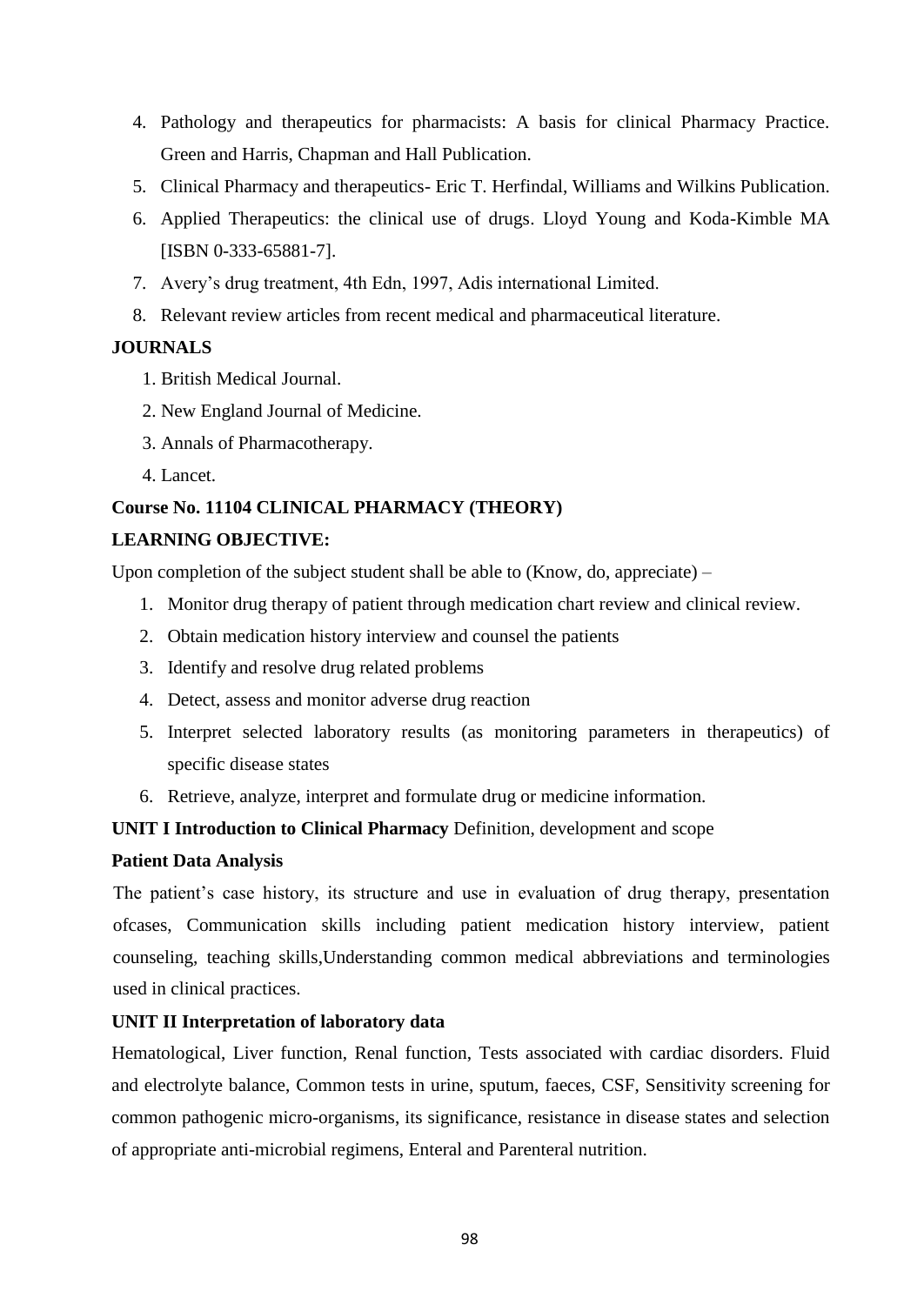4. Pathology and therapeutics for pharmacists: A basis for clinical Pharmacy Practice. Green and Harris, Chapman and Hall Publication.
5. Clinical Pharmacy and therapeutics- Eric T. Herfindal, Williams and Wilkins Publication.
6. Applied Therapeutics: the clinical use of drugs. Lloyd Young and Koda-Kimble MA [ISBN 0-333-65881-7].
7. Avery's drug treatment, 4th Edn, 1997, Adis international Limited.
8. Relevant review articles from recent medical and pharmaceutical literature.

**JOURNALS**

1. British Medical Journal.
2. New England Journal of Medicine.
3. Annals of Pharmacotherapy.
4. Lancet.

**Course No. 11104 CLINICAL PHARMACY (THEORY)**

**LEARNING OBJECTIVE:**

Upon completion of the subject student shall be able to (Know, do, appreciate) –

1. Monitor drug therapy of patient through medication chart review and clinical review.
2. Obtain medication history interview and counsel the patients
3. Identify and resolve drug related problems
4. Detect, assess and monitor adverse drug reaction
5. Interpret selected laboratory results (as monitoring parameters in therapeutics) of specific disease states
6. Retrieve, analyze, interpret and formulate drug or medicine information.

**UNIT I Introduction to Clinical Pharmacy** Definition, development and scope

**Patient Data Analysis**

The patient's case history, its structure and use in evaluation of drug therapy, presentation ofcases, Communication skills including patient medication history interview, patient counseling, teaching skills,Understanding common medical abbreviations and terminologies used in clinical practices.

**UNIT II Interpretation of laboratory data**

Hematological, Liver function, Renal function, Tests associated with cardiac disorders. Fluid and electrolyte balance, Common tests in urine, sputum, faeces, CSF, Sensitivity screening for common pathogenic micro-organisms, its significance, resistance in disease states and selection of appropriate anti-microbial regimens, Enteral and Parenteral nutrition.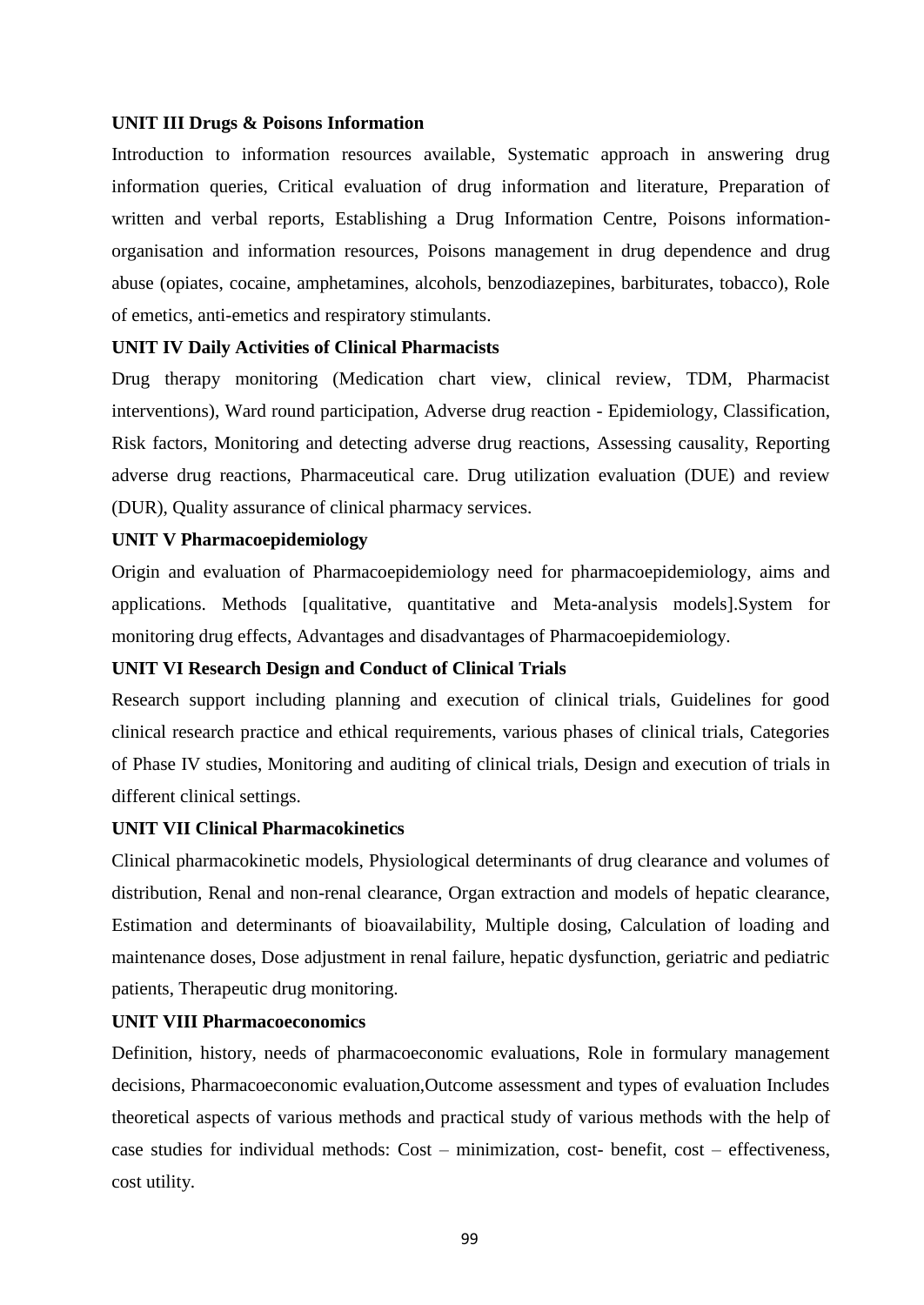**UNIT III Drugs & Poisons Information**

Introduction to information resources available, Systematic approach in answering drug information queries, Critical evaluation of drug information and literature, Preparation of written and verbal reports, Establishing a Drug Information Centre, Poisons information-organisation and information resources, Poisons management in drug dependence and drug abuse (opiates, cocaine, amphetamines, alcohols, benzodiazepines, barbiturates, tobacco), Role of emetics, anti-emetics and respiratory stimulants.

**UNIT IV Daily Activities of Clinical Pharmacists**

Drug therapy monitoring (Medication chart view, clinical review, TDM, Pharmacist interventions), Ward round participation, Adverse drug reaction - Epidemiology, Classification, Risk factors, Monitoring and detecting adverse drug reactions, Assessing causality, Reporting adverse drug reactions, Pharmaceutical care. Drug utilization evaluation (DUE) and review (DUR), Quality assurance of clinical pharmacy services.

**UNIT V Pharmacoepidemiology**

Origin and evaluation of Pharmacoepidemiology need for pharmacoepidemiology, aims and applications. Methods [qualitative, quantitative and Meta-analysis models].System for monitoring drug effects, Advantages and disadvantages of Pharmacoepidemiology.

**UNIT VI Research Design and Conduct of Clinical Trials**

Research support including planning and execution of clinical trials, Guidelines for good clinical research practice and ethical requirements, various phases of clinical trials, Categories of Phase IV studies, Monitoring and auditing of clinical trials, Design and execution of trials in different clinical settings.

**UNIT VII Clinical Pharmacokinetics**

Clinical pharmacokinetic models, Physiological determinants of drug clearance and volumes of distribution, Renal and non-renal clearance, Organ extraction and models of hepatic clearance, Estimation and determinants of bioavailability, Multiple dosing, Calculation of loading and maintenance doses, Dose adjustment in renal failure, hepatic dysfunction, geriatric and pediatric patients, Therapeutic drug monitoring.

**UNIT VIII Pharmacoeconomics**

Definition, history, needs of pharmacoeconomic evaluations, Role in formulary management decisions, Pharmacoeconomic evaluation,Outcome assessment and types of evaluation Includes theoretical aspects of various methods and practical study of various methods with the help of case studies for individual methods: Cost – minimization, cost- benefit, cost – effectiveness, cost utility.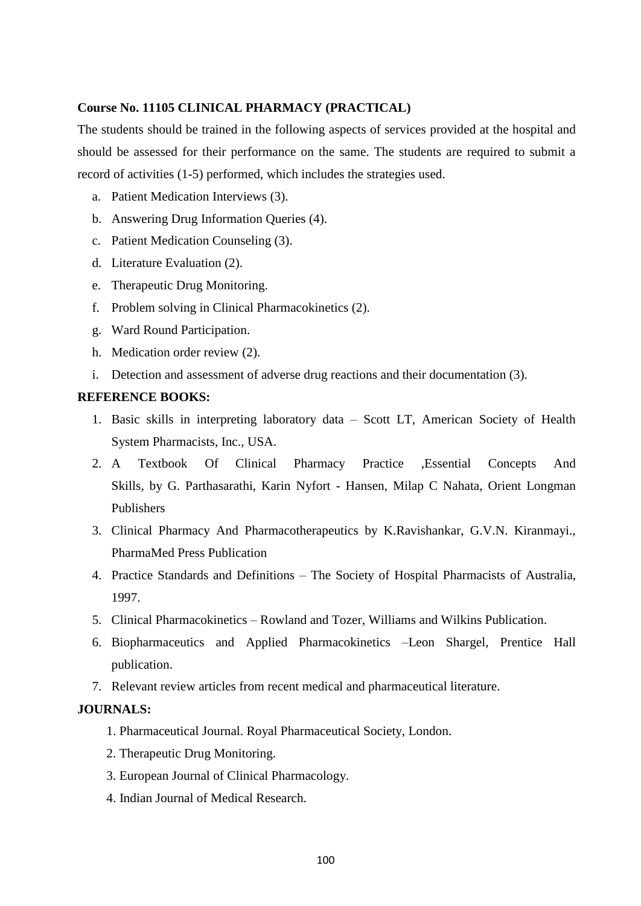**Course No. 11105 CLINICAL PHARMACY (PRACTICAL)**

The students should be trained in the following aspects of services provided at the hospital and should be assessed for their performance on the same. The students are required to submit a record of activities (1-5) performed, which includes the strategies used.

a. Patient Medication Interviews (3).
b. Answering Drug Information Queries (4).
c. Patient Medication Counseling (3).
d. Literature Evaluation (2).
e. Therapeutic Drug Monitoring.
f. Problem solving in Clinical Pharmacokinetics (2).
g. Ward Round Participation.
h. Medication order review (2).
i. Detection and assessment of adverse drug reactions and their documentation (3).

**REFERENCE BOOKS:**

1. Basic skills in interpreting laboratory data – Scott LT, American Society of Health System Pharmacists, Inc., USA.
2. A Textbook Of Clinical Pharmacy Practice ,Essential Concepts And Skills, by G. Parthasarathi, Karin Nyfort - Hansen, Milap C Nahata, Orient Longman Publishers
3. Clinical Pharmacy And Pharmacotherapeutics by K.Ravishankar, G.V.N. Kiranmayi., PharmaMed Press Publication
4. Practice Standards and Definitions – The Society of Hospital Pharmacists of Australia, 1997.
5. Clinical Pharmacokinetics – Rowland and Tozer, Williams and Wilkins Publication.
6. Biopharmaceutics and Applied Pharmacokinetics –Leon Shargel, Prentice Hall publication.
7. Relevant review articles from recent medical and pharmaceutical literature.

**JOURNALS:**

1. Pharmaceutical Journal. Royal Pharmaceutical Society, London.
2. Therapeutic Drug Monitoring.
3. European Journal of Clinical Pharmacology.
4. Indian Journal of Medical Research.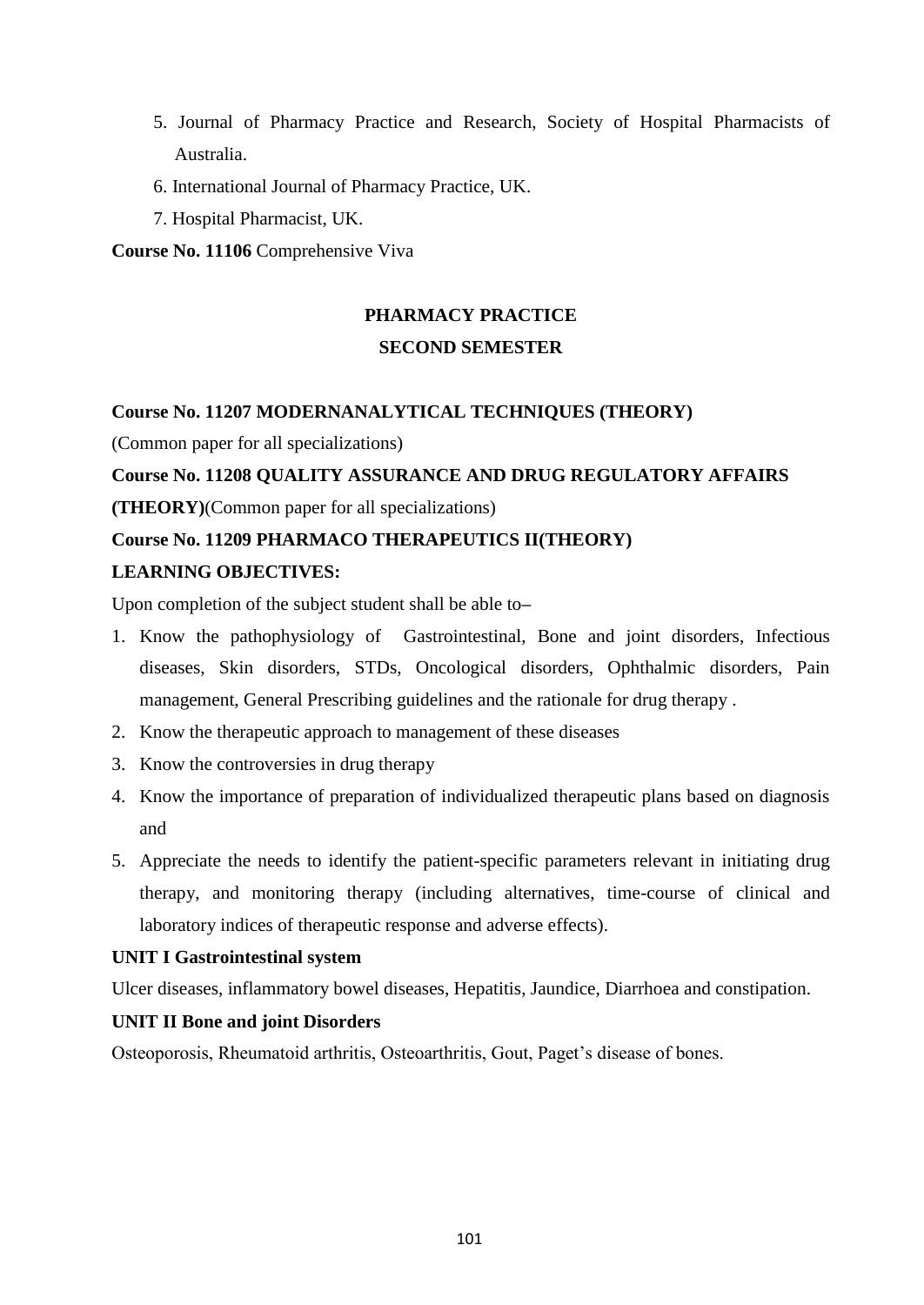5. Journal of Pharmacy Practice and Research, Society of Hospital Pharmacists of Australia.
6. International Journal of Pharmacy Practice, UK.
7. Hospital Pharmacist, UK.

**Course No. 11106** Comprehensive Viva

## PHARMACY PRACTICE

## SECOND SEMESTER

**Course No. 11207 MODERNANALYTICAL TECHNIQUES (THEORY)**

(Common paper for all specializations)

**Course No. 11208 QUALITY ASSURANCE AND DRUG REGULATORY AFFAIRS (THEORY)**(Common paper for all specializations)

**Course No. 11209 PHARMACO THERAPEUTICS II(THEORY)**

**LEARNING OBJECTIVES:**

Upon completion of the subject student shall be able to–

1. Know the pathophysiology of Gastrointestinal, Bone and joint disorders, Infectious diseases, Skin disorders, STDs, Oncological disorders, Ophthalmic disorders, Pain management, General Prescribing guidelines and the rationale for drug therapy .
2. Know the therapeutic approach to management of these diseases
3. Know the controversies in drug therapy
4. Know the importance of preparation of individualized therapeutic plans based on diagnosis and
5. Appreciate the needs to identify the patient-specific parameters relevant in initiating drug therapy, and monitoring therapy (including alternatives, time-course of clinical and laboratory indices of therapeutic response and adverse effects).

**UNIT I Gastrointestinal system**

Ulcer diseases, inflammatory bowel diseases, Hepatitis, Jaundice, Diarrhoea and constipation.

**UNIT II Bone and joint Disorders**

Osteoporosis, Rheumatoid arthritis, Osteoarthritis, Gout, Paget's disease of bones.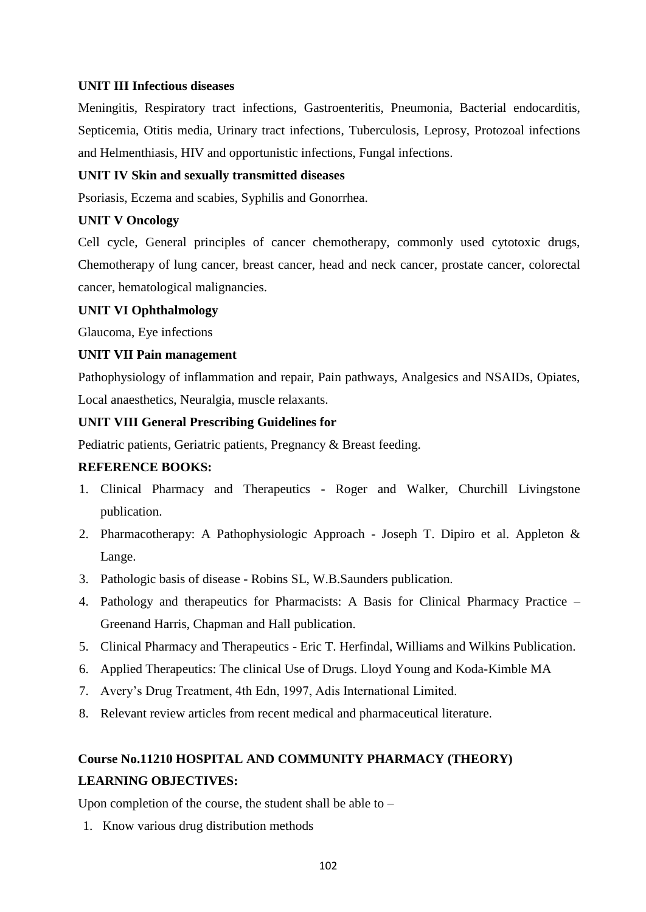**UNIT III Infectious diseases**

Meningitis, Respiratory tract infections, Gastroenteritis, Pneumonia, Bacterial endocarditis, Septicemia, Otitis media, Urinary tract infections, Tuberculosis, Leprosy, Protozoal infections and Helmenthiasis, HIV and opportunistic infections, Fungal infections.

**UNIT IV Skin and sexually transmitted diseases**

Psoriasis, Eczema and scabies, Syphilis and Gonorrhea.

**UNIT V Oncology**

Cell cycle, General principles of cancer chemotherapy, commonly used cytotoxic drugs, Chemotherapy of lung cancer, breast cancer, head and neck cancer, prostate cancer, colorectal cancer, hematological malignancies.

**UNIT VI Ophthalmology**

Glaucoma, Eye infections

**UNIT VII Pain management**

Pathophysiology of inflammation and repair, Pain pathways, Analgesics and NSAIDs, Opiates, Local anaesthetics, Neuralgia, muscle relaxants.

**UNIT VIII General Prescribing Guidelines for**

Pediatric patients, Geriatric patients, Pregnancy & Breast feeding.

**REFERENCE BOOKS:**

1. Clinical Pharmacy and Therapeutics - Roger and Walker, Churchill Livingstone publication.
2. Pharmacotherapy: A Pathophysiologic Approach - Joseph T. Dipiro et al. Appleton & Lange.
3. Pathologic basis of disease - Robins SL, W.B.Saunders publication.
4. Pathology and therapeutics for Pharmacists: A Basis for Clinical Pharmacy Practice – Greenand Harris, Chapman and Hall publication.
5. Clinical Pharmacy and Therapeutics - Eric T. Herfindal, Williams and Wilkins Publication.
6. Applied Therapeutics: The clinical Use of Drugs. Lloyd Young and Koda-Kimble MA
7. Avery's Drug Treatment, 4th Edn, 1997, Adis International Limited.
8. Relevant review articles from recent medical and pharmaceutical literature.

## Course No.11210 HOSPITAL AND COMMUNITY PHARMACY (THEORY)

**LEARNING OBJECTIVES:**

Upon completion of the course, the student shall be able to –

1. Know various drug distribution methods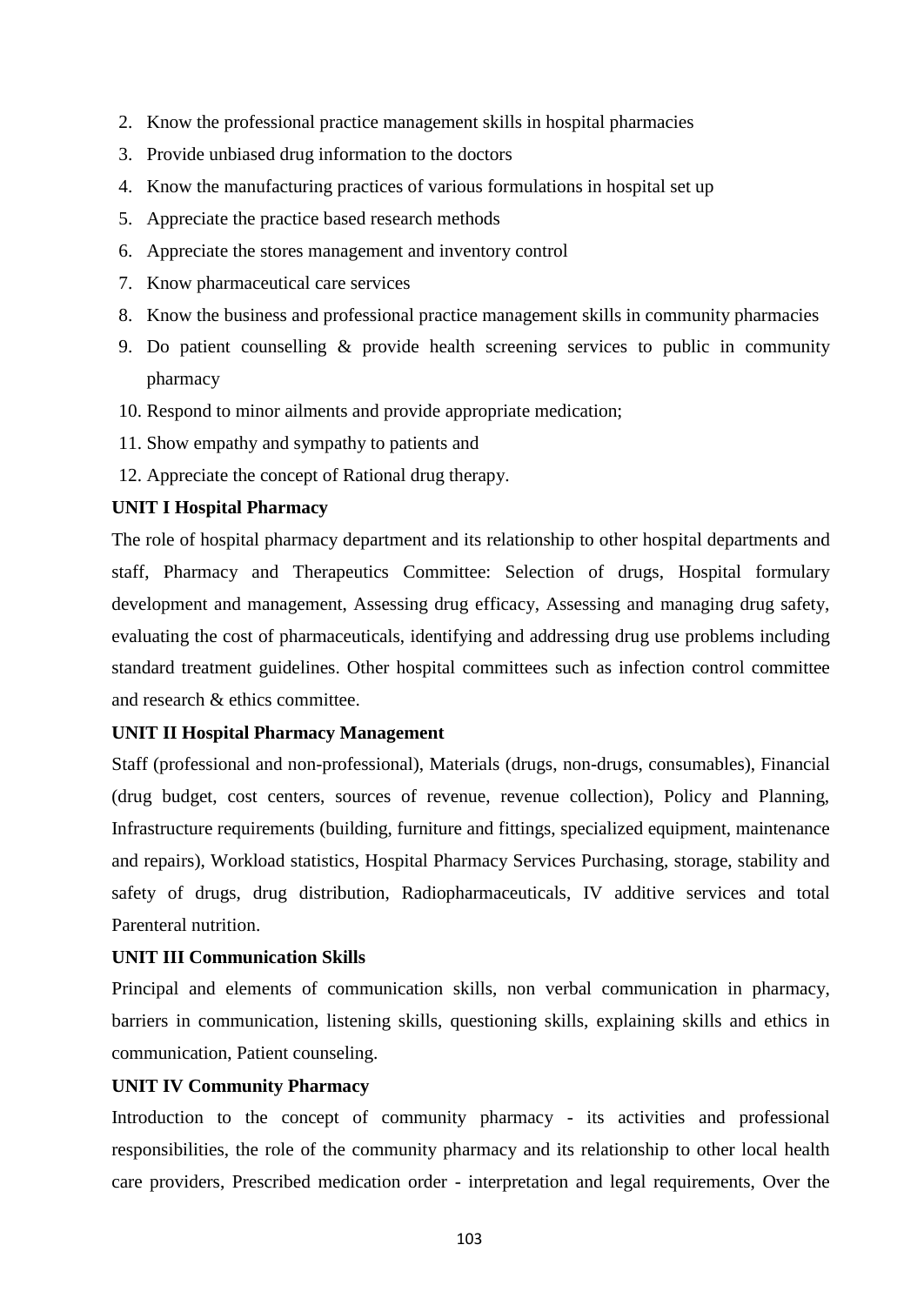2. Know the professional practice management skills in hospital pharmacies
3. Provide unbiased drug information to the doctors
4. Know the manufacturing practices of various formulations in hospital set up
5. Appreciate the practice based research methods
6. Appreciate the stores management and inventory control
7. Know pharmaceutical care services
8. Know the business and professional practice management skills in community pharmacies
9. Do patient counselling & provide health screening services to public in community pharmacy
10. Respond to minor ailments and provide appropriate medication;
11. Show empathy and sympathy to patients and
12. Appreciate the concept of Rational drug therapy.

**UNIT I Hospital Pharmacy**

The role of hospital pharmacy department and its relationship to other hospital departments and staff, Pharmacy and Therapeutics Committee: Selection of drugs, Hospital formulary development and management, Assessing drug efficacy, Assessing and managing drug safety, evaluating the cost of pharmaceuticals, identifying and addressing drug use problems including standard treatment guidelines. Other hospital committees such as infection control committee and research & ethics committee.

**UNIT II Hospital Pharmacy Management**

Staff (professional and non-professional), Materials (drugs, non-drugs, consumables), Financial (drug budget, cost centers, sources of revenue, revenue collection), Policy and Planning, Infrastructure requirements (building, furniture and fittings, specialized equipment, maintenance and repairs), Workload statistics, Hospital Pharmacy Services Purchasing, storage, stability and safety of drugs, drug distribution, Radiopharmaceuticals, IV additive services and total Parenteral nutrition.

**UNIT III Communication Skills**

Principal and elements of communication skills, non verbal communication in pharmacy, barriers in communication, listening skills, questioning skills, explaining skills and ethics in communication, Patient counseling.

**UNIT IV Community Pharmacy**

Introduction to the concept of community pharmacy - its activities and professional responsibilities, the role of the community pharmacy and its relationship to other local health care providers, Prescribed medication order - interpretation and legal requirements, Over the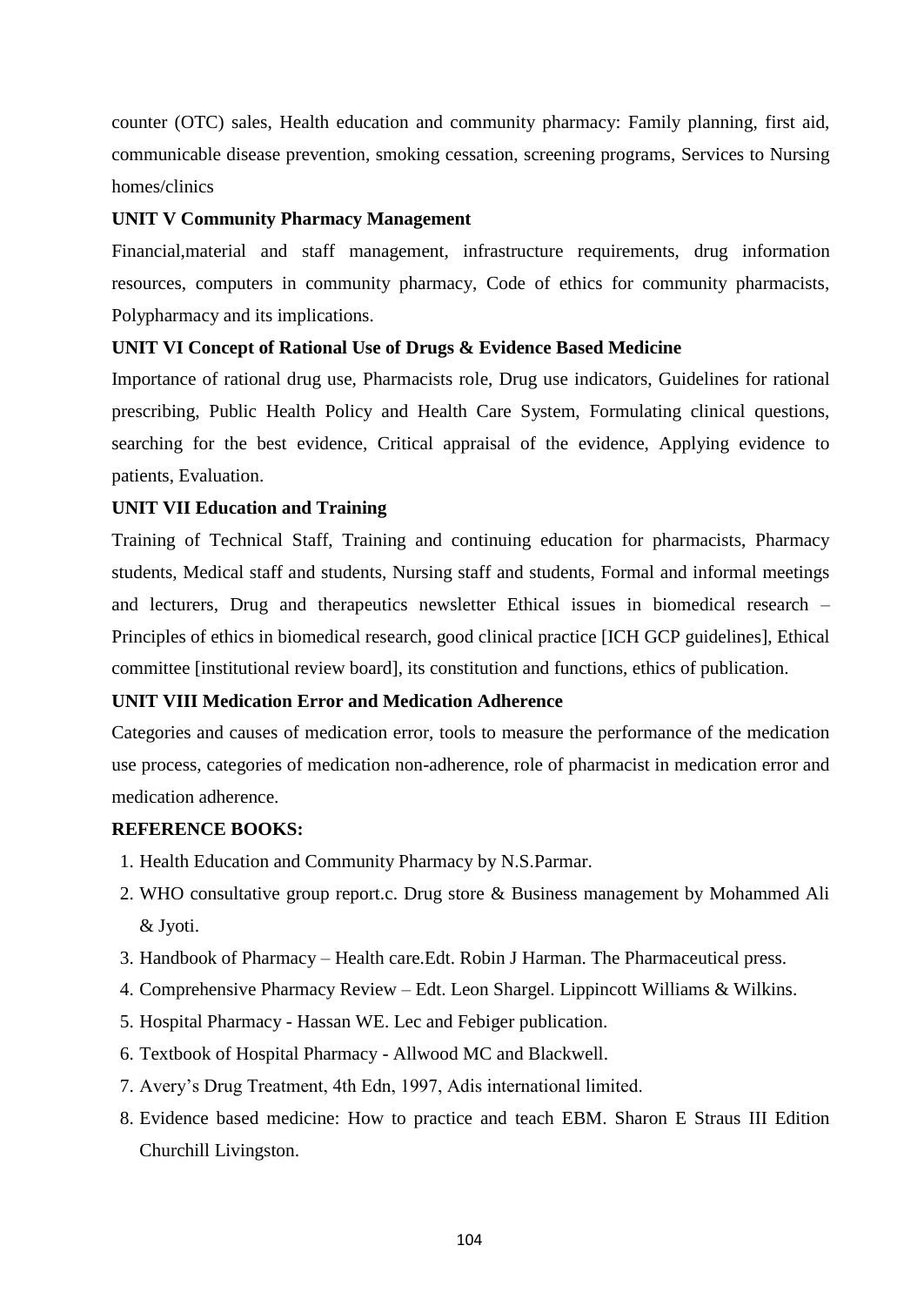counter (OTC) sales, Health education and community pharmacy: Family planning, first aid, communicable disease prevention, smoking cessation, screening programs, Services to Nursing homes/clinics

**UNIT V Community Pharmacy Management**

Financial,material and staff management, infrastructure requirements, drug information resources, computers in community pharmacy, Code of ethics for community pharmacists, Polypharmacy and its implications.

**UNIT VI Concept of Rational Use of Drugs & Evidence Based Medicine**

Importance of rational drug use, Pharmacists role, Drug use indicators, Guidelines for rational prescribing, Public Health Policy and Health Care System, Formulating clinical questions, searching for the best evidence, Critical appraisal of the evidence, Applying evidence to patients, Evaluation.

**UNIT VII Education and Training**

Training of Technical Staff, Training and continuing education for pharmacists, Pharmacy students, Medical staff and students, Nursing staff and students, Formal and informal meetings and lecturers, Drug and therapeutics newsletter Ethical issues in biomedical research – Principles of ethics in biomedical research, good clinical practice [ICH GCP guidelines], Ethical committee [institutional review board], its constitution and functions, ethics of publication.

**UNIT VIII Medication Error and Medication Adherence**

Categories and causes of medication error, tools to measure the performance of the medication use process, categories of medication non-adherence, role of pharmacist in medication error and medication adherence.

**REFERENCE BOOKS:**

1. Health Education and Community Pharmacy by N.S.Parmar.
2. WHO consultative group report.c. Drug store & Business management by Mohammed Ali & Jyoti.
3. Handbook of Pharmacy – Health care.Edt. Robin J Harman. The Pharmaceutical press.
4. Comprehensive Pharmacy Review – Edt. Leon Shargel. Lippincott Williams & Wilkins.
5. Hospital Pharmacy - Hassan WE. Lec and Febiger publication.
6. Textbook of Hospital Pharmacy - Allwood MC and Blackwell.
7. Avery's Drug Treatment, 4th Edn, 1997, Adis international limited.
8. Evidence based medicine: How to practice and teach EBM. Sharon E Straus III Edition Churchill Livingston.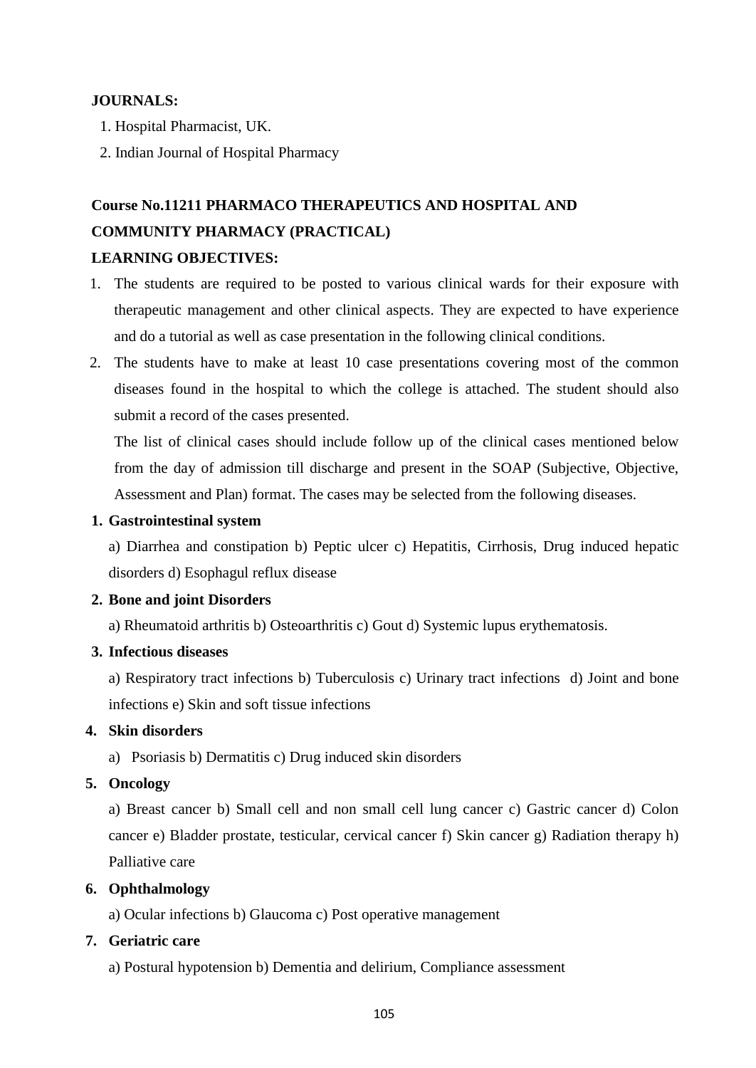**JOURNALS:**

1. Hospital Pharmacist, UK.
2. Indian Journal of Hospital Pharmacy

**Course No.11211 PHARMACO THERAPEUTICS AND HOSPITAL AND COMMUNITY PHARMACY (PRACTICAL)**

**LEARNING OBJECTIVES:**

1. The students are required to be posted to various clinical wards for their exposure with therapeutic management and other clinical aspects. They are expected to have experience and do a tutorial as well as case presentation in the following clinical conditions.
2. The students have to make at least 10 case presentations covering most of the common diseases found in the hospital to which the college is attached. The student should also submit a record of the cases presented.

   The list of clinical cases should include follow up of the clinical cases mentioned below from the day of admission till discharge and present in the SOAP (Subjective, Objective, Assessment and Plan) format. The cases may be selected from the following diseases.

1. **Gastrointestinal system**

   a) Diarrhea and constipation b) Peptic ulcer c) Hepatitis, Cirrhosis, Drug induced hepatic disorders d) Esophagul reflux disease

2. **Bone and joint Disorders**

   a) Rheumatoid arthritis b) Osteoarthritis c) Gout d) Systemic lupus erythematosis.

3. **Infectious diseases**

   a) Respiratory tract infections b) Tuberculosis c) Urinary tract infections d) Joint and bone infections e) Skin and soft tissue infections

4. **Skin disorders**

   a) Psoriasis b) Dermatitis c) Drug induced skin disorders

5. **Oncology**

   a) Breast cancer b) Small cell and non small cell lung cancer c) Gastric cancer d) Colon cancer e) Bladder prostate, testicular, cervical cancer f) Skin cancer g) Radiation therapy h) Palliative care

6. **Ophthalmology**

   a) Ocular infections b) Glaucoma c) Post operative management

7. **Geriatric care**

   a) Postural hypotension b) Dementia and delirium, Compliance assessment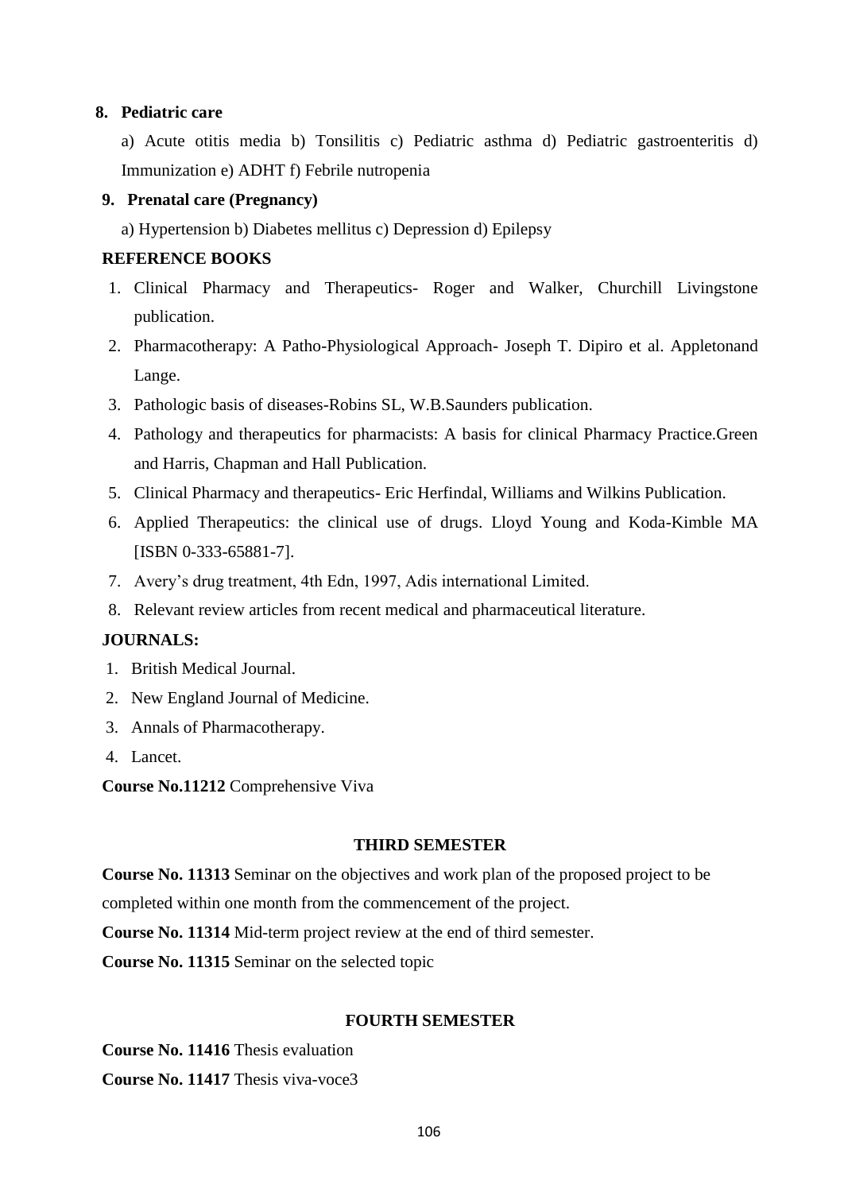**8. Pediatric care**

a) Acute otitis media b) Tonsilitis c) Pediatric asthma d) Pediatric gastroenteritis d) Immunization e) ADHT f) Febrile nutropenia

**9. Prenatal care (Pregnancy)**

a) Hypertension b) Diabetes mellitus c) Depression d) Epilepsy

**REFERENCE BOOKS**

1. Clinical Pharmacy and Therapeutics- Roger and Walker, Churchill Livingstone publication.
2. Pharmacotherapy: A Patho-Physiological Approach- Joseph T. Dipiro et al. Appletonand Lange.
3. Pathologic basis of diseases-Robins SL, W.B.Saunders publication.
4. Pathology and therapeutics for pharmacists: A basis for clinical Pharmacy Practice.Green and Harris, Chapman and Hall Publication.
5. Clinical Pharmacy and therapeutics- Eric Herfindal, Williams and Wilkins Publication.
6. Applied Therapeutics: the clinical use of drugs. Lloyd Young and Koda-Kimble MA [ISBN 0-333-65881-7].
7. Avery's drug treatment, 4th Edn, 1997, Adis international Limited.
8. Relevant review articles from recent medical and pharmaceutical literature.

**JOURNALS:**

1. British Medical Journal.
2. New England Journal of Medicine.
3. Annals of Pharmacotherapy.
4. Lancet.

**Course No.11212** Comprehensive Viva

**THIRD SEMESTER**

**Course No. 11313** Seminar on the objectives and work plan of the proposed project to be completed within one month from the commencement of the project.

**Course No. 11314** Mid-term project review at the end of third semester.

**Course No. 11315** Seminar on the selected topic

**FOURTH SEMESTER**

**Course No. 11416** Thesis evaluation

**Course No. 11417** Thesis viva-voce3